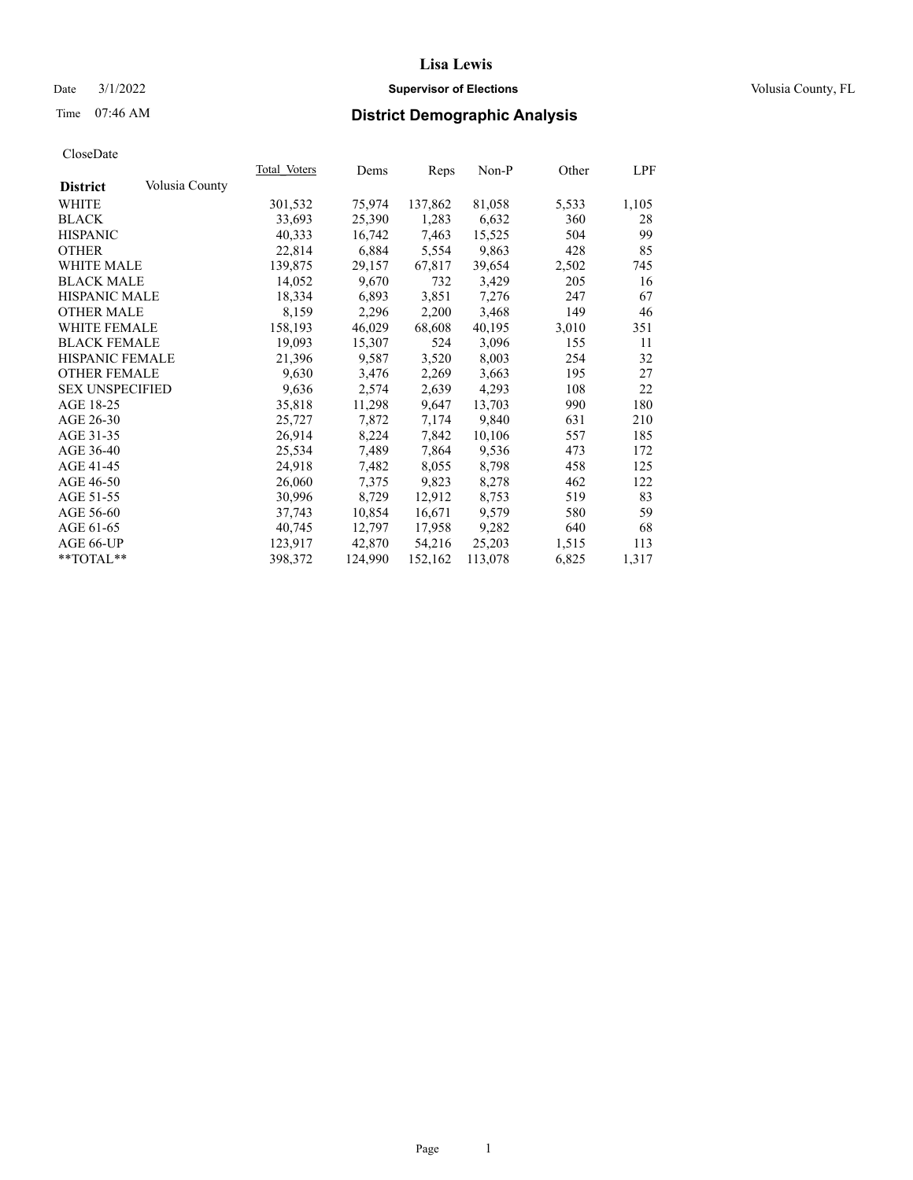# Lisa Lewis

Date 3/1/2022 **Supervisor of Elections** Volusia County, FL

Time 07:46 AM **District Demographic Analysis**

CloseDate

| **District** Volusia County | Total Voters | Dems | Reps | Non-P | Other | LPF |
|---|---|---|---|---|---|---|
| WHITE | 301,532 | 75,974 | 137,862 | 81,058 | 5,533 | 1,105 |
| BLACK | 33,693 | 25,390 | 1,283 | 6,632 | 360 | 28 |
| HISPANIC | 40,333 | 16,742 | 7,463 | 15,525 | 504 | 99 |
| OTHER | 22,814 | 6,884 | 5,554 | 9,863 | 428 | 85 |
| WHITE MALE | 139,875 | 29,157 | 67,817 | 39,654 | 2,502 | 745 |
| BLACK MALE | 14,052 | 9,670 | 732 | 3,429 | 205 | 16 |
| HISPANIC MALE | 18,334 | 6,893 | 3,851 | 7,276 | 247 | 67 |
| OTHER MALE | 8,159 | 2,296 | 2,200 | 3,468 | 149 | 46 |
| WHITE FEMALE | 158,193 | 46,029 | 68,608 | 40,195 | 3,010 | 351 |
| BLACK FEMALE | 19,093 | 15,307 | 524 | 3,096 | 155 | 11 |
| HISPANIC FEMALE | 21,396 | 9,587 | 3,520 | 8,003 | 254 | 32 |
| OTHER FEMALE | 9,630 | 3,476 | 2,269 | 3,663 | 195 | 27 |
| SEX UNSPECIFIED | 9,636 | 2,574 | 2,639 | 4,293 | 108 | 22 |
| AGE 18-25 | 35,818 | 11,298 | 9,647 | 13,703 | 990 | 180 |
| AGE 26-30 | 25,727 | 7,872 | 7,174 | 9,840 | 631 | 210 |
| AGE 31-35 | 26,914 | 8,224 | 7,842 | 10,106 | 557 | 185 |
| AGE 36-40 | 25,534 | 7,489 | 7,864 | 9,536 | 473 | 172 |
| AGE 41-45 | 24,918 | 7,482 | 8,055 | 8,798 | 458 | 125 |
| AGE 46-50 | 26,060 | 7,375 | 9,823 | 8,278 | 462 | 122 |
| AGE 51-55 | 30,996 | 8,729 | 12,912 | 8,753 | 519 | 83 |
| AGE 56-60 | 37,743 | 10,854 | 16,671 | 9,579 | 580 | 59 |
| AGE 61-65 | 40,745 | 12,797 | 17,958 | 9,282 | 640 | 68 |
| AGE 66-UP | 123,917 | 42,870 | 54,216 | 25,203 | 1,515 | 113 |
| **TOTAL** | 398,372 | 124,990 | 152,162 | 113,078 | 6,825 | 1,317 |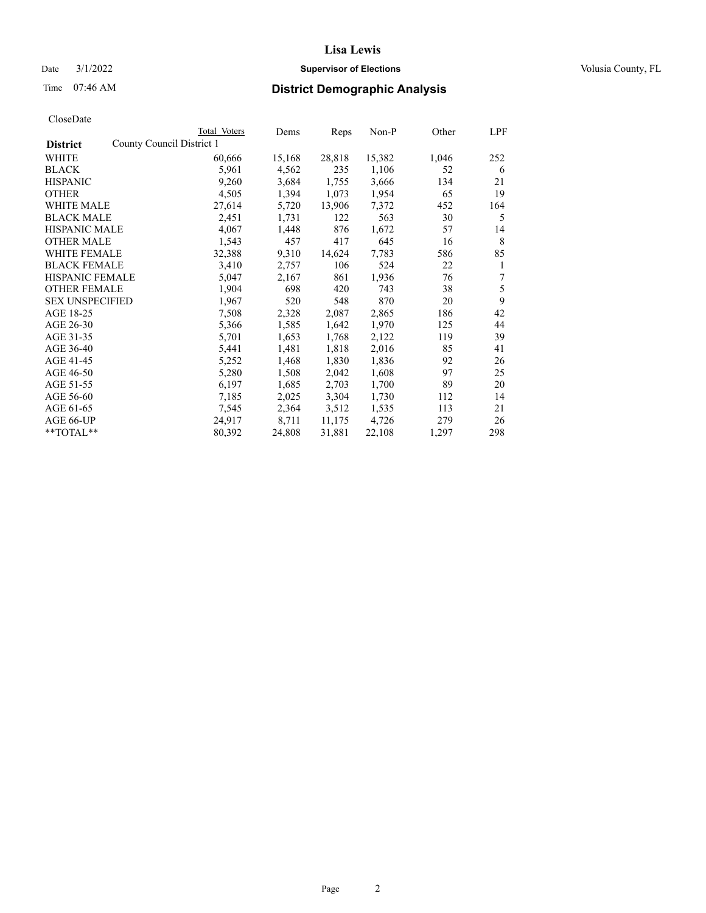CloseDate

| District | County Council District 1 | Total Voters | Dems | Reps | Non-P | Other | LPF |
|---|---|---|---|---|---|---|---|
| WHITE | | 60,666 | 15,168 | 28,818 | 15,382 | 1,046 | 252 |
| BLACK | | 5,961 | 4,562 | 235 | 1,106 | 52 | 6 |
| HISPANIC | | 9,260 | 3,684 | 1,755 | 3,666 | 134 | 21 |
| OTHER | | 4,505 | 1,394 | 1,073 | 1,954 | 65 | 19 |
| WHITE MALE | | 27,614 | 5,720 | 13,906 | 7,372 | 452 | 164 |
| BLACK MALE | | 2,451 | 1,731 | 122 | 563 | 30 | 5 |
| HISPANIC MALE | | 4,067 | 1,448 | 876 | 1,672 | 57 | 14 |
| OTHER MALE | | 1,543 | 457 | 417 | 645 | 16 | 8 |
| WHITE FEMALE | | 32,388 | 9,310 | 14,624 | 7,783 | 586 | 85 |
| BLACK FEMALE | | 3,410 | 2,757 | 106 | 524 | 22 | 1 |
| HISPANIC FEMALE | | 5,047 | 2,167 | 861 | 1,936 | 76 | 7 |
| OTHER FEMALE | | 1,904 | 698 | 420 | 743 | 38 | 5 |
| SEX UNSPECIFIED | | 1,967 | 520 | 548 | 870 | 20 | 9 |
| AGE 18-25 | | 7,508 | 2,328 | 2,087 | 2,865 | 186 | 42 |
| AGE 26-30 | | 5,366 | 1,585 | 1,642 | 1,970 | 125 | 44 |
| AGE 31-35 | | 5,701 | 1,653 | 1,768 | 2,122 | 119 | 39 |
| AGE 36-40 | | 5,441 | 1,481 | 1,818 | 2,016 | 85 | 41 |
| AGE 41-45 | | 5,252 | 1,468 | 1,830 | 1,836 | 92 | 26 |
| AGE 46-50 | | 5,280 | 1,508 | 2,042 | 1,608 | 97 | 25 |
| AGE 51-55 | | 6,197 | 1,685 | 2,703 | 1,700 | 89 | 20 |
| AGE 56-60 | | 7,185 | 2,025 | 3,304 | 1,730 | 112 | 14 |
| AGE 61-65 | | 7,545 | 2,364 | 3,512 | 1,535 | 113 | 21 |
| AGE 66-UP | | 24,917 | 8,711 | 11,175 | 4,726 | 279 | 26 |
| **TOTAL** | | 80,392 | 24,808 | 31,881 | 22,108 | 1,297 | 298 |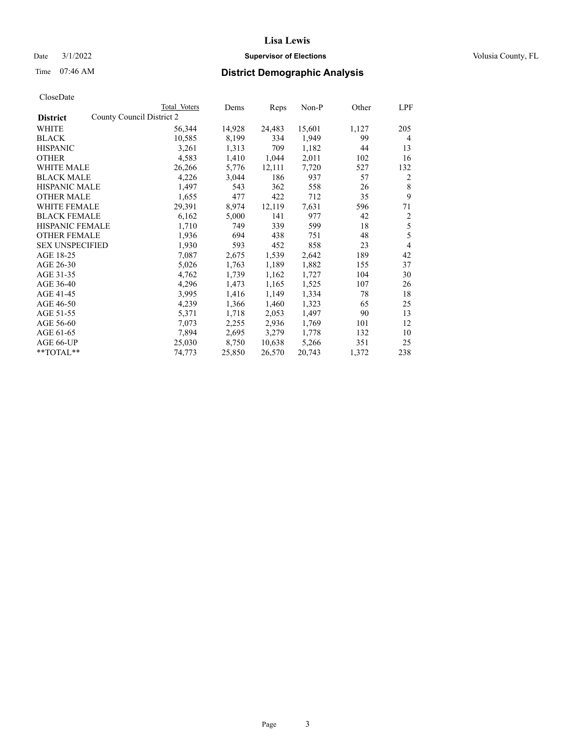# Lisa Lewis

Date 3/1/2022 **Supervisor of Elections** Volusia County, FL

Time 07:46 AM **District Demographic Analysis**

CloseDate

| District | County Council District 2 Total Voters | Dems | Reps | Non-P | Other | LPF |
|---|---|---|---|---|---|---|
| WHITE | 56,344 | 14,928 | 24,483 | 15,601 | 1,127 | 205 |
| BLACK | 10,585 | 8,199 | 334 | 1,949 | 99 | 4 |
| HISPANIC | 3,261 | 1,313 | 709 | 1,182 | 44 | 13 |
| OTHER | 4,583 | 1,410 | 1,044 | 2,011 | 102 | 16 |
| WHITE MALE | 26,266 | 5,776 | 12,111 | 7,720 | 527 | 132 |
| BLACK MALE | 4,226 | 3,044 | 186 | 937 | 57 | 2 |
| HISPANIC MALE | 1,497 | 543 | 362 | 558 | 26 | 8 |
| OTHER MALE | 1,655 | 477 | 422 | 712 | 35 | 9 |
| WHITE FEMALE | 29,391 | 8,974 | 12,119 | 7,631 | 596 | 71 |
| BLACK FEMALE | 6,162 | 5,000 | 141 | 977 | 42 | 2 |
| HISPANIC FEMALE | 1,710 | 749 | 339 | 599 | 18 | 5 |
| OTHER FEMALE | 1,936 | 694 | 438 | 751 | 48 | 5 |
| SEX UNSPECIFIED | 1,930 | 593 | 452 | 858 | 23 | 4 |
| AGE 18-25 | 7,087 | 2,675 | 1,539 | 2,642 | 189 | 42 |
| AGE 26-30 | 5,026 | 1,763 | 1,189 | 1,882 | 155 | 37 |
| AGE 31-35 | 4,762 | 1,739 | 1,162 | 1,727 | 104 | 30 |
| AGE 36-40 | 4,296 | 1,473 | 1,165 | 1,525 | 107 | 26 |
| AGE 41-45 | 3,995 | 1,416 | 1,149 | 1,334 | 78 | 18 |
| AGE 46-50 | 4,239 | 1,366 | 1,460 | 1,323 | 65 | 25 |
| AGE 51-55 | 5,371 | 1,718 | 2,053 | 1,497 | 90 | 13 |
| AGE 56-60 | 7,073 | 2,255 | 2,936 | 1,769 | 101 | 12 |
| AGE 61-65 | 7,894 | 2,695 | 3,279 | 1,778 | 132 | 10 |
| AGE 66-UP | 25,030 | 8,750 | 10,638 | 5,266 | 351 | 25 |
| **TOTAL** | 74,773 | 25,850 | 26,570 | 20,743 | 1,372 | 238 |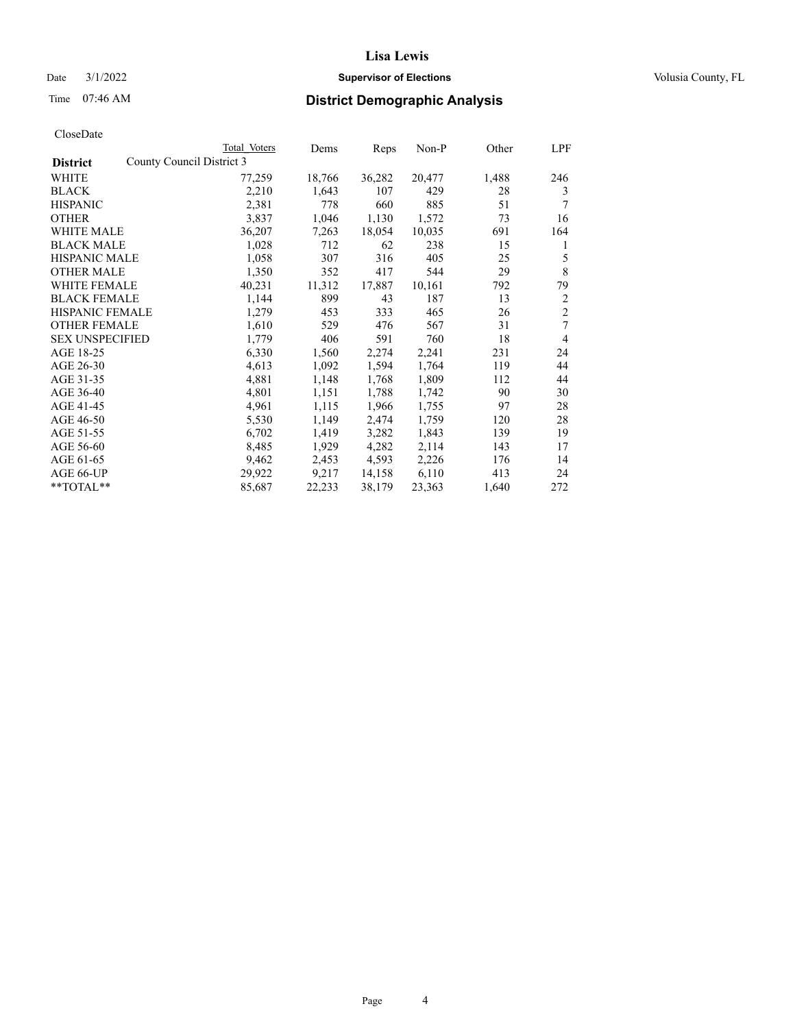CloseDate

| District | County Council District 3 | Total Voters | Dems | Reps | Non-P | Other | LPF |
|---|---|---|---|---|---|---|---|
| WHITE | | 77,259 | 18,766 | 36,282 | 20,477 | 1,488 | 246 |
| BLACK | | 2,210 | 1,643 | 107 | 429 | 28 | 3 |
| HISPANIC | | 2,381 | 778 | 660 | 885 | 51 | 7 |
| OTHER | | 3,837 | 1,046 | 1,130 | 1,572 | 73 | 16 |
| WHITE MALE | | 36,207 | 7,263 | 18,054 | 10,035 | 691 | 164 |
| BLACK MALE | | 1,028 | 712 | 62 | 238 | 15 | 1 |
| HISPANIC MALE | | 1,058 | 307 | 316 | 405 | 25 | 5 |
| OTHER MALE | | 1,350 | 352 | 417 | 544 | 29 | 8 |
| WHITE FEMALE | | 40,231 | 11,312 | 17,887 | 10,161 | 792 | 79 |
| BLACK FEMALE | | 1,144 | 899 | 43 | 187 | 13 | 2 |
| HISPANIC FEMALE | | 1,279 | 453 | 333 | 465 | 26 | 2 |
| OTHER FEMALE | | 1,610 | 529 | 476 | 567 | 31 | 7 |
| SEX UNSPECIFIED | | 1,779 | 406 | 591 | 760 | 18 | 4 |
| AGE 18-25 | | 6,330 | 1,560 | 2,274 | 2,241 | 231 | 24 |
| AGE 26-30 | | 4,613 | 1,092 | 1,594 | 1,764 | 119 | 44 |
| AGE 31-35 | | 4,881 | 1,148 | 1,768 | 1,809 | 112 | 44 |
| AGE 36-40 | | 4,801 | 1,151 | 1,788 | 1,742 | 90 | 30 |
| AGE 41-45 | | 4,961 | 1,115 | 1,966 | 1,755 | 97 | 28 |
| AGE 46-50 | | 5,530 | 1,149 | 2,474 | 1,759 | 120 | 28 |
| AGE 51-55 | | 6,702 | 1,419 | 3,282 | 1,843 | 139 | 19 |
| AGE 56-60 | | 8,485 | 1,929 | 4,282 | 2,114 | 143 | 17 |
| AGE 61-65 | | 9,462 | 2,453 | 4,593 | 2,226 | 176 | 14 |
| AGE 66-UP | | 29,922 | 9,217 | 14,158 | 6,110 | 413 | 24 |
| **TOTAL** | | 85,687 | 22,233 | 38,179 | 23,363 | 1,640 | 272 |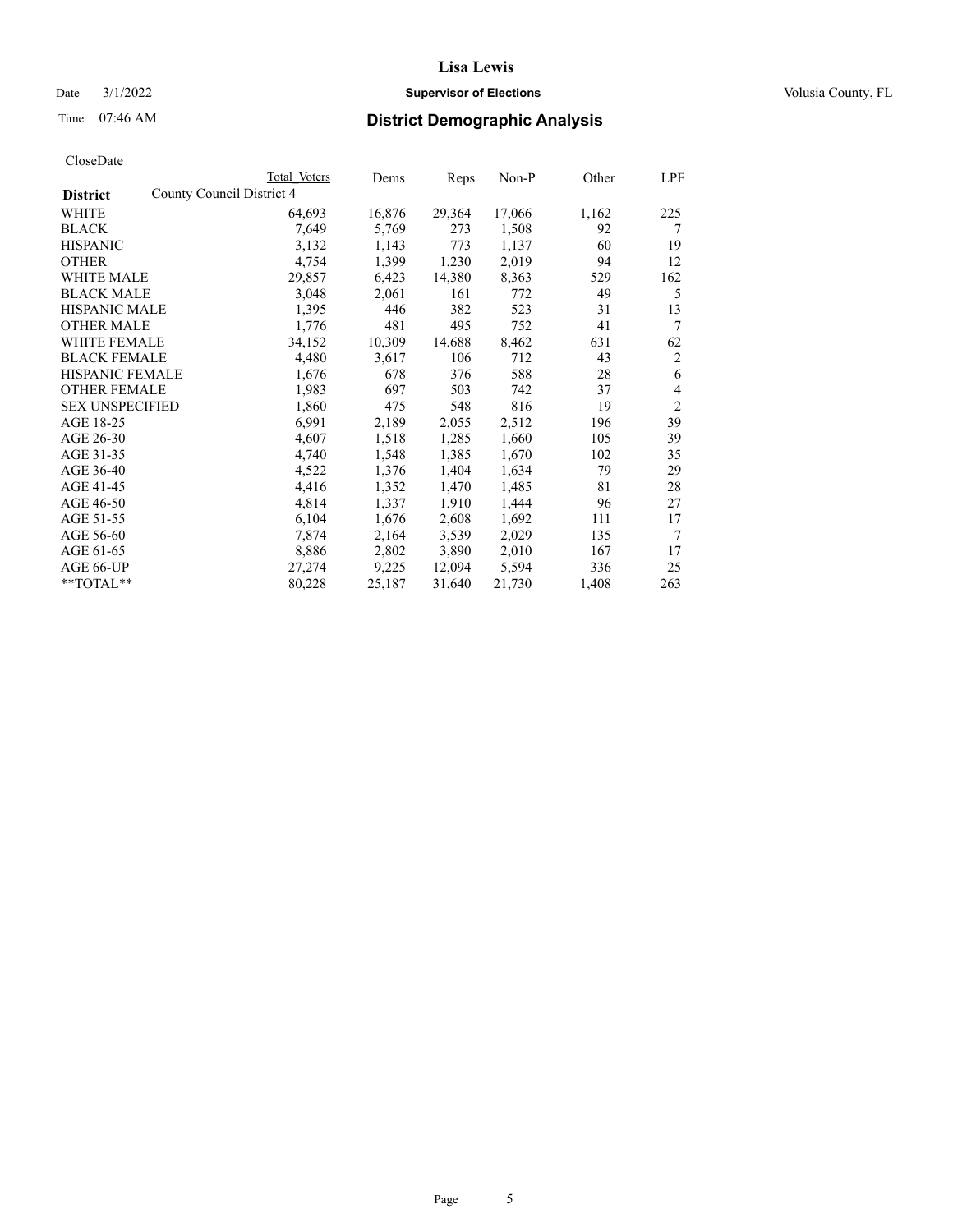# Lisa Lewis

Date 3/1/2022 **Supervisor of Elections** Volusia County, FL

Time 07:46 AM **District Demographic Analysis**

CloseDate

| District | County Council District 4 Total Voters | Dems | Reps | Non-P | Other | LPF |
|---|---|---|---|---|---|---|
| WHITE | 64,693 | 16,876 | 29,364 | 17,066 | 1,162 | 225 |
| BLACK | 7,649 | 5,769 | 273 | 1,508 | 92 | 7 |
| HISPANIC | 3,132 | 1,143 | 773 | 1,137 | 60 | 19 |
| OTHER | 4,754 | 1,399 | 1,230 | 2,019 | 94 | 12 |
| WHITE MALE | 29,857 | 6,423 | 14,380 | 8,363 | 529 | 162 |
| BLACK MALE | 3,048 | 2,061 | 161 | 772 | 49 | 5 |
| HISPANIC MALE | 1,395 | 446 | 382 | 523 | 31 | 13 |
| OTHER MALE | 1,776 | 481 | 495 | 752 | 41 | 7 |
| WHITE FEMALE | 34,152 | 10,309 | 14,688 | 8,462 | 631 | 62 |
| BLACK FEMALE | 4,480 | 3,617 | 106 | 712 | 43 | 2 |
| HISPANIC FEMALE | 1,676 | 678 | 376 | 588 | 28 | 6 |
| OTHER FEMALE | 1,983 | 697 | 503 | 742 | 37 | 4 |
| SEX UNSPECIFIED | 1,860 | 475 | 548 | 816 | 19 | 2 |
| AGE 18-25 | 6,991 | 2,189 | 2,055 | 2,512 | 196 | 39 |
| AGE 26-30 | 4,607 | 1,518 | 1,285 | 1,660 | 105 | 39 |
| AGE 31-35 | 4,740 | 1,548 | 1,385 | 1,670 | 102 | 35 |
| AGE 36-40 | 4,522 | 1,376 | 1,404 | 1,634 | 79 | 29 |
| AGE 41-45 | 4,416 | 1,352 | 1,470 | 1,485 | 81 | 28 |
| AGE 46-50 | 4,814 | 1,337 | 1,910 | 1,444 | 96 | 27 |
| AGE 51-55 | 6,104 | 1,676 | 2,608 | 1,692 | 111 | 17 |
| AGE 56-60 | 7,874 | 2,164 | 3,539 | 2,029 | 135 | 7 |
| AGE 61-65 | 8,886 | 2,802 | 3,890 | 2,010 | 167 | 17 |
| AGE 66-UP | 27,274 | 9,225 | 12,094 | 5,594 | 336 | 25 |
| **TOTAL** | 80,228 | 25,187 | 31,640 | 21,730 | 1,408 | 263 |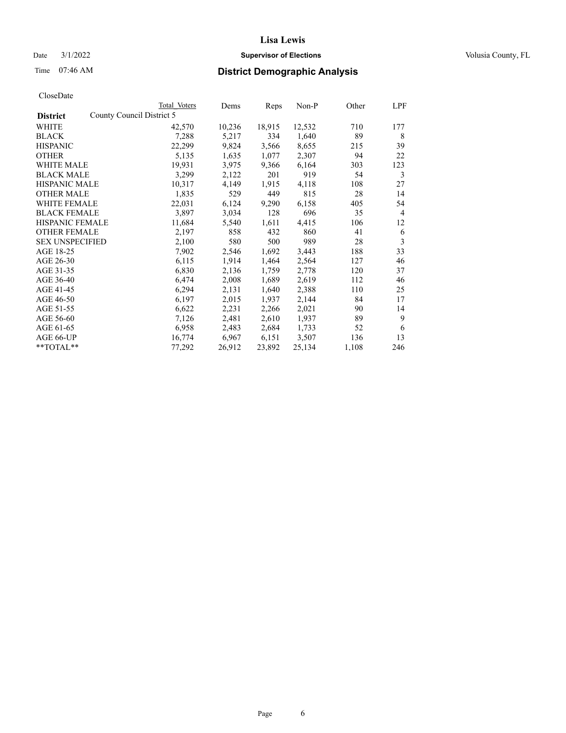# Lisa Lewis

Date 3/1/2022 **Supervisor of Elections** Volusia County, FL

Time 07:46 AM **District Demographic Analysis**

CloseDate

| **District** | Total Voters | Dems | Reps | Non-P | Other | LPF |
|---|---|---|---|---|---|---|
| County Council District 5 | | | | | | |
| WHITE | 42,570 | 10,236 | 18,915 | 12,532 | 710 | 177 |
| BLACK | 7,288 | 5,217 | 334 | 1,640 | 89 | 8 |
| HISPANIC | 22,299 | 9,824 | 3,566 | 8,655 | 215 | 39 |
| OTHER | 5,135 | 1,635 | 1,077 | 2,307 | 94 | 22 |
| WHITE MALE | 19,931 | 3,975 | 9,366 | 6,164 | 303 | 123 |
| BLACK MALE | 3,299 | 2,122 | 201 | 919 | 54 | 3 |
| HISPANIC MALE | 10,317 | 4,149 | 1,915 | 4,118 | 108 | 27 |
| OTHER MALE | 1,835 | 529 | 449 | 815 | 28 | 14 |
| WHITE FEMALE | 22,031 | 6,124 | 9,290 | 6,158 | 405 | 54 |
| BLACK FEMALE | 3,897 | 3,034 | 128 | 696 | 35 | 4 |
| HISPANIC FEMALE | 11,684 | 5,540 | 1,611 | 4,415 | 106 | 12 |
| OTHER FEMALE | 2,197 | 858 | 432 | 860 | 41 | 6 |
| SEX UNSPECIFIED | 2,100 | 580 | 500 | 989 | 28 | 3 |
| AGE 18-25 | 7,902 | 2,546 | 1,692 | 3,443 | 188 | 33 |
| AGE 26-30 | 6,115 | 1,914 | 1,464 | 2,564 | 127 | 46 |
| AGE 31-35 | 6,830 | 2,136 | 1,759 | 2,778 | 120 | 37 |
| AGE 36-40 | 6,474 | 2,008 | 1,689 | 2,619 | 112 | 46 |
| AGE 41-45 | 6,294 | 2,131 | 1,640 | 2,388 | 110 | 25 |
| AGE 46-50 | 6,197 | 2,015 | 1,937 | 2,144 | 84 | 17 |
| AGE 51-55 | 6,622 | 2,231 | 2,266 | 2,021 | 90 | 14 |
| AGE 56-60 | 7,126 | 2,481 | 2,610 | 1,937 | 89 | 9 |
| AGE 61-65 | 6,958 | 2,483 | 2,684 | 1,733 | 52 | 6 |
| AGE 66-UP | 16,774 | 6,967 | 6,151 | 3,507 | 136 | 13 |
| **TOTAL** | 77,292 | 26,912 | 23,892 | 25,134 | 1,108 | 246 |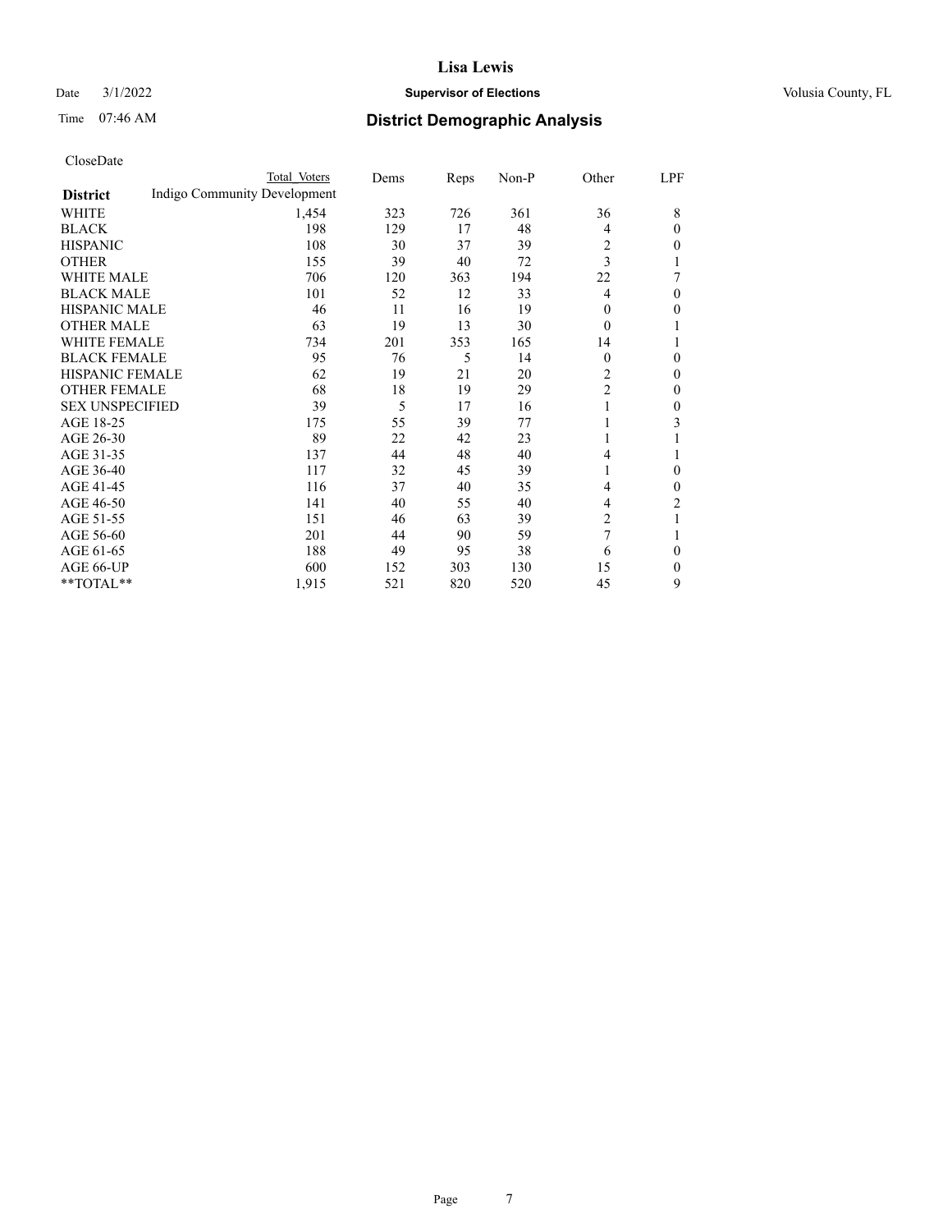# Lisa Lewis

Date 3/1/2022 **Supervisor of Elections** Volusia County, FL

Time 07:46 AM **District Demographic Analysis**

CloseDate

| District | Total Voters | Dems | Reps | Non-P | Other | LPF |
|---|---|---|---|---|---|---|
| Indigo Community Development | | | | | | |
| WHITE | 1,454 | 323 | 726 | 361 | 36 | 8 |
| BLACK | 198 | 129 | 17 | 48 | 4 | 0 |
| HISPANIC | 108 | 30 | 37 | 39 | 2 | 0 |
| OTHER | 155 | 39 | 40 | 72 | 3 | 1 |
| WHITE MALE | 706 | 120 | 363 | 194 | 22 | 7 |
| BLACK MALE | 101 | 52 | 12 | 33 | 4 | 0 |
| HISPANIC MALE | 46 | 11 | 16 | 19 | 0 | 0 |
| OTHER MALE | 63 | 19 | 13 | 30 | 0 | 1 |
| WHITE FEMALE | 734 | 201 | 353 | 165 | 14 | 1 |
| BLACK FEMALE | 95 | 76 | 5 | 14 | 0 | 0 |
| HISPANIC FEMALE | 62 | 19 | 21 | 20 | 2 | 0 |
| OTHER FEMALE | 68 | 18 | 19 | 29 | 2 | 0 |
| SEX UNSPECIFIED | 39 | 5 | 17 | 16 | 1 | 0 |
| AGE 18-25 | 175 | 55 | 39 | 77 | 1 | 3 |
| AGE 26-30 | 89 | 22 | 42 | 23 | 1 | 1 |
| AGE 31-35 | 137 | 44 | 48 | 40 | 4 | 1 |
| AGE 36-40 | 117 | 32 | 45 | 39 | 1 | 0 |
| AGE 41-45 | 116 | 37 | 40 | 35 | 4 | 0 |
| AGE 46-50 | 141 | 40 | 55 | 40 | 4 | 2 |
| AGE 51-55 | 151 | 46 | 63 | 39 | 2 | 1 |
| AGE 56-60 | 201 | 44 | 90 | 59 | 7 | 1 |
| AGE 61-65 | 188 | 49 | 95 | 38 | 6 | 0 |
| AGE 66-UP | 600 | 152 | 303 | 130 | 15 | 0 |
| **TOTAL** | 1,915 | 521 | 820 | 520 | 45 | 9 |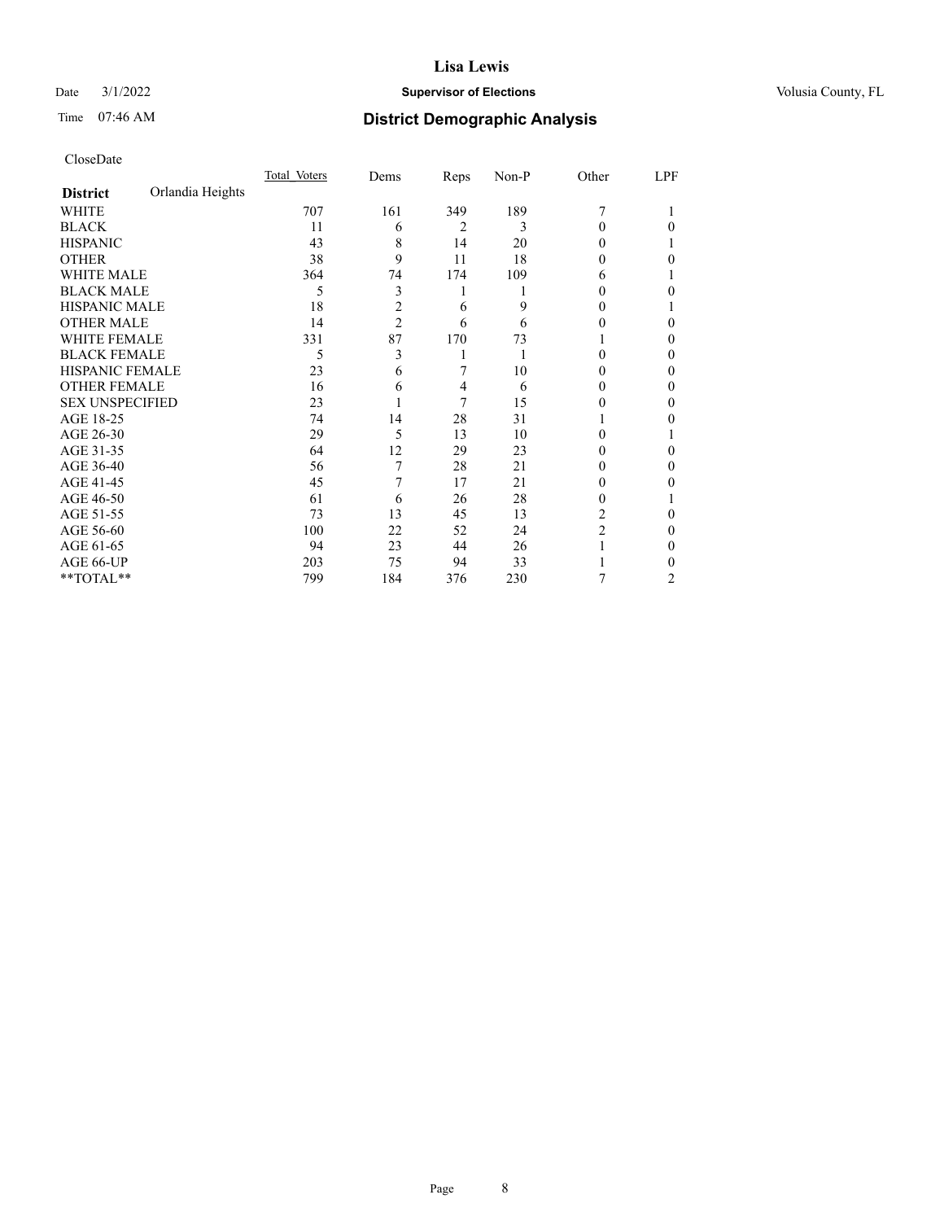CloseDate

| District | Orlandia Heights | Total_Voters | Dems | Reps | Non-P | Other | LPF |
|---|---|---|---|---|---|---|---|
| WHITE | | 707 | 161 | 349 | 189 | 7 | 1 |
| BLACK | | 11 | 6 | 2 | 3 | 0 | 0 |
| HISPANIC | | 43 | 8 | 14 | 20 | 0 | 1 |
| OTHER | | 38 | 9 | 11 | 18 | 0 | 0 |
| WHITE MALE | | 364 | 74 | 174 | 109 | 6 | 1 |
| BLACK MALE | | 5 | 3 | 1 | 1 | 0 | 0 |
| HISPANIC MALE | | 18 | 2 | 6 | 9 | 0 | 1 |
| OTHER MALE | | 14 | 2 | 6 | 6 | 0 | 0 |
| WHITE FEMALE | | 331 | 87 | 170 | 73 | 1 | 0 |
| BLACK FEMALE | | 5 | 3 | 1 | 1 | 0 | 0 |
| HISPANIC FEMALE | | 23 | 6 | 7 | 10 | 0 | 0 |
| OTHER FEMALE | | 16 | 6 | 4 | 6 | 0 | 0 |
| SEX UNSPECIFIED | | 23 | 1 | 7 | 15 | 0 | 0 |
| AGE 18-25 | | 74 | 14 | 28 | 31 | 1 | 0 |
| AGE 26-30 | | 29 | 5 | 13 | 10 | 0 | 1 |
| AGE 31-35 | | 64 | 12 | 29 | 23 | 0 | 0 |
| AGE 36-40 | | 56 | 7 | 28 | 21 | 0 | 0 |
| AGE 41-45 | | 45 | 7 | 17 | 21 | 0 | 0 |
| AGE 46-50 | | 61 | 6 | 26 | 28 | 0 | 1 |
| AGE 51-55 | | 73 | 13 | 45 | 13 | 2 | 0 |
| AGE 56-60 | | 100 | 22 | 52 | 24 | 2 | 0 |
| AGE 61-65 | | 94 | 23 | 44 | 26 | 1 | 0 |
| AGE 66-UP | | 203 | 75 | 94 | 33 | 1 | 0 |
| **TOTAL** | | 799 | 184 | 376 | 230 | 7 | 2 |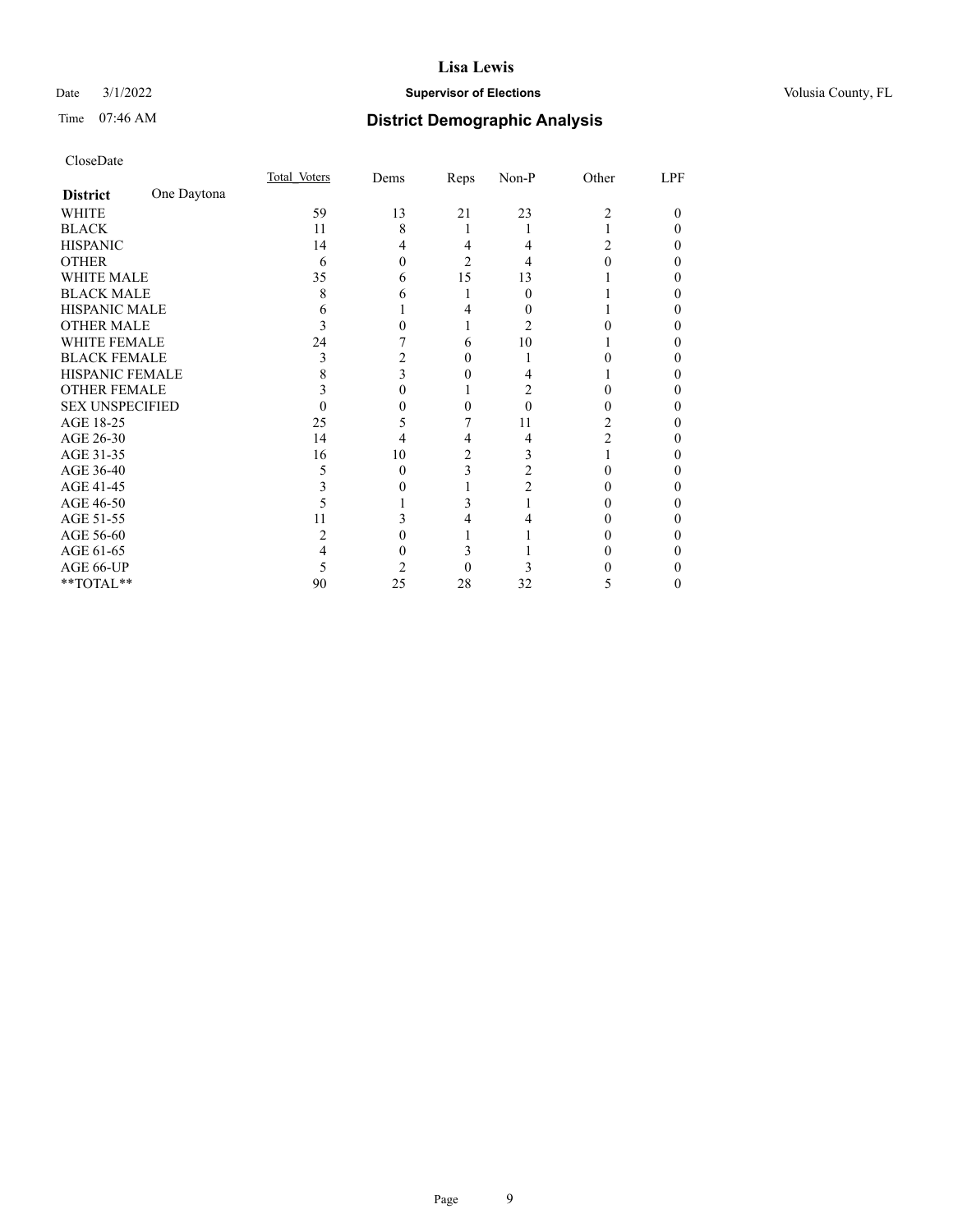# Lisa Lewis

Date 3/1/2022 **Supervisor of Elections** Volusia County, FL

Time 07:46 AM **District Demographic Analysis**

CloseDate

| District | One Daytona | Total_Voters | Dems | Reps | Non-P | Other | LPF |
|---|---|---|---|---|---|---|---|
| WHITE | | 59 | 13 | 21 | 23 | 2 | 0 |
| BLACK | | 11 | 8 | 1 | 1 | 1 | 0 |
| HISPANIC | | 14 | 4 | 4 | 4 | 2 | 0 |
| OTHER | | 6 | 0 | 2 | 4 | 0 | 0 |
| WHITE MALE | | 35 | 6 | 15 | 13 | 1 | 0 |
| BLACK MALE | | 8 | 6 | 1 | 0 | 1 | 0 |
| HISPANIC MALE | | 6 | 1 | 4 | 0 | 1 | 0 |
| OTHER MALE | | 3 | 0 | 1 | 2 | 0 | 0 |
| WHITE FEMALE | | 24 | 7 | 6 | 10 | 1 | 0 |
| BLACK FEMALE | | 3 | 2 | 0 | 1 | 0 | 0 |
| HISPANIC FEMALE | | 8 | 3 | 0 | 4 | 1 | 0 |
| OTHER FEMALE | | 3 | 0 | 1 | 2 | 0 | 0 |
| SEX UNSPECIFIED | | 0 | 0 | 0 | 0 | 0 | 0 |
| AGE 18-25 | | 25 | 5 | 7 | 11 | 2 | 0 |
| AGE 26-30 | | 14 | 4 | 4 | 4 | 2 | 0 |
| AGE 31-35 | | 16 | 10 | 2 | 3 | 1 | 0 |
| AGE 36-40 | | 5 | 0 | 3 | 2 | 0 | 0 |
| AGE 41-45 | | 3 | 0 | 1 | 2 | 0 | 0 |
| AGE 46-50 | | 5 | 1 | 3 | 1 | 0 | 0 |
| AGE 51-55 | | 11 | 3 | 4 | 4 | 0 | 0 |
| AGE 56-60 | | 2 | 0 | 1 | 1 | 0 | 0 |
| AGE 61-65 | | 4 | 0 | 3 | 1 | 0 | 0 |
| AGE 66-UP | | 5 | 2 | 0 | 3 | 0 | 0 |
| **TOTAL** | | 90 | 25 | 28 | 32 | 5 | 0 |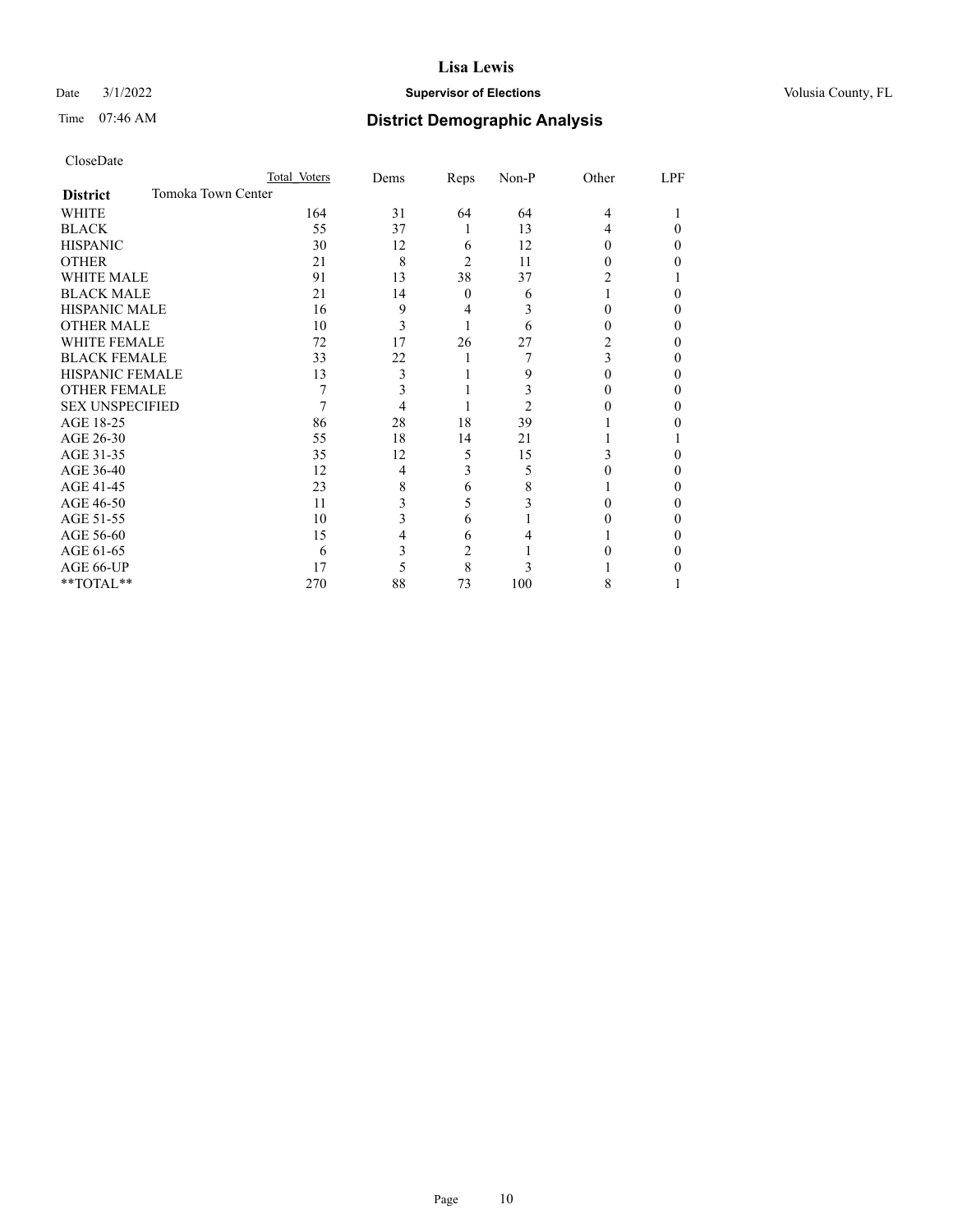# Lisa Lewis

Date 3/1/2022 **Supervisor of Elections** Volusia County, FL

Time 07:46 AM **District Demographic Analysis**

CloseDate

| District | Total Voters | Dems | Reps | Non-P | Other | LPF |
|---|---|---|---|---|---|---|
| Tomoka Town Center | | | | | | |
| WHITE | 164 | 31 | 64 | 64 | 4 | 1 |
| BLACK | 55 | 37 | 1 | 13 | 4 | 0 |
| HISPANIC | 30 | 12 | 6 | 12 | 0 | 0 |
| OTHER | 21 | 8 | 2 | 11 | 0 | 0 |
| WHITE MALE | 91 | 13 | 38 | 37 | 2 | 1 |
| BLACK MALE | 21 | 14 | 0 | 6 | 1 | 0 |
| HISPANIC MALE | 16 | 9 | 4 | 3 | 0 | 0 |
| OTHER MALE | 10 | 3 | 1 | 6 | 0 | 0 |
| WHITE FEMALE | 72 | 17 | 26 | 27 | 2 | 0 |
| BLACK FEMALE | 33 | 22 | 1 | 7 | 3 | 0 |
| HISPANIC FEMALE | 13 | 3 | 1 | 9 | 0 | 0 |
| OTHER FEMALE | 7 | 3 | 1 | 3 | 0 | 0 |
| SEX UNSPECIFIED | 7 | 4 | 1 | 2 | 0 | 0 |
| AGE 18-25 | 86 | 28 | 18 | 39 | 1 | 0 |
| AGE 26-30 | 55 | 18 | 14 | 21 | 1 | 1 |
| AGE 31-35 | 35 | 12 | 5 | 15 | 3 | 0 |
| AGE 36-40 | 12 | 4 | 3 | 5 | 0 | 0 |
| AGE 41-45 | 23 | 8 | 6 | 8 | 1 | 0 |
| AGE 46-50 | 11 | 3 | 5 | 3 | 0 | 0 |
| AGE 51-55 | 10 | 3 | 6 | 1 | 0 | 0 |
| AGE 56-60 | 15 | 4 | 6 | 4 | 1 | 0 |
| AGE 61-65 | 6 | 3 | 2 | 1 | 0 | 0 |
| AGE 66-UP | 17 | 5 | 8 | 3 | 1 | 0 |
| **TOTAL** | 270 | 88 | 73 | 100 | 8 | 1 |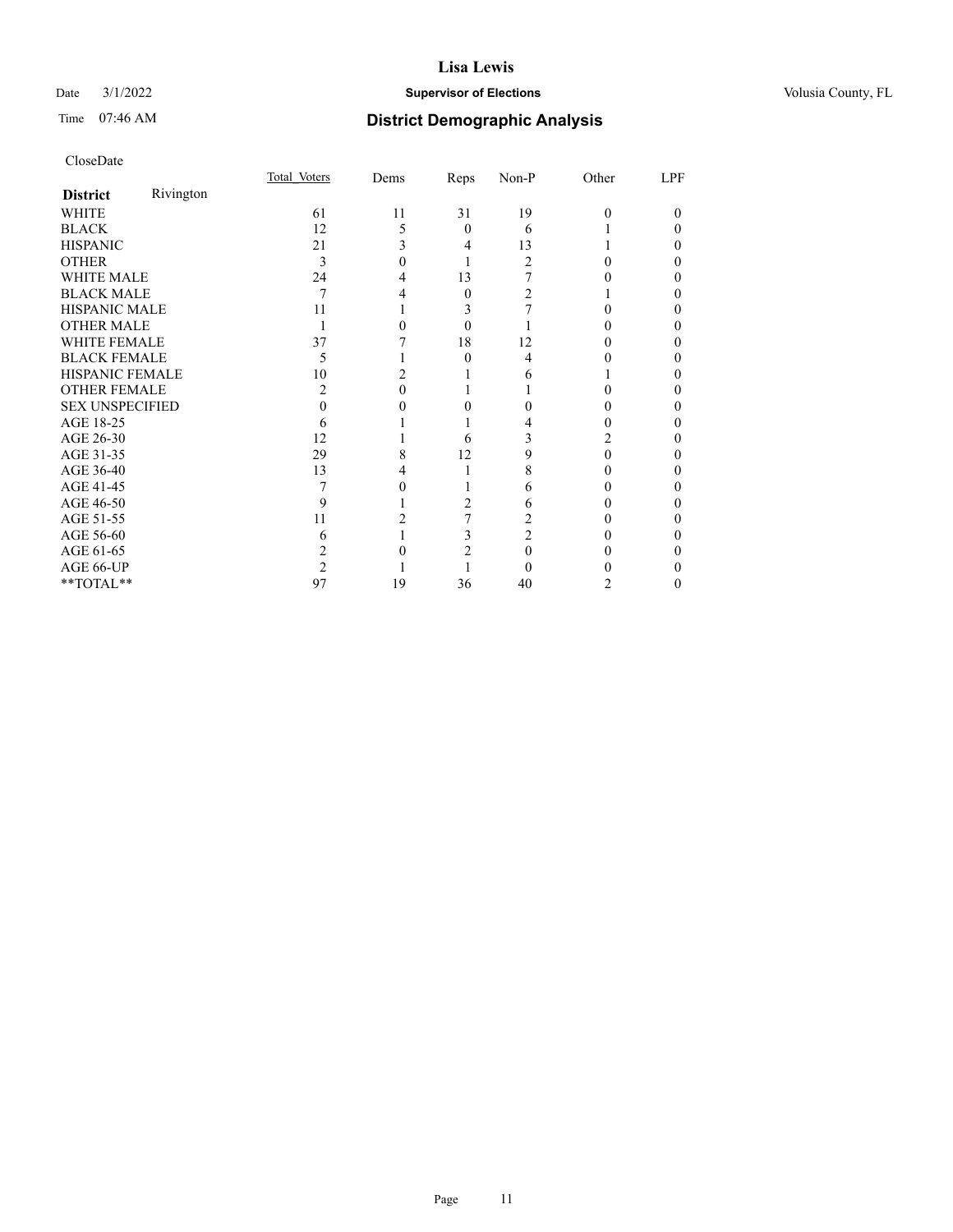CloseDate

| District | Rivington | Total_Voters | Dems | Reps | Non-P | Other | LPF |
|---|---|---|---|---|---|---|---|
| WHITE | | 61 | 11 | 31 | 19 | 0 | 0 |
| BLACK | | 12 | 5 | 0 | 6 | 1 | 0 |
| HISPANIC | | 21 | 3 | 4 | 13 | 1 | 0 |
| OTHER | | 3 | 0 | 1 | 2 | 0 | 0 |
| WHITE MALE | | 24 | 4 | 13 | 7 | 0 | 0 |
| BLACK MALE | | 7 | 4 | 0 | 2 | 1 | 0 |
| HISPANIC MALE | | 11 | 1 | 3 | 7 | 0 | 0 |
| OTHER MALE | | 1 | 0 | 0 | 1 | 0 | 0 |
| WHITE FEMALE | | 37 | 7 | 18 | 12 | 0 | 0 |
| BLACK FEMALE | | 5 | 1 | 0 | 4 | 0 | 0 |
| HISPANIC FEMALE | | 10 | 2 | 1 | 6 | 1 | 0 |
| OTHER FEMALE | | 2 | 0 | 1 | 1 | 0 | 0 |
| SEX UNSPECIFIED | | 0 | 0 | 0 | 0 | 0 | 0 |
| AGE 18-25 | | 6 | 1 | 1 | 4 | 0 | 0 |
| AGE 26-30 | | 12 | 1 | 6 | 3 | 2 | 0 |
| AGE 31-35 | | 29 | 8 | 12 | 9 | 0 | 0 |
| AGE 36-40 | | 13 | 4 | 1 | 8 | 0 | 0 |
| AGE 41-45 | | 7 | 0 | 1 | 6 | 0 | 0 |
| AGE 46-50 | | 9 | 1 | 2 | 6 | 0 | 0 |
| AGE 51-55 | | 11 | 2 | 7 | 2 | 0 | 0 |
| AGE 56-60 | | 6 | 1 | 3 | 2 | 0 | 0 |
| AGE 61-65 | | 2 | 0 | 2 | 0 | 0 | 0 |
| AGE 66-UP | | 2 | 1 | 1 | 0 | 0 | 0 |
| **TOTAL** | | 97 | 19 | 36 | 40 | 2 | 0 |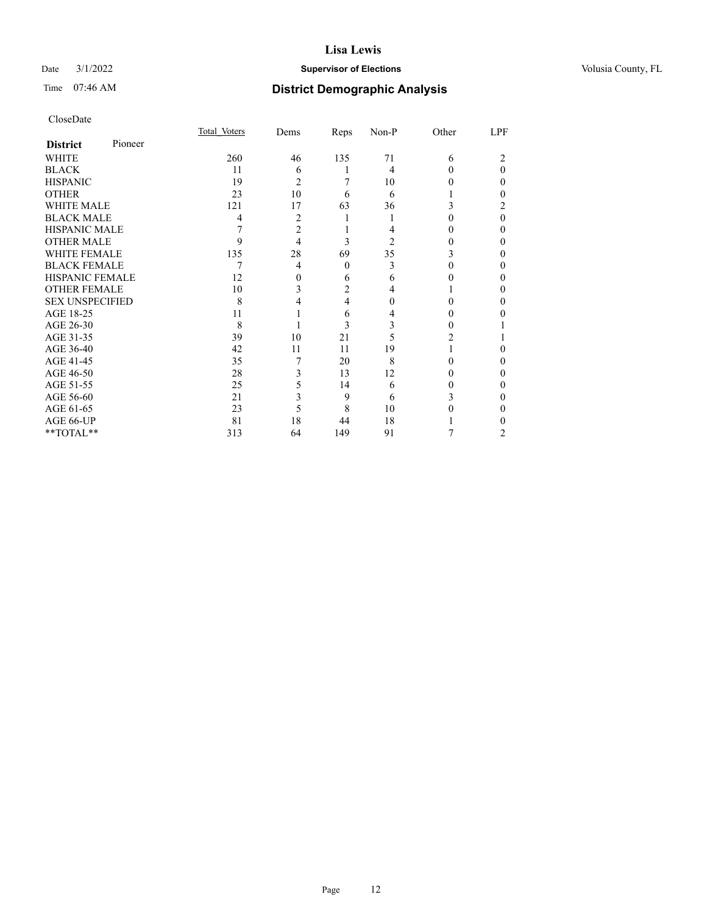CloseDate

| District Pioneer | Total Voters | Dems | Reps | Non-P | Other | LPF |
|---|---|---|---|---|---|---|
| WHITE | 260 | 46 | 135 | 71 | 6 | 2 |
| BLACK | 11 | 6 | 1 | 4 | 0 | 0 |
| HISPANIC | 19 | 2 | 7 | 10 | 0 | 0 |
| OTHER | 23 | 10 | 6 | 6 | 1 | 0 |
| WHITE MALE | 121 | 17 | 63 | 36 | 3 | 2 |
| BLACK MALE | 4 | 2 | 1 | 1 | 0 | 0 |
| HISPANIC MALE | 7 | 2 | 1 | 4 | 0 | 0 |
| OTHER MALE | 9 | 4 | 3 | 2 | 0 | 0 |
| WHITE FEMALE | 135 | 28 | 69 | 35 | 3 | 0 |
| BLACK FEMALE | 7 | 4 | 0 | 3 | 0 | 0 |
| HISPANIC FEMALE | 12 | 0 | 6 | 6 | 0 | 0 |
| OTHER FEMALE | 10 | 3 | 2 | 4 | 1 | 0 |
| SEX UNSPECIFIED | 8 | 4 | 4 | 0 | 0 | 0 |
| AGE 18-25 | 11 | 1 | 6 | 4 | 0 | 0 |
| AGE 26-30 | 8 | 1 | 3 | 3 | 0 | 1 |
| AGE 31-35 | 39 | 10 | 21 | 5 | 2 | 1 |
| AGE 36-40 | 42 | 11 | 11 | 19 | 1 | 0 |
| AGE 41-45 | 35 | 7 | 20 | 8 | 0 | 0 |
| AGE 46-50 | 28 | 3 | 13 | 12 | 0 | 0 |
| AGE 51-55 | 25 | 5 | 14 | 6 | 0 | 0 |
| AGE 56-60 | 21 | 3 | 9 | 6 | 3 | 0 |
| AGE 61-65 | 23 | 5 | 8 | 10 | 0 | 0 |
| AGE 66-UP | 81 | 18 | 44 | 18 | 1 | 0 |
| **TOTAL** | 313 | 64 | 149 | 91 | 7 | 2 |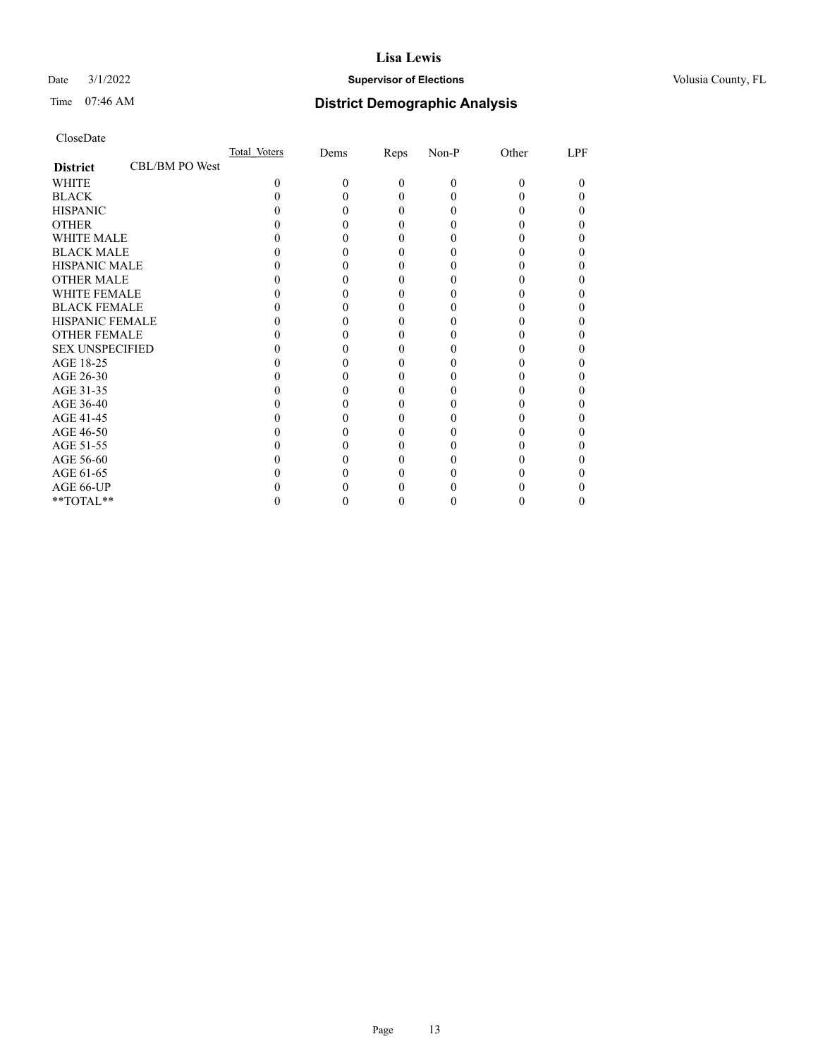CloseDate

| District | CBL/BM PO West | Total_Voters | Dems | Reps | Non-P | Other | LPF |
|---|---|---|---|---|---|---|---|
| WHITE | | 0 | 0 | 0 | 0 | 0 | 0 |
| BLACK | | 0 | 0 | 0 | 0 | 0 | 0 |
| HISPANIC | | 0 | 0 | 0 | 0 | 0 | 0 |
| OTHER | | 0 | 0 | 0 | 0 | 0 | 0 |
| WHITE MALE | | 0 | 0 | 0 | 0 | 0 | 0 |
| BLACK MALE | | 0 | 0 | 0 | 0 | 0 | 0 |
| HISPANIC MALE | | 0 | 0 | 0 | 0 | 0 | 0 |
| OTHER MALE | | 0 | 0 | 0 | 0 | 0 | 0 |
| WHITE FEMALE | | 0 | 0 | 0 | 0 | 0 | 0 |
| BLACK FEMALE | | 0 | 0 | 0 | 0 | 0 | 0 |
| HISPANIC FEMALE | | 0 | 0 | 0 | 0 | 0 | 0 |
| OTHER FEMALE | | 0 | 0 | 0 | 0 | 0 | 0 |
| SEX UNSPECIFIED | | 0 | 0 | 0 | 0 | 0 | 0 |
| AGE 18-25 | | 0 | 0 | 0 | 0 | 0 | 0 |
| AGE 26-30 | | 0 | 0 | 0 | 0 | 0 | 0 |
| AGE 31-35 | | 0 | 0 | 0 | 0 | 0 | 0 |
| AGE 36-40 | | 0 | 0 | 0 | 0 | 0 | 0 |
| AGE 41-45 | | 0 | 0 | 0 | 0 | 0 | 0 |
| AGE 46-50 | | 0 | 0 | 0 | 0 | 0 | 0 |
| AGE 51-55 | | 0 | 0 | 0 | 0 | 0 | 0 |
| AGE 56-60 | | 0 | 0 | 0 | 0 | 0 | 0 |
| AGE 61-65 | | 0 | 0 | 0 | 0 | 0 | 0 |
| AGE 66-UP | | 0 | 0 | 0 | 0 | 0 | 0 |
| **TOTAL** | | 0 | 0 | 0 | 0 | 0 | 0 |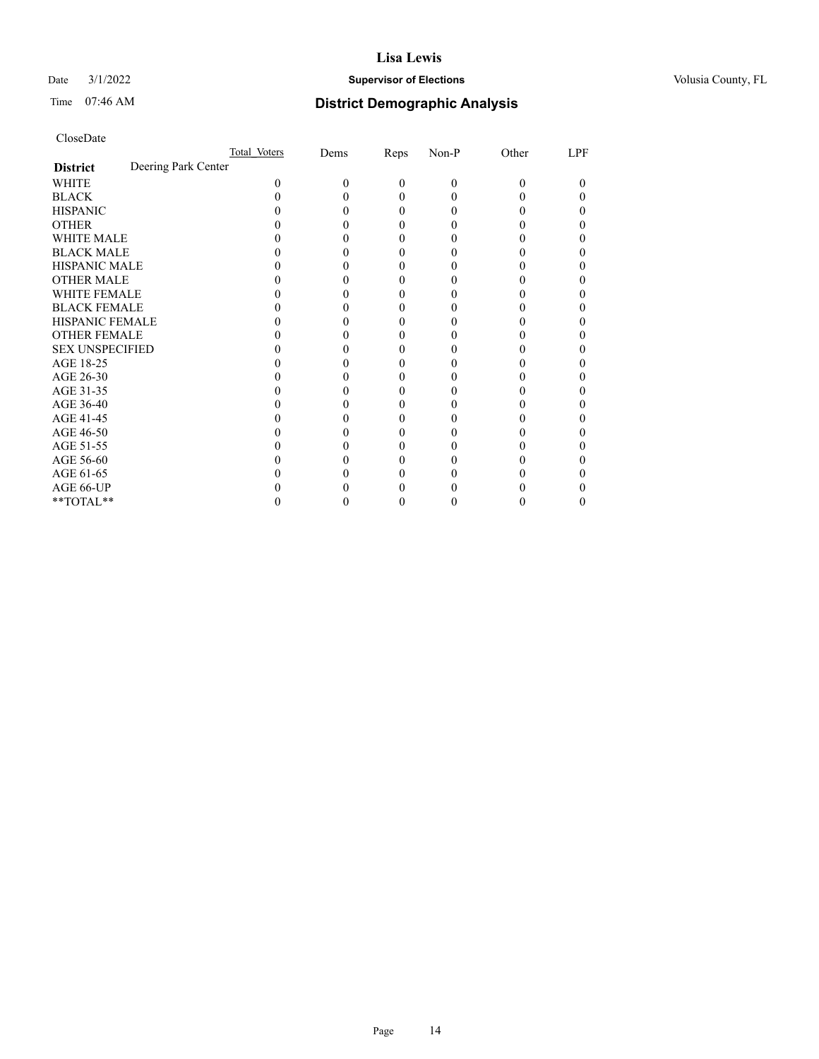CloseDate

| District | Deering Park Center | Total_Voters | Dems | Reps | Non-P | Other | LPF |
|---|---|---|---|---|---|---|---|
| WHITE | | 0 | 0 | 0 | 0 | 0 | 0 |
| BLACK | | 0 | 0 | 0 | 0 | 0 | 0 |
| HISPANIC | | 0 | 0 | 0 | 0 | 0 | 0 |
| OTHER | | 0 | 0 | 0 | 0 | 0 | 0 |
| WHITE MALE | | 0 | 0 | 0 | 0 | 0 | 0 |
| BLACK MALE | | 0 | 0 | 0 | 0 | 0 | 0 |
| HISPANIC MALE | | 0 | 0 | 0 | 0 | 0 | 0 |
| OTHER MALE | | 0 | 0 | 0 | 0 | 0 | 0 |
| WHITE FEMALE | | 0 | 0 | 0 | 0 | 0 | 0 |
| BLACK FEMALE | | 0 | 0 | 0 | 0 | 0 | 0 |
| HISPANIC FEMALE | | 0 | 0 | 0 | 0 | 0 | 0 |
| OTHER FEMALE | | 0 | 0 | 0 | 0 | 0 | 0 |
| SEX UNSPECIFIED | | 0 | 0 | 0 | 0 | 0 | 0 |
| AGE 18-25 | | 0 | 0 | 0 | 0 | 0 | 0 |
| AGE 26-30 | | 0 | 0 | 0 | 0 | 0 | 0 |
| AGE 31-35 | | 0 | 0 | 0 | 0 | 0 | 0 |
| AGE 36-40 | | 0 | 0 | 0 | 0 | 0 | 0 |
| AGE 41-45 | | 0 | 0 | 0 | 0 | 0 | 0 |
| AGE 46-50 | | 0 | 0 | 0 | 0 | 0 | 0 |
| AGE 51-55 | | 0 | 0 | 0 | 0 | 0 | 0 |
| AGE 56-60 | | 0 | 0 | 0 | 0 | 0 | 0 |
| AGE 61-65 | | 0 | 0 | 0 | 0 | 0 | 0 |
| AGE 66-UP | | 0 | 0 | 0 | 0 | 0 | 0 |
| **TOTAL** | | 0 | 0 | 0 | 0 | 0 | 0 |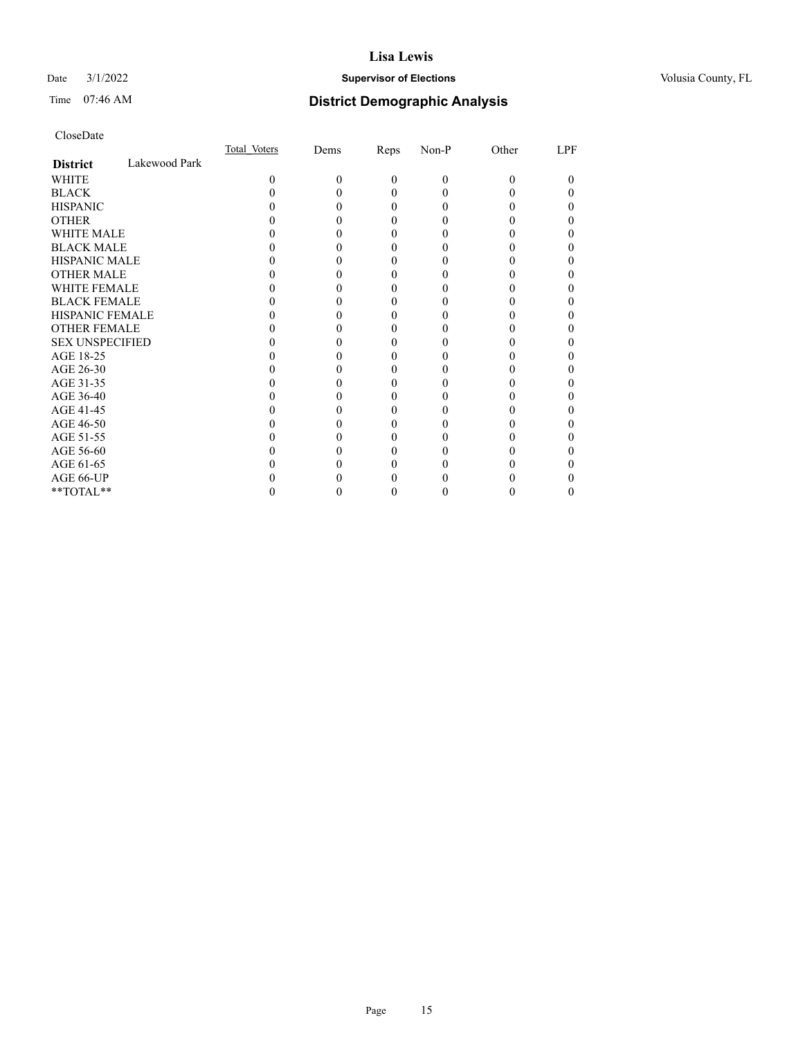CloseDate

| District | Lakewood Park | Total_Voters | Dems | Reps | Non-P | Other | LPF |
|---|---|---|---|---|---|---|---|
| WHITE | | 0 | 0 | 0 | 0 | 0 | 0 |
| BLACK | | 0 | 0 | 0 | 0 | 0 | 0 |
| HISPANIC | | 0 | 0 | 0 | 0 | 0 | 0 |
| OTHER | | 0 | 0 | 0 | 0 | 0 | 0 |
| WHITE MALE | | 0 | 0 | 0 | 0 | 0 | 0 |
| BLACK MALE | | 0 | 0 | 0 | 0 | 0 | 0 |
| HISPANIC MALE | | 0 | 0 | 0 | 0 | 0 | 0 |
| OTHER MALE | | 0 | 0 | 0 | 0 | 0 | 0 |
| WHITE FEMALE | | 0 | 0 | 0 | 0 | 0 | 0 |
| BLACK FEMALE | | 0 | 0 | 0 | 0 | 0 | 0 |
| HISPANIC FEMALE | | 0 | 0 | 0 | 0 | 0 | 0 |
| OTHER FEMALE | | 0 | 0 | 0 | 0 | 0 | 0 |
| SEX UNSPECIFIED | | 0 | 0 | 0 | 0 | 0 | 0 |
| AGE 18-25 | | 0 | 0 | 0 | 0 | 0 | 0 |
| AGE 26-30 | | 0 | 0 | 0 | 0 | 0 | 0 |
| AGE 31-35 | | 0 | 0 | 0 | 0 | 0 | 0 |
| AGE 36-40 | | 0 | 0 | 0 | 0 | 0 | 0 |
| AGE 41-45 | | 0 | 0 | 0 | 0 | 0 | 0 |
| AGE 46-50 | | 0 | 0 | 0 | 0 | 0 | 0 |
| AGE 51-55 | | 0 | 0 | 0 | 0 | 0 | 0 |
| AGE 56-60 | | 0 | 0 | 0 | 0 | 0 | 0 |
| AGE 61-65 | | 0 | 0 | 0 | 0 | 0 | 0 |
| AGE 66-UP | | 0 | 0 | 0 | 0 | 0 | 0 |
| **TOTAL** | | 0 | 0 | 0 | 0 | 0 | 0 |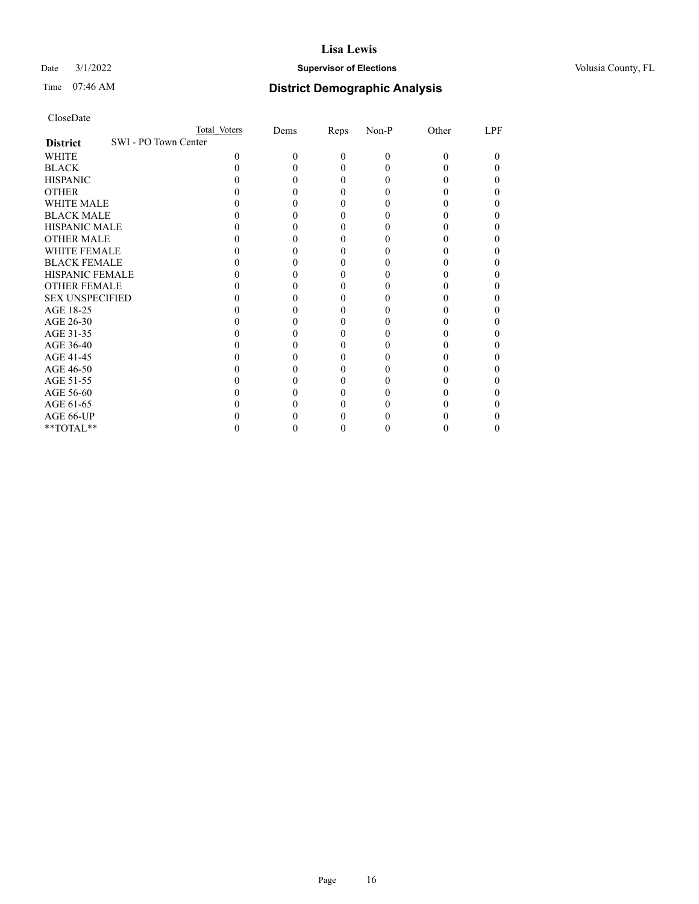CloseDate

| District | SWI - PO Town Center | Total Voters | Dems | Reps | Non-P | Other | LPF |
|---|---|---|---|---|---|---|---|
| WHITE | | 0 | 0 | 0 | 0 | 0 | 0 |
| BLACK | | 0 | 0 | 0 | 0 | 0 | 0 |
| HISPANIC | | 0 | 0 | 0 | 0 | 0 | 0 |
| OTHER | | 0 | 0 | 0 | 0 | 0 | 0 |
| WHITE MALE | | 0 | 0 | 0 | 0 | 0 | 0 |
| BLACK MALE | | 0 | 0 | 0 | 0 | 0 | 0 |
| HISPANIC MALE | | 0 | 0 | 0 | 0 | 0 | 0 |
| OTHER MALE | | 0 | 0 | 0 | 0 | 0 | 0 |
| WHITE FEMALE | | 0 | 0 | 0 | 0 | 0 | 0 |
| BLACK FEMALE | | 0 | 0 | 0 | 0 | 0 | 0 |
| HISPANIC FEMALE | | 0 | 0 | 0 | 0 | 0 | 0 |
| OTHER FEMALE | | 0 | 0 | 0 | 0 | 0 | 0 |
| SEX UNSPECIFIED | | 0 | 0 | 0 | 0 | 0 | 0 |
| AGE 18-25 | | 0 | 0 | 0 | 0 | 0 | 0 |
| AGE 26-30 | | 0 | 0 | 0 | 0 | 0 | 0 |
| AGE 31-35 | | 0 | 0 | 0 | 0 | 0 | 0 |
| AGE 36-40 | | 0 | 0 | 0 | 0 | 0 | 0 |
| AGE 41-45 | | 0 | 0 | 0 | 0 | 0 | 0 |
| AGE 46-50 | | 0 | 0 | 0 | 0 | 0 | 0 |
| AGE 51-55 | | 0 | 0 | 0 | 0 | 0 | 0 |
| AGE 56-60 | | 0 | 0 | 0 | 0 | 0 | 0 |
| AGE 61-65 | | 0 | 0 | 0 | 0 | 0 | 0 |
| AGE 66-UP | | 0 | 0 | 0 | 0 | 0 | 0 |
| **TOTAL** | | 0 | 0 | 0 | 0 | 0 | 0 |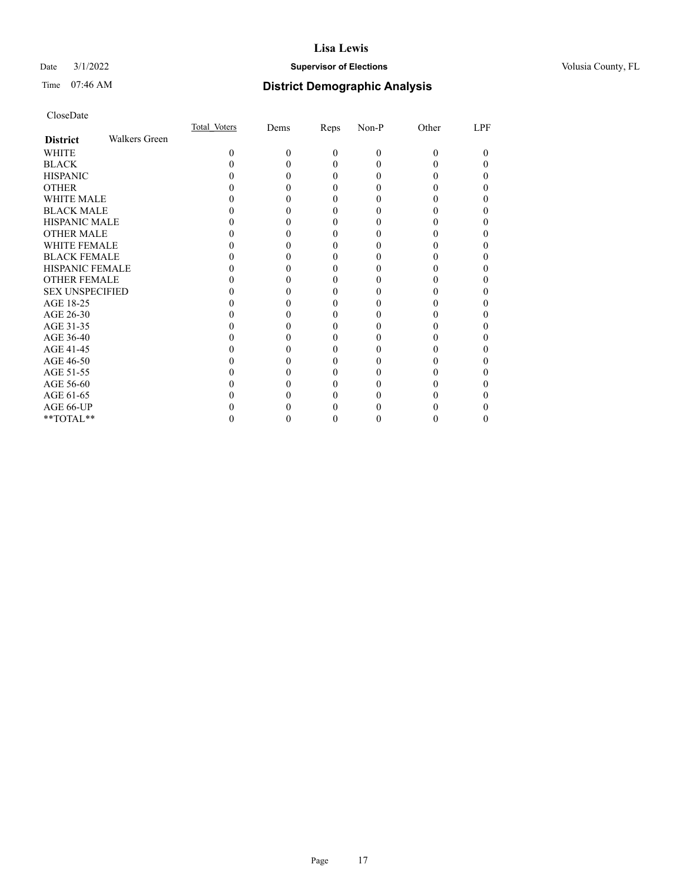CloseDate

| District | Walkers Green | Total_Voters | Dems | Reps | Non-P | Other | LPF |
|---|---|---|---|---|---|---|---|
| WHITE | | 0 | 0 | 0 | 0 | 0 | 0 |
| BLACK | | 0 | 0 | 0 | 0 | 0 | 0 |
| HISPANIC | | 0 | 0 | 0 | 0 | 0 | 0 |
| OTHER | | 0 | 0 | 0 | 0 | 0 | 0 |
| WHITE MALE | | 0 | 0 | 0 | 0 | 0 | 0 |
| BLACK MALE | | 0 | 0 | 0 | 0 | 0 | 0 |
| HISPANIC MALE | | 0 | 0 | 0 | 0 | 0 | 0 |
| OTHER MALE | | 0 | 0 | 0 | 0 | 0 | 0 |
| WHITE FEMALE | | 0 | 0 | 0 | 0 | 0 | 0 |
| BLACK FEMALE | | 0 | 0 | 0 | 0 | 0 | 0 |
| HISPANIC FEMALE | | 0 | 0 | 0 | 0 | 0 | 0 |
| OTHER FEMALE | | 0 | 0 | 0 | 0 | 0 | 0 |
| SEX UNSPECIFIED | | 0 | 0 | 0 | 0 | 0 | 0 |
| AGE 18-25 | | 0 | 0 | 0 | 0 | 0 | 0 |
| AGE 26-30 | | 0 | 0 | 0 | 0 | 0 | 0 |
| AGE 31-35 | | 0 | 0 | 0 | 0 | 0 | 0 |
| AGE 36-40 | | 0 | 0 | 0 | 0 | 0 | 0 |
| AGE 41-45 | | 0 | 0 | 0 | 0 | 0 | 0 |
| AGE 46-50 | | 0 | 0 | 0 | 0 | 0 | 0 |
| AGE 51-55 | | 0 | 0 | 0 | 0 | 0 | 0 |
| AGE 56-60 | | 0 | 0 | 0 | 0 | 0 | 0 |
| AGE 61-65 | | 0 | 0 | 0 | 0 | 0 | 0 |
| AGE 66-UP | | 0 | 0 | 0 | 0 | 0 | 0 |
| **TOTAL** | | 0 | 0 | 0 | 0 | 0 | 0 |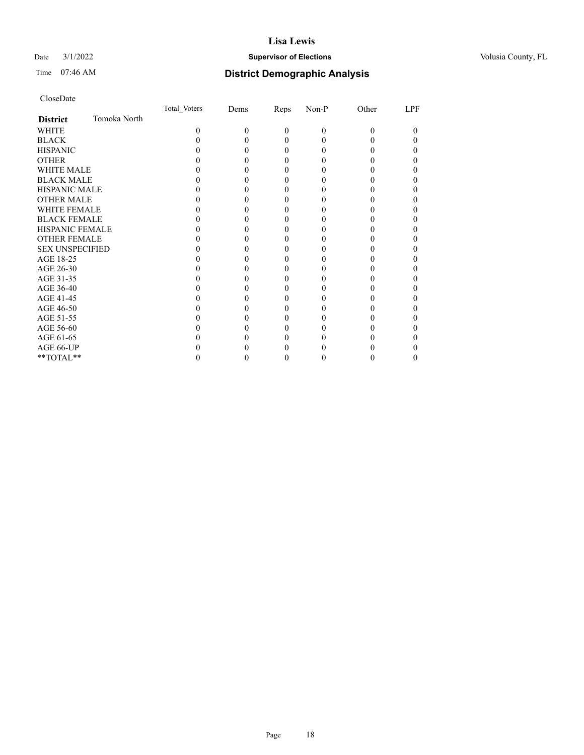CloseDate

| District | Tomoka North | Total_Voters | Dems | Reps | Non-P | Other | LPF |
|---|---|---|---|---|---|---|---|
| WHITE | | 0 | 0 | 0 | 0 | 0 | 0 |
| BLACK | | 0 | 0 | 0 | 0 | 0 | 0 |
| HISPANIC | | 0 | 0 | 0 | 0 | 0 | 0 |
| OTHER | | 0 | 0 | 0 | 0 | 0 | 0 |
| WHITE MALE | | 0 | 0 | 0 | 0 | 0 | 0 |
| BLACK MALE | | 0 | 0 | 0 | 0 | 0 | 0 |
| HISPANIC MALE | | 0 | 0 | 0 | 0 | 0 | 0 |
| OTHER MALE | | 0 | 0 | 0 | 0 | 0 | 0 |
| WHITE FEMALE | | 0 | 0 | 0 | 0 | 0 | 0 |
| BLACK FEMALE | | 0 | 0 | 0 | 0 | 0 | 0 |
| HISPANIC FEMALE | | 0 | 0 | 0 | 0 | 0 | 0 |
| OTHER FEMALE | | 0 | 0 | 0 | 0 | 0 | 0 |
| SEX UNSPECIFIED | | 0 | 0 | 0 | 0 | 0 | 0 |
| AGE 18-25 | | 0 | 0 | 0 | 0 | 0 | 0 |
| AGE 26-30 | | 0 | 0 | 0 | 0 | 0 | 0 |
| AGE 31-35 | | 0 | 0 | 0 | 0 | 0 | 0 |
| AGE 36-40 | | 0 | 0 | 0 | 0 | 0 | 0 |
| AGE 41-45 | | 0 | 0 | 0 | 0 | 0 | 0 |
| AGE 46-50 | | 0 | 0 | 0 | 0 | 0 | 0 |
| AGE 51-55 | | 0 | 0 | 0 | 0 | 0 | 0 |
| AGE 56-60 | | 0 | 0 | 0 | 0 | 0 | 0 |
| AGE 61-65 | | 0 | 0 | 0 | 0 | 0 | 0 |
| AGE 66-UP | | 0 | 0 | 0 | 0 | 0 | 0 |
| **TOTAL** | | 0 | 0 | 0 | 0 | 0 | 0 |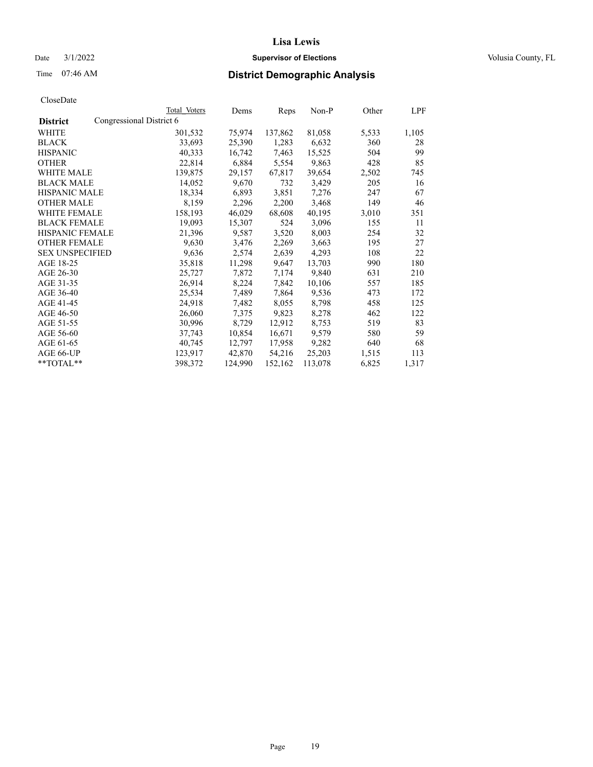# Lisa Lewis

Date 3/1/2022 **Supervisor of Elections** Volusia County, FL

Time 07:46 AM **District Demographic Analysis**

CloseDate

| District | Total Voters | Dems | Reps | Non-P | Other | LPF |
|---|---|---|---|---|---|---|
| Congressional District 6 | | | | | | |
| WHITE | 301,532 | 75,974 | 137,862 | 81,058 | 5,533 | 1,105 |
| BLACK | 33,693 | 25,390 | 1,283 | 6,632 | 360 | 28 |
| HISPANIC | 40,333 | 16,742 | 7,463 | 15,525 | 504 | 99 |
| OTHER | 22,814 | 6,884 | 5,554 | 9,863 | 428 | 85 |
| WHITE MALE | 139,875 | 29,157 | 67,817 | 39,654 | 2,502 | 745 |
| BLACK MALE | 14,052 | 9,670 | 732 | 3,429 | 205 | 16 |
| HISPANIC MALE | 18,334 | 6,893 | 3,851 | 7,276 | 247 | 67 |
| OTHER MALE | 8,159 | 2,296 | 2,200 | 3,468 | 149 | 46 |
| WHITE FEMALE | 158,193 | 46,029 | 68,608 | 40,195 | 3,010 | 351 |
| BLACK FEMALE | 19,093 | 15,307 | 524 | 3,096 | 155 | 11 |
| HISPANIC FEMALE | 21,396 | 9,587 | 3,520 | 8,003 | 254 | 32 |
| OTHER FEMALE | 9,630 | 3,476 | 2,269 | 3,663 | 195 | 27 |
| SEX UNSPECIFIED | 9,636 | 2,574 | 2,639 | 4,293 | 108 | 22 |
| AGE 18-25 | 35,818 | 11,298 | 9,647 | 13,703 | 990 | 180 |
| AGE 26-30 | 25,727 | 7,872 | 7,174 | 9,840 | 631 | 210 |
| AGE 31-35 | 26,914 | 8,224 | 7,842 | 10,106 | 557 | 185 |
| AGE 36-40 | 25,534 | 7,489 | 7,864 | 9,536 | 473 | 172 |
| AGE 41-45 | 24,918 | 7,482 | 8,055 | 8,798 | 458 | 125 |
| AGE 46-50 | 26,060 | 7,375 | 9,823 | 8,278 | 462 | 122 |
| AGE 51-55 | 30,996 | 8,729 | 12,912 | 8,753 | 519 | 83 |
| AGE 56-60 | 37,743 | 10,854 | 16,671 | 9,579 | 580 | 59 |
| AGE 61-65 | 40,745 | 12,797 | 17,958 | 9,282 | 640 | 68 |
| AGE 66-UP | 123,917 | 42,870 | 54,216 | 25,203 | 1,515 | 113 |
| **TOTAL** | 398,372 | 124,990 | 152,162 | 113,078 | 6,825 | 1,317 |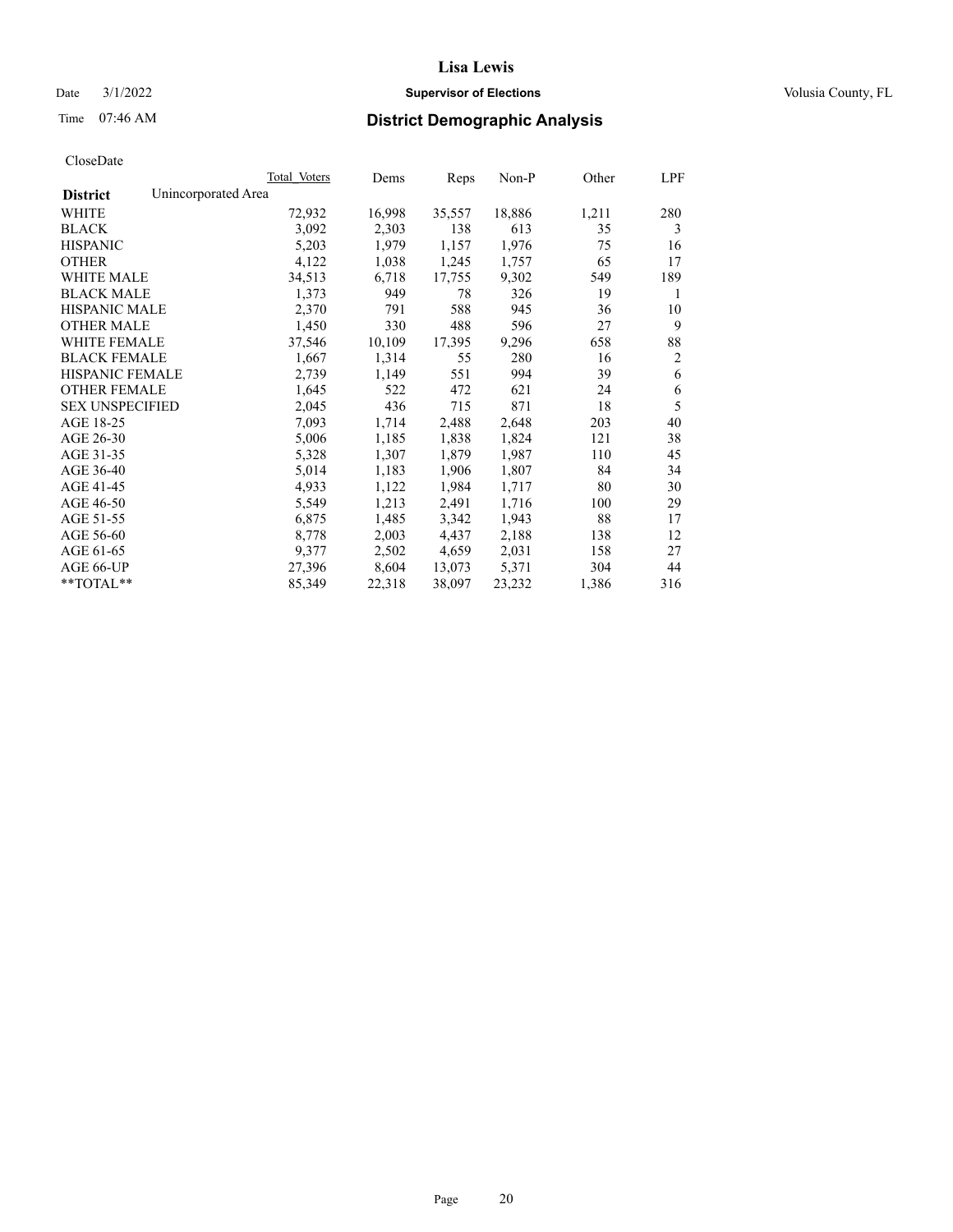# Lisa Lewis

Date 3/1/2022 **Supervisor of Elections** Volusia County, FL

Time 07:46 AM **District Demographic Analysis**

CloseDate

| | Total Voters | Dems | Reps | Non-P | Other | LPF |
|---|---|---|---|---|---|---|
| **District** Unincorporated Area | | | | | | |
| WHITE | 72,932 | 16,998 | 35,557 | 18,886 | 1,211 | 280 |
| BLACK | 3,092 | 2,303 | 138 | 613 | 35 | 3 |
| HISPANIC | 5,203 | 1,979 | 1,157 | 1,976 | 75 | 16 |
| OTHER | 4,122 | 1,038 | 1,245 | 1,757 | 65 | 17 |
| WHITE MALE | 34,513 | 6,718 | 17,755 | 9,302 | 549 | 189 |
| BLACK MALE | 1,373 | 949 | 78 | 326 | 19 | 1 |
| HISPANIC MALE | 2,370 | 791 | 588 | 945 | 36 | 10 |
| OTHER MALE | 1,450 | 330 | 488 | 596 | 27 | 9 |
| WHITE FEMALE | 37,546 | 10,109 | 17,395 | 9,296 | 658 | 88 |
| BLACK FEMALE | 1,667 | 1,314 | 55 | 280 | 16 | 2 |
| HISPANIC FEMALE | 2,739 | 1,149 | 551 | 994 | 39 | 6 |
| OTHER FEMALE | 1,645 | 522 | 472 | 621 | 24 | 6 |
| SEX UNSPECIFIED | 2,045 | 436 | 715 | 871 | 18 | 5 |
| AGE 18-25 | 7,093 | 1,714 | 2,488 | 2,648 | 203 | 40 |
| AGE 26-30 | 5,006 | 1,185 | 1,838 | 1,824 | 121 | 38 |
| AGE 31-35 | 5,328 | 1,307 | 1,879 | 1,987 | 110 | 45 |
| AGE 36-40 | 5,014 | 1,183 | 1,906 | 1,807 | 84 | 34 |
| AGE 41-45 | 4,933 | 1,122 | 1,984 | 1,717 | 80 | 30 |
| AGE 46-50 | 5,549 | 1,213 | 2,491 | 1,716 | 100 | 29 |
| AGE 51-55 | 6,875 | 1,485 | 3,342 | 1,943 | 88 | 17 |
| AGE 56-60 | 8,778 | 2,003 | 4,437 | 2,188 | 138 | 12 |
| AGE 61-65 | 9,377 | 2,502 | 4,659 | 2,031 | 158 | 27 |
| AGE 66-UP | 27,396 | 8,604 | 13,073 | 5,371 | 304 | 44 |
| **TOTAL** | 85,349 | 22,318 | 38,097 | 23,232 | 1,386 | 316 |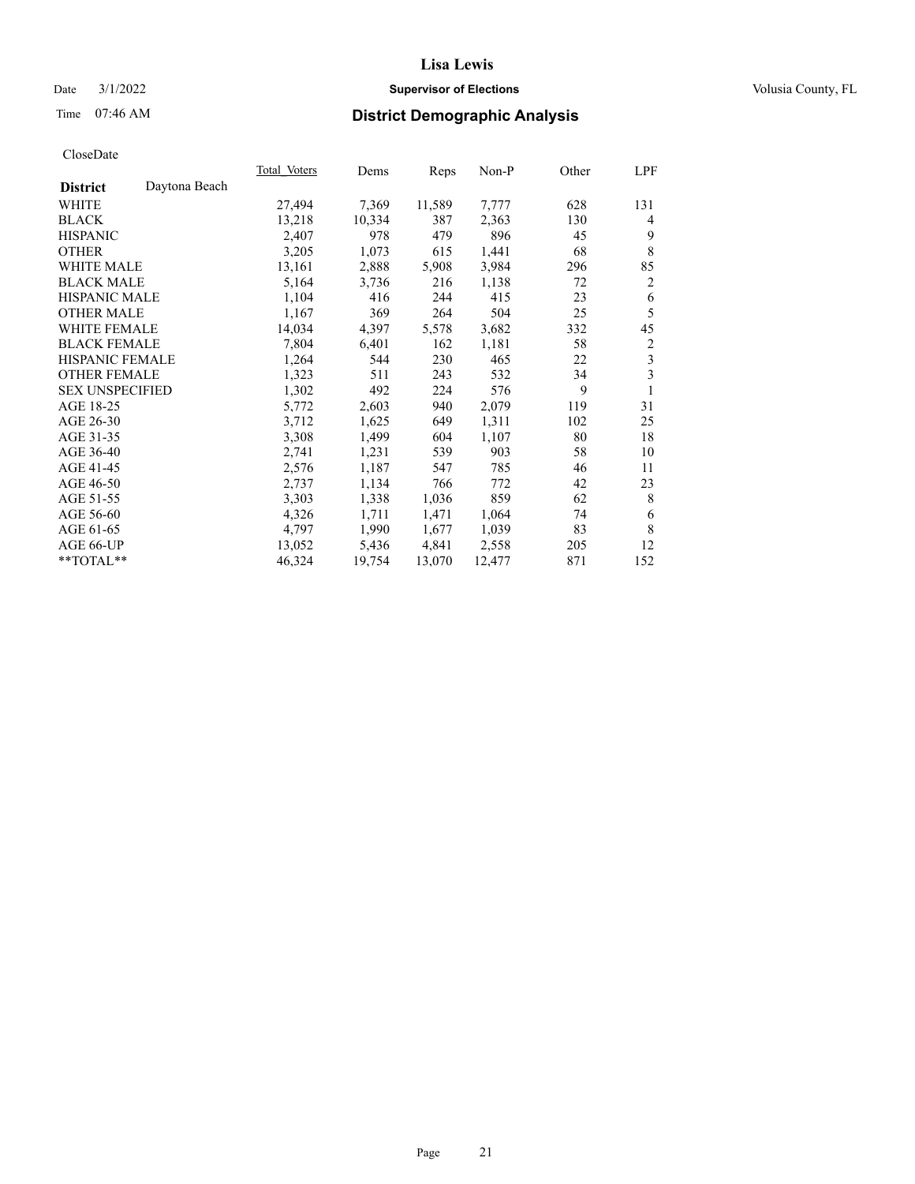# Lisa Lewis

Date 3/1/2022 **Supervisor of Elections** Volusia County, FL

Time 07:46 AM **District Demographic Analysis**

CloseDate

| **District** Daytona Beach | Total Voters | Dems | Reps | Non-P | Other | LPF |
|---|---|---|---|---|---|---|
| WHITE | 27,494 | 7,369 | 11,589 | 7,777 | 628 | 131 |
| BLACK | 13,218 | 10,334 | 387 | 2,363 | 130 | 4 |
| HISPANIC | 2,407 | 978 | 479 | 896 | 45 | 9 |
| OTHER | 3,205 | 1,073 | 615 | 1,441 | 68 | 8 |
| WHITE MALE | 13,161 | 2,888 | 5,908 | 3,984 | 296 | 85 |
| BLACK MALE | 5,164 | 3,736 | 216 | 1,138 | 72 | 2 |
| HISPANIC MALE | 1,104 | 416 | 244 | 415 | 23 | 6 |
| OTHER MALE | 1,167 | 369 | 264 | 504 | 25 | 5 |
| WHITE FEMALE | 14,034 | 4,397 | 5,578 | 3,682 | 332 | 45 |
| BLACK FEMALE | 7,804 | 6,401 | 162 | 1,181 | 58 | 2 |
| HISPANIC FEMALE | 1,264 | 544 | 230 | 465 | 22 | 3 |
| OTHER FEMALE | 1,323 | 511 | 243 | 532 | 34 | 3 |
| SEX UNSPECIFIED | 1,302 | 492 | 224 | 576 | 9 | 1 |
| AGE 18-25 | 5,772 | 2,603 | 940 | 2,079 | 119 | 31 |
| AGE 26-30 | 3,712 | 1,625 | 649 | 1,311 | 102 | 25 |
| AGE 31-35 | 3,308 | 1,499 | 604 | 1,107 | 80 | 18 |
| AGE 36-40 | 2,741 | 1,231 | 539 | 903 | 58 | 10 |
| AGE 41-45 | 2,576 | 1,187 | 547 | 785 | 46 | 11 |
| AGE 46-50 | 2,737 | 1,134 | 766 | 772 | 42 | 23 |
| AGE 51-55 | 3,303 | 1,338 | 1,036 | 859 | 62 | 8 |
| AGE 56-60 | 4,326 | 1,711 | 1,471 | 1,064 | 74 | 6 |
| AGE 61-65 | 4,797 | 1,990 | 1,677 | 1,039 | 83 | 8 |
| AGE 66-UP | 13,052 | 5,436 | 4,841 | 2,558 | 205 | 12 |
| **TOTAL** | 46,324 | 19,754 | 13,070 | 12,477 | 871 | 152 |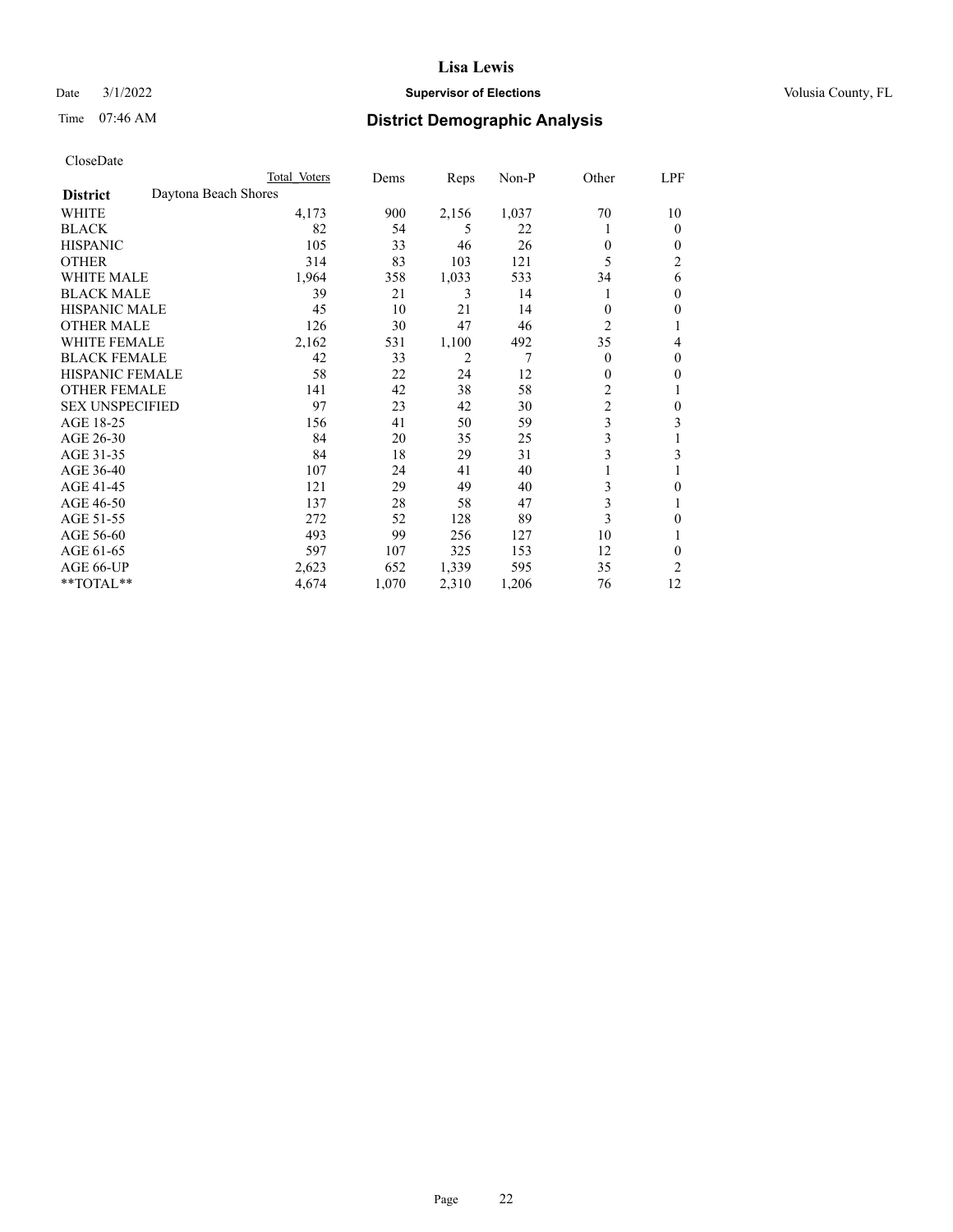# Lisa Lewis

Date 3/1/2022 **Supervisor of Elections** Volusia County, FL

Time 07:46 AM **District Demographic Analysis**

CloseDate

| | Total Voters | Dems | Reps | Non-P | Other | LPF |
|---|---|---|---|---|---|---|
| **District** Daytona Beach Shores | | | | | | |
| WHITE | 4,173 | 900 | 2,156 | 1,037 | 70 | 10 |
| BLACK | 82 | 54 | 5 | 22 | 1 | 0 |
| HISPANIC | 105 | 33 | 46 | 26 | 0 | 0 |
| OTHER | 314 | 83 | 103 | 121 | 5 | 2 |
| WHITE MALE | 1,964 | 358 | 1,033 | 533 | 34 | 6 |
| BLACK MALE | 39 | 21 | 3 | 14 | 1 | 0 |
| HISPANIC MALE | 45 | 10 | 21 | 14 | 0 | 0 |
| OTHER MALE | 126 | 30 | 47 | 46 | 2 | 1 |
| WHITE FEMALE | 2,162 | 531 | 1,100 | 492 | 35 | 4 |
| BLACK FEMALE | 42 | 33 | 2 | 7 | 0 | 0 |
| HISPANIC FEMALE | 58 | 22 | 24 | 12 | 0 | 0 |
| OTHER FEMALE | 141 | 42 | 38 | 58 | 2 | 1 |
| SEX UNSPECIFIED | 97 | 23 | 42 | 30 | 2 | 0 |
| AGE 18-25 | 156 | 41 | 50 | 59 | 3 | 3 |
| AGE 26-30 | 84 | 20 | 35 | 25 | 3 | 1 |
| AGE 31-35 | 84 | 18 | 29 | 31 | 3 | 3 |
| AGE 36-40 | 107 | 24 | 41 | 40 | 1 | 1 |
| AGE 41-45 | 121 | 29 | 49 | 40 | 3 | 0 |
| AGE 46-50 | 137 | 28 | 58 | 47 | 3 | 1 |
| AGE 51-55 | 272 | 52 | 128 | 89 | 3 | 0 |
| AGE 56-60 | 493 | 99 | 256 | 127 | 10 | 1 |
| AGE 61-65 | 597 | 107 | 325 | 153 | 12 | 0 |
| AGE 66-UP | 2,623 | 652 | 1,339 | 595 | 35 | 2 |
| **TOTAL** | 4,674 | 1,070 | 2,310 | 1,206 | 76 | 12 |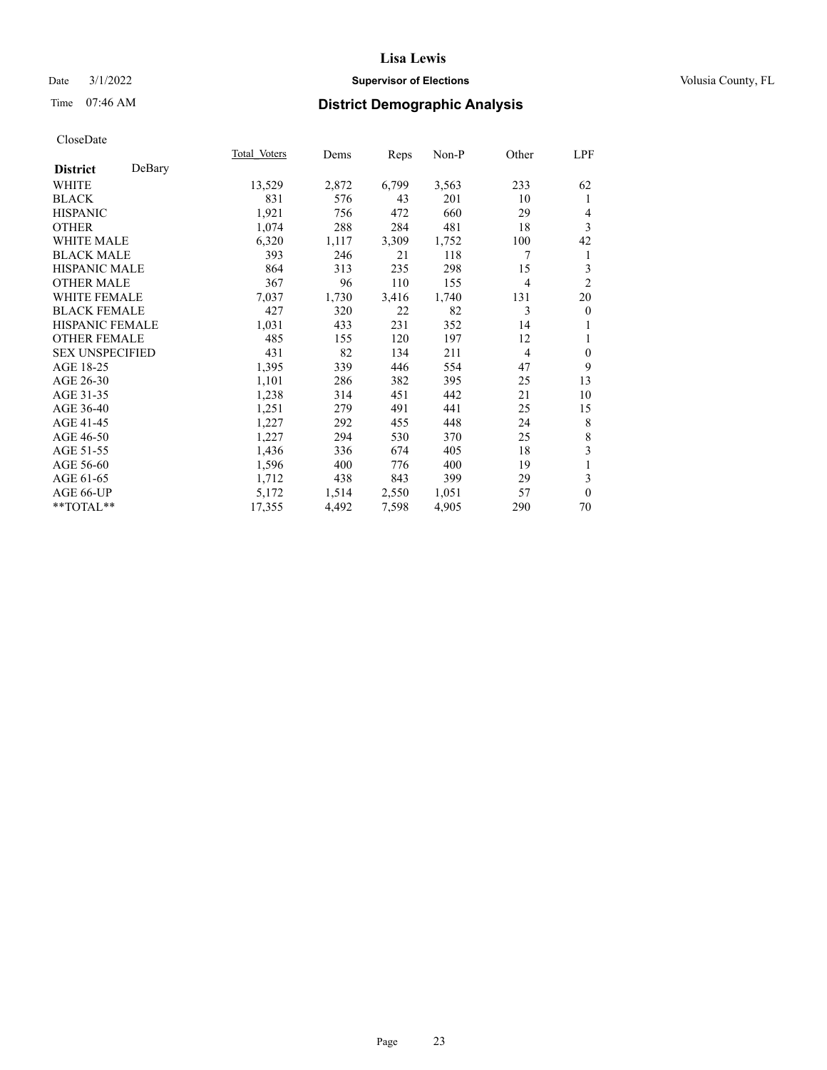CloseDate

| District DeBary | Total Voters | Dems | Reps | Non-P | Other | LPF |
|---|---|---|---|---|---|---|
| WHITE | 13,529 | 2,872 | 6,799 | 3,563 | 233 | 62 |
| BLACK | 831 | 576 | 43 | 201 | 10 | 1 |
| HISPANIC | 1,921 | 756 | 472 | 660 | 29 | 4 |
| OTHER | 1,074 | 288 | 284 | 481 | 18 | 3 |
| WHITE MALE | 6,320 | 1,117 | 3,309 | 1,752 | 100 | 42 |
| BLACK MALE | 393 | 246 | 21 | 118 | 7 | 1 |
| HISPANIC MALE | 864 | 313 | 235 | 298 | 15 | 3 |
| OTHER MALE | 367 | 96 | 110 | 155 | 4 | 2 |
| WHITE FEMALE | 7,037 | 1,730 | 3,416 | 1,740 | 131 | 20 |
| BLACK FEMALE | 427 | 320 | 22 | 82 | 3 | 0 |
| HISPANIC FEMALE | 1,031 | 433 | 231 | 352 | 14 | 1 |
| OTHER FEMALE | 485 | 155 | 120 | 197 | 12 | 1 |
| SEX UNSPECIFIED | 431 | 82 | 134 | 211 | 4 | 0 |
| AGE 18-25 | 1,395 | 339 | 446 | 554 | 47 | 9 |
| AGE 26-30 | 1,101 | 286 | 382 | 395 | 25 | 13 |
| AGE 31-35 | 1,238 | 314 | 451 | 442 | 21 | 10 |
| AGE 36-40 | 1,251 | 279 | 491 | 441 | 25 | 15 |
| AGE 41-45 | 1,227 | 292 | 455 | 448 | 24 | 8 |
| AGE 46-50 | 1,227 | 294 | 530 | 370 | 25 | 8 |
| AGE 51-55 | 1,436 | 336 | 674 | 405 | 18 | 3 |
| AGE 56-60 | 1,596 | 400 | 776 | 400 | 19 | 1 |
| AGE 61-65 | 1,712 | 438 | 843 | 399 | 29 | 3 |
| AGE 66-UP | 5,172 | 1,514 | 2,550 | 1,051 | 57 | 0 |
| **TOTAL** | 17,355 | 4,492 | 7,598 | 4,905 | 290 | 70 |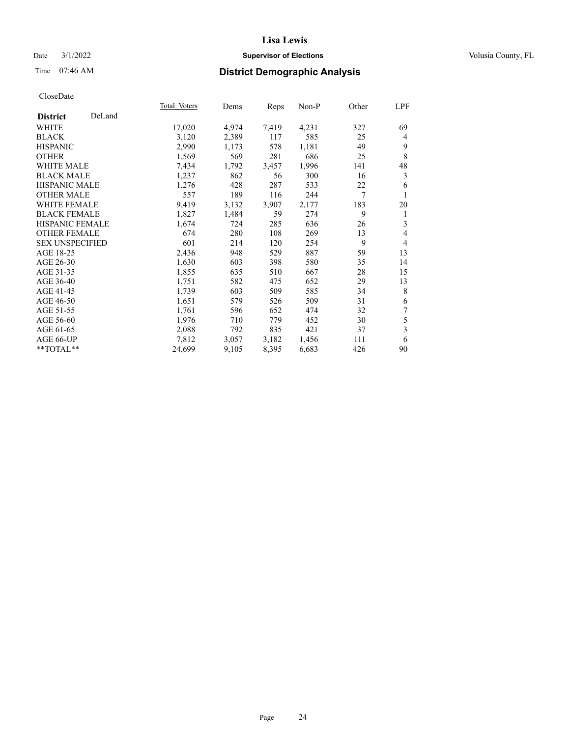# Lisa Lewis

Date 3/1/2022 **Supervisor of Elections** Volusia County, FL

Time 07:46 AM **District Demographic Analysis**

CloseDate

| **District** DeLand | Total Voters | Dems | Reps | Non-P | Other | LPF |
|---|---|---|---|---|---|---|
| WHITE | 17,020 | 4,974 | 7,419 | 4,231 | 327 | 69 |
| BLACK | 3,120 | 2,389 | 117 | 585 | 25 | 4 |
| HISPANIC | 2,990 | 1,173 | 578 | 1,181 | 49 | 9 |
| OTHER | 1,569 | 569 | 281 | 686 | 25 | 8 |
| WHITE MALE | 7,434 | 1,792 | 3,457 | 1,996 | 141 | 48 |
| BLACK MALE | 1,237 | 862 | 56 | 300 | 16 | 3 |
| HISPANIC MALE | 1,276 | 428 | 287 | 533 | 22 | 6 |
| OTHER MALE | 557 | 189 | 116 | 244 | 7 | 1 |
| WHITE FEMALE | 9,419 | 3,132 | 3,907 | 2,177 | 183 | 20 |
| BLACK FEMALE | 1,827 | 1,484 | 59 | 274 | 9 | 1 |
| HISPANIC FEMALE | 1,674 | 724 | 285 | 636 | 26 | 3 |
| OTHER FEMALE | 674 | 280 | 108 | 269 | 13 | 4 |
| SEX UNSPECIFIED | 601 | 214 | 120 | 254 | 9 | 4 |
| AGE 18-25 | 2,436 | 948 | 529 | 887 | 59 | 13 |
| AGE 26-30 | 1,630 | 603 | 398 | 580 | 35 | 14 |
| AGE 31-35 | 1,855 | 635 | 510 | 667 | 28 | 15 |
| AGE 36-40 | 1,751 | 582 | 475 | 652 | 29 | 13 |
| AGE 41-45 | 1,739 | 603 | 509 | 585 | 34 | 8 |
| AGE 46-50 | 1,651 | 579 | 526 | 509 | 31 | 6 |
| AGE 51-55 | 1,761 | 596 | 652 | 474 | 32 | 7 |
| AGE 56-60 | 1,976 | 710 | 779 | 452 | 30 | 5 |
| AGE 61-65 | 2,088 | 792 | 835 | 421 | 37 | 3 |
| AGE 66-UP | 7,812 | 3,057 | 3,182 | 1,456 | 111 | 6 |
| **TOTAL** | 24,699 | 9,105 | 8,395 | 6,683 | 426 | 90 |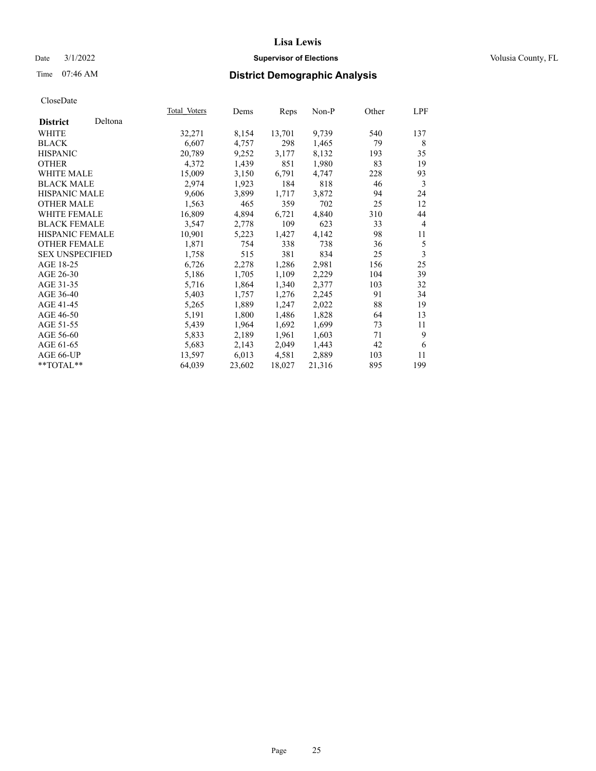# Lisa Lewis

Date 3/1/2022 **Supervisor of Elections** Volusia County, FL

Time 07:46 AM **District Demographic Analysis**

CloseDate

| **District** Deltona | Total_Voters | Dems | Reps | Non-P | Other | LPF |
|---|---|---|---|---|---|---|
| WHITE | 32,271 | 8,154 | 13,701 | 9,739 | 540 | 137 |
| BLACK | 6,607 | 4,757 | 298 | 1,465 | 79 | 8 |
| HISPANIC | 20,789 | 9,252 | 3,177 | 8,132 | 193 | 35 |
| OTHER | 4,372 | 1,439 | 851 | 1,980 | 83 | 19 |
| WHITE MALE | 15,009 | 3,150 | 6,791 | 4,747 | 228 | 93 |
| BLACK MALE | 2,974 | 1,923 | 184 | 818 | 46 | 3 |
| HISPANIC MALE | 9,606 | 3,899 | 1,717 | 3,872 | 94 | 24 |
| OTHER MALE | 1,563 | 465 | 359 | 702 | 25 | 12 |
| WHITE FEMALE | 16,809 | 4,894 | 6,721 | 4,840 | 310 | 44 |
| BLACK FEMALE | 3,547 | 2,778 | 109 | 623 | 33 | 4 |
| HISPANIC FEMALE | 10,901 | 5,223 | 1,427 | 4,142 | 98 | 11 |
| OTHER FEMALE | 1,871 | 754 | 338 | 738 | 36 | 5 |
| SEX UNSPECIFIED | 1,758 | 515 | 381 | 834 | 25 | 3 |
| AGE 18-25 | 6,726 | 2,278 | 1,286 | 2,981 | 156 | 25 |
| AGE 26-30 | 5,186 | 1,705 | 1,109 | 2,229 | 104 | 39 |
| AGE 31-35 | 5,716 | 1,864 | 1,340 | 2,377 | 103 | 32 |
| AGE 36-40 | 5,403 | 1,757 | 1,276 | 2,245 | 91 | 34 |
| AGE 41-45 | 5,265 | 1,889 | 1,247 | 2,022 | 88 | 19 |
| AGE 46-50 | 5,191 | 1,800 | 1,486 | 1,828 | 64 | 13 |
| AGE 51-55 | 5,439 | 1,964 | 1,692 | 1,699 | 73 | 11 |
| AGE 56-60 | 5,833 | 2,189 | 1,961 | 1,603 | 71 | 9 |
| AGE 61-65 | 5,683 | 2,143 | 2,049 | 1,443 | 42 | 6 |
| AGE 66-UP | 13,597 | 6,013 | 4,581 | 2,889 | 103 | 11 |
| **TOTAL** | 64,039 | 23,602 | 18,027 | 21,316 | 895 | 199 |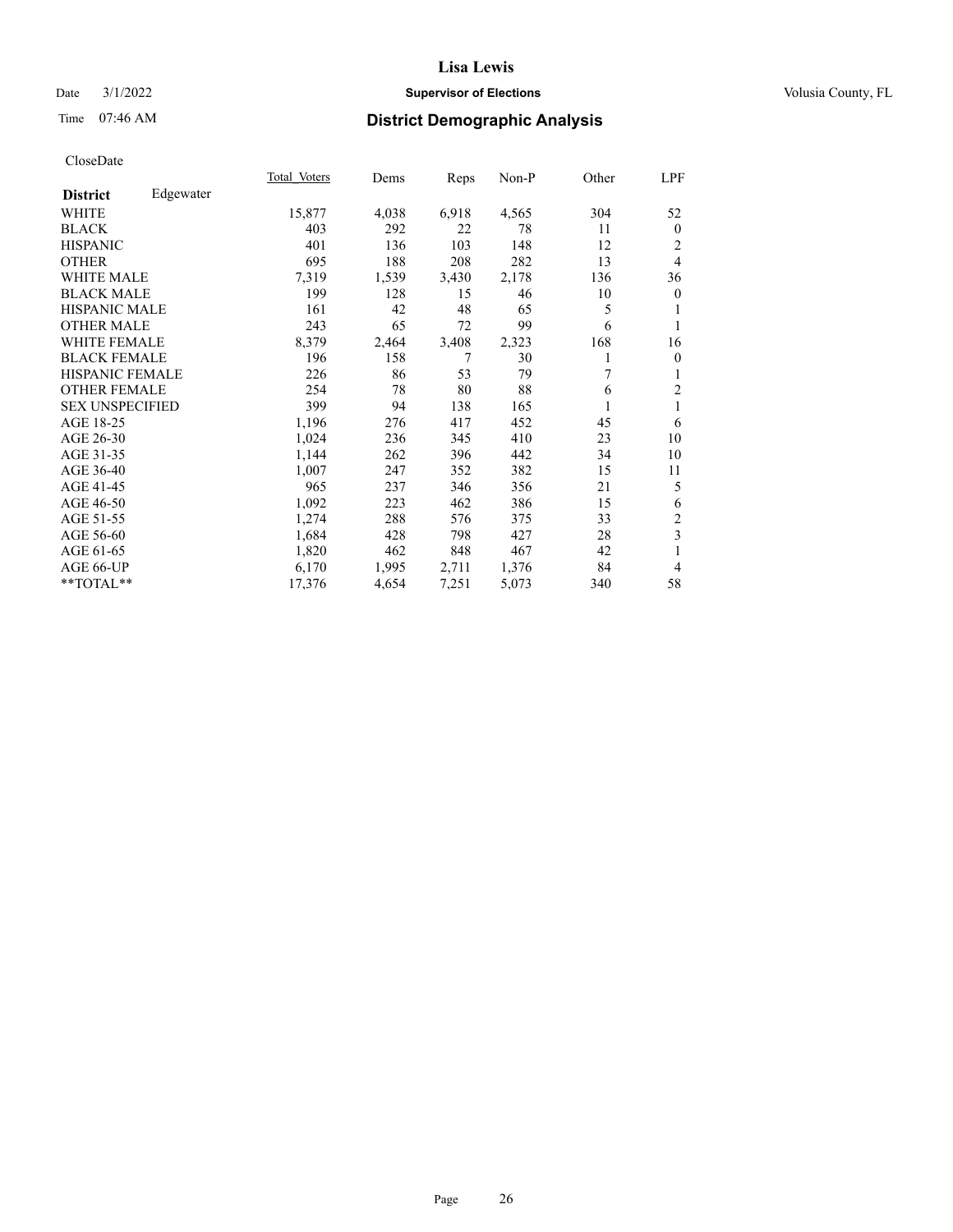# Lisa Lewis

Date 3/1/2022 **Supervisor of Elections** Volusia County, FL

Time 07:46 AM **District Demographic Analysis**

CloseDate

| **District** Edgewater | Total Voters | Dems | Reps | Non-P | Other | LPF |
|---|---|---|---|---|---|---|
| WHITE | 15,877 | 4,038 | 6,918 | 4,565 | 304 | 52 |
| BLACK | 403 | 292 | 22 | 78 | 11 | 0 |
| HISPANIC | 401 | 136 | 103 | 148 | 12 | 2 |
| OTHER | 695 | 188 | 208 | 282 | 13 | 4 |
| WHITE MALE | 7,319 | 1,539 | 3,430 | 2,178 | 136 | 36 |
| BLACK MALE | 199 | 128 | 15 | 46 | 10 | 0 |
| HISPANIC MALE | 161 | 42 | 48 | 65 | 5 | 1 |
| OTHER MALE | 243 | 65 | 72 | 99 | 6 | 1 |
| WHITE FEMALE | 8,379 | 2,464 | 3,408 | 2,323 | 168 | 16 |
| BLACK FEMALE | 196 | 158 | 7 | 30 | 1 | 0 |
| HISPANIC FEMALE | 226 | 86 | 53 | 79 | 7 | 1 |
| OTHER FEMALE | 254 | 78 | 80 | 88 | 6 | 2 |
| SEX UNSPECIFIED | 399 | 94 | 138 | 165 | 1 | 1 |
| AGE 18-25 | 1,196 | 276 | 417 | 452 | 45 | 6 |
| AGE 26-30 | 1,024 | 236 | 345 | 410 | 23 | 10 |
| AGE 31-35 | 1,144 | 262 | 396 | 442 | 34 | 10 |
| AGE 36-40 | 1,007 | 247 | 352 | 382 | 15 | 11 |
| AGE 41-45 | 965 | 237 | 346 | 356 | 21 | 5 |
| AGE 46-50 | 1,092 | 223 | 462 | 386 | 15 | 6 |
| AGE 51-55 | 1,274 | 288 | 576 | 375 | 33 | 2 |
| AGE 56-60 | 1,684 | 428 | 798 | 427 | 28 | 3 |
| AGE 61-65 | 1,820 | 462 | 848 | 467 | 42 | 1 |
| AGE 66-UP | 6,170 | 1,995 | 2,711 | 1,376 | 84 | 4 |
| **TOTAL** | 17,376 | 4,654 | 7,251 | 5,073 | 340 | 58 |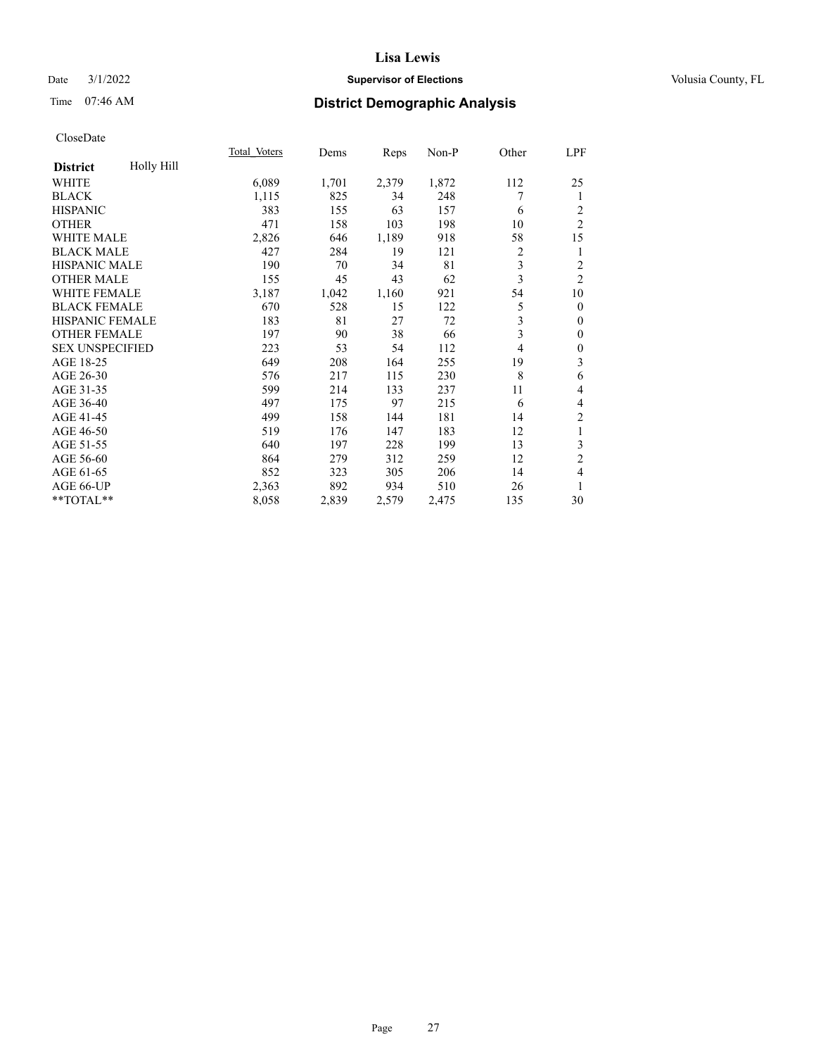Date 3/1/2022

Time 07:46 AM

# Lisa Lewis

## Supervisor of Elections

Volusia County, FL

## District Demographic Analysis

CloseDate

| District: Holly Hill | Total_Voters | Dems | Reps | Non-P | Other | LPF |
|---|---|---|---|---|---|---|
| WHITE | 6,089 | 1,701 | 2,379 | 1,872 | 112 | 25 |
| BLACK | 1,115 | 825 | 34 | 248 | 7 | 1 |
| HISPANIC | 383 | 155 | 63 | 157 | 6 | 2 |
| OTHER | 471 | 158 | 103 | 198 | 10 | 2 |
| WHITE MALE | 2,826 | 646 | 1,189 | 918 | 58 | 15 |
| BLACK MALE | 427 | 284 | 19 | 121 | 2 | 1 |
| HISPANIC MALE | 190 | 70 | 34 | 81 | 3 | 2 |
| OTHER MALE | 155 | 45 | 43 | 62 | 3 | 2 |
| WHITE FEMALE | 3,187 | 1,042 | 1,160 | 921 | 54 | 10 |
| BLACK FEMALE | 670 | 528 | 15 | 122 | 5 | 0 |
| HISPANIC FEMALE | 183 | 81 | 27 | 72 | 3 | 0 |
| OTHER FEMALE | 197 | 90 | 38 | 66 | 3 | 0 |
| SEX UNSPECIFIED | 223 | 53 | 54 | 112 | 4 | 0 |
| AGE 18-25 | 649 | 208 | 164 | 255 | 19 | 3 |
| AGE 26-30 | 576 | 217 | 115 | 230 | 8 | 6 |
| AGE 31-35 | 599 | 214 | 133 | 237 | 11 | 4 |
| AGE 36-40 | 497 | 175 | 97 | 215 | 6 | 4 |
| AGE 41-45 | 499 | 158 | 144 | 181 | 14 | 2 |
| AGE 46-50 | 519 | 176 | 147 | 183 | 12 | 1 |
| AGE 51-55 | 640 | 197 | 228 | 199 | 13 | 3 |
| AGE 56-60 | 864 | 279 | 312 | 259 | 12 | 2 |
| AGE 61-65 | 852 | 323 | 305 | 206 | 14 | 4 |
| AGE 66-UP | 2,363 | 892 | 934 | 510 | 26 | 1 |
| **TOTAL** | 8,058 | 2,839 | 2,579 | 2,475 | 135 | 30 |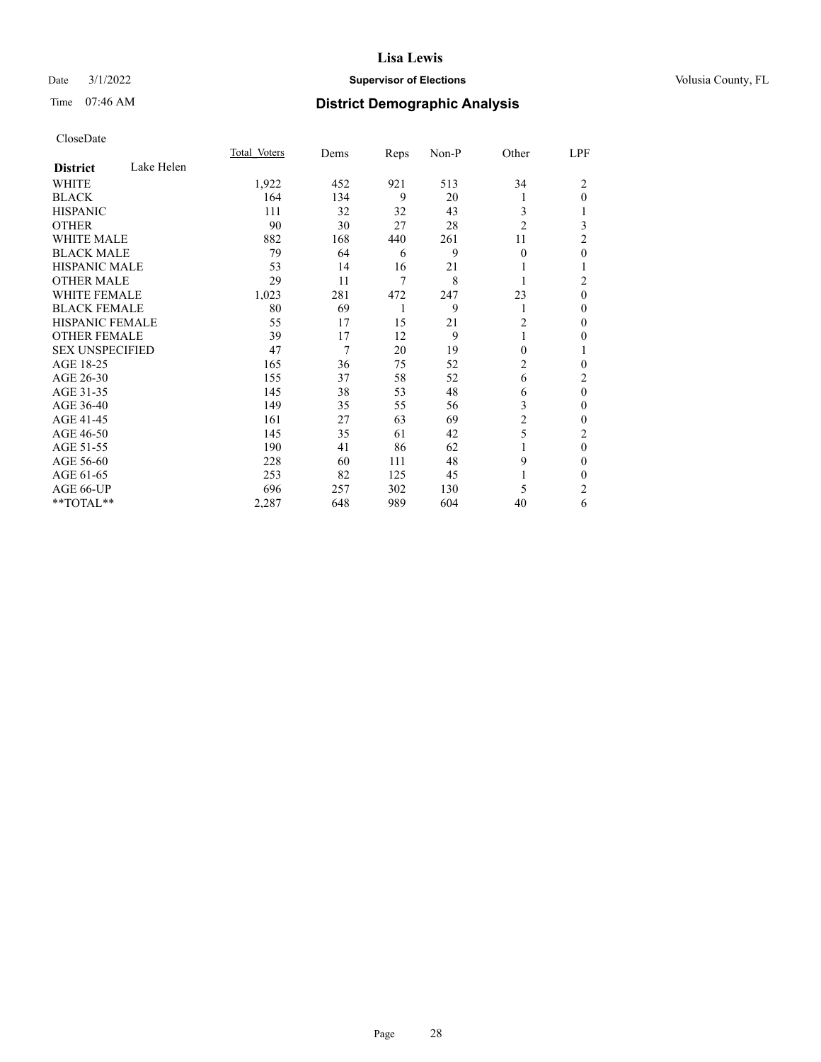# Lisa Lewis

Date 3/1/2022 **Supervisor of Elections** Volusia County, FL

Time 07:46 AM **District Demographic Analysis**

CloseDate

| District: Lake Helen | Total_Voters | Dems | Reps | Non-P | Other | LPF |
|---|---|---|---|---|---|---|
| WHITE | 1,922 | 452 | 921 | 513 | 34 | 2 |
| BLACK | 164 | 134 | 9 | 20 | 1 | 0 |
| HISPANIC | 111 | 32 | 32 | 43 | 3 | 1 |
| OTHER | 90 | 30 | 27 | 28 | 2 | 3 |
| WHITE MALE | 882 | 168 | 440 | 261 | 11 | 2 |
| BLACK MALE | 79 | 64 | 6 | 9 | 0 | 0 |
| HISPANIC MALE | 53 | 14 | 16 | 21 | 1 | 1 |
| OTHER MALE | 29 | 11 | 7 | 8 | 1 | 2 |
| WHITE FEMALE | 1,023 | 281 | 472 | 247 | 23 | 0 |
| BLACK FEMALE | 80 | 69 | 1 | 9 | 1 | 0 |
| HISPANIC FEMALE | 55 | 17 | 15 | 21 | 2 | 0 |
| OTHER FEMALE | 39 | 17 | 12 | 9 | 1 | 0 |
| SEX UNSPECIFIED | 47 | 7 | 20 | 19 | 0 | 1 |
| AGE 18-25 | 165 | 36 | 75 | 52 | 2 | 0 |
| AGE 26-30 | 155 | 37 | 58 | 52 | 6 | 2 |
| AGE 31-35 | 145 | 38 | 53 | 48 | 6 | 0 |
| AGE 36-40 | 149 | 35 | 55 | 56 | 3 | 0 |
| AGE 41-45 | 161 | 27 | 63 | 69 | 2 | 0 |
| AGE 46-50 | 145 | 35 | 61 | 42 | 5 | 2 |
| AGE 51-55 | 190 | 41 | 86 | 62 | 1 | 0 |
| AGE 56-60 | 228 | 60 | 111 | 48 | 9 | 0 |
| AGE 61-65 | 253 | 82 | 125 | 45 | 1 | 0 |
| AGE 66-UP | 696 | 257 | 302 | 130 | 5 | 2 |
| **TOTAL** | 2,287 | 648 | 989 | 604 | 40 | 6 |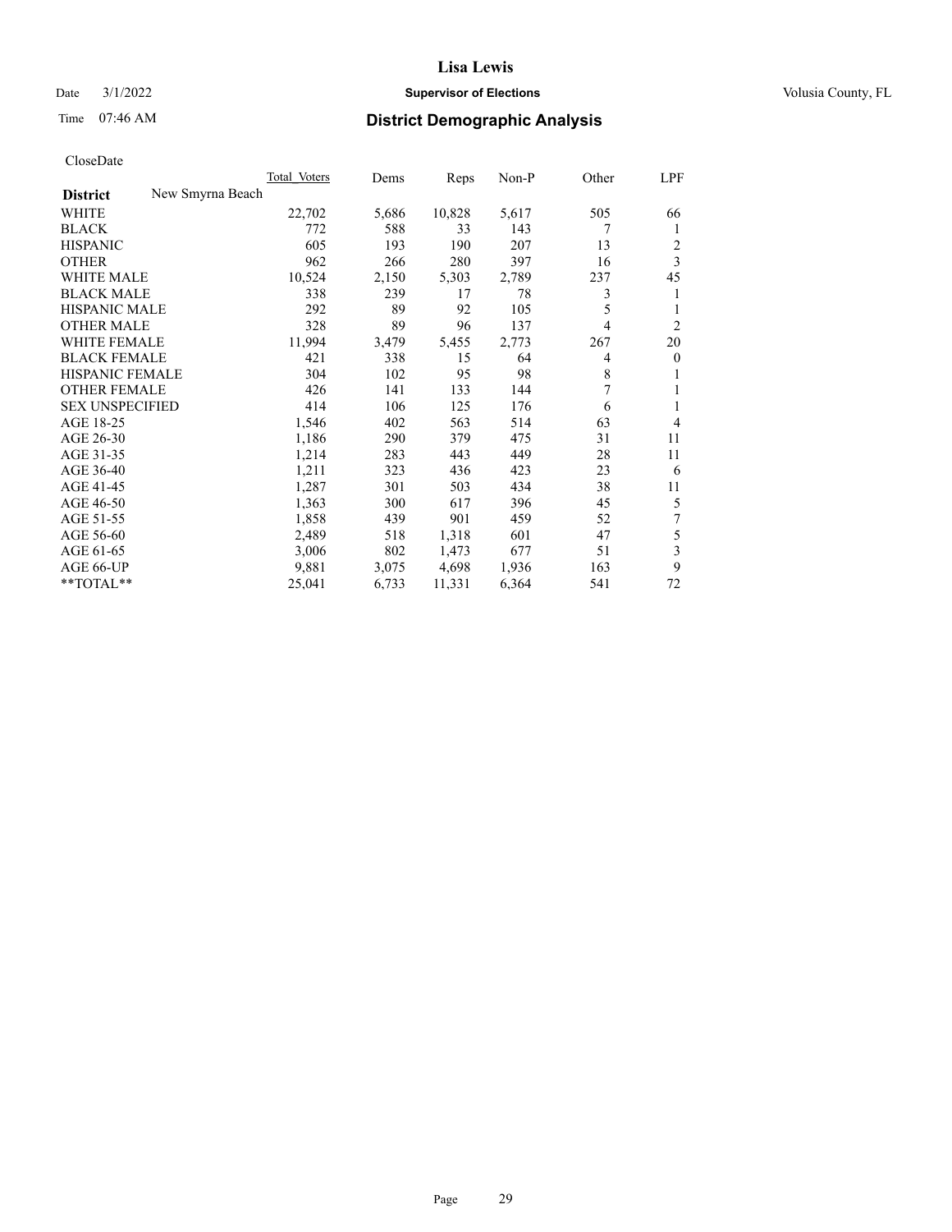# Lisa Lewis

Date 3/1/2022 **Supervisor of Elections** Volusia County, FL

Time 07:46 AM **District Demographic Analysis**

CloseDate

| **District** New Smyrna Beach | Total Voters | Dems | Reps | Non-P | Other | LPF |
|---|---|---|---|---|---|---|
| WHITE | 22,702 | 5,686 | 10,828 | 5,617 | 505 | 66 |
| BLACK | 772 | 588 | 33 | 143 | 7 | 1 |
| HISPANIC | 605 | 193 | 190 | 207 | 13 | 2 |
| OTHER | 962 | 266 | 280 | 397 | 16 | 3 |
| WHITE MALE | 10,524 | 2,150 | 5,303 | 2,789 | 237 | 45 |
| BLACK MALE | 338 | 239 | 17 | 78 | 3 | 1 |
| HISPANIC MALE | 292 | 89 | 92 | 105 | 5 | 1 |
| OTHER MALE | 328 | 89 | 96 | 137 | 4 | 2 |
| WHITE FEMALE | 11,994 | 3,479 | 5,455 | 2,773 | 267 | 20 |
| BLACK FEMALE | 421 | 338 | 15 | 64 | 4 | 0 |
| HISPANIC FEMALE | 304 | 102 | 95 | 98 | 8 | 1 |
| OTHER FEMALE | 426 | 141 | 133 | 144 | 7 | 1 |
| SEX UNSPECIFIED | 414 | 106 | 125 | 176 | 6 | 1 |
| AGE 18-25 | 1,546 | 402 | 563 | 514 | 63 | 4 |
| AGE 26-30 | 1,186 | 290 | 379 | 475 | 31 | 11 |
| AGE 31-35 | 1,214 | 283 | 443 | 449 | 28 | 11 |
| AGE 36-40 | 1,211 | 323 | 436 | 423 | 23 | 6 |
| AGE 41-45 | 1,287 | 301 | 503 | 434 | 38 | 11 |
| AGE 46-50 | 1,363 | 300 | 617 | 396 | 45 | 5 |
| AGE 51-55 | 1,858 | 439 | 901 | 459 | 52 | 7 |
| AGE 56-60 | 2,489 | 518 | 1,318 | 601 | 47 | 5 |
| AGE 61-65 | 3,006 | 802 | 1,473 | 677 | 51 | 3 |
| AGE 66-UP | 9,881 | 3,075 | 4,698 | 1,936 | 163 | 9 |
| **TOTAL** | 25,041 | 6,733 | 11,331 | 6,364 | 541 | 72 |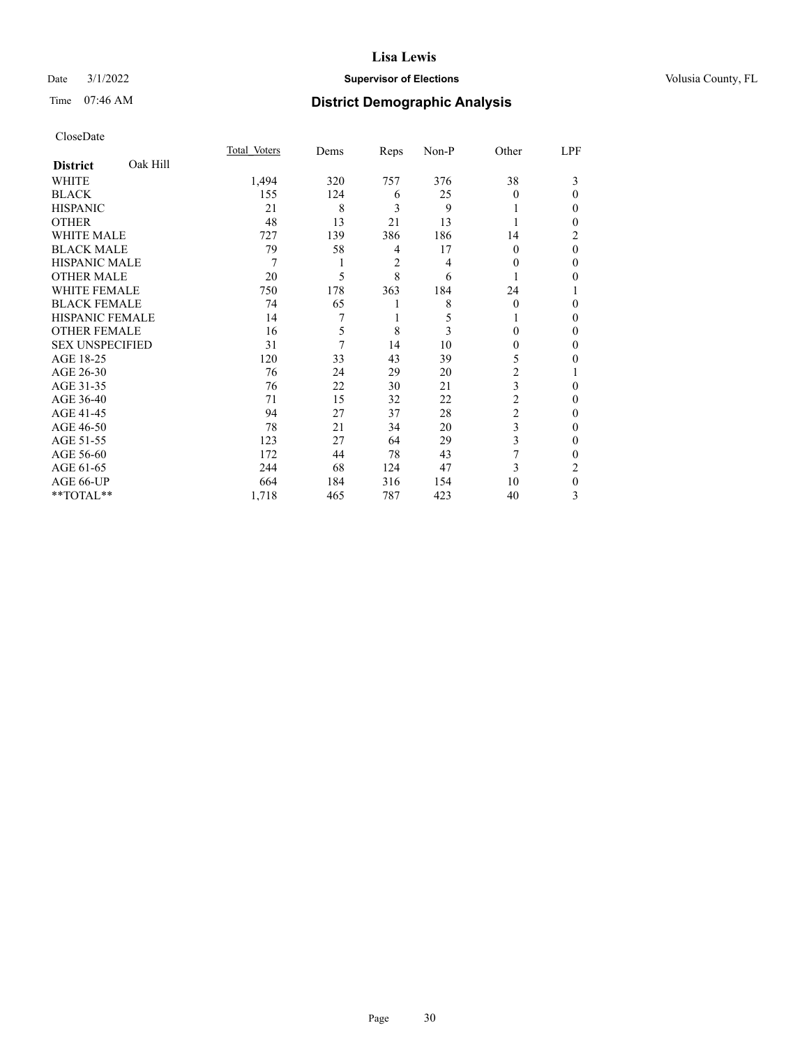CloseDate

| District Oak Hill | Total Voters | Dems | Reps | Non-P | Other | LPF |
|---|---|---|---|---|---|---|
| WHITE | 1,494 | 320 | 757 | 376 | 38 | 3 |
| BLACK | 155 | 124 | 6 | 25 | 0 | 0 |
| HISPANIC | 21 | 8 | 3 | 9 | 1 | 0 |
| OTHER | 48 | 13 | 21 | 13 | 1 | 0 |
| WHITE MALE | 727 | 139 | 386 | 186 | 14 | 2 |
| BLACK MALE | 79 | 58 | 4 | 17 | 0 | 0 |
| HISPANIC MALE | 7 | 1 | 2 | 4 | 0 | 0 |
| OTHER MALE | 20 | 5 | 8 | 6 | 1 | 0 |
| WHITE FEMALE | 750 | 178 | 363 | 184 | 24 | 1 |
| BLACK FEMALE | 74 | 65 | 1 | 8 | 0 | 0 |
| HISPANIC FEMALE | 14 | 7 | 1 | 5 | 1 | 0 |
| OTHER FEMALE | 16 | 5 | 8 | 3 | 0 | 0 |
| SEX UNSPECIFIED | 31 | 7 | 14 | 10 | 0 | 0 |
| AGE 18-25 | 120 | 33 | 43 | 39 | 5 | 0 |
| AGE 26-30 | 76 | 24 | 29 | 20 | 2 | 1 |
| AGE 31-35 | 76 | 22 | 30 | 21 | 3 | 0 |
| AGE 36-40 | 71 | 15 | 32 | 22 | 2 | 0 |
| AGE 41-45 | 94 | 27 | 37 | 28 | 2 | 0 |
| AGE 46-50 | 78 | 21 | 34 | 20 | 3 | 0 |
| AGE 51-55 | 123 | 27 | 64 | 29 | 3 | 0 |
| AGE 56-60 | 172 | 44 | 78 | 43 | 7 | 0 |
| AGE 61-65 | 244 | 68 | 124 | 47 | 3 | 2 |
| AGE 66-UP | 664 | 184 | 316 | 154 | 10 | 0 |
| **TOTAL** | 1,718 | 465 | 787 | 423 | 40 | 3 |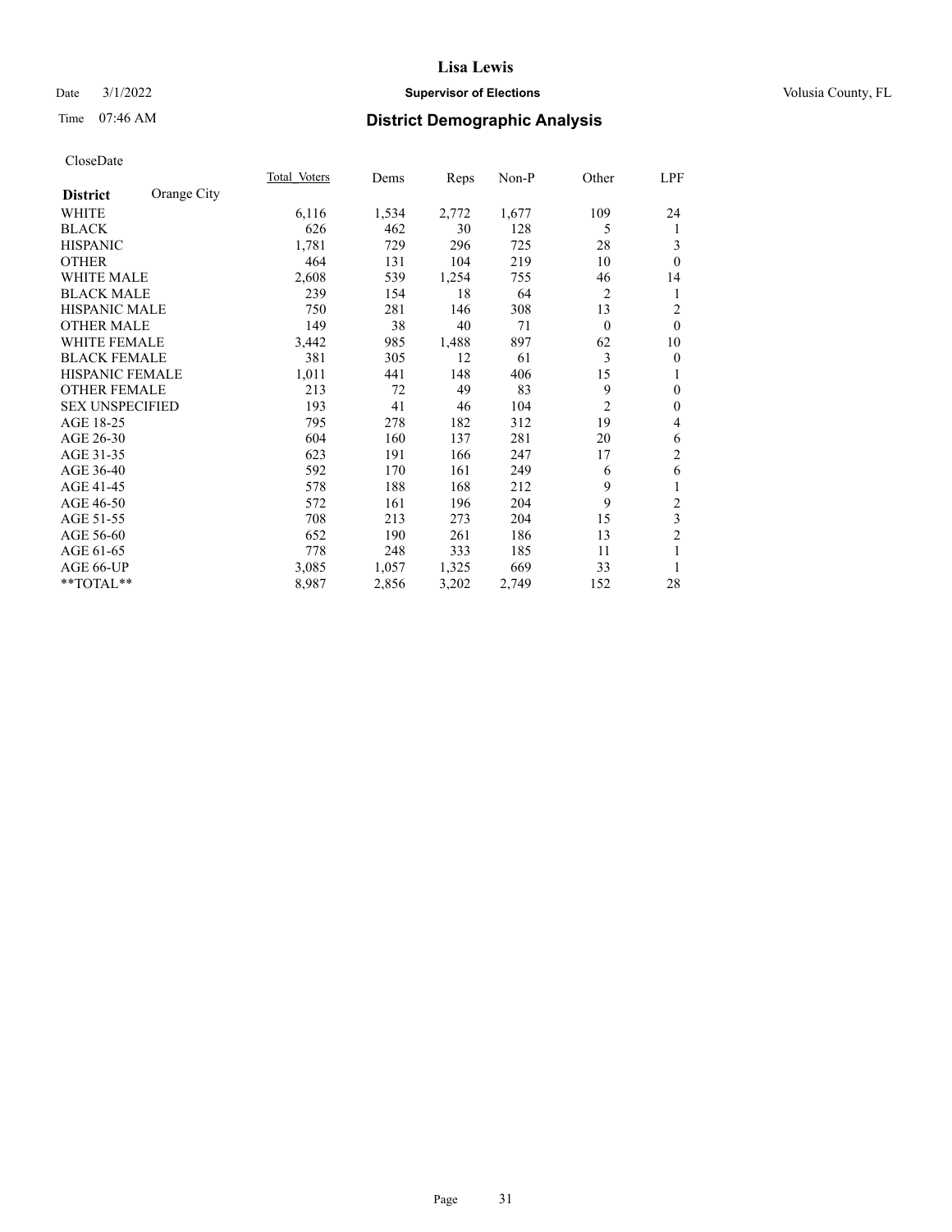# Lisa Lewis

Date 3/1/2022 **Supervisor of Elections** Volusia County, FL

Time 07:46 AM **District Demographic Analysis**

CloseDate

| **District** | Orange City | Total_Voters | Dems | Reps | Non-P | Other | LPF |
|---|---|---|---|---|---|---|---|
| WHITE | | 6,116 | 1,534 | 2,772 | 1,677 | 109 | 24 |
| BLACK | | 626 | 462 | 30 | 128 | 5 | 1 |
| HISPANIC | | 1,781 | 729 | 296 | 725 | 28 | 3 |
| OTHER | | 464 | 131 | 104 | 219 | 10 | 0 |
| WHITE MALE | | 2,608 | 539 | 1,254 | 755 | 46 | 14 |
| BLACK MALE | | 239 | 154 | 18 | 64 | 2 | 1 |
| HISPANIC MALE | | 750 | 281 | 146 | 308 | 13 | 2 |
| OTHER MALE | | 149 | 38 | 40 | 71 | 0 | 0 |
| WHITE FEMALE | | 3,442 | 985 | 1,488 | 897 | 62 | 10 |
| BLACK FEMALE | | 381 | 305 | 12 | 61 | 3 | 0 |
| HISPANIC FEMALE | | 1,011 | 441 | 148 | 406 | 15 | 1 |
| OTHER FEMALE | | 213 | 72 | 49 | 83 | 9 | 0 |
| SEX UNSPECIFIED | | 193 | 41 | 46 | 104 | 2 | 0 |
| AGE 18-25 | | 795 | 278 | 182 | 312 | 19 | 4 |
| AGE 26-30 | | 604 | 160 | 137 | 281 | 20 | 6 |
| AGE 31-35 | | 623 | 191 | 166 | 247 | 17 | 2 |
| AGE 36-40 | | 592 | 170 | 161 | 249 | 6 | 6 |
| AGE 41-45 | | 578 | 188 | 168 | 212 | 9 | 1 |
| AGE 46-50 | | 572 | 161 | 196 | 204 | 9 | 2 |
| AGE 51-55 | | 708 | 213 | 273 | 204 | 15 | 3 |
| AGE 56-60 | | 652 | 190 | 261 | 186 | 13 | 2 |
| AGE 61-65 | | 778 | 248 | 333 | 185 | 11 | 1 |
| AGE 66-UP | | 3,085 | 1,057 | 1,325 | 669 | 33 | 1 |
| **TOTAL** | | 8,987 | 2,856 | 3,202 | 2,749 | 152 | 28 |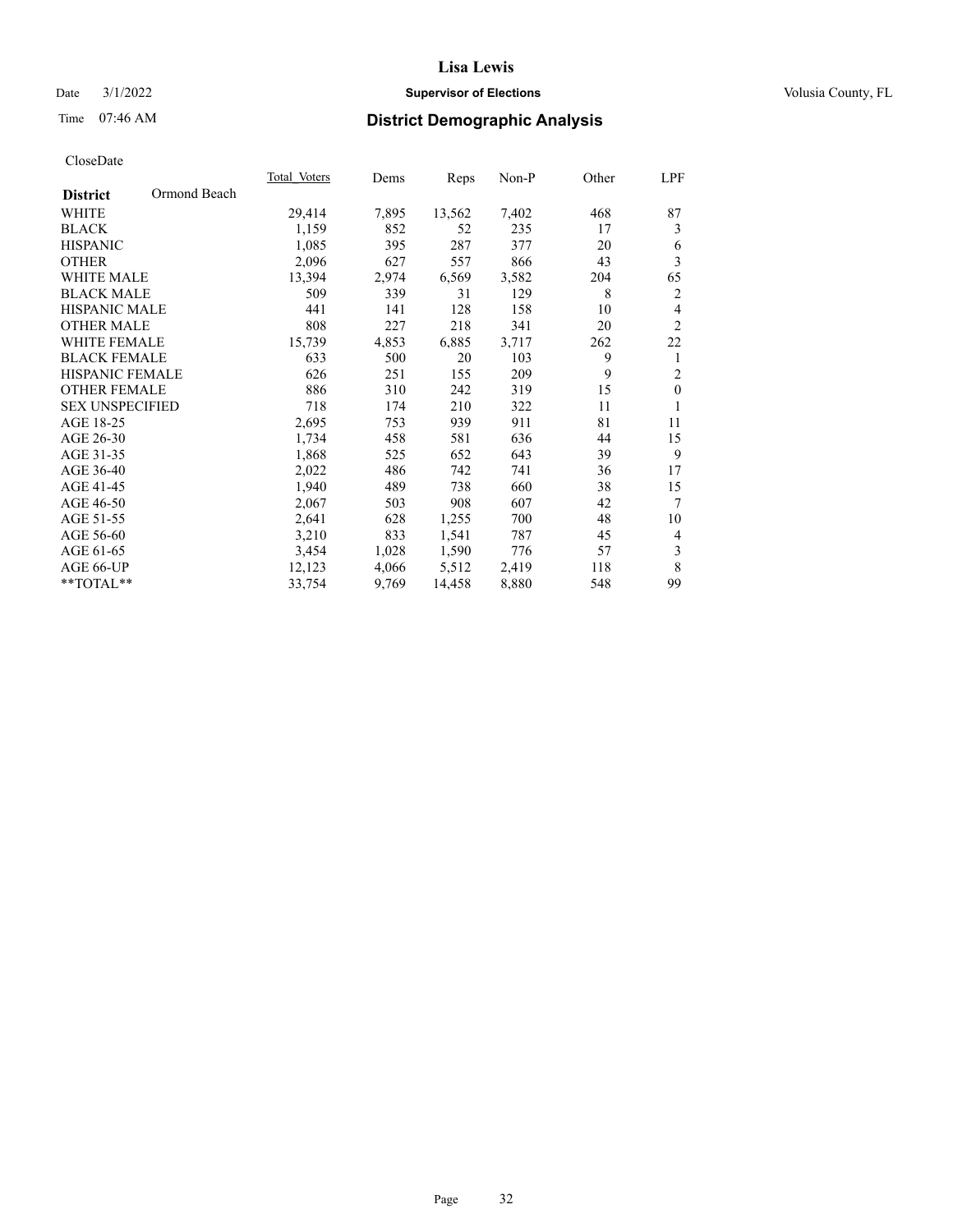# Lisa Lewis

Date 3/1/2022 **Supervisor of Elections** Volusia County, FL

Time 07:46 AM **District Demographic Analysis**

CloseDate

| **District** Ormond Beach | Total Voters | Dems | Reps | Non-P | Other | LPF |
|---|---|---|---|---|---|---|
| WHITE | 29,414 | 7,895 | 13,562 | 7,402 | 468 | 87 |
| BLACK | 1,159 | 852 | 52 | 235 | 17 | 3 |
| HISPANIC | 1,085 | 395 | 287 | 377 | 20 | 6 |
| OTHER | 2,096 | 627 | 557 | 866 | 43 | 3 |
| WHITE MALE | 13,394 | 2,974 | 6,569 | 3,582 | 204 | 65 |
| BLACK MALE | 509 | 339 | 31 | 129 | 8 | 2 |
| HISPANIC MALE | 441 | 141 | 128 | 158 | 10 | 4 |
| OTHER MALE | 808 | 227 | 218 | 341 | 20 | 2 |
| WHITE FEMALE | 15,739 | 4,853 | 6,885 | 3,717 | 262 | 22 |
| BLACK FEMALE | 633 | 500 | 20 | 103 | 9 | 1 |
| HISPANIC FEMALE | 626 | 251 | 155 | 209 | 9 | 2 |
| OTHER FEMALE | 886 | 310 | 242 | 319 | 15 | 0 |
| SEX UNSPECIFIED | 718 | 174 | 210 | 322 | 11 | 1 |
| AGE 18-25 | 2,695 | 753 | 939 | 911 | 81 | 11 |
| AGE 26-30 | 1,734 | 458 | 581 | 636 | 44 | 15 |
| AGE 31-35 | 1,868 | 525 | 652 | 643 | 39 | 9 |
| AGE 36-40 | 2,022 | 486 | 742 | 741 | 36 | 17 |
| AGE 41-45 | 1,940 | 489 | 738 | 660 | 38 | 15 |
| AGE 46-50 | 2,067 | 503 | 908 | 607 | 42 | 7 |
| AGE 51-55 | 2,641 | 628 | 1,255 | 700 | 48 | 10 |
| AGE 56-60 | 3,210 | 833 | 1,541 | 787 | 45 | 4 |
| AGE 61-65 | 3,454 | 1,028 | 1,590 | 776 | 57 | 3 |
| AGE 66-UP | 12,123 | 4,066 | 5,512 | 2,419 | 118 | 8 |
| **TOTAL** | 33,754 | 9,769 | 14,458 | 8,880 | 548 | 99 |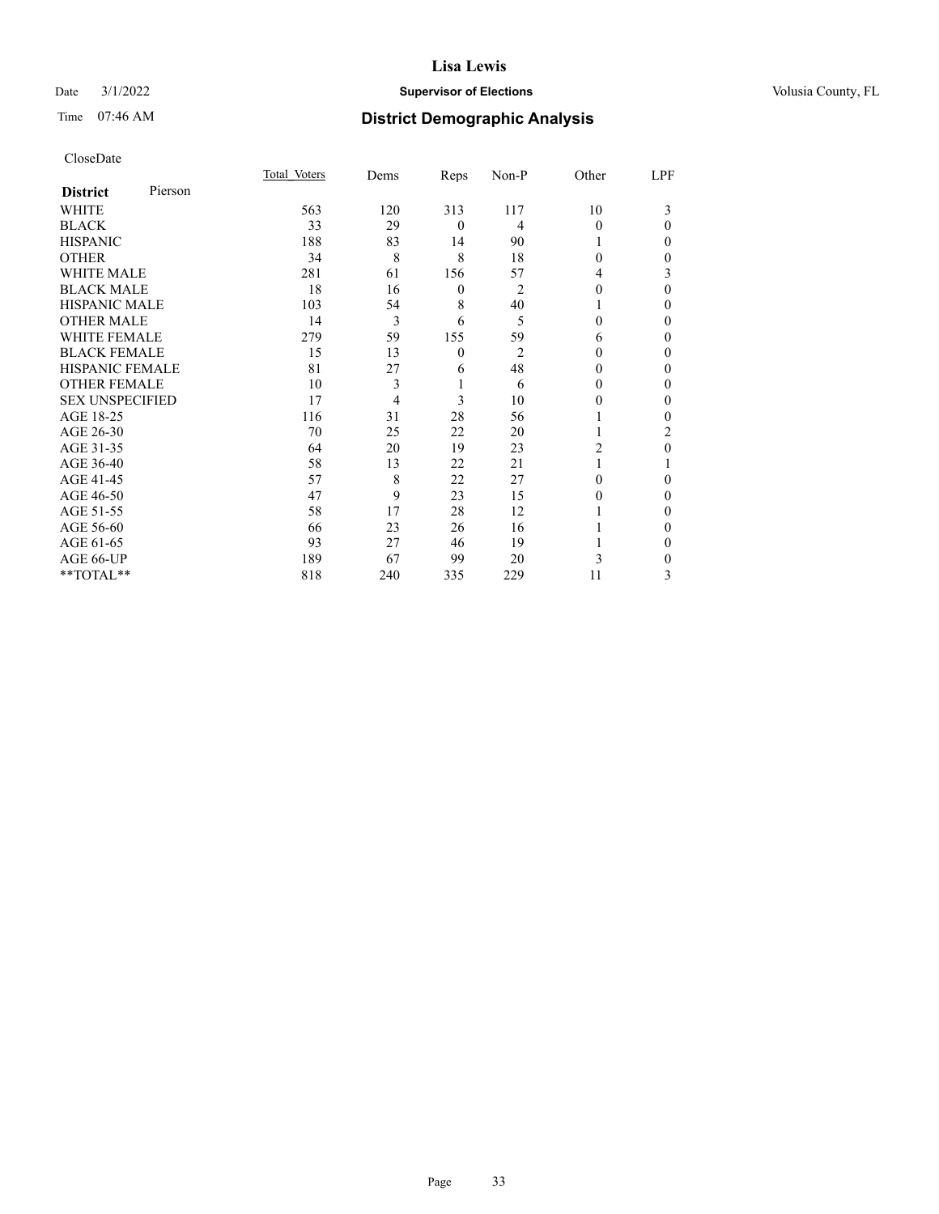# Lisa Lewis

Date 3/1/2022 **Supervisor of Elections** Volusia County, FL

Time 07:46 AM **District Demographic Analysis**

CloseDate

| District | Pierson | Total Voters | Dems | Reps | Non-P | Other | LPF |
|---|---|---|---|---|---|---|---|
| WHITE | | 563 | 120 | 313 | 117 | 10 | 3 |
| BLACK | | 33 | 29 | 0 | 4 | 0 | 0 |
| HISPANIC | | 188 | 83 | 14 | 90 | 1 | 0 |
| OTHER | | 34 | 8 | 8 | 18 | 0 | 0 |
| WHITE MALE | | 281 | 61 | 156 | 57 | 4 | 3 |
| BLACK MALE | | 18 | 16 | 0 | 2 | 0 | 0 |
| HISPANIC MALE | | 103 | 54 | 8 | 40 | 1 | 0 |
| OTHER MALE | | 14 | 3 | 6 | 5 | 0 | 0 |
| WHITE FEMALE | | 279 | 59 | 155 | 59 | 6 | 0 |
| BLACK FEMALE | | 15 | 13 | 0 | 2 | 0 | 0 |
| HISPANIC FEMALE | | 81 | 27 | 6 | 48 | 0 | 0 |
| OTHER FEMALE | | 10 | 3 | 1 | 6 | 0 | 0 |
| SEX UNSPECIFIED | | 17 | 4 | 3 | 10 | 0 | 0 |
| AGE 18-25 | | 116 | 31 | 28 | 56 | 1 | 0 |
| AGE 26-30 | | 70 | 25 | 22 | 20 | 1 | 2 |
| AGE 31-35 | | 64 | 20 | 19 | 23 | 2 | 0 |
| AGE 36-40 | | 58 | 13 | 22 | 21 | 1 | 1 |
| AGE 41-45 | | 57 | 8 | 22 | 27 | 0 | 0 |
| AGE 46-50 | | 47 | 9 | 23 | 15 | 0 | 0 |
| AGE 51-55 | | 58 | 17 | 28 | 12 | 1 | 0 |
| AGE 56-60 | | 66 | 23 | 26 | 16 | 1 | 0 |
| AGE 61-65 | | 93 | 27 | 46 | 19 | 1 | 0 |
| AGE 66-UP | | 189 | 67 | 99 | 20 | 3 | 0 |
| **TOTAL** | | 818 | 240 | 335 | 229 | 11 | 3 |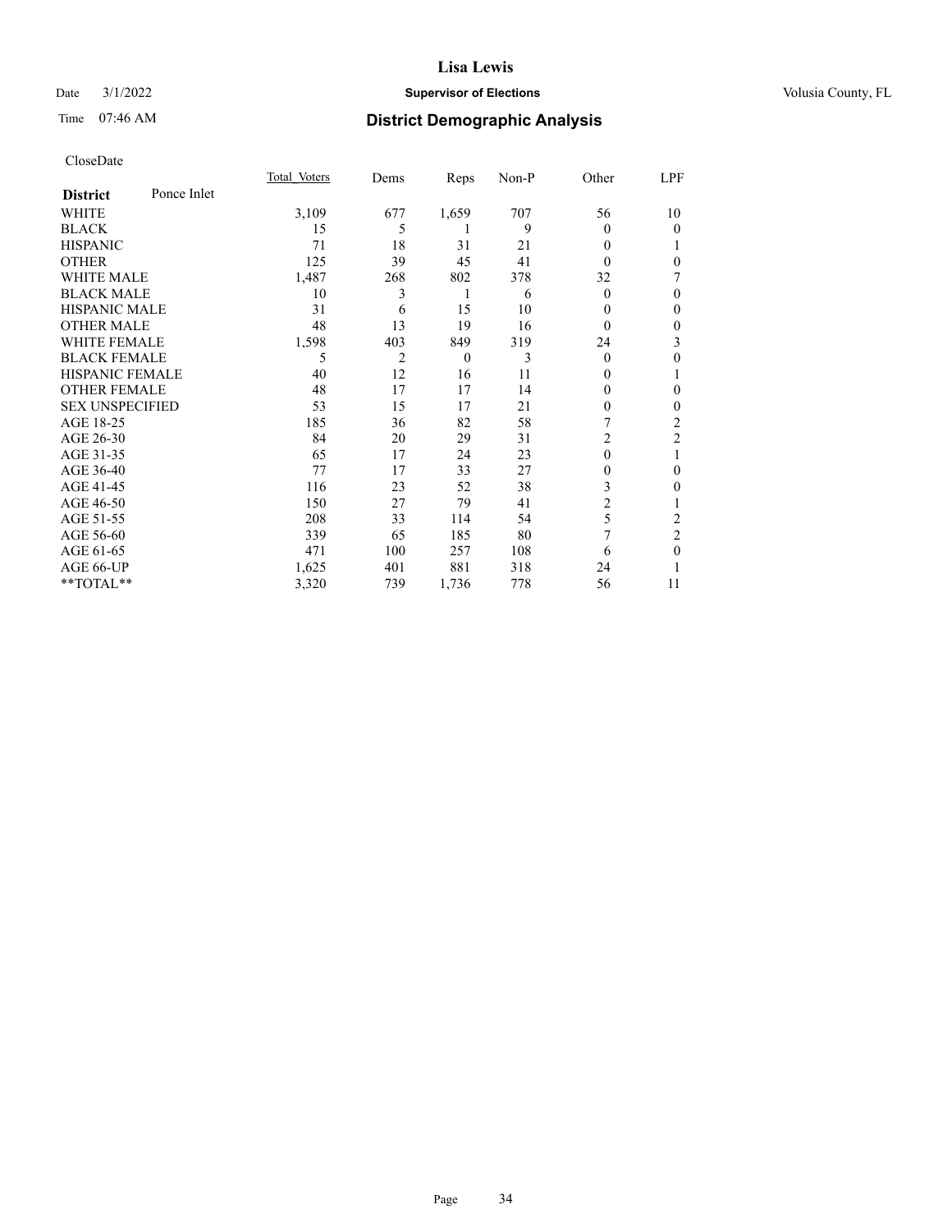CloseDate

| District | Ponce Inlet | Total_Voters | Dems | Reps | Non-P | Other | LPF |
|---|---|---|---|---|---|---|---|
| WHITE | | 3,109 | 677 | 1,659 | 707 | 56 | 10 |
| BLACK | | 15 | 5 | 1 | 9 | 0 | 0 |
| HISPANIC | | 71 | 18 | 31 | 21 | 0 | 1 |
| OTHER | | 125 | 39 | 45 | 41 | 0 | 0 |
| WHITE MALE | | 1,487 | 268 | 802 | 378 | 32 | 7 |
| BLACK MALE | | 10 | 3 | 1 | 6 | 0 | 0 |
| HISPANIC MALE | | 31 | 6 | 15 | 10 | 0 | 0 |
| OTHER MALE | | 48 | 13 | 19 | 16 | 0 | 0 |
| WHITE FEMALE | | 1,598 | 403 | 849 | 319 | 24 | 3 |
| BLACK FEMALE | | 5 | 2 | 0 | 3 | 0 | 0 |
| HISPANIC FEMALE | | 40 | 12 | 16 | 11 | 0 | 1 |
| OTHER FEMALE | | 48 | 17 | 17 | 14 | 0 | 0 |
| SEX UNSPECIFIED | | 53 | 15 | 17 | 21 | 0 | 0 |
| AGE 18-25 | | 185 | 36 | 82 | 58 | 7 | 2 |
| AGE 26-30 | | 84 | 20 | 29 | 31 | 2 | 2 |
| AGE 31-35 | | 65 | 17 | 24 | 23 | 0 | 1 |
| AGE 36-40 | | 77 | 17 | 33 | 27 | 0 | 0 |
| AGE 41-45 | | 116 | 23 | 52 | 38 | 3 | 0 |
| AGE 46-50 | | 150 | 27 | 79 | 41 | 2 | 1 |
| AGE 51-55 | | 208 | 33 | 114 | 54 | 5 | 2 |
| AGE 56-60 | | 339 | 65 | 185 | 80 | 7 | 2 |
| AGE 61-65 | | 471 | 100 | 257 | 108 | 6 | 0 |
| AGE 66-UP | | 1,625 | 401 | 881 | 318 | 24 | 1 |
| **TOTAL** | | 3,320 | 739 | 1,736 | 778 | 56 | 11 |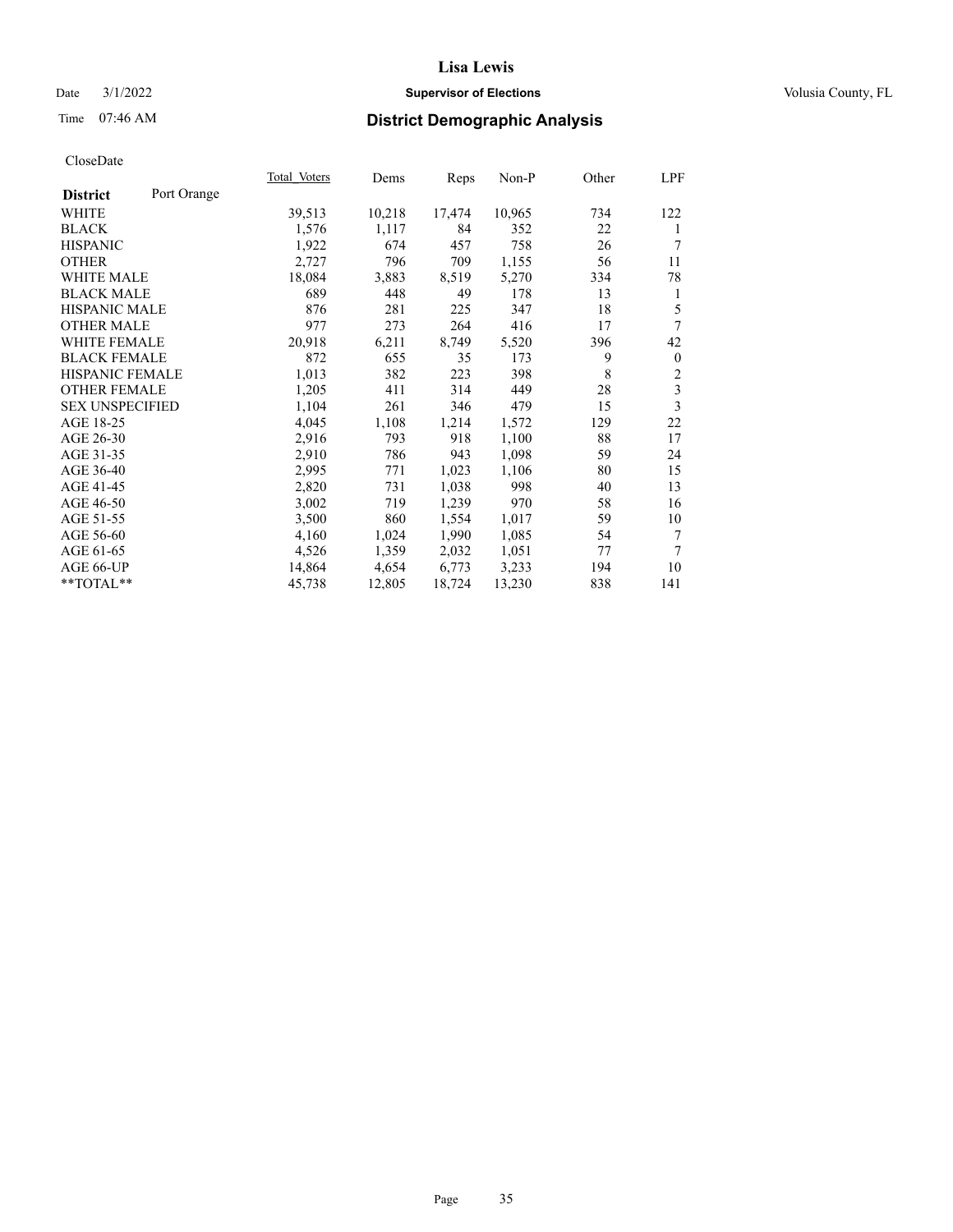# District Demographic Analysis

CloseDate

| District: Port Orange | Total_Voters | Dems | Reps | Non-P | Other | LPF |
|---|---|---|---|---|---|---|
| WHITE | 39,513 | 10,218 | 17,474 | 10,965 | 734 | 122 |
| BLACK | 1,576 | 1,117 | 84 | 352 | 22 | 1 |
| HISPANIC | 1,922 | 674 | 457 | 758 | 26 | 7 |
| OTHER | 2,727 | 796 | 709 | 1,155 | 56 | 11 |
| WHITE MALE | 18,084 | 3,883 | 8,519 | 5,270 | 334 | 78 |
| BLACK MALE | 689 | 448 | 49 | 178 | 13 | 1 |
| HISPANIC MALE | 876 | 281 | 225 | 347 | 18 | 5 |
| OTHER MALE | 977 | 273 | 264 | 416 | 17 | 7 |
| WHITE FEMALE | 20,918 | 6,211 | 8,749 | 5,520 | 396 | 42 |
| BLACK FEMALE | 872 | 655 | 35 | 173 | 9 | 0 |
| HISPANIC FEMALE | 1,013 | 382 | 223 | 398 | 8 | 2 |
| OTHER FEMALE | 1,205 | 411 | 314 | 449 | 28 | 3 |
| SEX UNSPECIFIED | 1,104 | 261 | 346 | 479 | 15 | 3 |
| AGE 18-25 | 4,045 | 1,108 | 1,214 | 1,572 | 129 | 22 |
| AGE 26-30 | 2,916 | 793 | 918 | 1,100 | 88 | 17 |
| AGE 31-35 | 2,910 | 786 | 943 | 1,098 | 59 | 24 |
| AGE 36-40 | 2,995 | 771 | 1,023 | 1,106 | 80 | 15 |
| AGE 41-45 | 2,820 | 731 | 1,038 | 998 | 40 | 13 |
| AGE 46-50 | 3,002 | 719 | 1,239 | 970 | 58 | 16 |
| AGE 51-55 | 3,500 | 860 | 1,554 | 1,017 | 59 | 10 |
| AGE 56-60 | 4,160 | 1,024 | 1,990 | 1,085 | 54 | 7 |
| AGE 61-65 | 4,526 | 1,359 | 2,032 | 1,051 | 77 | 7 |
| AGE 66-UP | 14,864 | 4,654 | 6,773 | 3,233 | 194 | 10 |
| **TOTAL** | 45,738 | 12,805 | 18,724 | 13,230 | 838 | 141 |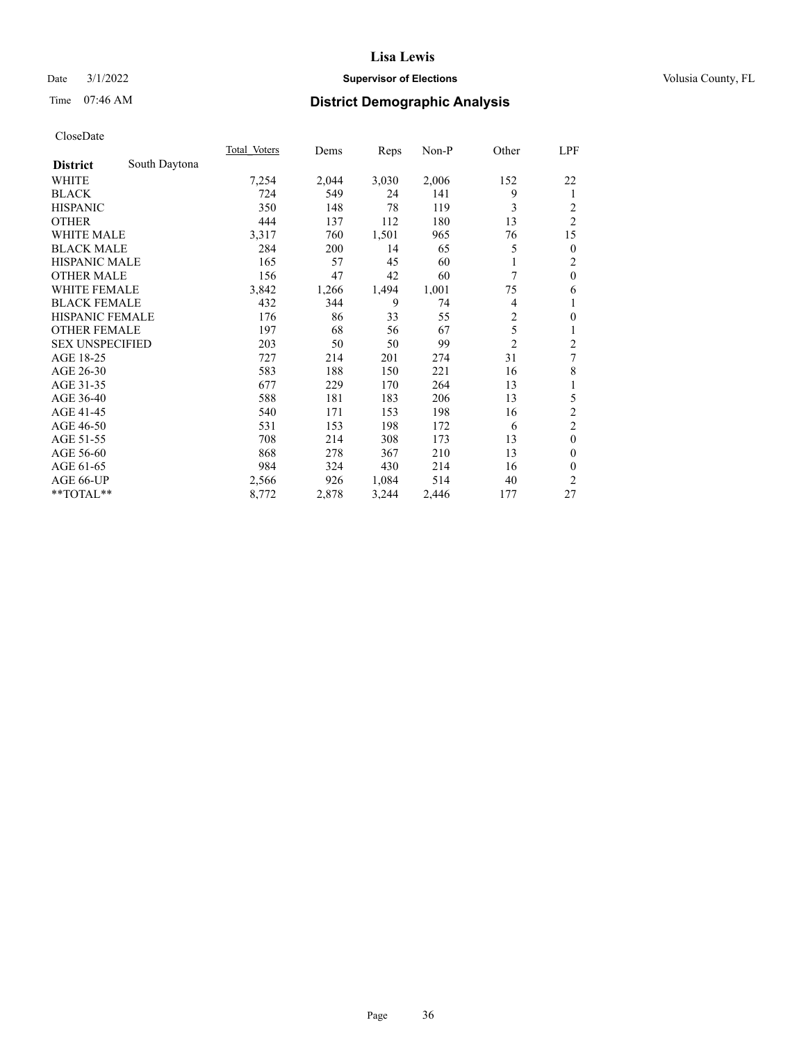# Lisa Lewis

Date 3/1/2022 **Supervisor of Elections** Volusia County, FL

Time 07:46 AM **District Demographic Analysis**

CloseDate

| **District** South Daytona | Total Voters | Dems | Reps | Non-P | Other | LPF |
|---|---|---|---|---|---|---|
| WHITE | 7,254 | 2,044 | 3,030 | 2,006 | 152 | 22 |
| BLACK | 724 | 549 | 24 | 141 | 9 | 1 |
| HISPANIC | 350 | 148 | 78 | 119 | 3 | 2 |
| OTHER | 444 | 137 | 112 | 180 | 13 | 2 |
| WHITE MALE | 3,317 | 760 | 1,501 | 965 | 76 | 15 |
| BLACK MALE | 284 | 200 | 14 | 65 | 5 | 0 |
| HISPANIC MALE | 165 | 57 | 45 | 60 | 1 | 2 |
| OTHER MALE | 156 | 47 | 42 | 60 | 7 | 0 |
| WHITE FEMALE | 3,842 | 1,266 | 1,494 | 1,001 | 75 | 6 |
| BLACK FEMALE | 432 | 344 | 9 | 74 | 4 | 1 |
| HISPANIC FEMALE | 176 | 86 | 33 | 55 | 2 | 0 |
| OTHER FEMALE | 197 | 68 | 56 | 67 | 5 | 1 |
| SEX UNSPECIFIED | 203 | 50 | 50 | 99 | 2 | 2 |
| AGE 18-25 | 727 | 214 | 201 | 274 | 31 | 7 |
| AGE 26-30 | 583 | 188 | 150 | 221 | 16 | 8 |
| AGE 31-35 | 677 | 229 | 170 | 264 | 13 | 1 |
| AGE 36-40 | 588 | 181 | 183 | 206 | 13 | 5 |
| AGE 41-45 | 540 | 171 | 153 | 198 | 16 | 2 |
| AGE 46-50 | 531 | 153 | 198 | 172 | 6 | 2 |
| AGE 51-55 | 708 | 214 | 308 | 173 | 13 | 0 |
| AGE 56-60 | 868 | 278 | 367 | 210 | 13 | 0 |
| AGE 61-65 | 984 | 324 | 430 | 214 | 16 | 0 |
| AGE 66-UP | 2,566 | 926 | 1,084 | 514 | 40 | 2 |
| **TOTAL** | 8,772 | 2,878 | 3,244 | 2,446 | 177 | 27 |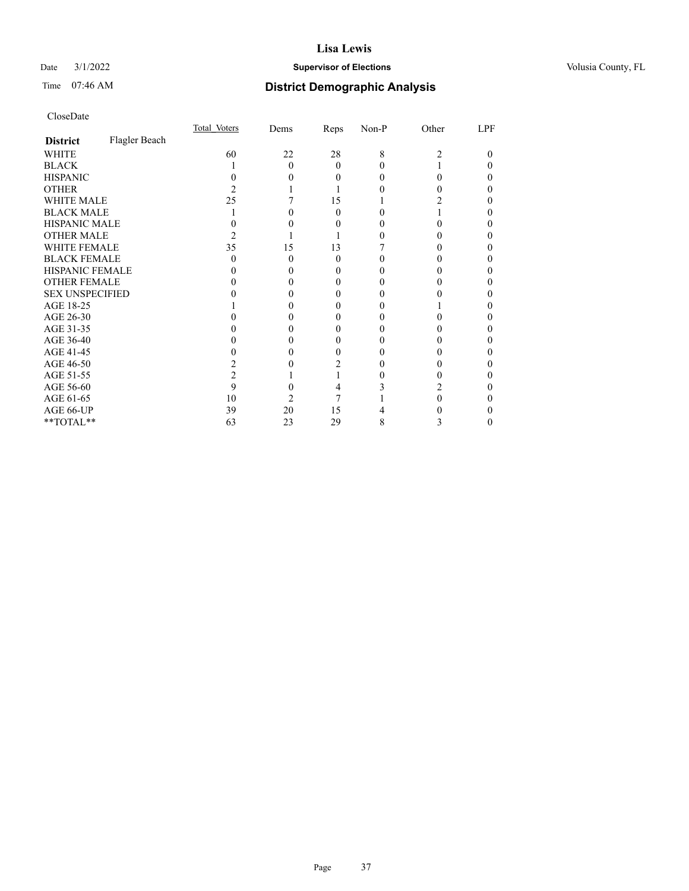# Lisa Lewis

Date 3/1/2022 **Supervisor of Elections** Volusia County, FL

Time 07:46 AM **District Demographic Analysis**

CloseDate

| **District** Flagler Beach | Total Voters | Dems | Reps | Non-P | Other | LPF |
|---|---|---|---|---|---|---|
| WHITE | 60 | 22 | 28 | 8 | 2 | 0 |
| BLACK | 1 | 0 | 0 | 0 | 1 | 0 |
| HISPANIC | 0 | 0 | 0 | 0 | 0 | 0 |
| OTHER | 2 | 1 | 1 | 0 | 0 | 0 |
| WHITE MALE | 25 | 7 | 15 | 1 | 2 | 0 |
| BLACK MALE | 1 | 0 | 0 | 0 | 1 | 0 |
| HISPANIC MALE | 0 | 0 | 0 | 0 | 0 | 0 |
| OTHER MALE | 2 | 1 | 1 | 0 | 0 | 0 |
| WHITE FEMALE | 35 | 15 | 13 | 7 | 0 | 0 |
| BLACK FEMALE | 0 | 0 | 0 | 0 | 0 | 0 |
| HISPANIC FEMALE | 0 | 0 | 0 | 0 | 0 | 0 |
| OTHER FEMALE | 0 | 0 | 0 | 0 | 0 | 0 |
| SEX UNSPECIFIED | 0 | 0 | 0 | 0 | 0 | 0 |
| AGE 18-25 | 1 | 0 | 0 | 0 | 1 | 0 |
| AGE 26-30 | 0 | 0 | 0 | 0 | 0 | 0 |
| AGE 31-35 | 0 | 0 | 0 | 0 | 0 | 0 |
| AGE 36-40 | 0 | 0 | 0 | 0 | 0 | 0 |
| AGE 41-45 | 0 | 0 | 0 | 0 | 0 | 0 |
| AGE 46-50 | 2 | 0 | 2 | 0 | 0 | 0 |
| AGE 51-55 | 2 | 1 | 1 | 0 | 0 | 0 |
| AGE 56-60 | 9 | 0 | 4 | 3 | 2 | 0 |
| AGE 61-65 | 10 | 2 | 7 | 1 | 0 | 0 |
| AGE 66-UP | 39 | 20 | 15 | 4 | 0 | 0 |
| **TOTAL** | 63 | 23 | 29 | 8 | 3 | 0 |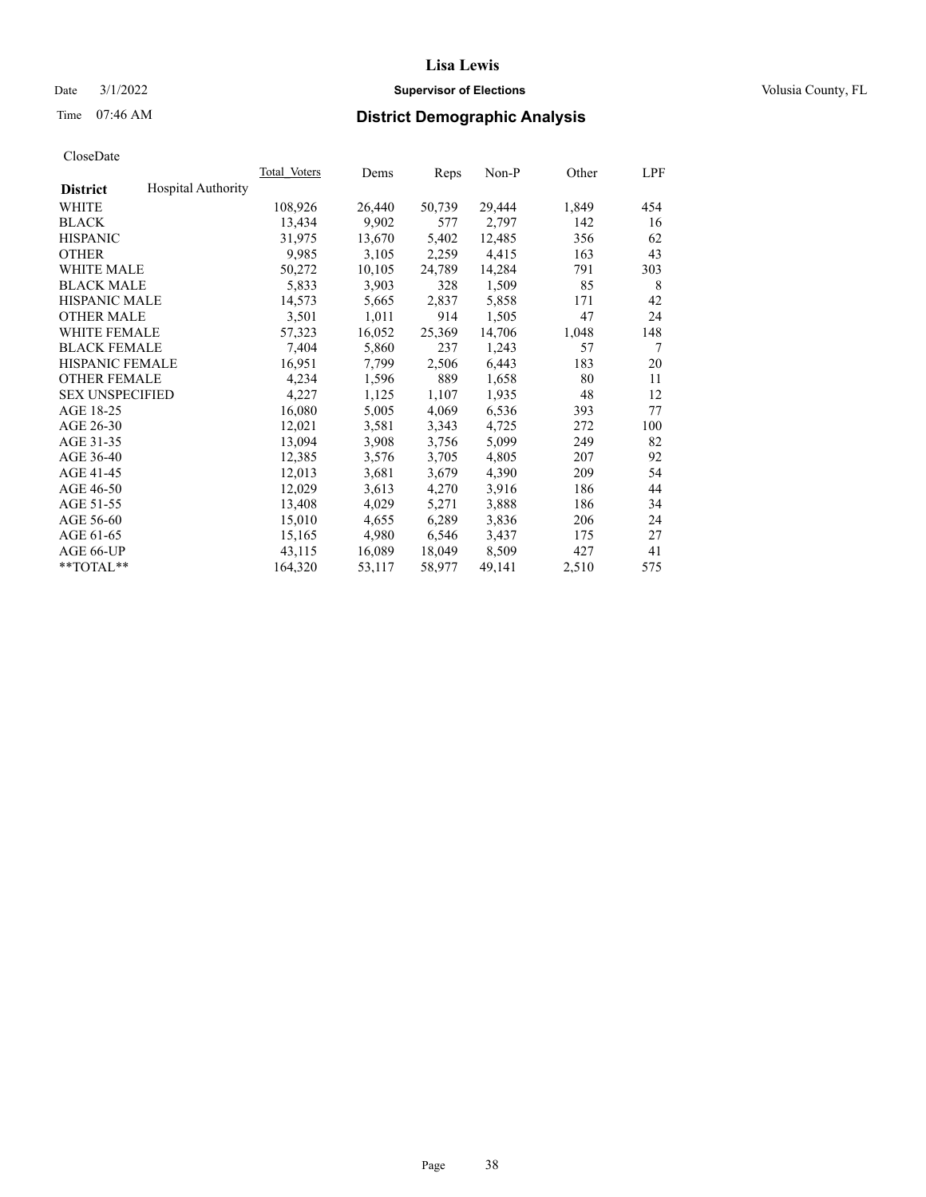# Lisa Lewis

Date 3/1/2022 **Supervisor of Elections** Volusia County, FL

Time 07:46 AM **District Demographic Analysis**

CloseDate

| **District** Hospital Authority | Total Voters | Dems | Reps | Non-P | Other | LPF |
|---|---|---|---|---|---|---|
| WHITE | 108,926 | 26,440 | 50,739 | 29,444 | 1,849 | 454 |
| BLACK | 13,434 | 9,902 | 577 | 2,797 | 142 | 16 |
| HISPANIC | 31,975 | 13,670 | 5,402 | 12,485 | 356 | 62 |
| OTHER | 9,985 | 3,105 | 2,259 | 4,415 | 163 | 43 |
| WHITE MALE | 50,272 | 10,105 | 24,789 | 14,284 | 791 | 303 |
| BLACK MALE | 5,833 | 3,903 | 328 | 1,509 | 85 | 8 |
| HISPANIC MALE | 14,573 | 5,665 | 2,837 | 5,858 | 171 | 42 |
| OTHER MALE | 3,501 | 1,011 | 914 | 1,505 | 47 | 24 |
| WHITE FEMALE | 57,323 | 16,052 | 25,369 | 14,706 | 1,048 | 148 |
| BLACK FEMALE | 7,404 | 5,860 | 237 | 1,243 | 57 | 7 |
| HISPANIC FEMALE | 16,951 | 7,799 | 2,506 | 6,443 | 183 | 20 |
| OTHER FEMALE | 4,234 | 1,596 | 889 | 1,658 | 80 | 11 |
| SEX UNSPECIFIED | 4,227 | 1,125 | 1,107 | 1,935 | 48 | 12 |
| AGE 18-25 | 16,080 | 5,005 | 4,069 | 6,536 | 393 | 77 |
| AGE 26-30 | 12,021 | 3,581 | 3,343 | 4,725 | 272 | 100 |
| AGE 31-35 | 13,094 | 3,908 | 3,756 | 5,099 | 249 | 82 |
| AGE 36-40 | 12,385 | 3,576 | 3,705 | 4,805 | 207 | 92 |
| AGE 41-45 | 12,013 | 3,681 | 3,679 | 4,390 | 209 | 54 |
| AGE 46-50 | 12,029 | 3,613 | 4,270 | 3,916 | 186 | 44 |
| AGE 51-55 | 13,408 | 4,029 | 5,271 | 3,888 | 186 | 34 |
| AGE 56-60 | 15,010 | 4,655 | 6,289 | 3,836 | 206 | 24 |
| AGE 61-65 | 15,165 | 4,980 | 6,546 | 3,437 | 175 | 27 |
| AGE 66-UP | 43,115 | 16,089 | 18,049 | 8,509 | 427 | 41 |
| **TOTAL** | 164,320 | 53,117 | 58,977 | 49,141 | 2,510 | 575 |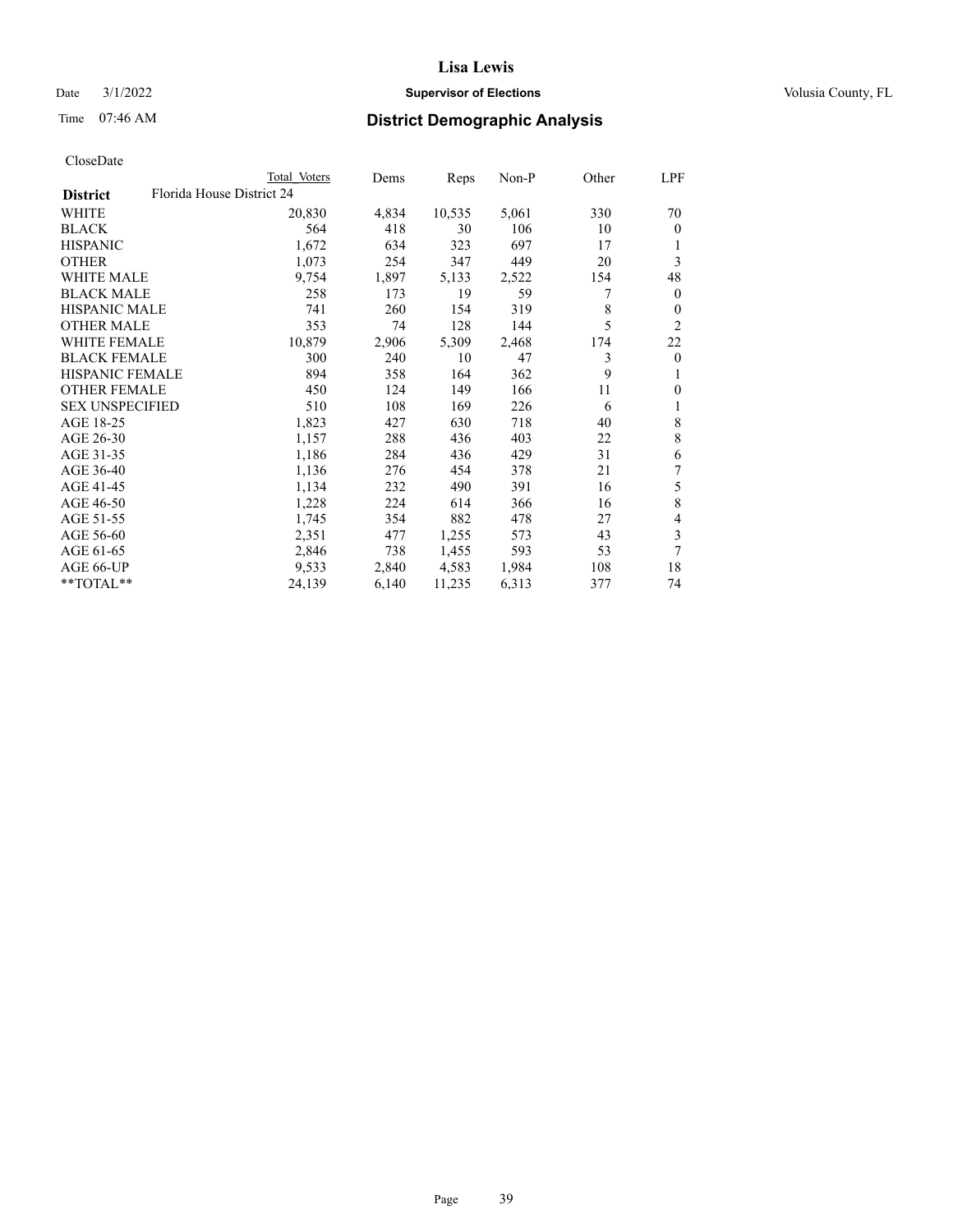# Lisa Lewis

Date 3/1/2022 **Supervisor of Elections** Volusia County, FL

Time 07:46 AM **District Demographic Analysis**

CloseDate

| | Total Voters | Dems | Reps | Non-P | Other | LPF |
|---|---|---|---|---|---|---|
| **District** Florida House District 24 | | | | | | |
| WHITE | 20,830 | 4,834 | 10,535 | 5,061 | 330 | 70 |
| BLACK | 564 | 418 | 30 | 106 | 10 | 0 |
| HISPANIC | 1,672 | 634 | 323 | 697 | 17 | 1 |
| OTHER | 1,073 | 254 | 347 | 449 | 20 | 3 |
| WHITE MALE | 9,754 | 1,897 | 5,133 | 2,522 | 154 | 48 |
| BLACK MALE | 258 | 173 | 19 | 59 | 7 | 0 |
| HISPANIC MALE | 741 | 260 | 154 | 319 | 8 | 0 |
| OTHER MALE | 353 | 74 | 128 | 144 | 5 | 2 |
| WHITE FEMALE | 10,879 | 2,906 | 5,309 | 2,468 | 174 | 22 |
| BLACK FEMALE | 300 | 240 | 10 | 47 | 3 | 0 |
| HISPANIC FEMALE | 894 | 358 | 164 | 362 | 9 | 1 |
| OTHER FEMALE | 450 | 124 | 149 | 166 | 11 | 0 |
| SEX UNSPECIFIED | 510 | 108 | 169 | 226 | 6 | 1 |
| AGE 18-25 | 1,823 | 427 | 630 | 718 | 40 | 8 |
| AGE 26-30 | 1,157 | 288 | 436 | 403 | 22 | 8 |
| AGE 31-35 | 1,186 | 284 | 436 | 429 | 31 | 6 |
| AGE 36-40 | 1,136 | 276 | 454 | 378 | 21 | 7 |
| AGE 41-45 | 1,134 | 232 | 490 | 391 | 16 | 5 |
| AGE 46-50 | 1,228 | 224 | 614 | 366 | 16 | 8 |
| AGE 51-55 | 1,745 | 354 | 882 | 478 | 27 | 4 |
| AGE 56-60 | 2,351 | 477 | 1,255 | 573 | 43 | 3 |
| AGE 61-65 | 2,846 | 738 | 1,455 | 593 | 53 | 7 |
| AGE 66-UP | 9,533 | 2,840 | 4,583 | 1,984 | 108 | 18 |
| **TOTAL** | 24,139 | 6,140 | 11,235 | 6,313 | 377 | 74 |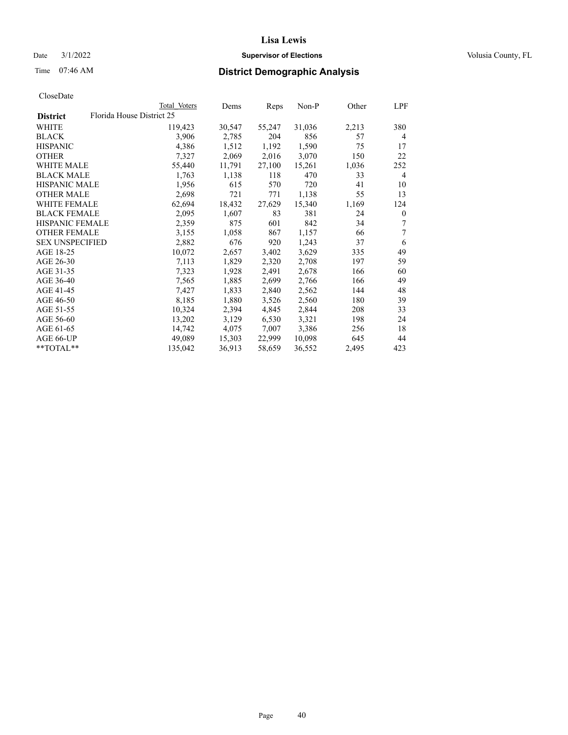# Lisa Lewis

Date 3/1/2022 **Supervisor of Elections** Volusia County, FL

Time 07:46 AM **District Demographic Analysis**

CloseDate

| District | Total Voters | Dems | Reps | Non-P | Other | LPF |
|---|---|---|---|---|---|---|
| Florida House District 25 | | | | | | |
| WHITE | 119,423 | 30,547 | 55,247 | 31,036 | 2,213 | 380 |
| BLACK | 3,906 | 2,785 | 204 | 856 | 57 | 4 |
| HISPANIC | 4,386 | 1,512 | 1,192 | 1,590 | 75 | 17 |
| OTHER | 7,327 | 2,069 | 2,016 | 3,070 | 150 | 22 |
| WHITE MALE | 55,440 | 11,791 | 27,100 | 15,261 | 1,036 | 252 |
| BLACK MALE | 1,763 | 1,138 | 118 | 470 | 33 | 4 |
| HISPANIC MALE | 1,956 | 615 | 570 | 720 | 41 | 10 |
| OTHER MALE | 2,698 | 721 | 771 | 1,138 | 55 | 13 |
| WHITE FEMALE | 62,694 | 18,432 | 27,629 | 15,340 | 1,169 | 124 |
| BLACK FEMALE | 2,095 | 1,607 | 83 | 381 | 24 | 0 |
| HISPANIC FEMALE | 2,359 | 875 | 601 | 842 | 34 | 7 |
| OTHER FEMALE | 3,155 | 1,058 | 867 | 1,157 | 66 | 7 |
| SEX UNSPECIFIED | 2,882 | 676 | 920 | 1,243 | 37 | 6 |
| AGE 18-25 | 10,072 | 2,657 | 3,402 | 3,629 | 335 | 49 |
| AGE 26-30 | 7,113 | 1,829 | 2,320 | 2,708 | 197 | 59 |
| AGE 31-35 | 7,323 | 1,928 | 2,491 | 2,678 | 166 | 60 |
| AGE 36-40 | 7,565 | 1,885 | 2,699 | 2,766 | 166 | 49 |
| AGE 41-45 | 7,427 | 1,833 | 2,840 | 2,562 | 144 | 48 |
| AGE 46-50 | 8,185 | 1,880 | 3,526 | 2,560 | 180 | 39 |
| AGE 51-55 | 10,324 | 2,394 | 4,845 | 2,844 | 208 | 33 |
| AGE 56-60 | 13,202 | 3,129 | 6,530 | 3,321 | 198 | 24 |
| AGE 61-65 | 14,742 | 4,075 | 7,007 | 3,386 | 256 | 18 |
| AGE 66-UP | 49,089 | 15,303 | 22,999 | 10,098 | 645 | 44 |
| **TOTAL** | 135,042 | 36,913 | 58,659 | 36,552 | 2,495 | 423 |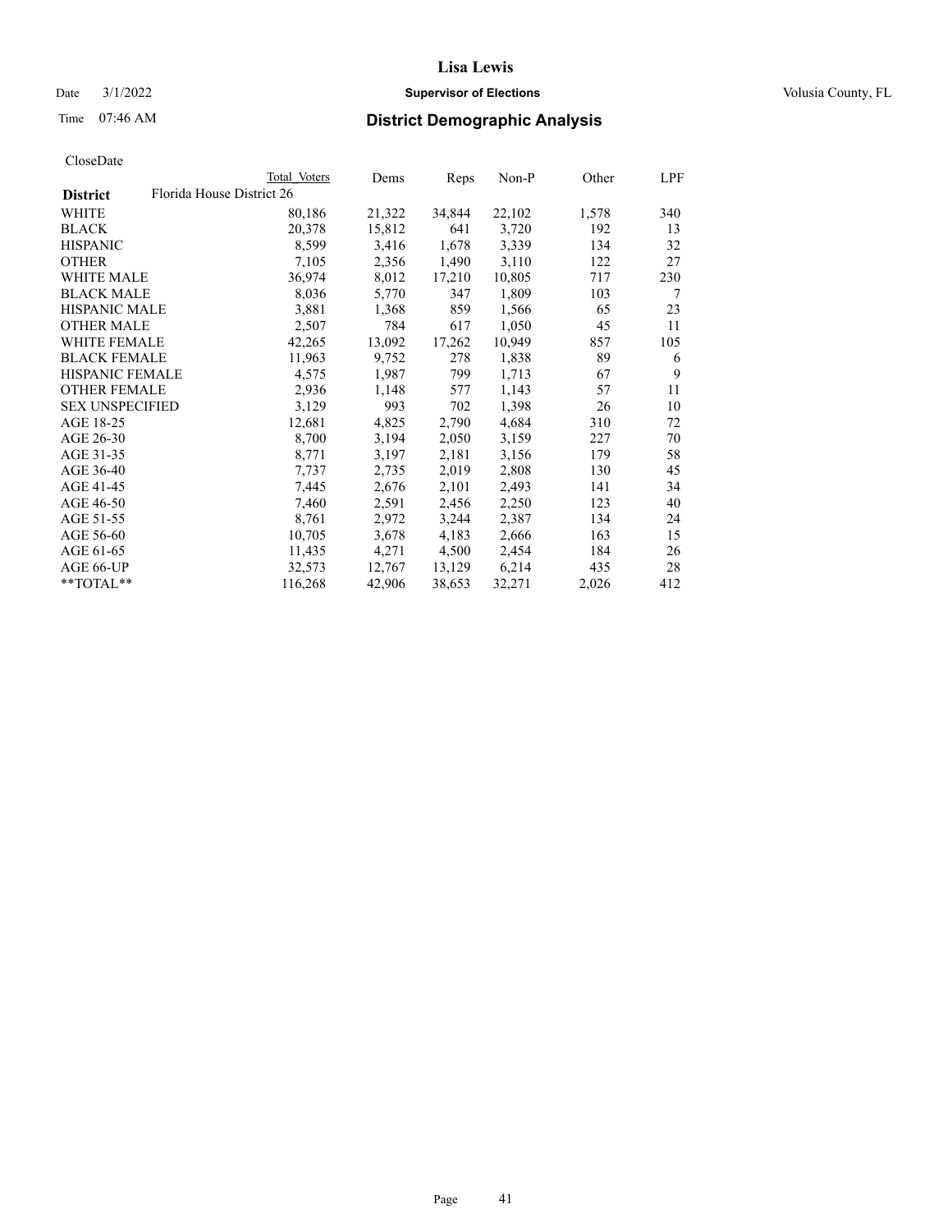# Lisa Lewis

Date 3/1/2022 **Supervisor of Elections** Volusia County, FL

Time 07:46 AM **District Demographic Analysis**

CloseDate

| District | Total Voters | Dems | Reps | Non-P | Other | LPF |
|---|---|---|---|---|---|---|
| Florida House District 26 | | | | | | |
| WHITE | 80,186 | 21,322 | 34,844 | 22,102 | 1,578 | 340 |
| BLACK | 20,378 | 15,812 | 641 | 3,720 | 192 | 13 |
| HISPANIC | 8,599 | 3,416 | 1,678 | 3,339 | 134 | 32 |
| OTHER | 7,105 | 2,356 | 1,490 | 3,110 | 122 | 27 |
| WHITE MALE | 36,974 | 8,012 | 17,210 | 10,805 | 717 | 230 |
| BLACK MALE | 8,036 | 5,770 | 347 | 1,809 | 103 | 7 |
| HISPANIC MALE | 3,881 | 1,368 | 859 | 1,566 | 65 | 23 |
| OTHER MALE | 2,507 | 784 | 617 | 1,050 | 45 | 11 |
| WHITE FEMALE | 42,265 | 13,092 | 17,262 | 10,949 | 857 | 105 |
| BLACK FEMALE | 11,963 | 9,752 | 278 | 1,838 | 89 | 6 |
| HISPANIC FEMALE | 4,575 | 1,987 | 799 | 1,713 | 67 | 9 |
| OTHER FEMALE | 2,936 | 1,148 | 577 | 1,143 | 57 | 11 |
| SEX UNSPECIFIED | 3,129 | 993 | 702 | 1,398 | 26 | 10 |
| AGE 18-25 | 12,681 | 4,825 | 2,790 | 4,684 | 310 | 72 |
| AGE 26-30 | 8,700 | 3,194 | 2,050 | 3,159 | 227 | 70 |
| AGE 31-35 | 8,771 | 3,197 | 2,181 | 3,156 | 179 | 58 |
| AGE 36-40 | 7,737 | 2,735 | 2,019 | 2,808 | 130 | 45 |
| AGE 41-45 | 7,445 | 2,676 | 2,101 | 2,493 | 141 | 34 |
| AGE 46-50 | 7,460 | 2,591 | 2,456 | 2,250 | 123 | 40 |
| AGE 51-55 | 8,761 | 2,972 | 3,244 | 2,387 | 134 | 24 |
| AGE 56-60 | 10,705 | 3,678 | 4,183 | 2,666 | 163 | 15 |
| AGE 61-65 | 11,435 | 4,271 | 4,500 | 2,454 | 184 | 26 |
| AGE 66-UP | 32,573 | 12,767 | 13,129 | 6,214 | 435 | 28 |
| **TOTAL** | 116,268 | 42,906 | 38,653 | 32,271 | 2,026 | 412 |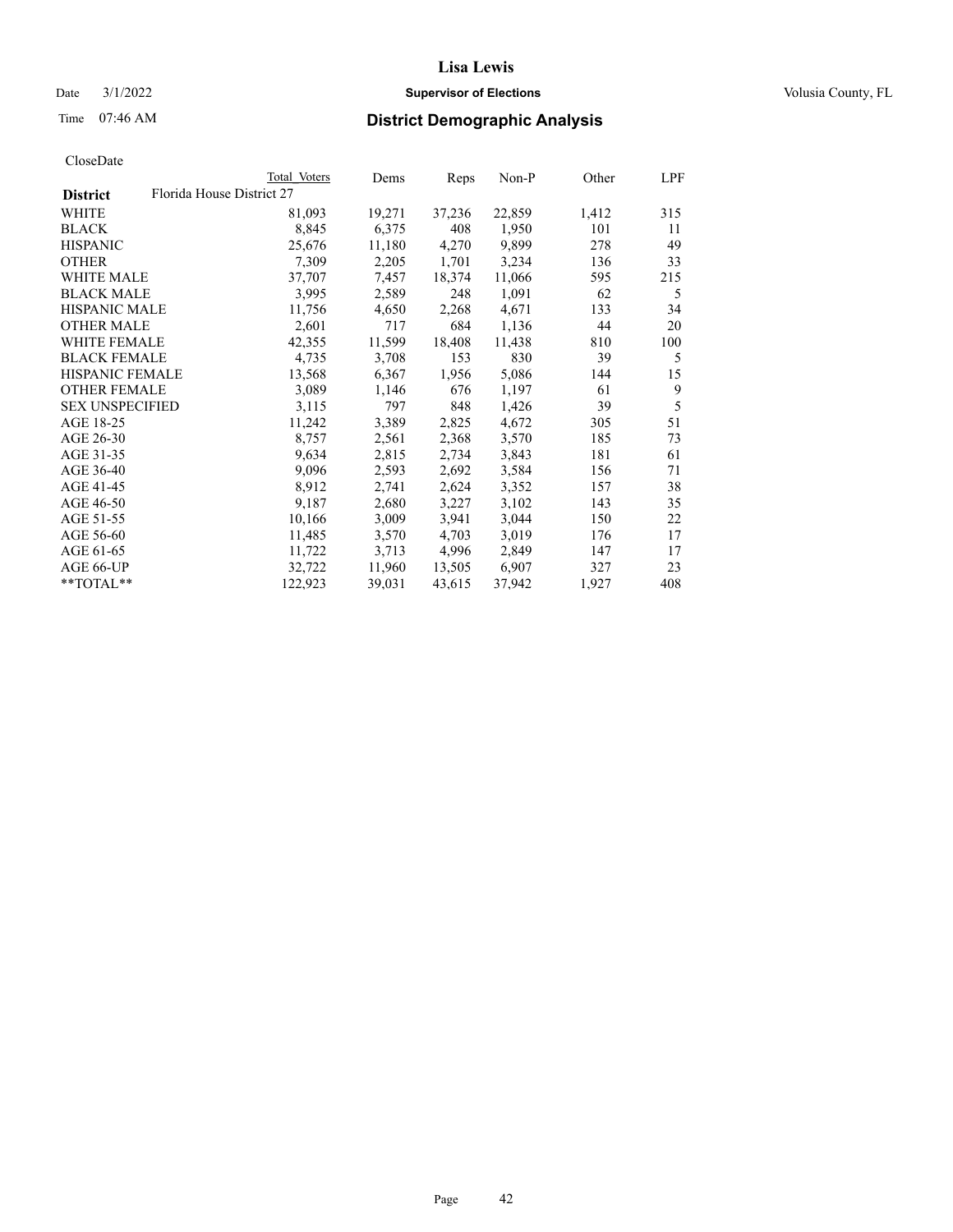# Lisa Lewis

Date 3/1/2022 **Supervisor of Elections** Volusia County, FL

Time 07:46 AM **District Demographic Analysis**

CloseDate

| | Total Voters | Dems | Reps | Non-P | Other | LPF |
|---|---|---|---|---|---|---|
| **District** Florida House District 27 | | | | | | |
| WHITE | 81,093 | 19,271 | 37,236 | 22,859 | 1,412 | 315 |
| BLACK | 8,845 | 6,375 | 408 | 1,950 | 101 | 11 |
| HISPANIC | 25,676 | 11,180 | 4,270 | 9,899 | 278 | 49 |
| OTHER | 7,309 | 2,205 | 1,701 | 3,234 | 136 | 33 |
| WHITE MALE | 37,707 | 7,457 | 18,374 | 11,066 | 595 | 215 |
| BLACK MALE | 3,995 | 2,589 | 248 | 1,091 | 62 | 5 |
| HISPANIC MALE | 11,756 | 4,650 | 2,268 | 4,671 | 133 | 34 |
| OTHER MALE | 2,601 | 717 | 684 | 1,136 | 44 | 20 |
| WHITE FEMALE | 42,355 | 11,599 | 18,408 | 11,438 | 810 | 100 |
| BLACK FEMALE | 4,735 | 3,708 | 153 | 830 | 39 | 5 |
| HISPANIC FEMALE | 13,568 | 6,367 | 1,956 | 5,086 | 144 | 15 |
| OTHER FEMALE | 3,089 | 1,146 | 676 | 1,197 | 61 | 9 |
| SEX UNSPECIFIED | 3,115 | 797 | 848 | 1,426 | 39 | 5 |
| AGE 18-25 | 11,242 | 3,389 | 2,825 | 4,672 | 305 | 51 |
| AGE 26-30 | 8,757 | 2,561 | 2,368 | 3,570 | 185 | 73 |
| AGE 31-35 | 9,634 | 2,815 | 2,734 | 3,843 | 181 | 61 |
| AGE 36-40 | 9,096 | 2,593 | 2,692 | 3,584 | 156 | 71 |
| AGE 41-45 | 8,912 | 2,741 | 2,624 | 3,352 | 157 | 38 |
| AGE 46-50 | 9,187 | 2,680 | 3,227 | 3,102 | 143 | 35 |
| AGE 51-55 | 10,166 | 3,009 | 3,941 | 3,044 | 150 | 22 |
| AGE 56-60 | 11,485 | 3,570 | 4,703 | 3,019 | 176 | 17 |
| AGE 61-65 | 11,722 | 3,713 | 4,996 | 2,849 | 147 | 17 |
| AGE 66-UP | 32,722 | 11,960 | 13,505 | 6,907 | 327 | 23 |
| **TOTAL** | 122,923 | 39,031 | 43,615 | 37,942 | 1,927 | 408 |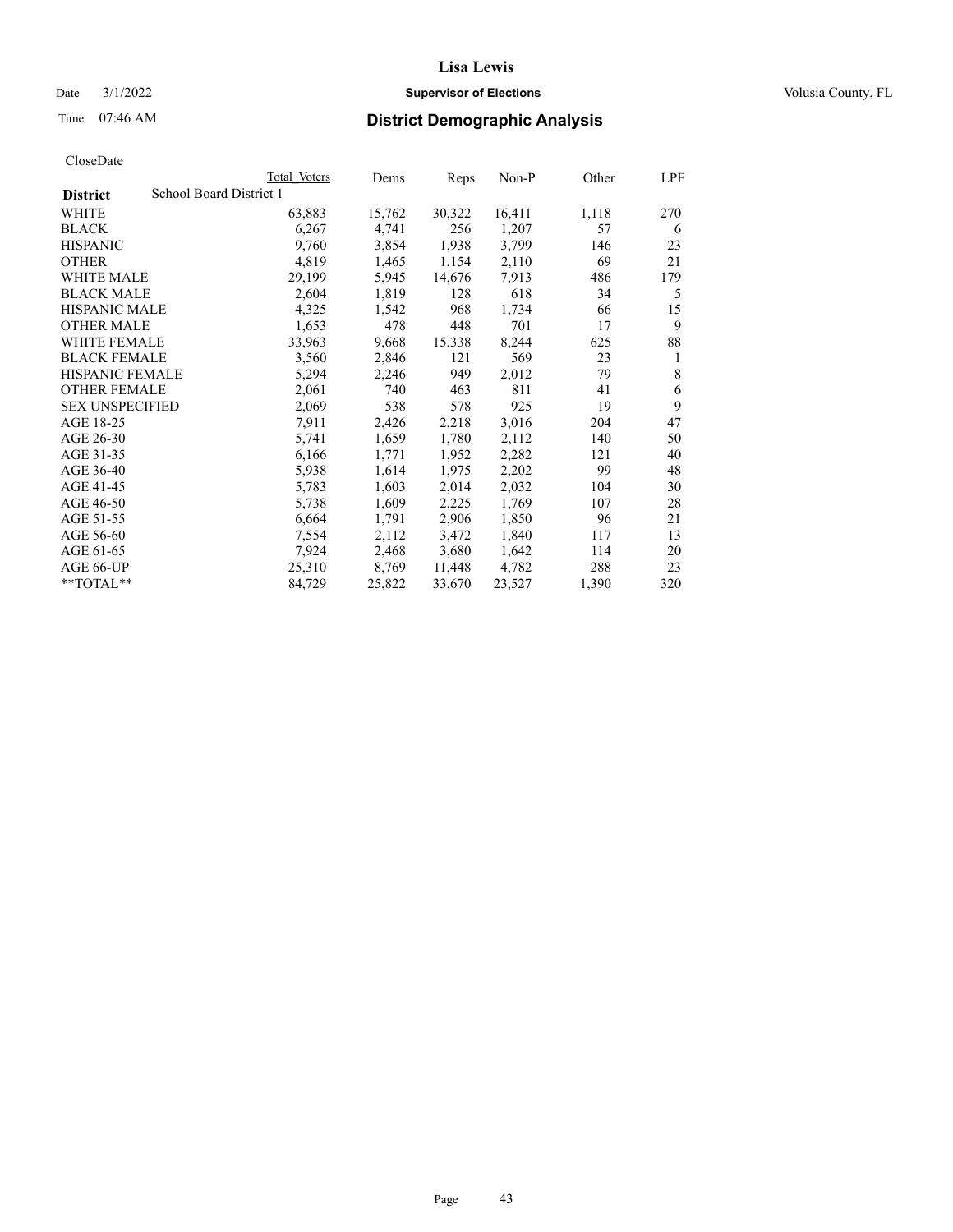# Lisa Lewis

Date 3/1/2022 **Supervisor of Elections** Volusia County, FL

Time 07:46 AM **District Demographic Analysis**

CloseDate

| | Total Voters | Dems | Reps | Non-P | Other | LPF |
|---|---|---|---|---|---|---|
| **District** School Board District 1 | | | | | | |
| WHITE | 63,883 | 15,762 | 30,322 | 16,411 | 1,118 | 270 |
| BLACK | 6,267 | 4,741 | 256 | 1,207 | 57 | 6 |
| HISPANIC | 9,760 | 3,854 | 1,938 | 3,799 | 146 | 23 |
| OTHER | 4,819 | 1,465 | 1,154 | 2,110 | 69 | 21 |
| WHITE MALE | 29,199 | 5,945 | 14,676 | 7,913 | 486 | 179 |
| BLACK MALE | 2,604 | 1,819 | 128 | 618 | 34 | 5 |
| HISPANIC MALE | 4,325 | 1,542 | 968 | 1,734 | 66 | 15 |
| OTHER MALE | 1,653 | 478 | 448 | 701 | 17 | 9 |
| WHITE FEMALE | 33,963 | 9,668 | 15,338 | 8,244 | 625 | 88 |
| BLACK FEMALE | 3,560 | 2,846 | 121 | 569 | 23 | 1 |
| HISPANIC FEMALE | 5,294 | 2,246 | 949 | 2,012 | 79 | 8 |
| OTHER FEMALE | 2,061 | 740 | 463 | 811 | 41 | 6 |
| SEX UNSPECIFIED | 2,069 | 538 | 578 | 925 | 19 | 9 |
| AGE 18-25 | 7,911 | 2,426 | 2,218 | 3,016 | 204 | 47 |
| AGE 26-30 | 5,741 | 1,659 | 1,780 | 2,112 | 140 | 50 |
| AGE 31-35 | 6,166 | 1,771 | 1,952 | 2,282 | 121 | 40 |
| AGE 36-40 | 5,938 | 1,614 | 1,975 | 2,202 | 99 | 48 |
| AGE 41-45 | 5,783 | 1,603 | 2,014 | 2,032 | 104 | 30 |
| AGE 46-50 | 5,738 | 1,609 | 2,225 | 1,769 | 107 | 28 |
| AGE 51-55 | 6,664 | 1,791 | 2,906 | 1,850 | 96 | 21 |
| AGE 56-60 | 7,554 | 2,112 | 3,472 | 1,840 | 117 | 13 |
| AGE 61-65 | 7,924 | 2,468 | 3,680 | 1,642 | 114 | 20 |
| AGE 66-UP | 25,310 | 8,769 | 11,448 | 4,782 | 288 | 23 |
| **TOTAL** | 84,729 | 25,822 | 33,670 | 23,527 | 1,390 | 320 |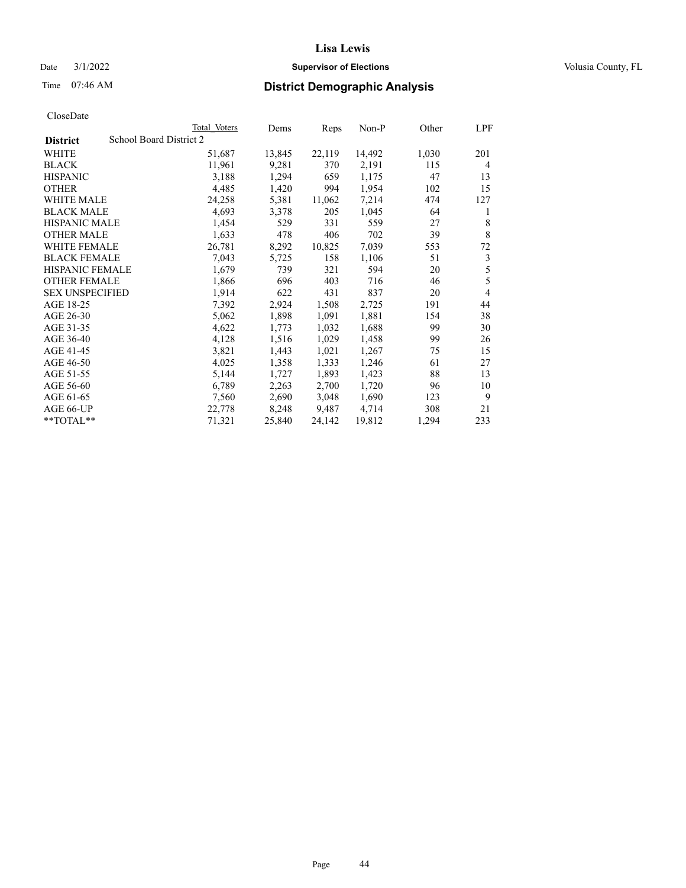# Lisa Lewis

Date 3/1/2022 **Supervisor of Elections** Volusia County, FL

Time 07:46 AM **District Demographic Analysis**

CloseDate

| District | Total Voters | Dems | Reps | Non-P | Other | LPF |
|---|---|---|---|---|---|---|
| School Board District 2 | | | | | | |
| WHITE | 51,687 | 13,845 | 22,119 | 14,492 | 1,030 | 201 |
| BLACK | 11,961 | 9,281 | 370 | 2,191 | 115 | 4 |
| HISPANIC | 3,188 | 1,294 | 659 | 1,175 | 47 | 13 |
| OTHER | 4,485 | 1,420 | 994 | 1,954 | 102 | 15 |
| WHITE MALE | 24,258 | 5,381 | 11,062 | 7,214 | 474 | 127 |
| BLACK MALE | 4,693 | 3,378 | 205 | 1,045 | 64 | 1 |
| HISPANIC MALE | 1,454 | 529 | 331 | 559 | 27 | 8 |
| OTHER MALE | 1,633 | 478 | 406 | 702 | 39 | 8 |
| WHITE FEMALE | 26,781 | 8,292 | 10,825 | 7,039 | 553 | 72 |
| BLACK FEMALE | 7,043 | 5,725 | 158 | 1,106 | 51 | 3 |
| HISPANIC FEMALE | 1,679 | 739 | 321 | 594 | 20 | 5 |
| OTHER FEMALE | 1,866 | 696 | 403 | 716 | 46 | 5 |
| SEX UNSPECIFIED | 1,914 | 622 | 431 | 837 | 20 | 4 |
| AGE 18-25 | 7,392 | 2,924 | 1,508 | 2,725 | 191 | 44 |
| AGE 26-30 | 5,062 | 1,898 | 1,091 | 1,881 | 154 | 38 |
| AGE 31-35 | 4,622 | 1,773 | 1,032 | 1,688 | 99 | 30 |
| AGE 36-40 | 4,128 | 1,516 | 1,029 | 1,458 | 99 | 26 |
| AGE 41-45 | 3,821 | 1,443 | 1,021 | 1,267 | 75 | 15 |
| AGE 46-50 | 4,025 | 1,358 | 1,333 | 1,246 | 61 | 27 |
| AGE 51-55 | 5,144 | 1,727 | 1,893 | 1,423 | 88 | 13 |
| AGE 56-60 | 6,789 | 2,263 | 2,700 | 1,720 | 96 | 10 |
| AGE 61-65 | 7,560 | 2,690 | 3,048 | 1,690 | 123 | 9 |
| AGE 66-UP | 22,778 | 8,248 | 9,487 | 4,714 | 308 | 21 |
| **TOTAL** | 71,321 | 25,840 | 24,142 | 19,812 | 1,294 | 233 |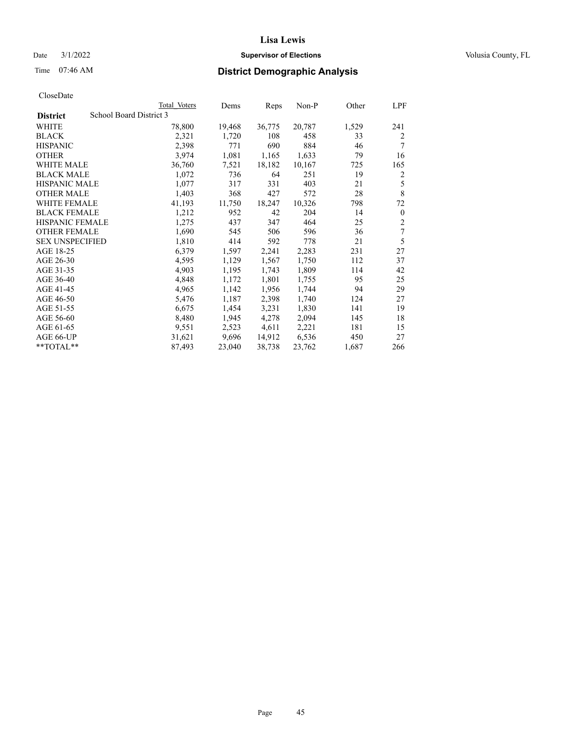# Lisa Lewis

Date 3/1/2022 **Supervisor of Elections** Volusia County, FL

Time 07:46 AM **District Demographic Analysis**

CloseDate

| District | Total Voters | Dems | Reps | Non-P | Other | LPF |
|---|---|---|---|---|---|---|
| School Board District 3 | | | | | | |
| WHITE | 78,800 | 19,468 | 36,775 | 20,787 | 1,529 | 241 |
| BLACK | 2,321 | 1,720 | 108 | 458 | 33 | 2 |
| HISPANIC | 2,398 | 771 | 690 | 884 | 46 | 7 |
| OTHER | 3,974 | 1,081 | 1,165 | 1,633 | 79 | 16 |
| WHITE MALE | 36,760 | 7,521 | 18,182 | 10,167 | 725 | 165 |
| BLACK MALE | 1,072 | 736 | 64 | 251 | 19 | 2 |
| HISPANIC MALE | 1,077 | 317 | 331 | 403 | 21 | 5 |
| OTHER MALE | 1,403 | 368 | 427 | 572 | 28 | 8 |
| WHITE FEMALE | 41,193 | 11,750 | 18,247 | 10,326 | 798 | 72 |
| BLACK FEMALE | 1,212 | 952 | 42 | 204 | 14 | 0 |
| HISPANIC FEMALE | 1,275 | 437 | 347 | 464 | 25 | 2 |
| OTHER FEMALE | 1,690 | 545 | 506 | 596 | 36 | 7 |
| SEX UNSPECIFIED | 1,810 | 414 | 592 | 778 | 21 | 5 |
| AGE 18-25 | 6,379 | 1,597 | 2,241 | 2,283 | 231 | 27 |
| AGE 26-30 | 4,595 | 1,129 | 1,567 | 1,750 | 112 | 37 |
| AGE 31-35 | 4,903 | 1,195 | 1,743 | 1,809 | 114 | 42 |
| AGE 36-40 | 4,848 | 1,172 | 1,801 | 1,755 | 95 | 25 |
| AGE 41-45 | 4,965 | 1,142 | 1,956 | 1,744 | 94 | 29 |
| AGE 46-50 | 5,476 | 1,187 | 2,398 | 1,740 | 124 | 27 |
| AGE 51-55 | 6,675 | 1,454 | 3,231 | 1,830 | 141 | 19 |
| AGE 56-60 | 8,480 | 1,945 | 4,278 | 2,094 | 145 | 18 |
| AGE 61-65 | 9,551 | 2,523 | 4,611 | 2,221 | 181 | 15 |
| AGE 66-UP | 31,621 | 9,696 | 14,912 | 6,536 | 450 | 27 |
| **TOTAL** | 87,493 | 23,040 | 38,738 | 23,762 | 1,687 | 266 |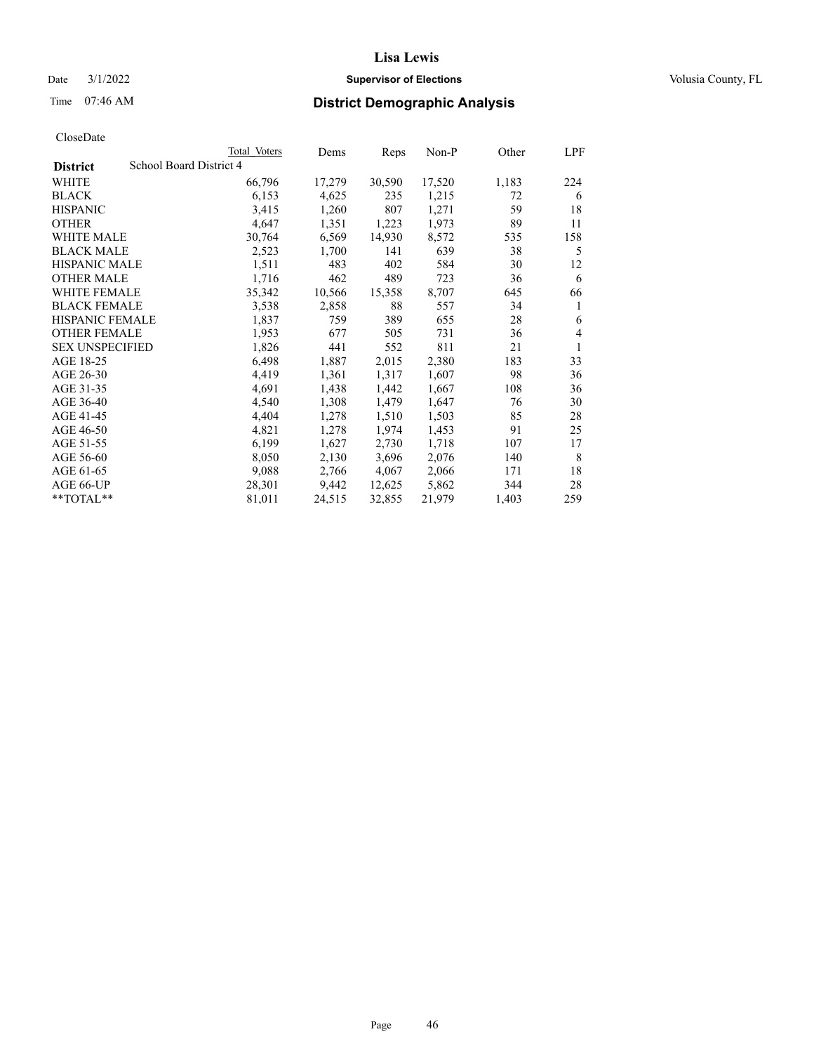# Lisa Lewis

Date 3/1/2022 **Supervisor of Elections** Volusia County, FL

Time 07:46 AM **District Demographic Analysis**

CloseDate

| District | Total Voters | Dems | Reps | Non-P | Other | LPF |
|---|---|---|---|---|---|---|
| School Board District 4 | | | | | | |
| WHITE | 66,796 | 17,279 | 30,590 | 17,520 | 1,183 | 224 |
| BLACK | 6,153 | 4,625 | 235 | 1,215 | 72 | 6 |
| HISPANIC | 3,415 | 1,260 | 807 | 1,271 | 59 | 18 |
| OTHER | 4,647 | 1,351 | 1,223 | 1,973 | 89 | 11 |
| WHITE MALE | 30,764 | 6,569 | 14,930 | 8,572 | 535 | 158 |
| BLACK MALE | 2,523 | 1,700 | 141 | 639 | 38 | 5 |
| HISPANIC MALE | 1,511 | 483 | 402 | 584 | 30 | 12 |
| OTHER MALE | 1,716 | 462 | 489 | 723 | 36 | 6 |
| WHITE FEMALE | 35,342 | 10,566 | 15,358 | 8,707 | 645 | 66 |
| BLACK FEMALE | 3,538 | 2,858 | 88 | 557 | 34 | 1 |
| HISPANIC FEMALE | 1,837 | 759 | 389 | 655 | 28 | 6 |
| OTHER FEMALE | 1,953 | 677 | 505 | 731 | 36 | 4 |
| SEX UNSPECIFIED | 1,826 | 441 | 552 | 811 | 21 | 1 |
| AGE 18-25 | 6,498 | 1,887 | 2,015 | 2,380 | 183 | 33 |
| AGE 26-30 | 4,419 | 1,361 | 1,317 | 1,607 | 98 | 36 |
| AGE 31-35 | 4,691 | 1,438 | 1,442 | 1,667 | 108 | 36 |
| AGE 36-40 | 4,540 | 1,308 | 1,479 | 1,647 | 76 | 30 |
| AGE 41-45 | 4,404 | 1,278 | 1,510 | 1,503 | 85 | 28 |
| AGE 46-50 | 4,821 | 1,278 | 1,974 | 1,453 | 91 | 25 |
| AGE 51-55 | 6,199 | 1,627 | 2,730 | 1,718 | 107 | 17 |
| AGE 56-60 | 8,050 | 2,130 | 3,696 | 2,076 | 140 | 8 |
| AGE 61-65 | 9,088 | 2,766 | 4,067 | 2,066 | 171 | 18 |
| AGE 66-UP | 28,301 | 9,442 | 12,625 | 5,862 | 344 | 28 |
| **TOTAL** | 81,011 | 24,515 | 32,855 | 21,979 | 1,403 | 259 |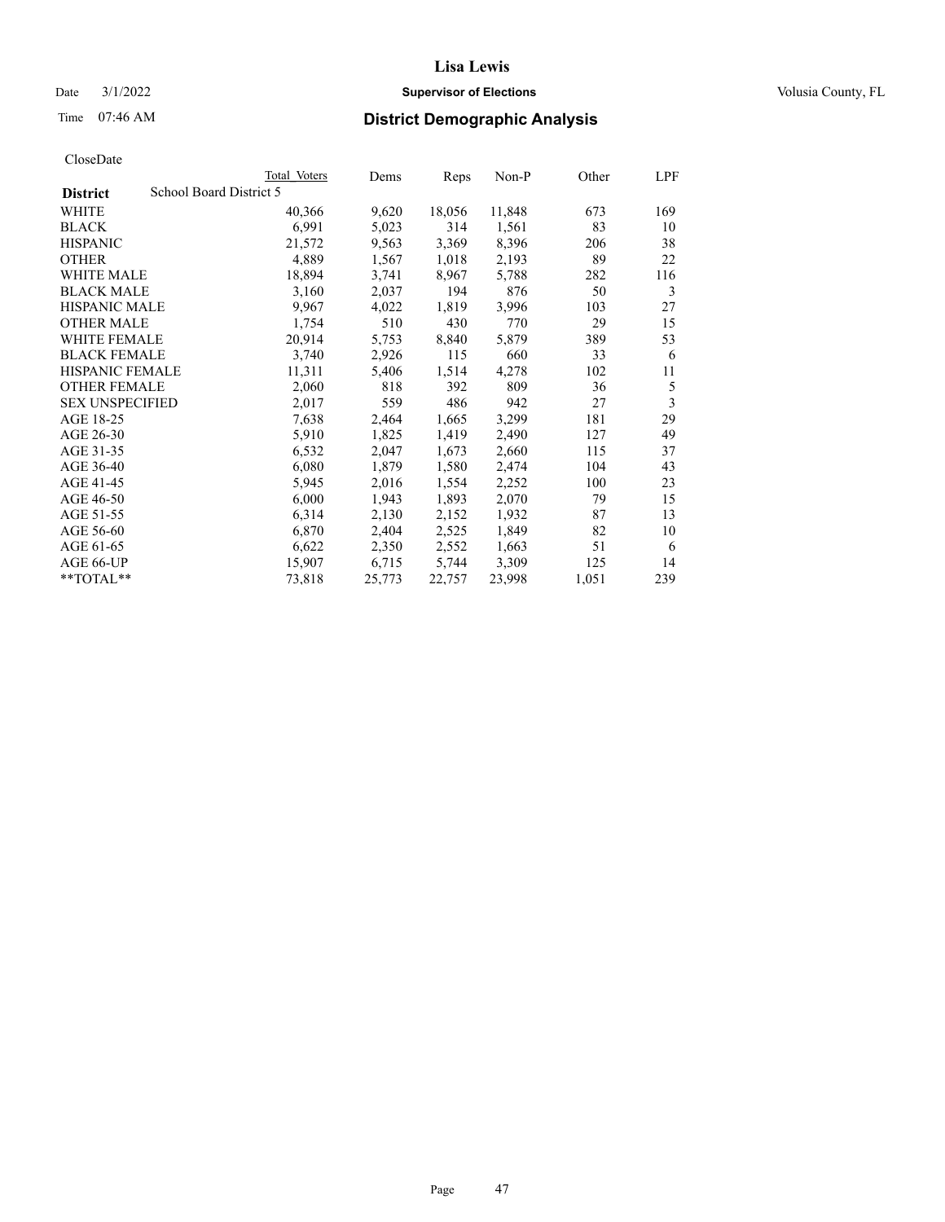# Lisa Lewis

Date 3/1/2022 **Supervisor of Elections** Volusia County, FL

Time 07:46 AM **District Demographic Analysis**

CloseDate

| District | Total Voters | Dems | Reps | Non-P | Other | LPF |
|---|---|---|---|---|---|---|
| **School Board District 5** | | | | | | |
| WHITE | 40,366 | 9,620 | 18,056 | 11,848 | 673 | 169 |
| BLACK | 6,991 | 5,023 | 314 | 1,561 | 83 | 10 |
| HISPANIC | 21,572 | 9,563 | 3,369 | 8,396 | 206 | 38 |
| OTHER | 4,889 | 1,567 | 1,018 | 2,193 | 89 | 22 |
| WHITE MALE | 18,894 | 3,741 | 8,967 | 5,788 | 282 | 116 |
| BLACK MALE | 3,160 | 2,037 | 194 | 876 | 50 | 3 |
| HISPANIC MALE | 9,967 | 4,022 | 1,819 | 3,996 | 103 | 27 |
| OTHER MALE | 1,754 | 510 | 430 | 770 | 29 | 15 |
| WHITE FEMALE | 20,914 | 5,753 | 8,840 | 5,879 | 389 | 53 |
| BLACK FEMALE | 3,740 | 2,926 | 115 | 660 | 33 | 6 |
| HISPANIC FEMALE | 11,311 | 5,406 | 1,514 | 4,278 | 102 | 11 |
| OTHER FEMALE | 2,060 | 818 | 392 | 809 | 36 | 5 |
| SEX UNSPECIFIED | 2,017 | 559 | 486 | 942 | 27 | 3 |
| AGE 18-25 | 7,638 | 2,464 | 1,665 | 3,299 | 181 | 29 |
| AGE 26-30 | 5,910 | 1,825 | 1,419 | 2,490 | 127 | 49 |
| AGE 31-35 | 6,532 | 2,047 | 1,673 | 2,660 | 115 | 37 |
| AGE 36-40 | 6,080 | 1,879 | 1,580 | 2,474 | 104 | 43 |
| AGE 41-45 | 5,945 | 2,016 | 1,554 | 2,252 | 100 | 23 |
| AGE 46-50 | 6,000 | 1,943 | 1,893 | 2,070 | 79 | 15 |
| AGE 51-55 | 6,314 | 2,130 | 2,152 | 1,932 | 87 | 13 |
| AGE 56-60 | 6,870 | 2,404 | 2,525 | 1,849 | 82 | 10 |
| AGE 61-65 | 6,622 | 2,350 | 2,552 | 1,663 | 51 | 6 |
| AGE 66-UP | 15,907 | 6,715 | 5,744 | 3,309 | 125 | 14 |
| **TOTAL** | 73,818 | 25,773 | 22,757 | 23,998 | 1,051 | 239 |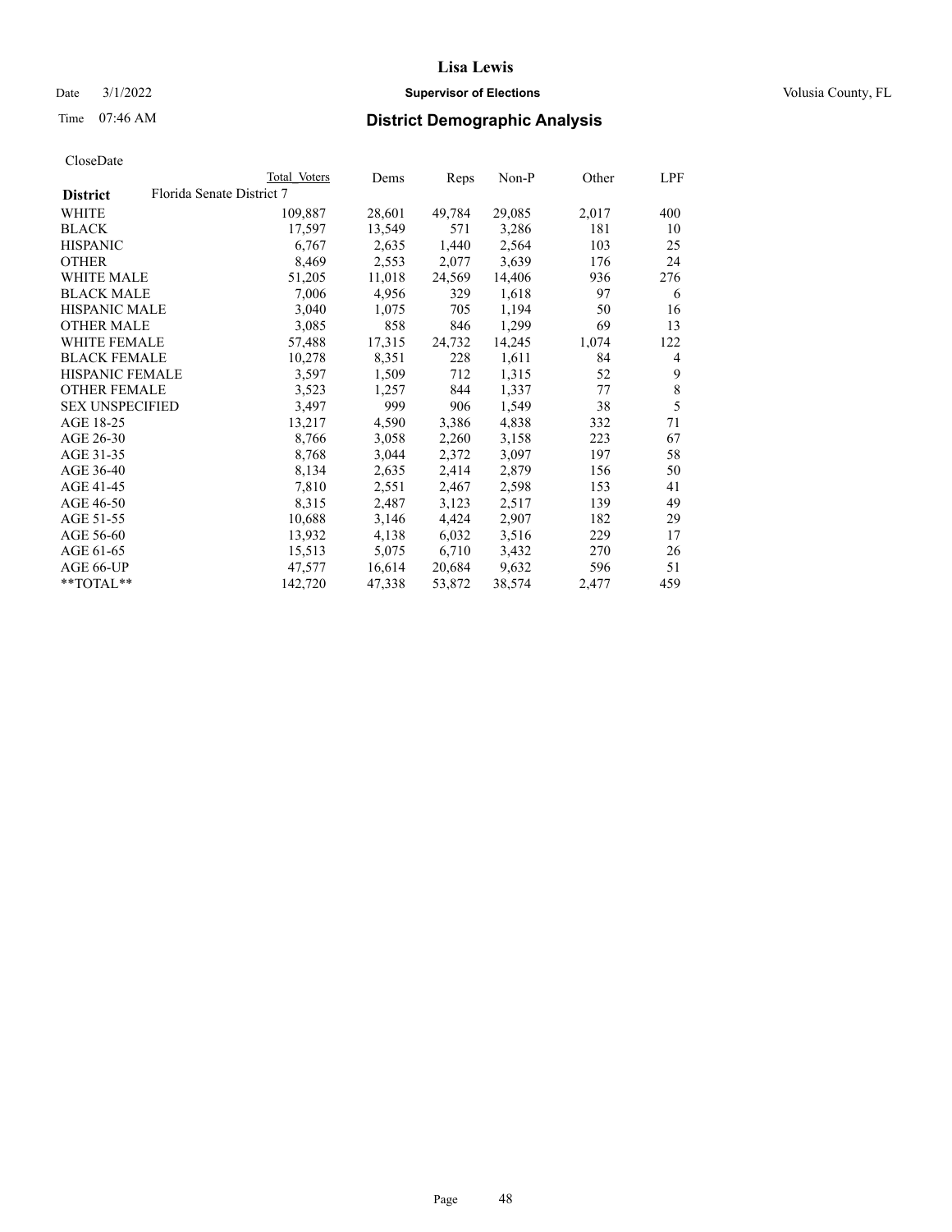# Lisa Lewis

Date 3/1/2022 **Supervisor of Elections** Volusia County, FL

Time 07:46 AM **District Demographic Analysis**

CloseDate

| District | Total Voters | Dems | Reps | Non-P | Other | LPF |
|---|---|---|---|---|---|---|
| Florida Senate District 7 | | | | | | |
| WHITE | 109,887 | 28,601 | 49,784 | 29,085 | 2,017 | 400 |
| BLACK | 17,597 | 13,549 | 571 | 3,286 | 181 | 10 |
| HISPANIC | 6,767 | 2,635 | 1,440 | 2,564 | 103 | 25 |
| OTHER | 8,469 | 2,553 | 2,077 | 3,639 | 176 | 24 |
| WHITE MALE | 51,205 | 11,018 | 24,569 | 14,406 | 936 | 276 |
| BLACK MALE | 7,006 | 4,956 | 329 | 1,618 | 97 | 6 |
| HISPANIC MALE | 3,040 | 1,075 | 705 | 1,194 | 50 | 16 |
| OTHER MALE | 3,085 | 858 | 846 | 1,299 | 69 | 13 |
| WHITE FEMALE | 57,488 | 17,315 | 24,732 | 14,245 | 1,074 | 122 |
| BLACK FEMALE | 10,278 | 8,351 | 228 | 1,611 | 84 | 4 |
| HISPANIC FEMALE | 3,597 | 1,509 | 712 | 1,315 | 52 | 9 |
| OTHER FEMALE | 3,523 | 1,257 | 844 | 1,337 | 77 | 8 |
| SEX UNSPECIFIED | 3,497 | 999 | 906 | 1,549 | 38 | 5 |
| AGE 18-25 | 13,217 | 4,590 | 3,386 | 4,838 | 332 | 71 |
| AGE 26-30 | 8,766 | 3,058 | 2,260 | 3,158 | 223 | 67 |
| AGE 31-35 | 8,768 | 3,044 | 2,372 | 3,097 | 197 | 58 |
| AGE 36-40 | 8,134 | 2,635 | 2,414 | 2,879 | 156 | 50 |
| AGE 41-45 | 7,810 | 2,551 | 2,467 | 2,598 | 153 | 41 |
| AGE 46-50 | 8,315 | 2,487 | 3,123 | 2,517 | 139 | 49 |
| AGE 51-55 | 10,688 | 3,146 | 4,424 | 2,907 | 182 | 29 |
| AGE 56-60 | 13,932 | 4,138 | 6,032 | 3,516 | 229 | 17 |
| AGE 61-65 | 15,513 | 5,075 | 6,710 | 3,432 | 270 | 26 |
| AGE 66-UP | 47,577 | 16,614 | 20,684 | 9,632 | 596 | 51 |
| **TOTAL** | 142,720 | 47,338 | 53,872 | 38,574 | 2,477 | 459 |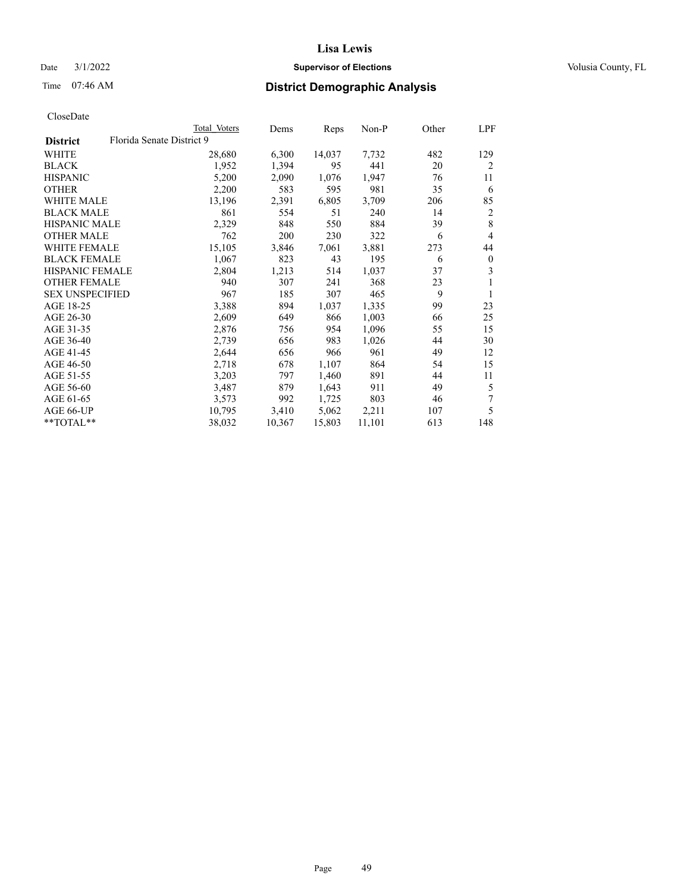# Lisa Lewis

Date 3/1/2022 **Supervisor of Elections** Volusia County, FL

Time 07:46 AM **District Demographic Analysis**

CloseDate

| District | Total Voters | Dems | Reps | Non-P | Other | LPF |
|---|---|---|---|---|---|---|
| Florida Senate District 9 | | | | | | |
| WHITE | 28,680 | 6,300 | 14,037 | 7,732 | 482 | 129 |
| BLACK | 1,952 | 1,394 | 95 | 441 | 20 | 2 |
| HISPANIC | 5,200 | 2,090 | 1,076 | 1,947 | 76 | 11 |
| OTHER | 2,200 | 583 | 595 | 981 | 35 | 6 |
| WHITE MALE | 13,196 | 2,391 | 6,805 | 3,709 | 206 | 85 |
| BLACK MALE | 861 | 554 | 51 | 240 | 14 | 2 |
| HISPANIC MALE | 2,329 | 848 | 550 | 884 | 39 | 8 |
| OTHER MALE | 762 | 200 | 230 | 322 | 6 | 4 |
| WHITE FEMALE | 15,105 | 3,846 | 7,061 | 3,881 | 273 | 44 |
| BLACK FEMALE | 1,067 | 823 | 43 | 195 | 6 | 0 |
| HISPANIC FEMALE | 2,804 | 1,213 | 514 | 1,037 | 37 | 3 |
| OTHER FEMALE | 940 | 307 | 241 | 368 | 23 | 1 |
| SEX UNSPECIFIED | 967 | 185 | 307 | 465 | 9 | 1 |
| AGE 18-25 | 3,388 | 894 | 1,037 | 1,335 | 99 | 23 |
| AGE 26-30 | 2,609 | 649 | 866 | 1,003 | 66 | 25 |
| AGE 31-35 | 2,876 | 756 | 954 | 1,096 | 55 | 15 |
| AGE 36-40 | 2,739 | 656 | 983 | 1,026 | 44 | 30 |
| AGE 41-45 | 2,644 | 656 | 966 | 961 | 49 | 12 |
| AGE 46-50 | 2,718 | 678 | 1,107 | 864 | 54 | 15 |
| AGE 51-55 | 3,203 | 797 | 1,460 | 891 | 44 | 11 |
| AGE 56-60 | 3,487 | 879 | 1,643 | 911 | 49 | 5 |
| AGE 61-65 | 3,573 | 992 | 1,725 | 803 | 46 | 7 |
| AGE 66-UP | 10,795 | 3,410 | 5,062 | 2,211 | 107 | 5 |
| **TOTAL** | 38,032 | 10,367 | 15,803 | 11,101 | 613 | 148 |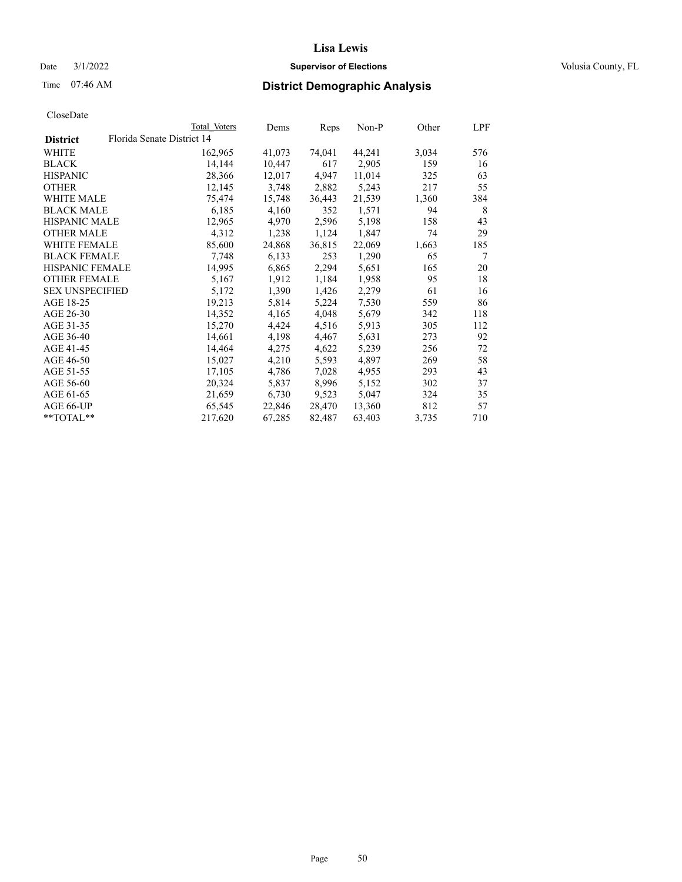# Lisa Lewis

Date 3/1/2022 **Supervisor of Elections** Volusia County, FL

Time 07:46 AM **District Demographic Analysis**

CloseDate

| District | Total Voters | Dems | Reps | Non-P | Other | LPF |
|---|---|---|---|---|---|---|
| Florida Senate District 14 | | | | | | |
| WHITE | 162,965 | 41,073 | 74,041 | 44,241 | 3,034 | 576 |
| BLACK | 14,144 | 10,447 | 617 | 2,905 | 159 | 16 |
| HISPANIC | 28,366 | 12,017 | 4,947 | 11,014 | 325 | 63 |
| OTHER | 12,145 | 3,748 | 2,882 | 5,243 | 217 | 55 |
| WHITE MALE | 75,474 | 15,748 | 36,443 | 21,539 | 1,360 | 384 |
| BLACK MALE | 6,185 | 4,160 | 352 | 1,571 | 94 | 8 |
| HISPANIC MALE | 12,965 | 4,970 | 2,596 | 5,198 | 158 | 43 |
| OTHER MALE | 4,312 | 1,238 | 1,124 | 1,847 | 74 | 29 |
| WHITE FEMALE | 85,600 | 24,868 | 36,815 | 22,069 | 1,663 | 185 |
| BLACK FEMALE | 7,748 | 6,133 | 253 | 1,290 | 65 | 7 |
| HISPANIC FEMALE | 14,995 | 6,865 | 2,294 | 5,651 | 165 | 20 |
| OTHER FEMALE | 5,167 | 1,912 | 1,184 | 1,958 | 95 | 18 |
| SEX UNSPECIFIED | 5,172 | 1,390 | 1,426 | 2,279 | 61 | 16 |
| AGE 18-25 | 19,213 | 5,814 | 5,224 | 7,530 | 559 | 86 |
| AGE 26-30 | 14,352 | 4,165 | 4,048 | 5,679 | 342 | 118 |
| AGE 31-35 | 15,270 | 4,424 | 4,516 | 5,913 | 305 | 112 |
| AGE 36-40 | 14,661 | 4,198 | 4,467 | 5,631 | 273 | 92 |
| AGE 41-45 | 14,464 | 4,275 | 4,622 | 5,239 | 256 | 72 |
| AGE 46-50 | 15,027 | 4,210 | 5,593 | 4,897 | 269 | 58 |
| AGE 51-55 | 17,105 | 4,786 | 7,028 | 4,955 | 293 | 43 |
| AGE 56-60 | 20,324 | 5,837 | 8,996 | 5,152 | 302 | 37 |
| AGE 61-65 | 21,659 | 6,730 | 9,523 | 5,047 | 324 | 35 |
| AGE 66-UP | 65,545 | 22,846 | 28,470 | 13,360 | 812 | 57 |
| **TOTAL** | 217,620 | 67,285 | 82,487 | 63,403 | 3,735 | 710 |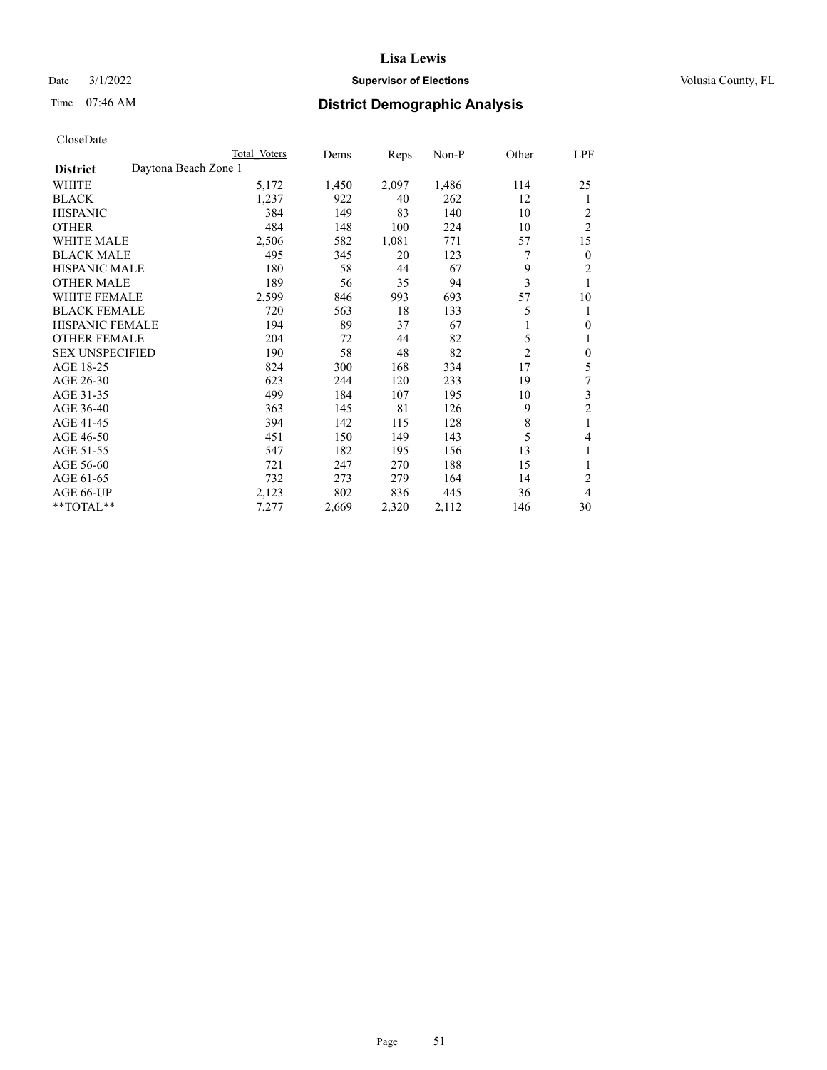# Lisa Lewis

Date 3/1/2022 **Supervisor of Elections** Volusia County, FL

Time 07:46 AM **District Demographic Analysis**

CloseDate

| District | Daytona Beach Zone 1 | Total Voters | Dems | Reps | Non-P | Other | LPF |
|---|---|---|---|---|---|---|---|
| WHITE | | 5,172 | 1,450 | 2,097 | 1,486 | 114 | 25 |
| BLACK | | 1,237 | 922 | 40 | 262 | 12 | 1 |
| HISPANIC | | 384 | 149 | 83 | 140 | 10 | 2 |
| OTHER | | 484 | 148 | 100 | 224 | 10 | 2 |
| WHITE MALE | | 2,506 | 582 | 1,081 | 771 | 57 | 15 |
| BLACK MALE | | 495 | 345 | 20 | 123 | 7 | 0 |
| HISPANIC MALE | | 180 | 58 | 44 | 67 | 9 | 2 |
| OTHER MALE | | 189 | 56 | 35 | 94 | 3 | 1 |
| WHITE FEMALE | | 2,599 | 846 | 993 | 693 | 57 | 10 |
| BLACK FEMALE | | 720 | 563 | 18 | 133 | 5 | 1 |
| HISPANIC FEMALE | | 194 | 89 | 37 | 67 | 1 | 0 |
| OTHER FEMALE | | 204 | 72 | 44 | 82 | 5 | 1 |
| SEX UNSPECIFIED | | 190 | 58 | 48 | 82 | 2 | 0 |
| AGE 18-25 | | 824 | 300 | 168 | 334 | 17 | 5 |
| AGE 26-30 | | 623 | 244 | 120 | 233 | 19 | 7 |
| AGE 31-35 | | 499 | 184 | 107 | 195 | 10 | 3 |
| AGE 36-40 | | 363 | 145 | 81 | 126 | 9 | 2 |
| AGE 41-45 | | 394 | 142 | 115 | 128 | 8 | 1 |
| AGE 46-50 | | 451 | 150 | 149 | 143 | 5 | 4 |
| AGE 51-55 | | 547 | 182 | 195 | 156 | 13 | 1 |
| AGE 56-60 | | 721 | 247 | 270 | 188 | 15 | 1 |
| AGE 61-65 | | 732 | 273 | 279 | 164 | 14 | 2 |
| AGE 66-UP | | 2,123 | 802 | 836 | 445 | 36 | 4 |
| **TOTAL** | | 7,277 | 2,669 | 2,320 | 2,112 | 146 | 30 |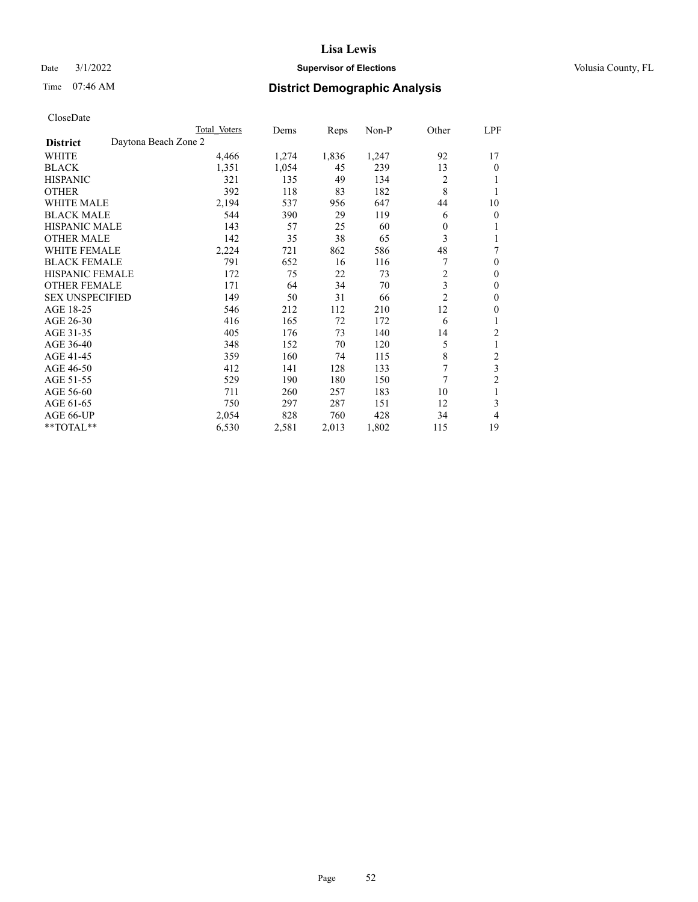CloseDate

| District | Daytona Beach Zone 2 | Total Voters | Dems | Reps | Non-P | Other | LPF |
|---|---|---|---|---|---|---|---|
| WHITE | | 4,466 | 1,274 | 1,836 | 1,247 | 92 | 17 |
| BLACK | | 1,351 | 1,054 | 45 | 239 | 13 | 0 |
| HISPANIC | | 321 | 135 | 49 | 134 | 2 | 1 |
| OTHER | | 392 | 118 | 83 | 182 | 8 | 1 |
| WHITE MALE | | 2,194 | 537 | 956 | 647 | 44 | 10 |
| BLACK MALE | | 544 | 390 | 29 | 119 | 6 | 0 |
| HISPANIC MALE | | 143 | 57 | 25 | 60 | 0 | 1 |
| OTHER MALE | | 142 | 35 | 38 | 65 | 3 | 1 |
| WHITE FEMALE | | 2,224 | 721 | 862 | 586 | 48 | 7 |
| BLACK FEMALE | | 791 | 652 | 16 | 116 | 7 | 0 |
| HISPANIC FEMALE | | 172 | 75 | 22 | 73 | 2 | 0 |
| OTHER FEMALE | | 171 | 64 | 34 | 70 | 3 | 0 |
| SEX UNSPECIFIED | | 149 | 50 | 31 | 66 | 2 | 0 |
| AGE 18-25 | | 546 | 212 | 112 | 210 | 12 | 0 |
| AGE 26-30 | | 416 | 165 | 72 | 172 | 6 | 1 |
| AGE 31-35 | | 405 | 176 | 73 | 140 | 14 | 2 |
| AGE 36-40 | | 348 | 152 | 70 | 120 | 5 | 1 |
| AGE 41-45 | | 359 | 160 | 74 | 115 | 8 | 2 |
| AGE 46-50 | | 412 | 141 | 128 | 133 | 7 | 3 |
| AGE 51-55 | | 529 | 190 | 180 | 150 | 7 | 2 |
| AGE 56-60 | | 711 | 260 | 257 | 183 | 10 | 1 |
| AGE 61-65 | | 750 | 297 | 287 | 151 | 12 | 3 |
| AGE 66-UP | | 2,054 | 828 | 760 | 428 | 34 | 4 |
| **TOTAL** | | 6,530 | 2,581 | 2,013 | 1,802 | 115 | 19 |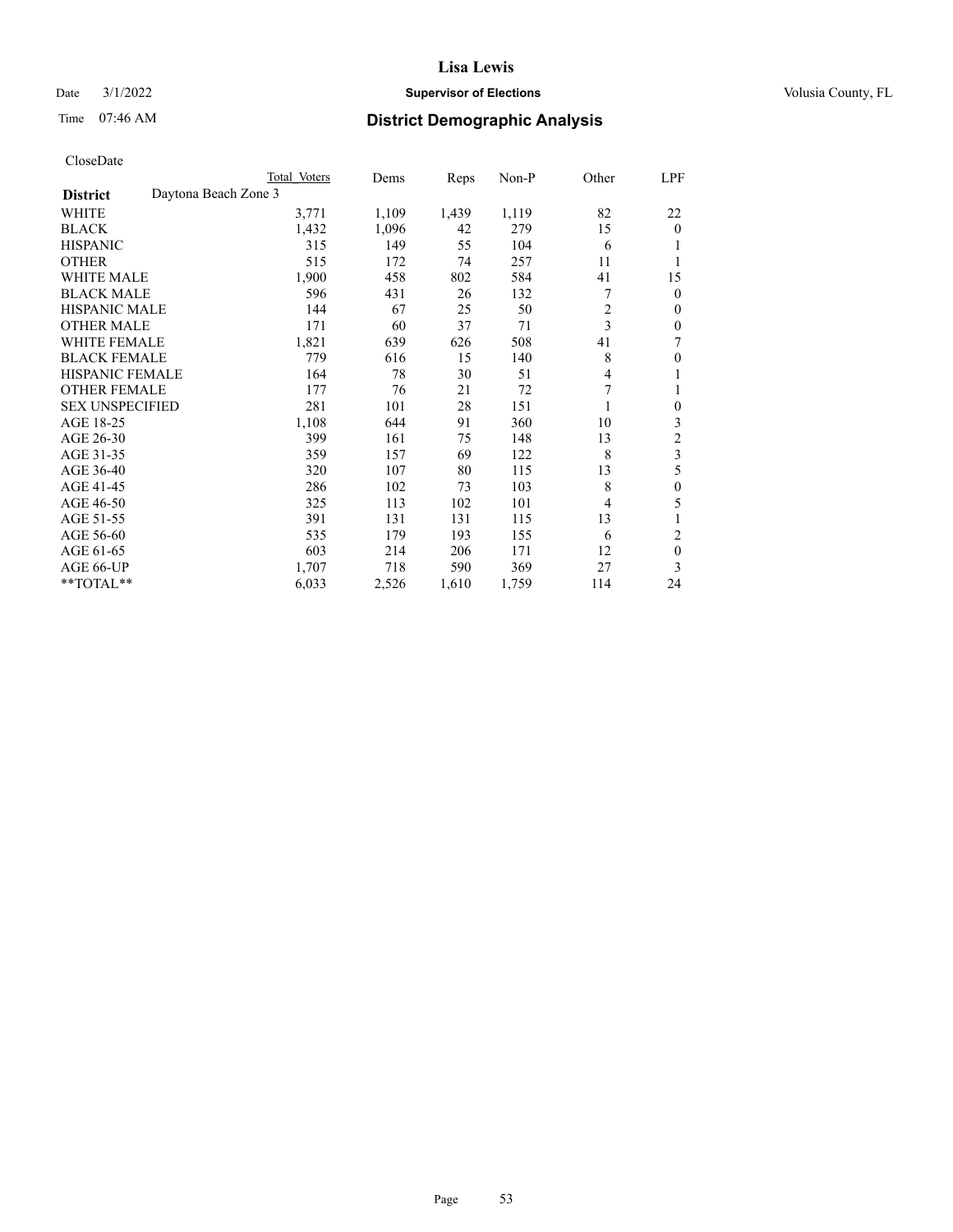# Lisa Lewis

Date 3/1/2022 **Supervisor of Elections** Volusia County, FL

Time 07:46 AM **District Demographic Analysis**

CloseDate

| | Total Voters | Dems | Reps | Non-P | Other | LPF |
|---|---|---|---|---|---|---|
| **District** Daytona Beach Zone 3 | | | | | | |
| WHITE | 3,771 | 1,109 | 1,439 | 1,119 | 82 | 22 |
| BLACK | 1,432 | 1,096 | 42 | 279 | 15 | 0 |
| HISPANIC | 315 | 149 | 55 | 104 | 6 | 1 |
| OTHER | 515 | 172 | 74 | 257 | 11 | 1 |
| WHITE MALE | 1,900 | 458 | 802 | 584 | 41 | 15 |
| BLACK MALE | 596 | 431 | 26 | 132 | 7 | 0 |
| HISPANIC MALE | 144 | 67 | 25 | 50 | 2 | 0 |
| OTHER MALE | 171 | 60 | 37 | 71 | 3 | 0 |
| WHITE FEMALE | 1,821 | 639 | 626 | 508 | 41 | 7 |
| BLACK FEMALE | 779 | 616 | 15 | 140 | 8 | 0 |
| HISPANIC FEMALE | 164 | 78 | 30 | 51 | 4 | 1 |
| OTHER FEMALE | 177 | 76 | 21 | 72 | 7 | 1 |
| SEX UNSPECIFIED | 281 | 101 | 28 | 151 | 1 | 0 |
| AGE 18-25 | 1,108 | 644 | 91 | 360 | 10 | 3 |
| AGE 26-30 | 399 | 161 | 75 | 148 | 13 | 2 |
| AGE 31-35 | 359 | 157 | 69 | 122 | 8 | 3 |
| AGE 36-40 | 320 | 107 | 80 | 115 | 13 | 5 |
| AGE 41-45 | 286 | 102 | 73 | 103 | 8 | 0 |
| AGE 46-50 | 325 | 113 | 102 | 101 | 4 | 5 |
| AGE 51-55 | 391 | 131 | 131 | 115 | 13 | 1 |
| AGE 56-60 | 535 | 179 | 193 | 155 | 6 | 2 |
| AGE 61-65 | 603 | 214 | 206 | 171 | 12 | 0 |
| AGE 66-UP | 1,707 | 718 | 590 | 369 | 27 | 3 |
| **TOTAL** | 6,033 | 2,526 | 1,610 | 1,759 | 114 | 24 |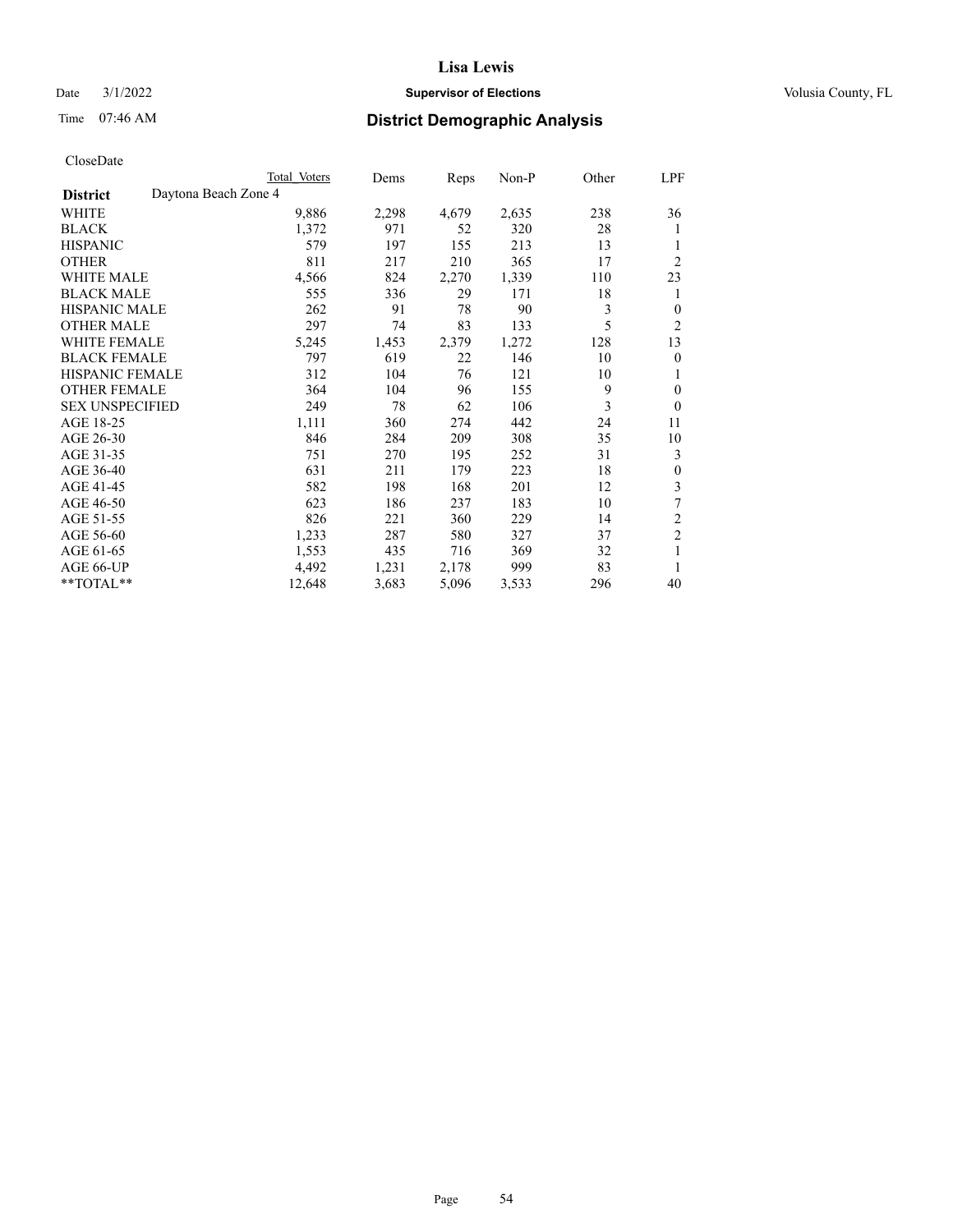CloseDate

| District | Daytona Beach Zone 4 | Total Voters | Dems | Reps | Non-P | Other | LPF |
|---|---|---|---|---|---|---|---|
| WHITE | | 9,886 | 2,298 | 4,679 | 2,635 | 238 | 36 |
| BLACK | | 1,372 | 971 | 52 | 320 | 28 | 1 |
| HISPANIC | | 579 | 197 | 155 | 213 | 13 | 1 |
| OTHER | | 811 | 217 | 210 | 365 | 17 | 2 |
| WHITE MALE | | 4,566 | 824 | 2,270 | 1,339 | 110 | 23 |
| BLACK MALE | | 555 | 336 | 29 | 171 | 18 | 1 |
| HISPANIC MALE | | 262 | 91 | 78 | 90 | 3 | 0 |
| OTHER MALE | | 297 | 74 | 83 | 133 | 5 | 2 |
| WHITE FEMALE | | 5,245 | 1,453 | 2,379 | 1,272 | 128 | 13 |
| BLACK FEMALE | | 797 | 619 | 22 | 146 | 10 | 0 |
| HISPANIC FEMALE | | 312 | 104 | 76 | 121 | 10 | 1 |
| OTHER FEMALE | | 364 | 104 | 96 | 155 | 9 | 0 |
| SEX UNSPECIFIED | | 249 | 78 | 62 | 106 | 3 | 0 |
| AGE 18-25 | | 1,111 | 360 | 274 | 442 | 24 | 11 |
| AGE 26-30 | | 846 | 284 | 209 | 308 | 35 | 10 |
| AGE 31-35 | | 751 | 270 | 195 | 252 | 31 | 3 |
| AGE 36-40 | | 631 | 211 | 179 | 223 | 18 | 0 |
| AGE 41-45 | | 582 | 198 | 168 | 201 | 12 | 3 |
| AGE 46-50 | | 623 | 186 | 237 | 183 | 10 | 7 |
| AGE 51-55 | | 826 | 221 | 360 | 229 | 14 | 2 |
| AGE 56-60 | | 1,233 | 287 | 580 | 327 | 37 | 2 |
| AGE 61-65 | | 1,553 | 435 | 716 | 369 | 32 | 1 |
| AGE 66-UP | | 4,492 | 1,231 | 2,178 | 999 | 83 | 1 |
| **TOTAL** | | 12,648 | 3,683 | 5,096 | 3,533 | 296 | 40 |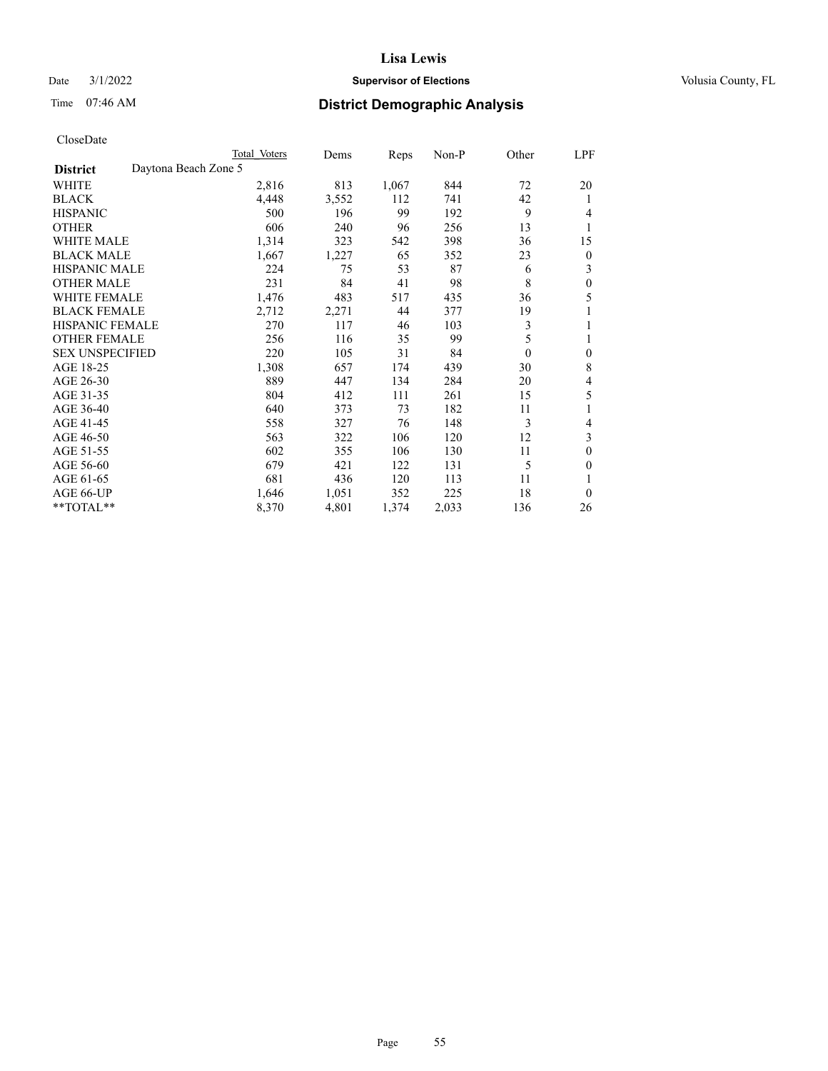# Lisa Lewis

Date 3/1/2022 **Supervisor of Elections** Volusia County, FL

Time 07:46 AM **District Demographic Analysis**

CloseDate

| | Total Voters | Dems | Reps | Non-P | Other | LPF |
|---|---|---|---|---|---|---|
| **District** Daytona Beach Zone 5 | | | | | | |
| WHITE | 2,816 | 813 | 1,067 | 844 | 72 | 20 |
| BLACK | 4,448 | 3,552 | 112 | 741 | 42 | 1 |
| HISPANIC | 500 | 196 | 99 | 192 | 9 | 4 |
| OTHER | 606 | 240 | 96 | 256 | 13 | 1 |
| WHITE MALE | 1,314 | 323 | 542 | 398 | 36 | 15 |
| BLACK MALE | 1,667 | 1,227 | 65 | 352 | 23 | 0 |
| HISPANIC MALE | 224 | 75 | 53 | 87 | 6 | 3 |
| OTHER MALE | 231 | 84 | 41 | 98 | 8 | 0 |
| WHITE FEMALE | 1,476 | 483 | 517 | 435 | 36 | 5 |
| BLACK FEMALE | 2,712 | 2,271 | 44 | 377 | 19 | 1 |
| HISPANIC FEMALE | 270 | 117 | 46 | 103 | 3 | 1 |
| OTHER FEMALE | 256 | 116 | 35 | 99 | 5 | 1 |
| SEX UNSPECIFIED | 220 | 105 | 31 | 84 | 0 | 0 |
| AGE 18-25 | 1,308 | 657 | 174 | 439 | 30 | 8 |
| AGE 26-30 | 889 | 447 | 134 | 284 | 20 | 4 |
| AGE 31-35 | 804 | 412 | 111 | 261 | 15 | 5 |
| AGE 36-40 | 640 | 373 | 73 | 182 | 11 | 1 |
| AGE 41-45 | 558 | 327 | 76 | 148 | 3 | 4 |
| AGE 46-50 | 563 | 322 | 106 | 120 | 12 | 3 |
| AGE 51-55 | 602 | 355 | 106 | 130 | 11 | 0 |
| AGE 56-60 | 679 | 421 | 122 | 131 | 5 | 0 |
| AGE 61-65 | 681 | 436 | 120 | 113 | 11 | 1 |
| AGE 66-UP | 1,646 | 1,051 | 352 | 225 | 18 | 0 |
| **TOTAL** | 8,370 | 4,801 | 1,374 | 2,033 | 136 | 26 |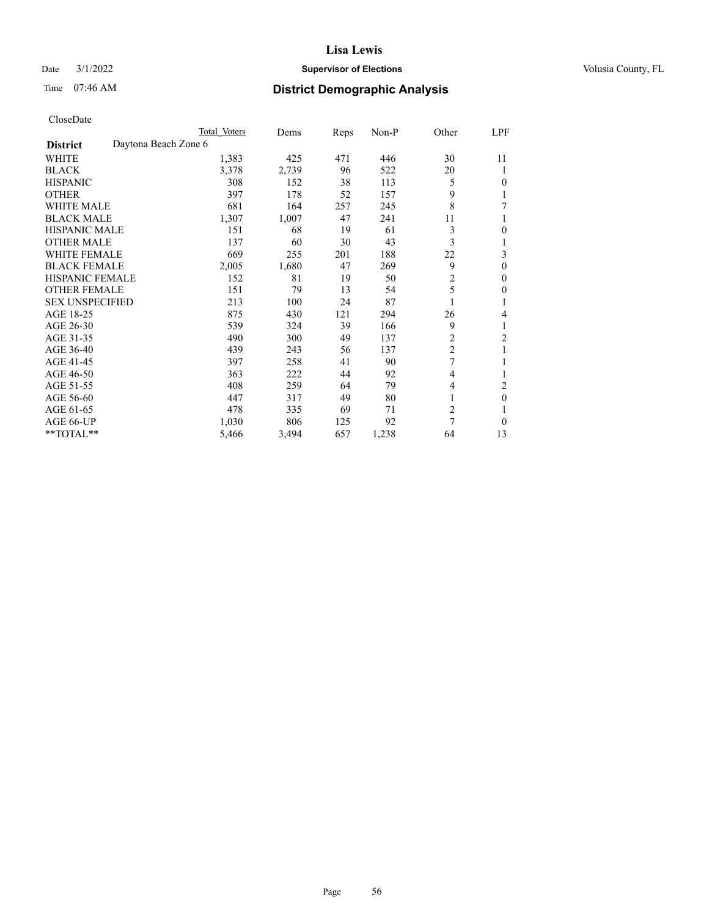# Lisa Lewis

Date 3/1/2022 **Supervisor of Elections** Volusia County, FL

Time 07:46 AM **District Demographic Analysis**

CloseDate

| | Total Voters | Dems | Reps | Non-P | Other | LPF |
|---|---|---|---|---|---|---|
| **District** Daytona Beach Zone 6 | | | | | | |
| WHITE | 1,383 | 425 | 471 | 446 | 30 | 11 |
| BLACK | 3,378 | 2,739 | 96 | 522 | 20 | 1 |
| HISPANIC | 308 | 152 | 38 | 113 | 5 | 0 |
| OTHER | 397 | 178 | 52 | 157 | 9 | 1 |
| WHITE MALE | 681 | 164 | 257 | 245 | 8 | 7 |
| BLACK MALE | 1,307 | 1,007 | 47 | 241 | 11 | 1 |
| HISPANIC MALE | 151 | 68 | 19 | 61 | 3 | 0 |
| OTHER MALE | 137 | 60 | 30 | 43 | 3 | 1 |
| WHITE FEMALE | 669 | 255 | 201 | 188 | 22 | 3 |
| BLACK FEMALE | 2,005 | 1,680 | 47 | 269 | 9 | 0 |
| HISPANIC FEMALE | 152 | 81 | 19 | 50 | 2 | 0 |
| OTHER FEMALE | 151 | 79 | 13 | 54 | 5 | 0 |
| SEX UNSPECIFIED | 213 | 100 | 24 | 87 | 1 | 1 |
| AGE 18-25 | 875 | 430 | 121 | 294 | 26 | 4 |
| AGE 26-30 | 539 | 324 | 39 | 166 | 9 | 1 |
| AGE 31-35 | 490 | 300 | 49 | 137 | 2 | 2 |
| AGE 36-40 | 439 | 243 | 56 | 137 | 2 | 1 |
| AGE 41-45 | 397 | 258 | 41 | 90 | 7 | 1 |
| AGE 46-50 | 363 | 222 | 44 | 92 | 4 | 1 |
| AGE 51-55 | 408 | 259 | 64 | 79 | 4 | 2 |
| AGE 56-60 | 447 | 317 | 49 | 80 | 1 | 0 |
| AGE 61-65 | 478 | 335 | 69 | 71 | 2 | 1 |
| AGE 66-UP | 1,030 | 806 | 125 | 92 | 7 | 0 |
| **TOTAL** | 5,466 | 3,494 | 657 | 1,238 | 64 | 13 |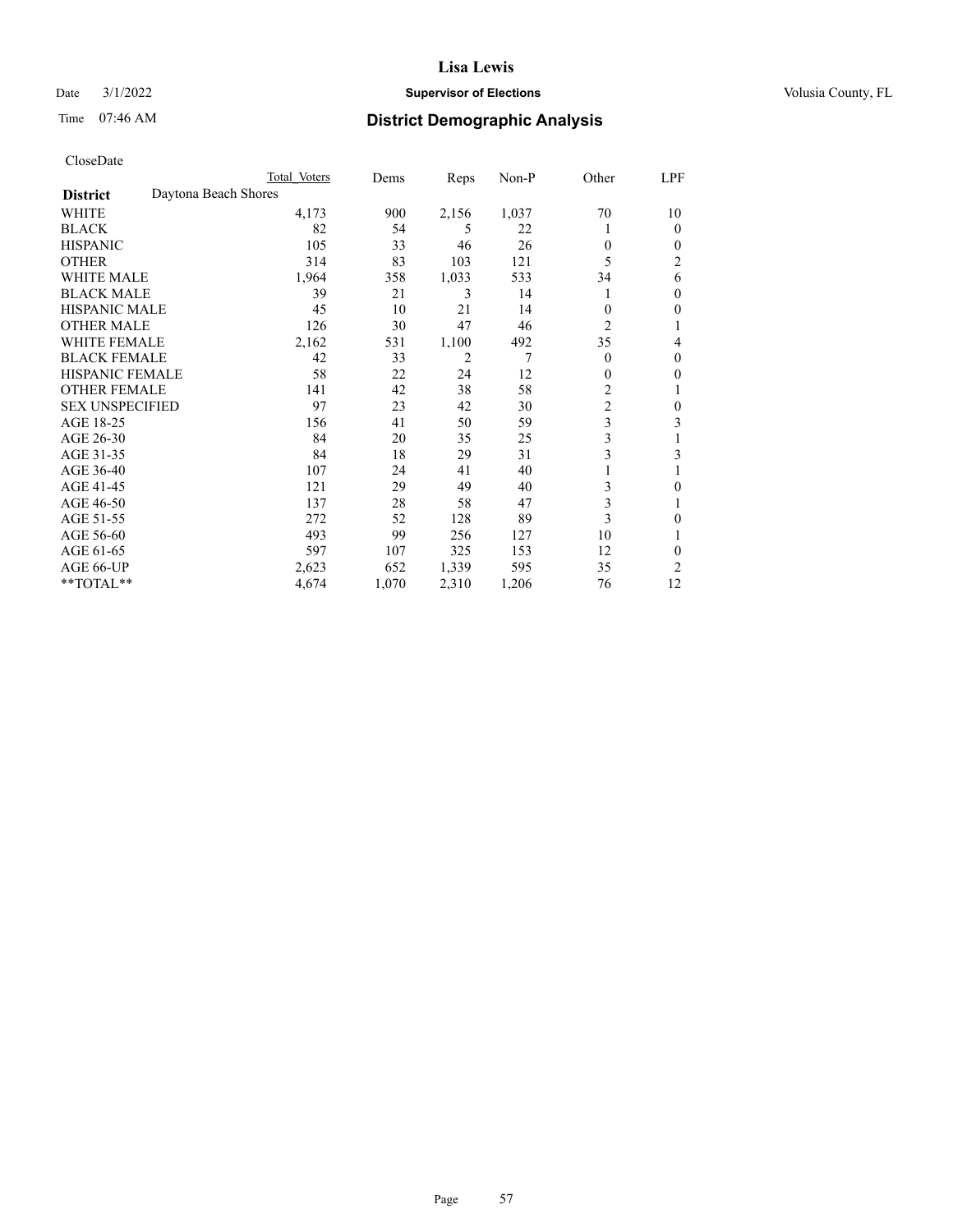# Lisa Lewis

Date 3/1/2022 **Supervisor of Elections** Volusia County, FL

Time 07:46 AM **District Demographic Analysis**

CloseDate

| | Total Voters | Dems | Reps | Non-P | Other | LPF |
|---|---|---|---|---|---|---|
| **District** Daytona Beach Shores | | | | | | |
| WHITE | 4,173 | 900 | 2,156 | 1,037 | 70 | 10 |
| BLACK | 82 | 54 | 5 | 22 | 1 | 0 |
| HISPANIC | 105 | 33 | 46 | 26 | 0 | 0 |
| OTHER | 314 | 83 | 103 | 121 | 5 | 2 |
| WHITE MALE | 1,964 | 358 | 1,033 | 533 | 34 | 6 |
| BLACK MALE | 39 | 21 | 3 | 14 | 1 | 0 |
| HISPANIC MALE | 45 | 10 | 21 | 14 | 0 | 0 |
| OTHER MALE | 126 | 30 | 47 | 46 | 2 | 1 |
| WHITE FEMALE | 2,162 | 531 | 1,100 | 492 | 35 | 4 |
| BLACK FEMALE | 42 | 33 | 2 | 7 | 0 | 0 |
| HISPANIC FEMALE | 58 | 22 | 24 | 12 | 0 | 0 |
| OTHER FEMALE | 141 | 42 | 38 | 58 | 2 | 1 |
| SEX UNSPECIFIED | 97 | 23 | 42 | 30 | 2 | 0 |
| AGE 18-25 | 156 | 41 | 50 | 59 | 3 | 3 |
| AGE 26-30 | 84 | 20 | 35 | 25 | 3 | 1 |
| AGE 31-35 | 84 | 18 | 29 | 31 | 3 | 3 |
| AGE 36-40 | 107 | 24 | 41 | 40 | 1 | 1 |
| AGE 41-45 | 121 | 29 | 49 | 40 | 3 | 0 |
| AGE 46-50 | 137 | 28 | 58 | 47 | 3 | 1 |
| AGE 51-55 | 272 | 52 | 128 | 89 | 3 | 0 |
| AGE 56-60 | 493 | 99 | 256 | 127 | 10 | 1 |
| AGE 61-65 | 597 | 107 | 325 | 153 | 12 | 0 |
| AGE 66-UP | 2,623 | 652 | 1,339 | 595 | 35 | 2 |
| **TOTAL** | 4,674 | 1,070 | 2,310 | 1,206 | 76 | 12 |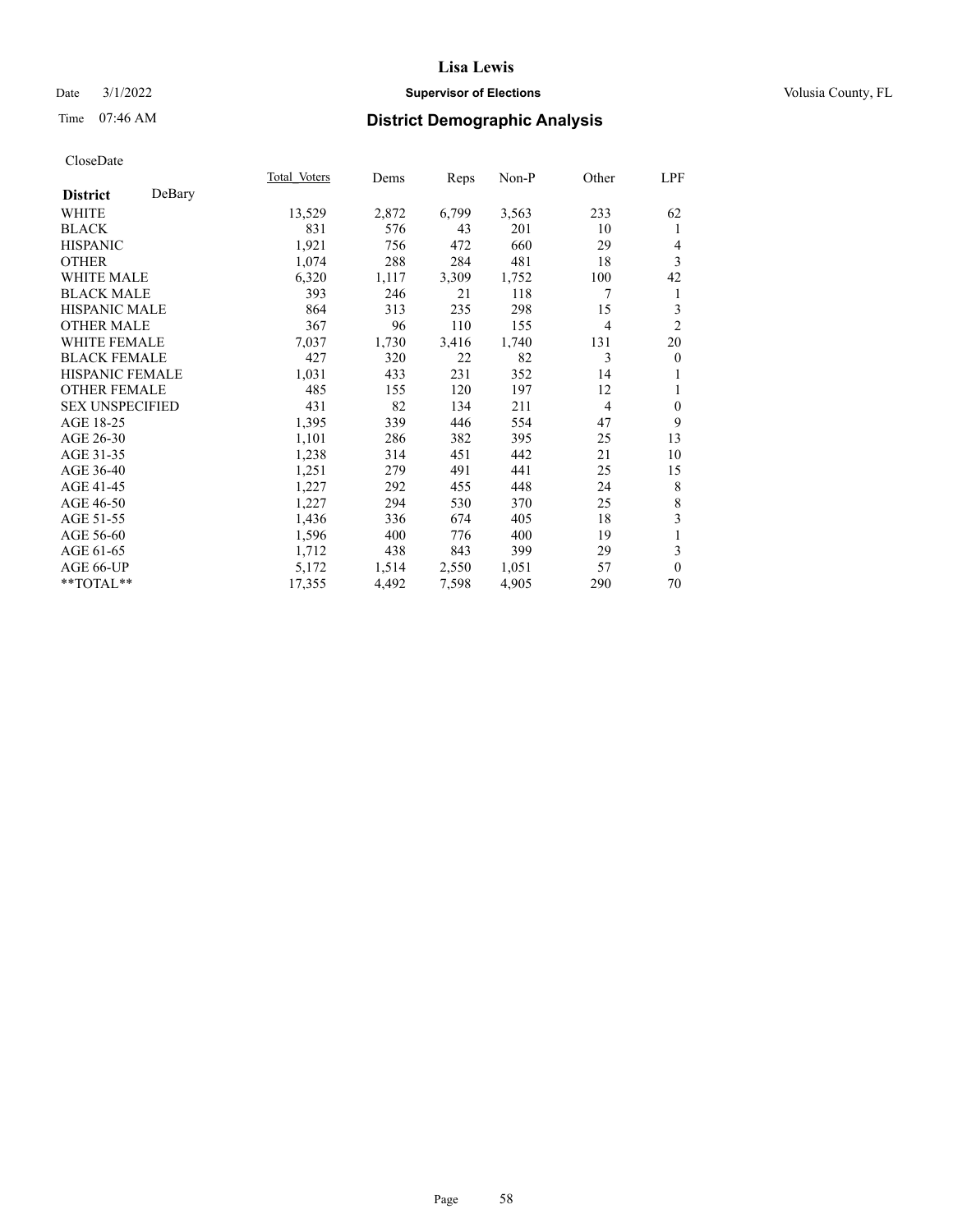# Lisa Lewis

Date 3/1/2022 **Supervisor of Elections** Volusia County, FL

Time 07:46 AM **District Demographic Analysis**

CloseDate

| **District** DeBary | Total Voters | Dems | Reps | Non-P | Other | LPF |
|---|---|---|---|---|---|---|
| WHITE | 13,529 | 2,872 | 6,799 | 3,563 | 233 | 62 |
| BLACK | 831 | 576 | 43 | 201 | 10 | 1 |
| HISPANIC | 1,921 | 756 | 472 | 660 | 29 | 4 |
| OTHER | 1,074 | 288 | 284 | 481 | 18 | 3 |
| WHITE MALE | 6,320 | 1,117 | 3,309 | 1,752 | 100 | 42 |
| BLACK MALE | 393 | 246 | 21 | 118 | 7 | 1 |
| HISPANIC MALE | 864 | 313 | 235 | 298 | 15 | 3 |
| OTHER MALE | 367 | 96 | 110 | 155 | 4 | 2 |
| WHITE FEMALE | 7,037 | 1,730 | 3,416 | 1,740 | 131 | 20 |
| BLACK FEMALE | 427 | 320 | 22 | 82 | 3 | 0 |
| HISPANIC FEMALE | 1,031 | 433 | 231 | 352 | 14 | 1 |
| OTHER FEMALE | 485 | 155 | 120 | 197 | 12 | 1 |
| SEX UNSPECIFIED | 431 | 82 | 134 | 211 | 4 | 0 |
| AGE 18-25 | 1,395 | 339 | 446 | 554 | 47 | 9 |
| AGE 26-30 | 1,101 | 286 | 382 | 395 | 25 | 13 |
| AGE 31-35 | 1,238 | 314 | 451 | 442 | 21 | 10 |
| AGE 36-40 | 1,251 | 279 | 491 | 441 | 25 | 15 |
| AGE 41-45 | 1,227 | 292 | 455 | 448 | 24 | 8 |
| AGE 46-50 | 1,227 | 294 | 530 | 370 | 25 | 8 |
| AGE 51-55 | 1,436 | 336 | 674 | 405 | 18 | 3 |
| AGE 56-60 | 1,596 | 400 | 776 | 400 | 19 | 1 |
| AGE 61-65 | 1,712 | 438 | 843 | 399 | 29 | 3 |
| AGE 66-UP | 5,172 | 1,514 | 2,550 | 1,051 | 57 | 0 |
| **TOTAL** | 17,355 | 4,492 | 7,598 | 4,905 | 290 | 70 |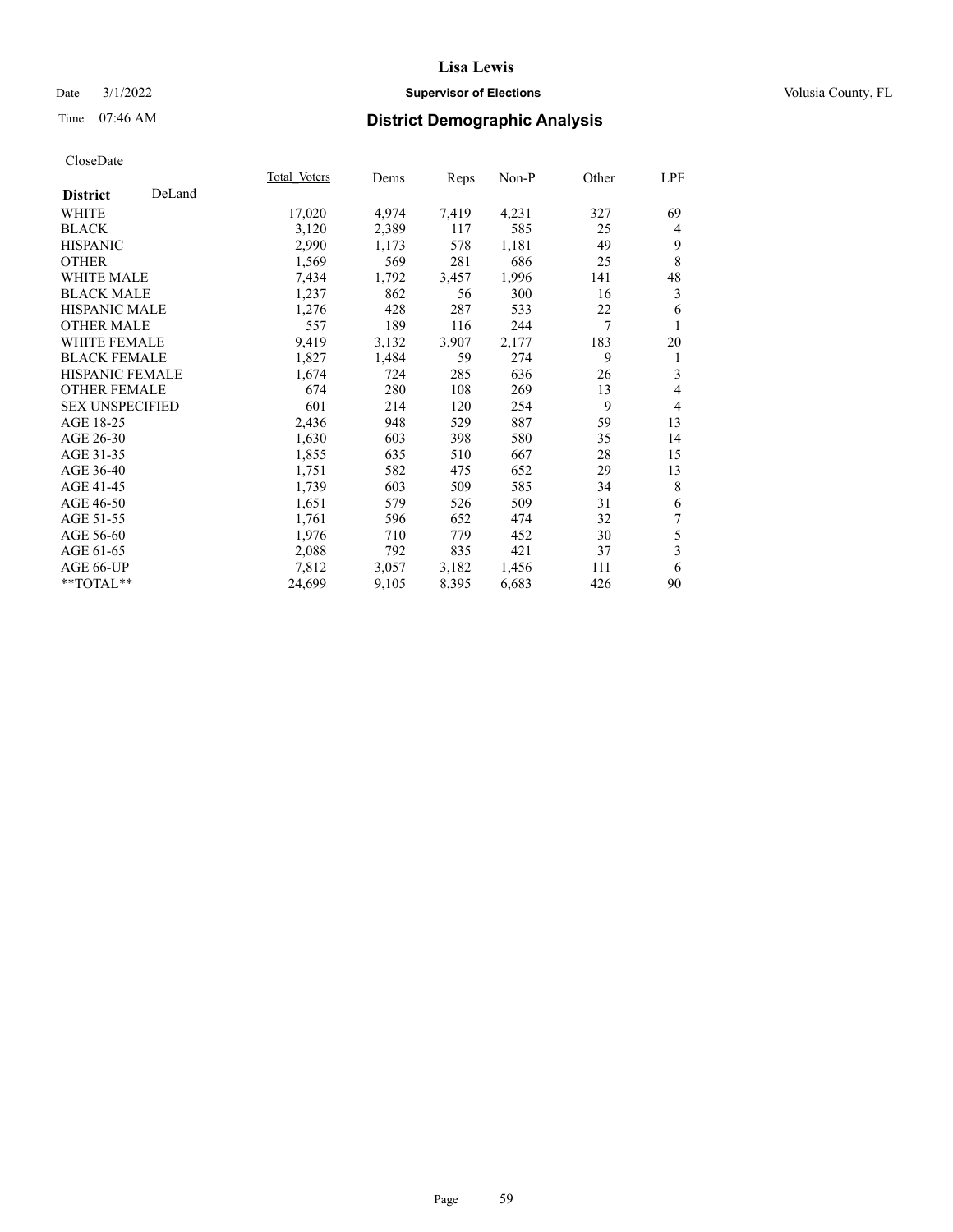# Lisa Lewis

Date 3/1/2022 **Supervisor of Elections** Volusia County, FL

Time 07:46 AM **District Demographic Analysis**

CloseDate

| **District** DeLand | Total_Voters | Dems | Reps | Non-P | Other | LPF |
|---|---|---|---|---|---|---|
| WHITE | 17,020 | 4,974 | 7,419 | 4,231 | 327 | 69 |
| BLACK | 3,120 | 2,389 | 117 | 585 | 25 | 4 |
| HISPANIC | 2,990 | 1,173 | 578 | 1,181 | 49 | 9 |
| OTHER | 1,569 | 569 | 281 | 686 | 25 | 8 |
| WHITE MALE | 7,434 | 1,792 | 3,457 | 1,996 | 141 | 48 |
| BLACK MALE | 1,237 | 862 | 56 | 300 | 16 | 3 |
| HISPANIC MALE | 1,276 | 428 | 287 | 533 | 22 | 6 |
| OTHER MALE | 557 | 189 | 116 | 244 | 7 | 1 |
| WHITE FEMALE | 9,419 | 3,132 | 3,907 | 2,177 | 183 | 20 |
| BLACK FEMALE | 1,827 | 1,484 | 59 | 274 | 9 | 1 |
| HISPANIC FEMALE | 1,674 | 724 | 285 | 636 | 26 | 3 |
| OTHER FEMALE | 674 | 280 | 108 | 269 | 13 | 4 |
| SEX UNSPECIFIED | 601 | 214 | 120 | 254 | 9 | 4 |
| AGE 18-25 | 2,436 | 948 | 529 | 887 | 59 | 13 |
| AGE 26-30 | 1,630 | 603 | 398 | 580 | 35 | 14 |
| AGE 31-35 | 1,855 | 635 | 510 | 667 | 28 | 15 |
| AGE 36-40 | 1,751 | 582 | 475 | 652 | 29 | 13 |
| AGE 41-45 | 1,739 | 603 | 509 | 585 | 34 | 8 |
| AGE 46-50 | 1,651 | 579 | 526 | 509 | 31 | 6 |
| AGE 51-55 | 1,761 | 596 | 652 | 474 | 32 | 7 |
| AGE 56-60 | 1,976 | 710 | 779 | 452 | 30 | 5 |
| AGE 61-65 | 2,088 | 792 | 835 | 421 | 37 | 3 |
| AGE 66-UP | 7,812 | 3,057 | 3,182 | 1,456 | 111 | 6 |
| **TOTAL** | 24,699 | 9,105 | 8,395 | 6,683 | 426 | 90 |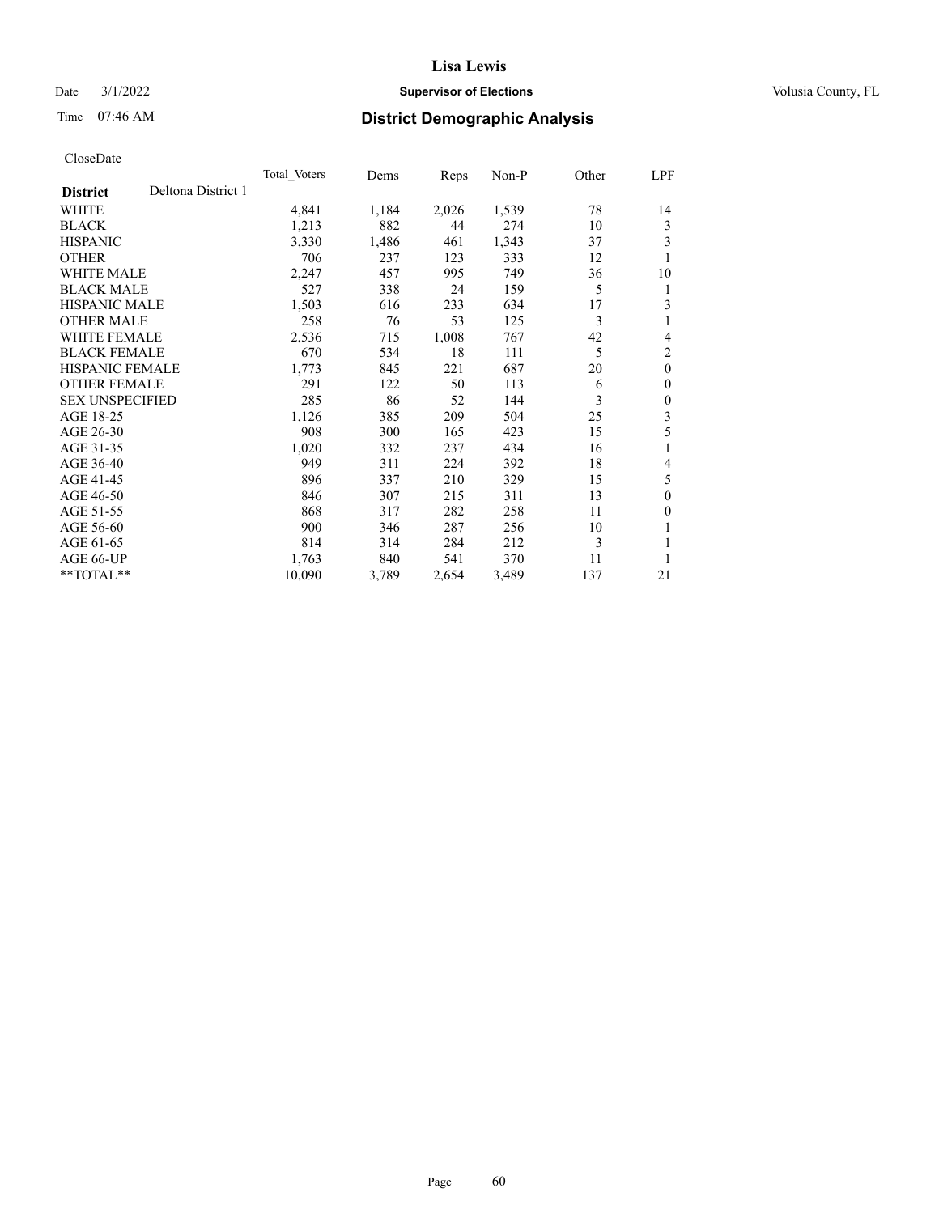# Lisa Lewis

Date 3/1/2022 **Supervisor of Elections** Volusia County, FL

Time 07:46 AM **District Demographic Analysis**

CloseDate

| District | Deltona District 1 | Total Voters | Dems | Reps | Non-P | Other | LPF |
|---|---|---|---|---|---|---|---|
| WHITE | | 4,841 | 1,184 | 2,026 | 1,539 | 78 | 14 |
| BLACK | | 1,213 | 882 | 44 | 274 | 10 | 3 |
| HISPANIC | | 3,330 | 1,486 | 461 | 1,343 | 37 | 3 |
| OTHER | | 706 | 237 | 123 | 333 | 12 | 1 |
| WHITE MALE | | 2,247 | 457 | 995 | 749 | 36 | 10 |
| BLACK MALE | | 527 | 338 | 24 | 159 | 5 | 1 |
| HISPANIC MALE | | 1,503 | 616 | 233 | 634 | 17 | 3 |
| OTHER MALE | | 258 | 76 | 53 | 125 | 3 | 1 |
| WHITE FEMALE | | 2,536 | 715 | 1,008 | 767 | 42 | 4 |
| BLACK FEMALE | | 670 | 534 | 18 | 111 | 5 | 2 |
| HISPANIC FEMALE | | 1,773 | 845 | 221 | 687 | 20 | 0 |
| OTHER FEMALE | | 291 | 122 | 50 | 113 | 6 | 0 |
| SEX UNSPECIFIED | | 285 | 86 | 52 | 144 | 3 | 0 |
| AGE 18-25 | | 1,126 | 385 | 209 | 504 | 25 | 3 |
| AGE 26-30 | | 908 | 300 | 165 | 423 | 15 | 5 |
| AGE 31-35 | | 1,020 | 332 | 237 | 434 | 16 | 1 |
| AGE 36-40 | | 949 | 311 | 224 | 392 | 18 | 4 |
| AGE 41-45 | | 896 | 337 | 210 | 329 | 15 | 5 |
| AGE 46-50 | | 846 | 307 | 215 | 311 | 13 | 0 |
| AGE 51-55 | | 868 | 317 | 282 | 258 | 11 | 0 |
| AGE 56-60 | | 900 | 346 | 287 | 256 | 10 | 1 |
| AGE 61-65 | | 814 | 314 | 284 | 212 | 3 | 1 |
| AGE 66-UP | | 1,763 | 840 | 541 | 370 | 11 | 1 |
| **TOTAL** | | 10,090 | 3,789 | 2,654 | 3,489 | 137 | 21 |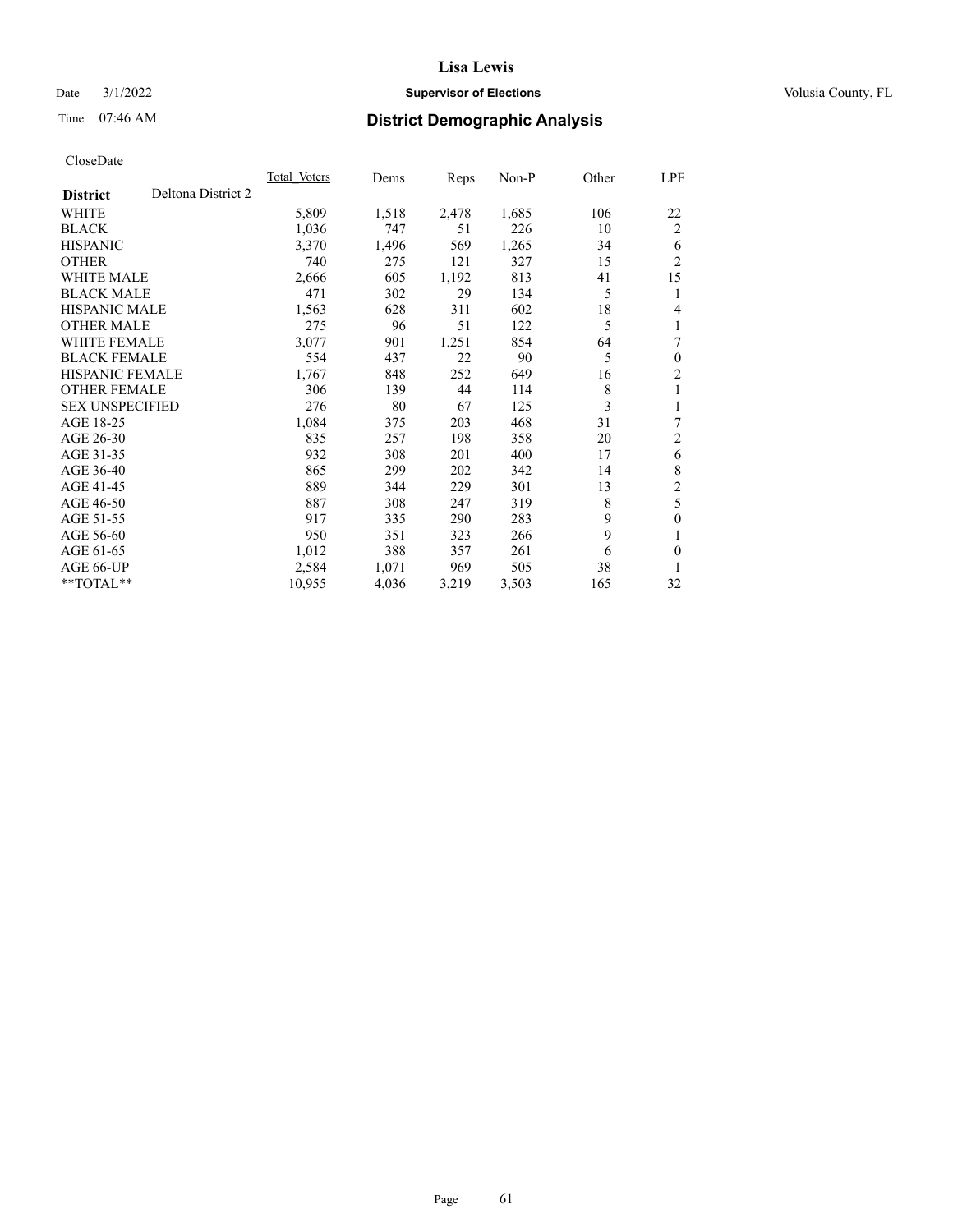# Lisa Lewis

Date 3/1/2022 **Supervisor of Elections** Volusia County, FL

Time 07:46 AM **District Demographic Analysis**

CloseDate

| **District** Deltona District 2 | Total Voters | Dems | Reps | Non-P | Other | LPF |
|---|---|---|---|---|---|---|
| WHITE | 5,809 | 1,518 | 2,478 | 1,685 | 106 | 22 |
| BLACK | 1,036 | 747 | 51 | 226 | 10 | 2 |
| HISPANIC | 3,370 | 1,496 | 569 | 1,265 | 34 | 6 |
| OTHER | 740 | 275 | 121 | 327 | 15 | 2 |
| WHITE MALE | 2,666 | 605 | 1,192 | 813 | 41 | 15 |
| BLACK MALE | 471 | 302 | 29 | 134 | 5 | 1 |
| HISPANIC MALE | 1,563 | 628 | 311 | 602 | 18 | 4 |
| OTHER MALE | 275 | 96 | 51 | 122 | 5 | 1 |
| WHITE FEMALE | 3,077 | 901 | 1,251 | 854 | 64 | 7 |
| BLACK FEMALE | 554 | 437 | 22 | 90 | 5 | 0 |
| HISPANIC FEMALE | 1,767 | 848 | 252 | 649 | 16 | 2 |
| OTHER FEMALE | 306 | 139 | 44 | 114 | 8 | 1 |
| SEX UNSPECIFIED | 276 | 80 | 67 | 125 | 3 | 1 |
| AGE 18-25 | 1,084 | 375 | 203 | 468 | 31 | 7 |
| AGE 26-30 | 835 | 257 | 198 | 358 | 20 | 2 |
| AGE 31-35 | 932 | 308 | 201 | 400 | 17 | 6 |
| AGE 36-40 | 865 | 299 | 202 | 342 | 14 | 8 |
| AGE 41-45 | 889 | 344 | 229 | 301 | 13 | 2 |
| AGE 46-50 | 887 | 308 | 247 | 319 | 8 | 5 |
| AGE 51-55 | 917 | 335 | 290 | 283 | 9 | 0 |
| AGE 56-60 | 950 | 351 | 323 | 266 | 9 | 1 |
| AGE 61-65 | 1,012 | 388 | 357 | 261 | 6 | 0 |
| AGE 66-UP | 2,584 | 1,071 | 969 | 505 | 38 | 1 |
| **TOTAL** | 10,955 | 4,036 | 3,219 | 3,503 | 165 | 32 |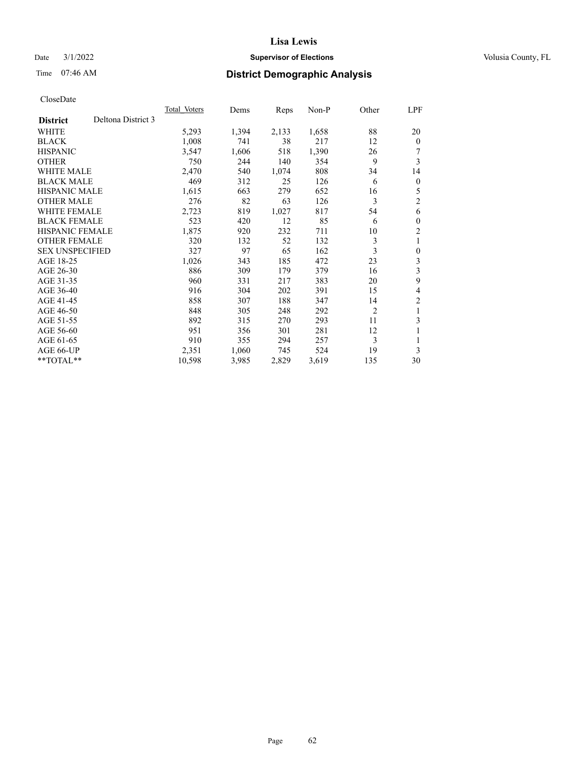**Lisa Lewis**

Date 3/1/2022 **Supervisor of Elections** Volusia County, FL

Time 07:46 AM **District Demographic Analysis**

CloseDate

| **District** Deltona District 3 | Total Voters | Dems | Reps | Non-P | Other | LPF |
|---|---|---|---|---|---|---|
| WHITE | 5,293 | 1,394 | 2,133 | 1,658 | 88 | 20 |
| BLACK | 1,008 | 741 | 38 | 217 | 12 | 0 |
| HISPANIC | 3,547 | 1,606 | 518 | 1,390 | 26 | 7 |
| OTHER | 750 | 244 | 140 | 354 | 9 | 3 |
| WHITE MALE | 2,470 | 540 | 1,074 | 808 | 34 | 14 |
| BLACK MALE | 469 | 312 | 25 | 126 | 6 | 0 |
| HISPANIC MALE | 1,615 | 663 | 279 | 652 | 16 | 5 |
| OTHER MALE | 276 | 82 | 63 | 126 | 3 | 2 |
| WHITE FEMALE | 2,723 | 819 | 1,027 | 817 | 54 | 6 |
| BLACK FEMALE | 523 | 420 | 12 | 85 | 6 | 0 |
| HISPANIC FEMALE | 1,875 | 920 | 232 | 711 | 10 | 2 |
| OTHER FEMALE | 320 | 132 | 52 | 132 | 3 | 1 |
| SEX UNSPECIFIED | 327 | 97 | 65 | 162 | 3 | 0 |
| AGE 18-25 | 1,026 | 343 | 185 | 472 | 23 | 3 |
| AGE 26-30 | 886 | 309 | 179 | 379 | 16 | 3 |
| AGE 31-35 | 960 | 331 | 217 | 383 | 20 | 9 |
| AGE 36-40 | 916 | 304 | 202 | 391 | 15 | 4 |
| AGE 41-45 | 858 | 307 | 188 | 347 | 14 | 2 |
| AGE 46-50 | 848 | 305 | 248 | 292 | 2 | 1 |
| AGE 51-55 | 892 | 315 | 270 | 293 | 11 | 3 |
| AGE 56-60 | 951 | 356 | 301 | 281 | 12 | 1 |
| AGE 61-65 | 910 | 355 | 294 | 257 | 3 | 1 |
| AGE 66-UP | 2,351 | 1,060 | 745 | 524 | 19 | 3 |
| **TOTAL** | 10,598 | 3,985 | 2,829 | 3,619 | 135 | 30 |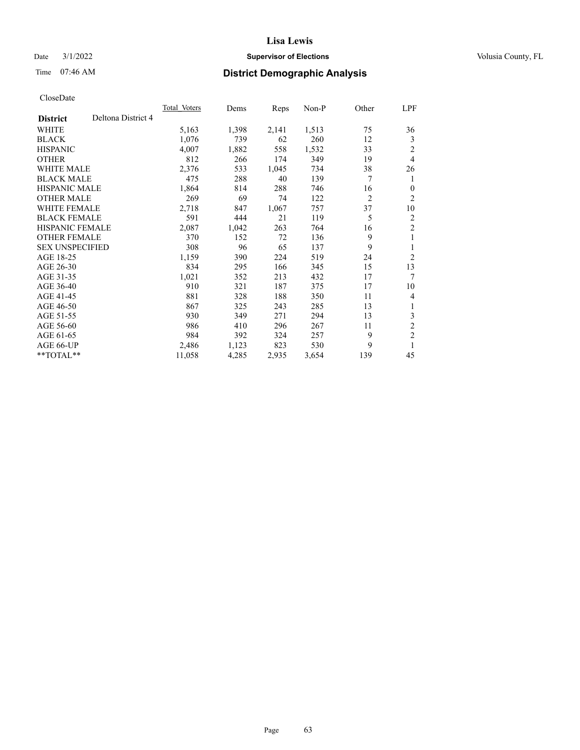CloseDate

| District | Deltona District 4 | Total Voters | Dems | Reps | Non-P | Other | LPF |
|---|---|---|---|---|---|---|---|
| WHITE | | 5,163 | 1,398 | 2,141 | 1,513 | 75 | 36 |
| BLACK | | 1,076 | 739 | 62 | 260 | 12 | 3 |
| HISPANIC | | 4,007 | 1,882 | 558 | 1,532 | 33 | 2 |
| OTHER | | 812 | 266 | 174 | 349 | 19 | 4 |
| WHITE MALE | | 2,376 | 533 | 1,045 | 734 | 38 | 26 |
| BLACK MALE | | 475 | 288 | 40 | 139 | 7 | 1 |
| HISPANIC MALE | | 1,864 | 814 | 288 | 746 | 16 | 0 |
| OTHER MALE | | 269 | 69 | 74 | 122 | 2 | 2 |
| WHITE FEMALE | | 2,718 | 847 | 1,067 | 757 | 37 | 10 |
| BLACK FEMALE | | 591 | 444 | 21 | 119 | 5 | 2 |
| HISPANIC FEMALE | | 2,087 | 1,042 | 263 | 764 | 16 | 2 |
| OTHER FEMALE | | 370 | 152 | 72 | 136 | 9 | 1 |
| SEX UNSPECIFIED | | 308 | 96 | 65 | 137 | 9 | 1 |
| AGE 18-25 | | 1,159 | 390 | 224 | 519 | 24 | 2 |
| AGE 26-30 | | 834 | 295 | 166 | 345 | 15 | 13 |
| AGE 31-35 | | 1,021 | 352 | 213 | 432 | 17 | 7 |
| AGE 36-40 | | 910 | 321 | 187 | 375 | 17 | 10 |
| AGE 41-45 | | 881 | 328 | 188 | 350 | 11 | 4 |
| AGE 46-50 | | 867 | 325 | 243 | 285 | 13 | 1 |
| AGE 51-55 | | 930 | 349 | 271 | 294 | 13 | 3 |
| AGE 56-60 | | 986 | 410 | 296 | 267 | 11 | 2 |
| AGE 61-65 | | 984 | 392 | 324 | 257 | 9 | 2 |
| AGE 66-UP | | 2,486 | 1,123 | 823 | 530 | 9 | 1 |
| **TOTAL** | | 11,058 | 4,285 | 2,935 | 3,654 | 139 | 45 |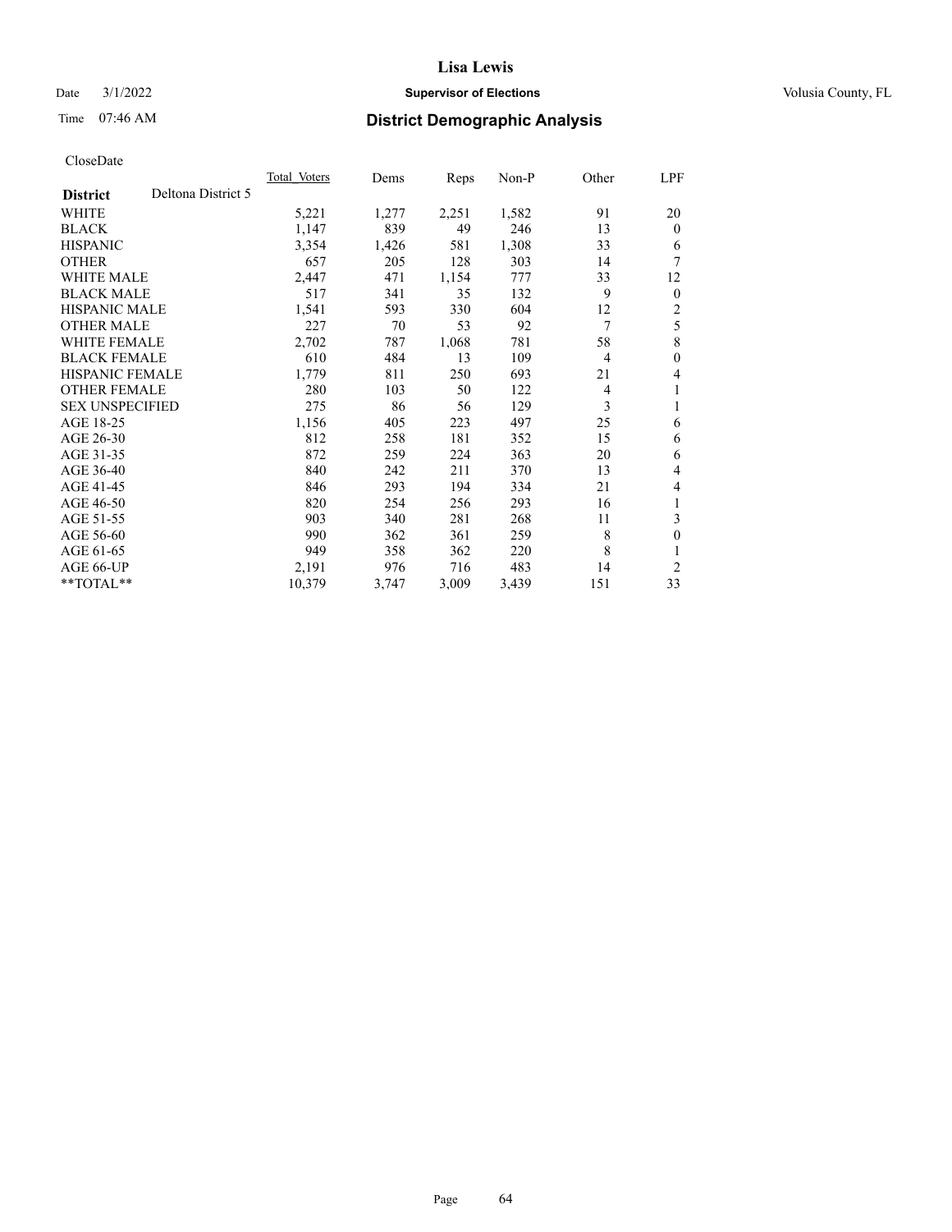CloseDate

| District | Deltona District 5 | Total_Voters | Dems | Reps | Non-P | Other | LPF |
|---|---|---|---|---|---|---|---|
| WHITE | | 5,221 | 1,277 | 2,251 | 1,582 | 91 | 20 |
| BLACK | | 1,147 | 839 | 49 | 246 | 13 | 0 |
| HISPANIC | | 3,354 | 1,426 | 581 | 1,308 | 33 | 6 |
| OTHER | | 657 | 205 | 128 | 303 | 14 | 7 |
| WHITE MALE | | 2,447 | 471 | 1,154 | 777 | 33 | 12 |
| BLACK MALE | | 517 | 341 | 35 | 132 | 9 | 0 |
| HISPANIC MALE | | 1,541 | 593 | 330 | 604 | 12 | 2 |
| OTHER MALE | | 227 | 70 | 53 | 92 | 7 | 5 |
| WHITE FEMALE | | 2,702 | 787 | 1,068 | 781 | 58 | 8 |
| BLACK FEMALE | | 610 | 484 | 13 | 109 | 4 | 0 |
| HISPANIC FEMALE | | 1,779 | 811 | 250 | 693 | 21 | 4 |
| OTHER FEMALE | | 280 | 103 | 50 | 122 | 4 | 1 |
| SEX UNSPECIFIED | | 275 | 86 | 56 | 129 | 3 | 1 |
| AGE 18-25 | | 1,156 | 405 | 223 | 497 | 25 | 6 |
| AGE 26-30 | | 812 | 258 | 181 | 352 | 15 | 6 |
| AGE 31-35 | | 872 | 259 | 224 | 363 | 20 | 6 |
| AGE 36-40 | | 840 | 242 | 211 | 370 | 13 | 4 |
| AGE 41-45 | | 846 | 293 | 194 | 334 | 21 | 4 |
| AGE 46-50 | | 820 | 254 | 256 | 293 | 16 | 1 |
| AGE 51-55 | | 903 | 340 | 281 | 268 | 11 | 3 |
| AGE 56-60 | | 990 | 362 | 361 | 259 | 8 | 0 |
| AGE 61-65 | | 949 | 358 | 362 | 220 | 8 | 1 |
| AGE 66-UP | | 2,191 | 976 | 716 | 483 | 14 | 2 |
| **TOTAL** | | 10,379 | 3,747 | 3,009 | 3,439 | 151 | 33 |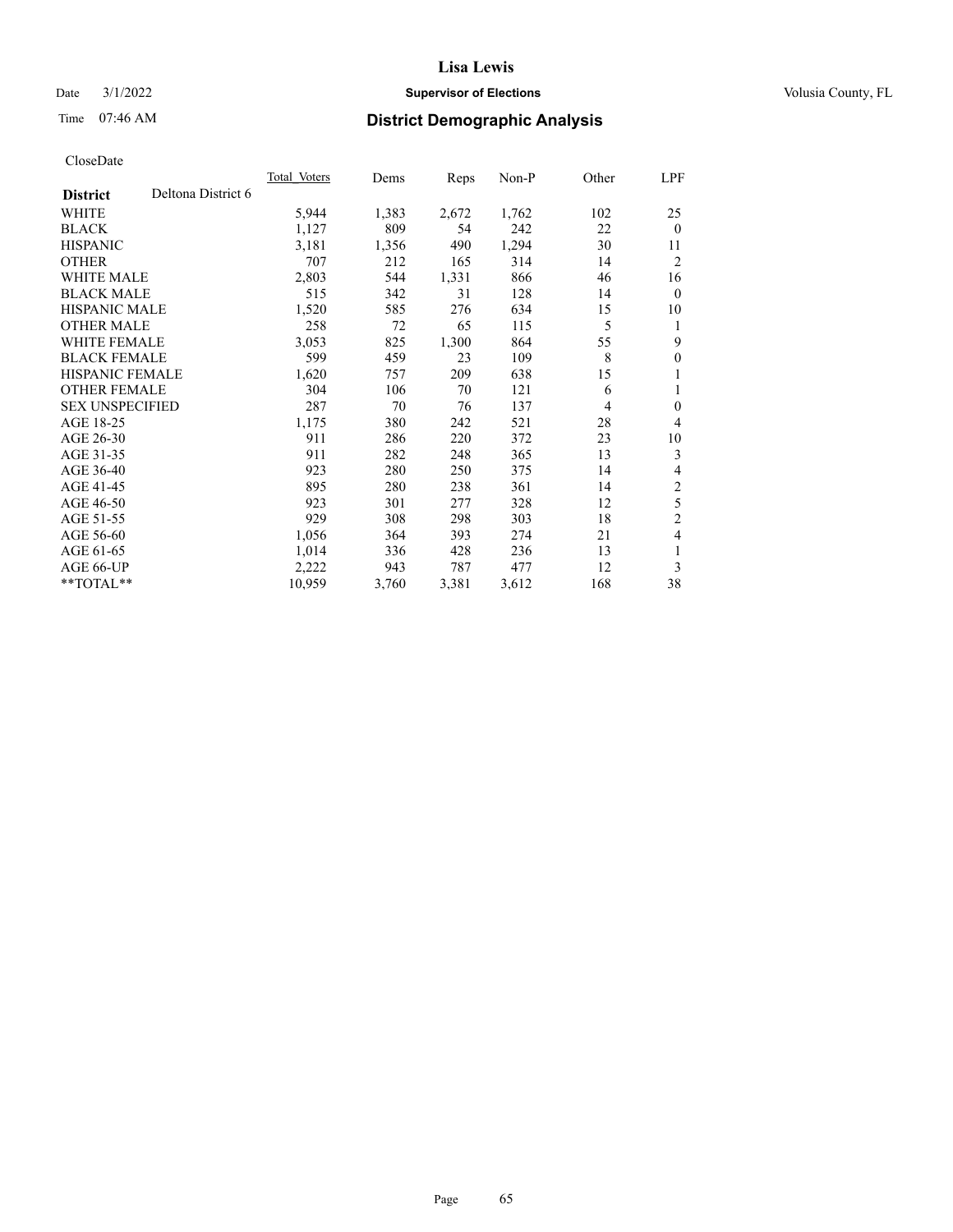CloseDate

| District | Deltona District 6 | Total_Voters | Dems | Reps | Non-P | Other | LPF |
|---|---|---|---|---|---|---|---|
| WHITE | | 5,944 | 1,383 | 2,672 | 1,762 | 102 | 25 |
| BLACK | | 1,127 | 809 | 54 | 242 | 22 | 0 |
| HISPANIC | | 3,181 | 1,356 | 490 | 1,294 | 30 | 11 |
| OTHER | | 707 | 212 | 165 | 314 | 14 | 2 |
| WHITE MALE | | 2,803 | 544 | 1,331 | 866 | 46 | 16 |
| BLACK MALE | | 515 | 342 | 31 | 128 | 14 | 0 |
| HISPANIC MALE | | 1,520 | 585 | 276 | 634 | 15 | 10 |
| OTHER MALE | | 258 | 72 | 65 | 115 | 5 | 1 |
| WHITE FEMALE | | 3,053 | 825 | 1,300 | 864 | 55 | 9 |
| BLACK FEMALE | | 599 | 459 | 23 | 109 | 8 | 0 |
| HISPANIC FEMALE | | 1,620 | 757 | 209 | 638 | 15 | 1 |
| OTHER FEMALE | | 304 | 106 | 70 | 121 | 6 | 1 |
| SEX UNSPECIFIED | | 287 | 70 | 76 | 137 | 4 | 0 |
| AGE 18-25 | | 1,175 | 380 | 242 | 521 | 28 | 4 |
| AGE 26-30 | | 911 | 286 | 220 | 372 | 23 | 10 |
| AGE 31-35 | | 911 | 282 | 248 | 365 | 13 | 3 |
| AGE 36-40 | | 923 | 280 | 250 | 375 | 14 | 4 |
| AGE 41-45 | | 895 | 280 | 238 | 361 | 14 | 2 |
| AGE 46-50 | | 923 | 301 | 277 | 328 | 12 | 5 |
| AGE 51-55 | | 929 | 308 | 298 | 303 | 18 | 2 |
| AGE 56-60 | | 1,056 | 364 | 393 | 274 | 21 | 4 |
| AGE 61-65 | | 1,014 | 336 | 428 | 236 | 13 | 1 |
| AGE 66-UP | | 2,222 | 943 | 787 | 477 | 12 | 3 |
| **TOTAL** | | 10,959 | 3,760 | 3,381 | 3,612 | 168 | 38 |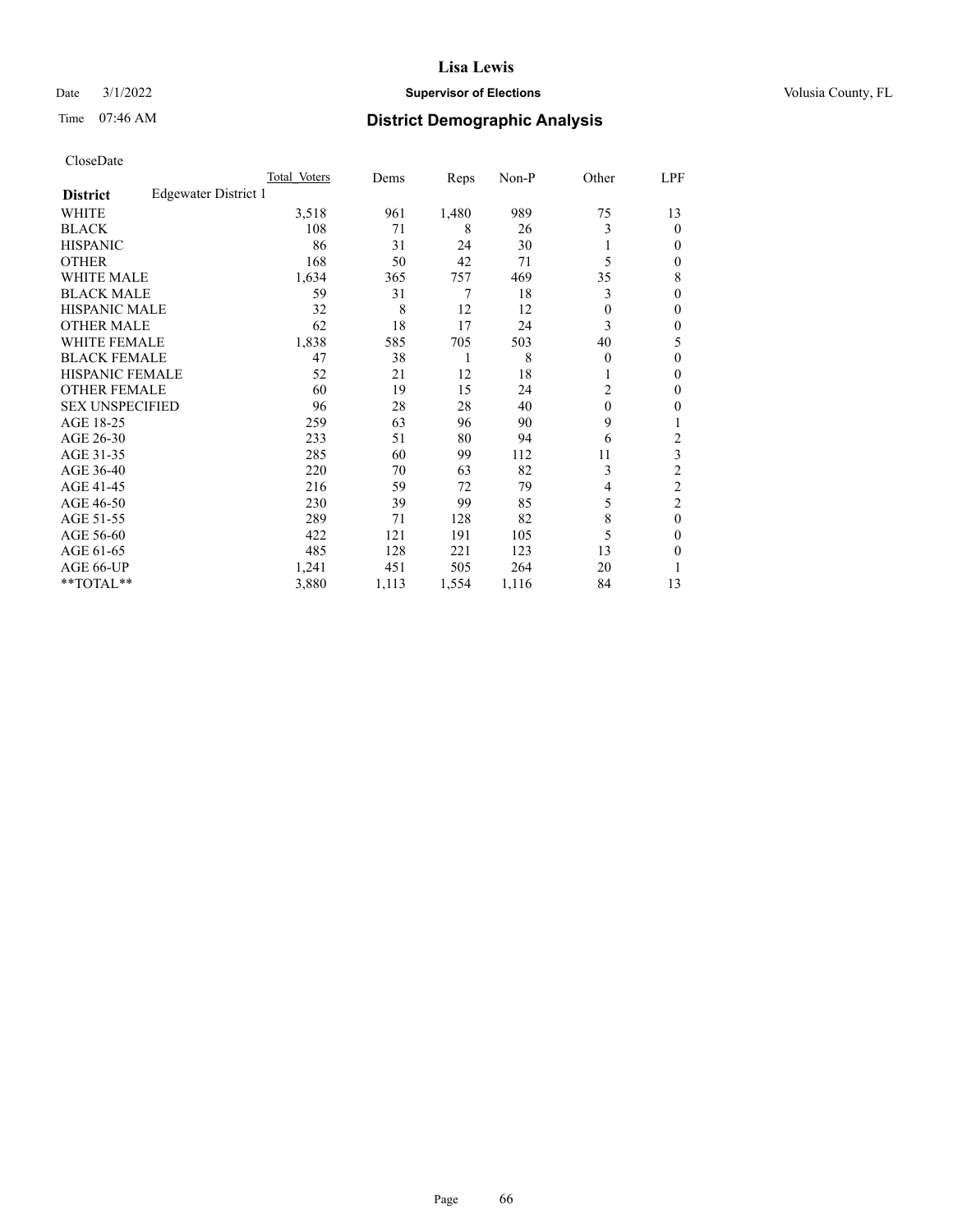# Lisa Lewis

Date 3/1/2022 **Supervisor of Elections** Volusia County, FL

Time 07:46 AM **District Demographic Analysis**

CloseDate

| **District** Edgewater District 1 | Total Voters | Dems | Reps | Non-P | Other | LPF |
|---|---|---|---|---|---|---|
| WHITE | 3,518 | 961 | 1,480 | 989 | 75 | 13 |
| BLACK | 108 | 71 | 8 | 26 | 3 | 0 |
| HISPANIC | 86 | 31 | 24 | 30 | 1 | 0 |
| OTHER | 168 | 50 | 42 | 71 | 5 | 0 |
| WHITE MALE | 1,634 | 365 | 757 | 469 | 35 | 8 |
| BLACK MALE | 59 | 31 | 7 | 18 | 3 | 0 |
| HISPANIC MALE | 32 | 8 | 12 | 12 | 0 | 0 |
| OTHER MALE | 62 | 18 | 17 | 24 | 3 | 0 |
| WHITE FEMALE | 1,838 | 585 | 705 | 503 | 40 | 5 |
| BLACK FEMALE | 47 | 38 | 1 | 8 | 0 | 0 |
| HISPANIC FEMALE | 52 | 21 | 12 | 18 | 1 | 0 |
| OTHER FEMALE | 60 | 19 | 15 | 24 | 2 | 0 |
| SEX UNSPECIFIED | 96 | 28 | 28 | 40 | 0 | 0 |
| AGE 18-25 | 259 | 63 | 96 | 90 | 9 | 1 |
| AGE 26-30 | 233 | 51 | 80 | 94 | 6 | 2 |
| AGE 31-35 | 285 | 60 | 99 | 112 | 11 | 3 |
| AGE 36-40 | 220 | 70 | 63 | 82 | 3 | 2 |
| AGE 41-45 | 216 | 59 | 72 | 79 | 4 | 2 |
| AGE 46-50 | 230 | 39 | 99 | 85 | 5 | 2 |
| AGE 51-55 | 289 | 71 | 128 | 82 | 8 | 0 |
| AGE 56-60 | 422 | 121 | 191 | 105 | 5 | 0 |
| AGE 61-65 | 485 | 128 | 221 | 123 | 13 | 0 |
| AGE 66-UP | 1,241 | 451 | 505 | 264 | 20 | 1 |
| **TOTAL** | 3,880 | 1,113 | 1,554 | 1,116 | 84 | 13 |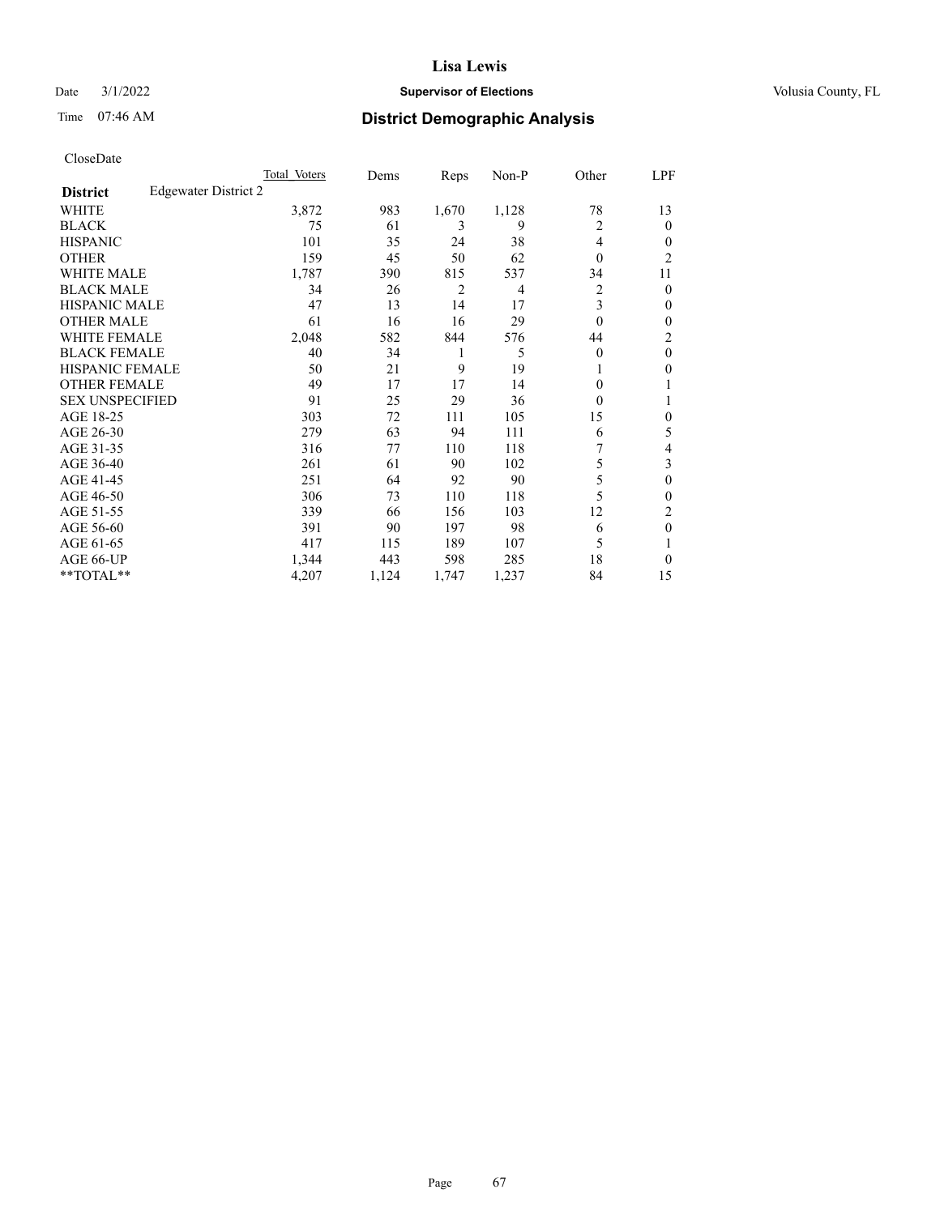# Lisa Lewis

Date 3/1/2022 | **Supervisor of Elections** | Volusia County, FL

Time 07:46 AM | **District Demographic Analysis**

CloseDate

| **District** Edgewater District 2 | Total Voters | Dems | Reps | Non-P | Other | LPF |
|---|---|---|---|---|---|---|
| WHITE | 3,872 | 983 | 1,670 | 1,128 | 78 | 13 |
| BLACK | 75 | 61 | 3 | 9 | 2 | 0 |
| HISPANIC | 101 | 35 | 24 | 38 | 4 | 0 |
| OTHER | 159 | 45 | 50 | 62 | 0 | 2 |
| WHITE MALE | 1,787 | 390 | 815 | 537 | 34 | 11 |
| BLACK MALE | 34 | 26 | 2 | 4 | 2 | 0 |
| HISPANIC MALE | 47 | 13 | 14 | 17 | 3 | 0 |
| OTHER MALE | 61 | 16 | 16 | 29 | 0 | 0 |
| WHITE FEMALE | 2,048 | 582 | 844 | 576 | 44 | 2 |
| BLACK FEMALE | 40 | 34 | 1 | 5 | 0 | 0 |
| HISPANIC FEMALE | 50 | 21 | 9 | 19 | 1 | 0 |
| OTHER FEMALE | 49 | 17 | 17 | 14 | 0 | 1 |
| SEX UNSPECIFIED | 91 | 25 | 29 | 36 | 0 | 1 |
| AGE 18-25 | 303 | 72 | 111 | 105 | 15 | 0 |
| AGE 26-30 | 279 | 63 | 94 | 111 | 6 | 5 |
| AGE 31-35 | 316 | 77 | 110 | 118 | 7 | 4 |
| AGE 36-40 | 261 | 61 | 90 | 102 | 5 | 3 |
| AGE 41-45 | 251 | 64 | 92 | 90 | 5 | 0 |
| AGE 46-50 | 306 | 73 | 110 | 118 | 5 | 0 |
| AGE 51-55 | 339 | 66 | 156 | 103 | 12 | 2 |
| AGE 56-60 | 391 | 90 | 197 | 98 | 6 | 0 |
| AGE 61-65 | 417 | 115 | 189 | 107 | 5 | 1 |
| AGE 66-UP | 1,344 | 443 | 598 | 285 | 18 | 0 |
| **TOTAL** | 4,207 | 1,124 | 1,747 | 1,237 | 84 | 15 |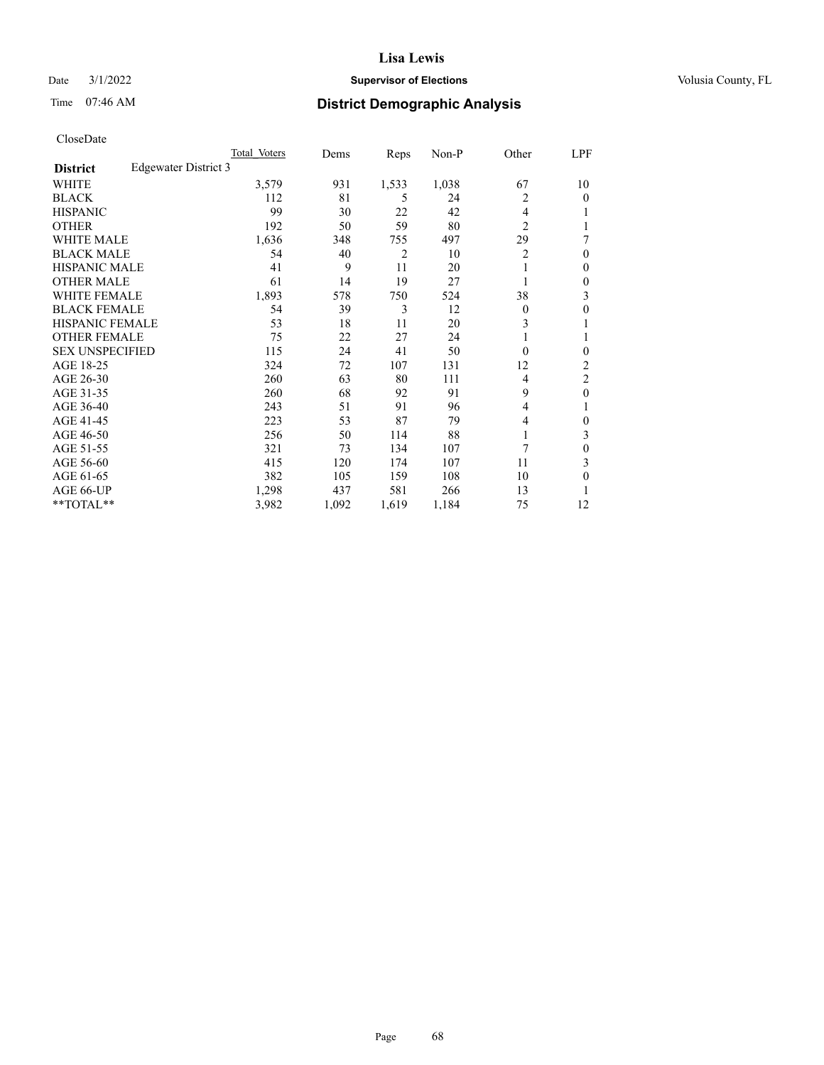# Lisa Lewis

Date 3/1/2022 **Supervisor of Elections** Volusia County, FL

Time 07:46 AM **District Demographic Analysis**

CloseDate

| **District** Edgewater District 3 | Total Voters | Dems | Reps | Non-P | Other | LPF |
|---|---|---|---|---|---|---|
| WHITE | 3,579 | 931 | 1,533 | 1,038 | 67 | 10 |
| BLACK | 112 | 81 | 5 | 24 | 2 | 0 |
| HISPANIC | 99 | 30 | 22 | 42 | 4 | 1 |
| OTHER | 192 | 50 | 59 | 80 | 2 | 1 |
| WHITE MALE | 1,636 | 348 | 755 | 497 | 29 | 7 |
| BLACK MALE | 54 | 40 | 2 | 10 | 2 | 0 |
| HISPANIC MALE | 41 | 9 | 11 | 20 | 1 | 0 |
| OTHER MALE | 61 | 14 | 19 | 27 | 1 | 0 |
| WHITE FEMALE | 1,893 | 578 | 750 | 524 | 38 | 3 |
| BLACK FEMALE | 54 | 39 | 3 | 12 | 0 | 0 |
| HISPANIC FEMALE | 53 | 18 | 11 | 20 | 3 | 1 |
| OTHER FEMALE | 75 | 22 | 27 | 24 | 1 | 1 |
| SEX UNSPECIFIED | 115 | 24 | 41 | 50 | 0 | 0 |
| AGE 18-25 | 324 | 72 | 107 | 131 | 12 | 2 |
| AGE 26-30 | 260 | 63 | 80 | 111 | 4 | 2 |
| AGE 31-35 | 260 | 68 | 92 | 91 | 9 | 0 |
| AGE 36-40 | 243 | 51 | 91 | 96 | 4 | 1 |
| AGE 41-45 | 223 | 53 | 87 | 79 | 4 | 0 |
| AGE 46-50 | 256 | 50 | 114 | 88 | 1 | 3 |
| AGE 51-55 | 321 | 73 | 134 | 107 | 7 | 0 |
| AGE 56-60 | 415 | 120 | 174 | 107 | 11 | 3 |
| AGE 61-65 | 382 | 105 | 159 | 108 | 10 | 0 |
| AGE 66-UP | 1,298 | 437 | 581 | 266 | 13 | 1 |
| **TOTAL** | 3,982 | 1,092 | 1,619 | 1,184 | 75 | 12 |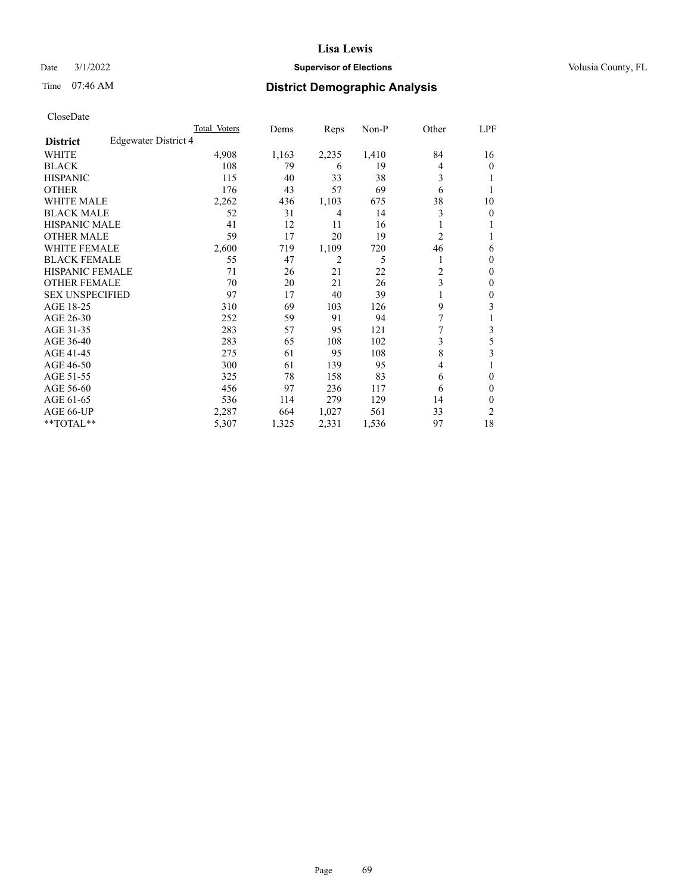CloseDate

| District | Edgewater District 4 | Total Voters | Dems | Reps | Non-P | Other | LPF |
|---|---|---|---|---|---|---|---|
| WHITE | | 4,908 | 1,163 | 2,235 | 1,410 | 84 | 16 |
| BLACK | | 108 | 79 | 6 | 19 | 4 | 0 |
| HISPANIC | | 115 | 40 | 33 | 38 | 3 | 1 |
| OTHER | | 176 | 43 | 57 | 69 | 6 | 1 |
| WHITE MALE | | 2,262 | 436 | 1,103 | 675 | 38 | 10 |
| BLACK MALE | | 52 | 31 | 4 | 14 | 3 | 0 |
| HISPANIC MALE | | 41 | 12 | 11 | 16 | 1 | 1 |
| OTHER MALE | | 59 | 17 | 20 | 19 | 2 | 1 |
| WHITE FEMALE | | 2,600 | 719 | 1,109 | 720 | 46 | 6 |
| BLACK FEMALE | | 55 | 47 | 2 | 5 | 1 | 0 |
| HISPANIC FEMALE | | 71 | 26 | 21 | 22 | 2 | 0 |
| OTHER FEMALE | | 70 | 20 | 21 | 26 | 3 | 0 |
| SEX UNSPECIFIED | | 97 | 17 | 40 | 39 | 1 | 0 |
| AGE 18-25 | | 310 | 69 | 103 | 126 | 9 | 3 |
| AGE 26-30 | | 252 | 59 | 91 | 94 | 7 | 1 |
| AGE 31-35 | | 283 | 57 | 95 | 121 | 7 | 3 |
| AGE 36-40 | | 283 | 65 | 108 | 102 | 3 | 5 |
| AGE 41-45 | | 275 | 61 | 95 | 108 | 8 | 3 |
| AGE 46-50 | | 300 | 61 | 139 | 95 | 4 | 1 |
| AGE 51-55 | | 325 | 78 | 158 | 83 | 6 | 0 |
| AGE 56-60 | | 456 | 97 | 236 | 117 | 6 | 0 |
| AGE 61-65 | | 536 | 114 | 279 | 129 | 14 | 0 |
| AGE 66-UP | | 2,287 | 664 | 1,027 | 561 | 33 | 2 |
| **TOTAL** | | 5,307 | 1,325 | 2,331 | 1,536 | 97 | 18 |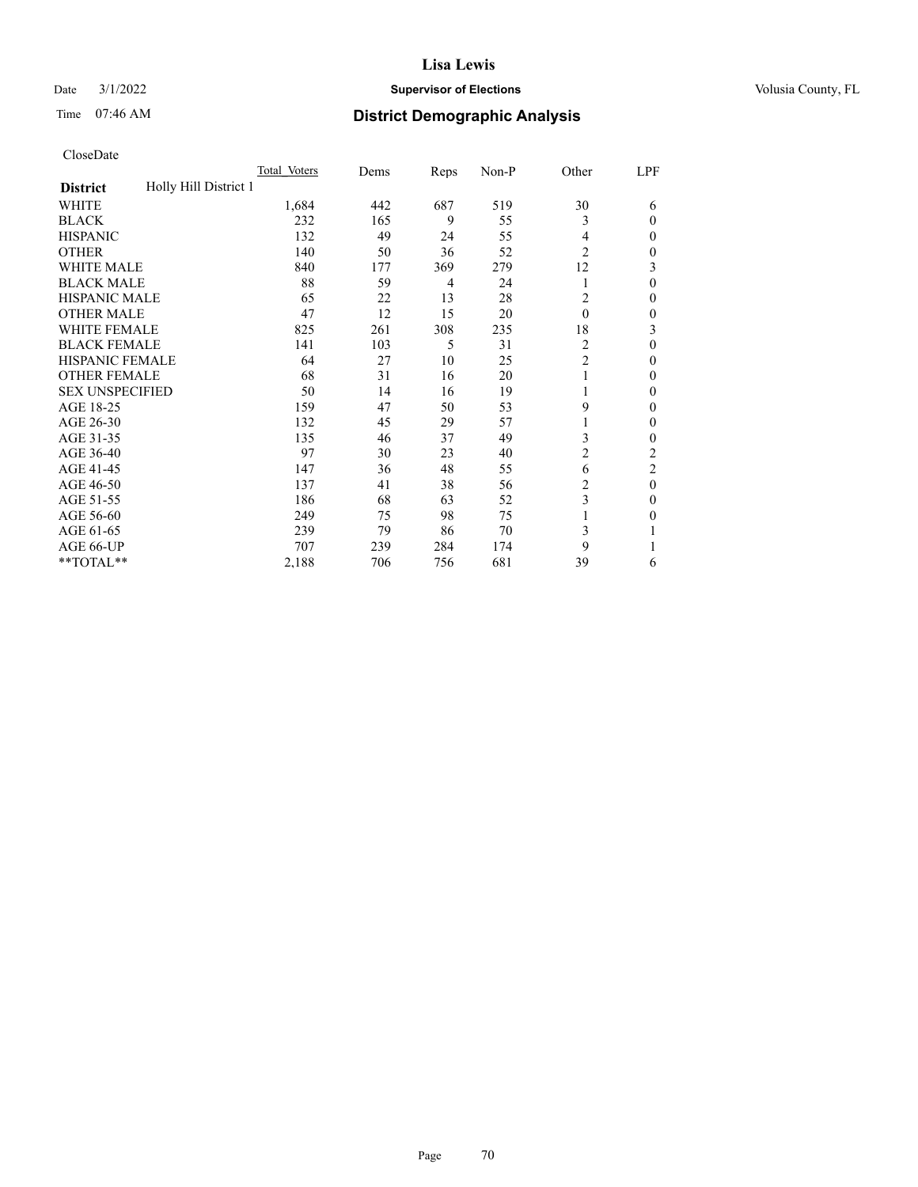# Lisa Lewis

Date 3/1/2022 **Supervisor of Elections** Volusia County, FL

Time 07:46 AM **District Demographic Analysis**

CloseDate

| **District** Holly Hill District 1 | Total Voters | Dems | Reps | Non-P | Other | LPF |
|---|---|---|---|---|---|---|
| WHITE | 1,684 | 442 | 687 | 519 | 30 | 6 |
| BLACK | 232 | 165 | 9 | 55 | 3 | 0 |
| HISPANIC | 132 | 49 | 24 | 55 | 4 | 0 |
| OTHER | 140 | 50 | 36 | 52 | 2 | 0 |
| WHITE MALE | 840 | 177 | 369 | 279 | 12 | 3 |
| BLACK MALE | 88 | 59 | 4 | 24 | 1 | 0 |
| HISPANIC MALE | 65 | 22 | 13 | 28 | 2 | 0 |
| OTHER MALE | 47 | 12 | 15 | 20 | 0 | 0 |
| WHITE FEMALE | 825 | 261 | 308 | 235 | 18 | 3 |
| BLACK FEMALE | 141 | 103 | 5 | 31 | 2 | 0 |
| HISPANIC FEMALE | 64 | 27 | 10 | 25 | 2 | 0 |
| OTHER FEMALE | 68 | 31 | 16 | 20 | 1 | 0 |
| SEX UNSPECIFIED | 50 | 14 | 16 | 19 | 1 | 0 |
| AGE 18-25 | 159 | 47 | 50 | 53 | 9 | 0 |
| AGE 26-30 | 132 | 45 | 29 | 57 | 1 | 0 |
| AGE 31-35 | 135 | 46 | 37 | 49 | 3 | 0 |
| AGE 36-40 | 97 | 30 | 23 | 40 | 2 | 2 |
| AGE 41-45 | 147 | 36 | 48 | 55 | 6 | 2 |
| AGE 46-50 | 137 | 41 | 38 | 56 | 2 | 0 |
| AGE 51-55 | 186 | 68 | 63 | 52 | 3 | 0 |
| AGE 56-60 | 249 | 75 | 98 | 75 | 1 | 0 |
| AGE 61-65 | 239 | 79 | 86 | 70 | 3 | 1 |
| AGE 66-UP | 707 | 239 | 284 | 174 | 9 | 1 |
| **TOTAL** | 2,188 | 706 | 756 | 681 | 39 | 6 |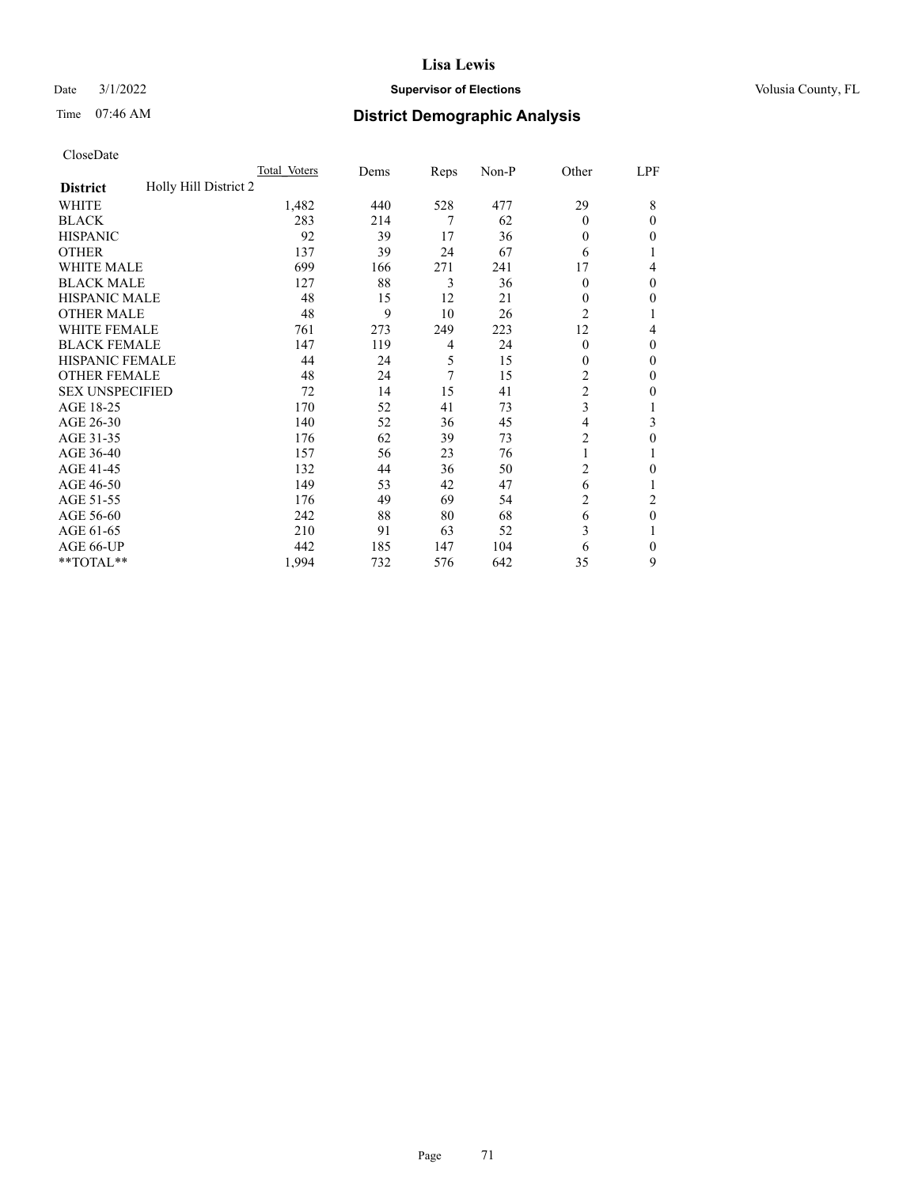# Lisa Lewis

Date 3/1/2022 **Supervisor of Elections** Volusia County, FL

Time 07:46 AM **District Demographic Analysis**

CloseDate

| **District** Holly Hill District 2 | Total Voters | Dems | Reps | Non-P | Other | LPF |
|---|---|---|---|---|---|---|
| WHITE | 1,482 | 440 | 528 | 477 | 29 | 8 |
| BLACK | 283 | 214 | 7 | 62 | 0 | 0 |
| HISPANIC | 92 | 39 | 17 | 36 | 0 | 0 |
| OTHER | 137 | 39 | 24 | 67 | 6 | 1 |
| WHITE MALE | 699 | 166 | 271 | 241 | 17 | 4 |
| BLACK MALE | 127 | 88 | 3 | 36 | 0 | 0 |
| HISPANIC MALE | 48 | 15 | 12 | 21 | 0 | 0 |
| OTHER MALE | 48 | 9 | 10 | 26 | 2 | 1 |
| WHITE FEMALE | 761 | 273 | 249 | 223 | 12 | 4 |
| BLACK FEMALE | 147 | 119 | 4 | 24 | 0 | 0 |
| HISPANIC FEMALE | 44 | 24 | 5 | 15 | 0 | 0 |
| OTHER FEMALE | 48 | 24 | 7 | 15 | 2 | 0 |
| SEX UNSPECIFIED | 72 | 14 | 15 | 41 | 2 | 0 |
| AGE 18-25 | 170 | 52 | 41 | 73 | 3 | 1 |
| AGE 26-30 | 140 | 52 | 36 | 45 | 4 | 3 |
| AGE 31-35 | 176 | 62 | 39 | 73 | 2 | 0 |
| AGE 36-40 | 157 | 56 | 23 | 76 | 1 | 1 |
| AGE 41-45 | 132 | 44 | 36 | 50 | 2 | 0 |
| AGE 46-50 | 149 | 53 | 42 | 47 | 6 | 1 |
| AGE 51-55 | 176 | 49 | 69 | 54 | 2 | 2 |
| AGE 56-60 | 242 | 88 | 80 | 68 | 6 | 0 |
| AGE 61-65 | 210 | 91 | 63 | 52 | 3 | 1 |
| AGE 66-UP | 442 | 185 | 147 | 104 | 6 | 0 |
| **TOTAL** | 1,994 | 732 | 576 | 642 | 35 | 9 |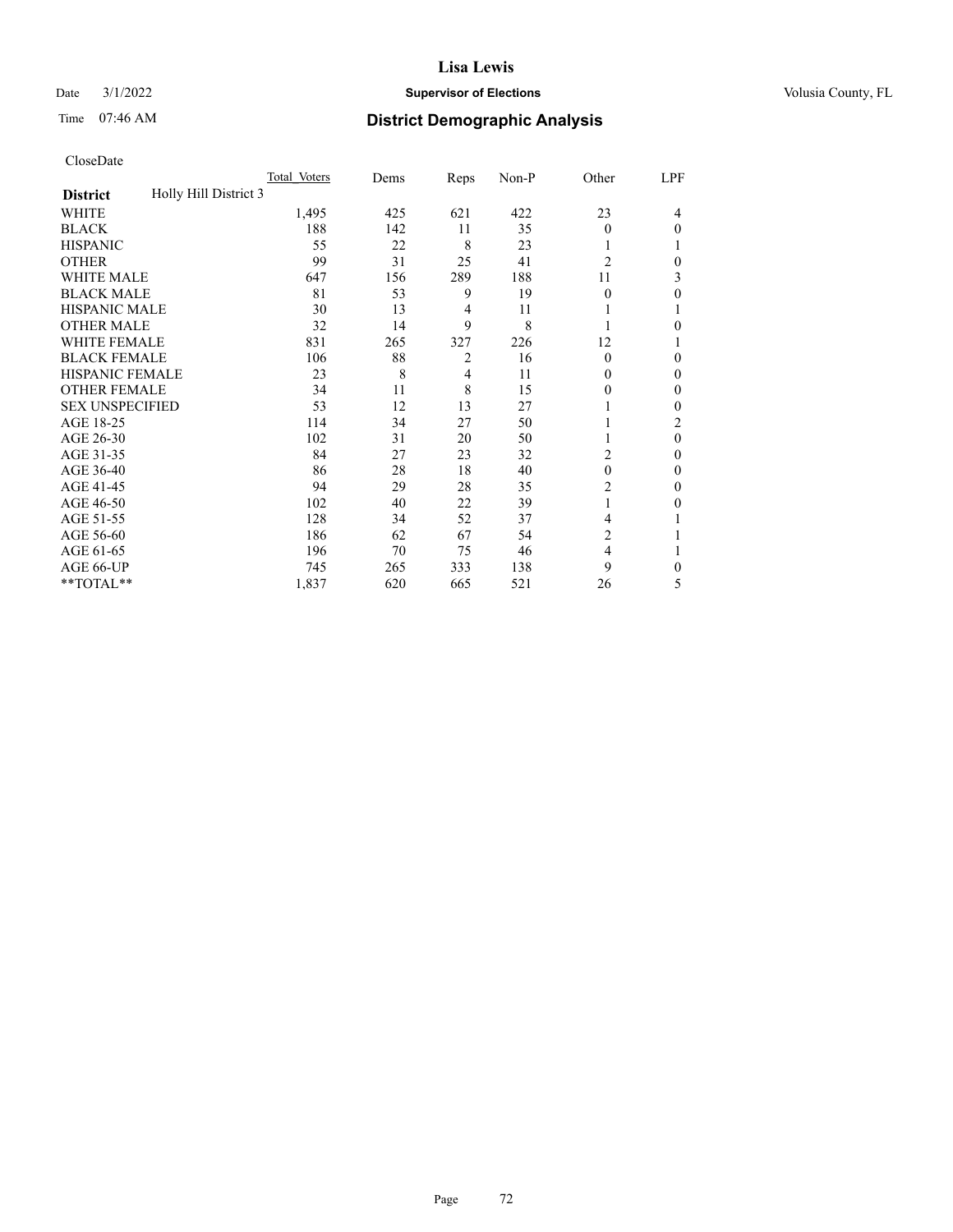# District Demographic Analysis

CloseDate

| District: Holly Hill District 3 | Total_Voters | Dems | Reps | Non-P | Other | LPF |
|---|---|---|---|---|---|---|
| WHITE | 1,495 | 425 | 621 | 422 | 23 | 4 |
| BLACK | 188 | 142 | 11 | 35 | 0 | 0 |
| HISPANIC | 55 | 22 | 8 | 23 | 1 | 1 |
| OTHER | 99 | 31 | 25 | 41 | 2 | 0 |
| WHITE MALE | 647 | 156 | 289 | 188 | 11 | 3 |
| BLACK MALE | 81 | 53 | 9 | 19 | 0 | 0 |
| HISPANIC MALE | 30 | 13 | 4 | 11 | 1 | 1 |
| OTHER MALE | 32 | 14 | 9 | 8 | 1 | 0 |
| WHITE FEMALE | 831 | 265 | 327 | 226 | 12 | 1 |
| BLACK FEMALE | 106 | 88 | 2 | 16 | 0 | 0 |
| HISPANIC FEMALE | 23 | 8 | 4 | 11 | 0 | 0 |
| OTHER FEMALE | 34 | 11 | 8 | 15 | 0 | 0 |
| SEX UNSPECIFIED | 53 | 12 | 13 | 27 | 1 | 0 |
| AGE 18-25 | 114 | 34 | 27 | 50 | 1 | 2 |
| AGE 26-30 | 102 | 31 | 20 | 50 | 1 | 0 |
| AGE 31-35 | 84 | 27 | 23 | 32 | 2 | 0 |
| AGE 36-40 | 86 | 28 | 18 | 40 | 0 | 0 |
| AGE 41-45 | 94 | 29 | 28 | 35 | 2 | 0 |
| AGE 46-50 | 102 | 40 | 22 | 39 | 1 | 0 |
| AGE 51-55 | 128 | 34 | 52 | 37 | 4 | 1 |
| AGE 56-60 | 186 | 62 | 67 | 54 | 2 | 1 |
| AGE 61-65 | 196 | 70 | 75 | 46 | 4 | 1 |
| AGE 66-UP | 745 | 265 | 333 | 138 | 9 | 0 |
| **TOTAL** | 1,837 | 620 | 665 | 521 | 26 | 5 |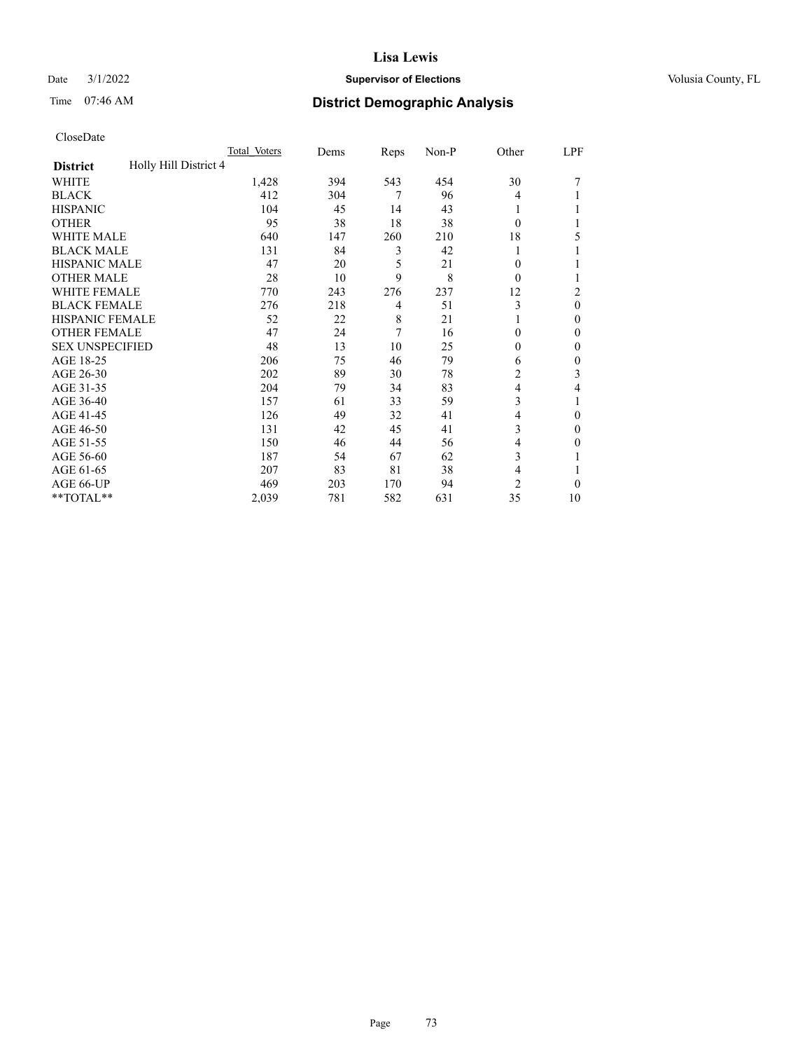# Lisa Lewis

Date 3/1/2022 **Supervisor of Elections** Volusia County, FL

Time 07:46 AM **District Demographic Analysis**

CloseDate

| District | Holly Hill District 4 | Total_Voters | Dems | Reps | Non-P | Other | LPF |
|---|---|---|---|---|---|---|---|
| WHITE | | 1,428 | 394 | 543 | 454 | 30 | 7 |
| BLACK | | 412 | 304 | 7 | 96 | 4 | 1 |
| HISPANIC | | 104 | 45 | 14 | 43 | 1 | 1 |
| OTHER | | 95 | 38 | 18 | 38 | 0 | 1 |
| WHITE MALE | | 640 | 147 | 260 | 210 | 18 | 5 |
| BLACK MALE | | 131 | 84 | 3 | 42 | 1 | 1 |
| HISPANIC MALE | | 47 | 20 | 5 | 21 | 0 | 1 |
| OTHER MALE | | 28 | 10 | 9 | 8 | 0 | 1 |
| WHITE FEMALE | | 770 | 243 | 276 | 237 | 12 | 2 |
| BLACK FEMALE | | 276 | 218 | 4 | 51 | 3 | 0 |
| HISPANIC FEMALE | | 52 | 22 | 8 | 21 | 1 | 0 |
| OTHER FEMALE | | 47 | 24 | 7 | 16 | 0 | 0 |
| SEX UNSPECIFIED | | 48 | 13 | 10 | 25 | 0 | 0 |
| AGE 18-25 | | 206 | 75 | 46 | 79 | 6 | 0 |
| AGE 26-30 | | 202 | 89 | 30 | 78 | 2 | 3 |
| AGE 31-35 | | 204 | 79 | 34 | 83 | 4 | 4 |
| AGE 36-40 | | 157 | 61 | 33 | 59 | 3 | 1 |
| AGE 41-45 | | 126 | 49 | 32 | 41 | 4 | 0 |
| AGE 46-50 | | 131 | 42 | 45 | 41 | 3 | 0 |
| AGE 51-55 | | 150 | 46 | 44 | 56 | 4 | 0 |
| AGE 56-60 | | 187 | 54 | 67 | 62 | 3 | 1 |
| AGE 61-65 | | 207 | 83 | 81 | 38 | 4 | 1 |
| AGE 66-UP | | 469 | 203 | 170 | 94 | 2 | 0 |
| **TOTAL** | | 2,039 | 781 | 582 | 631 | 35 | 10 |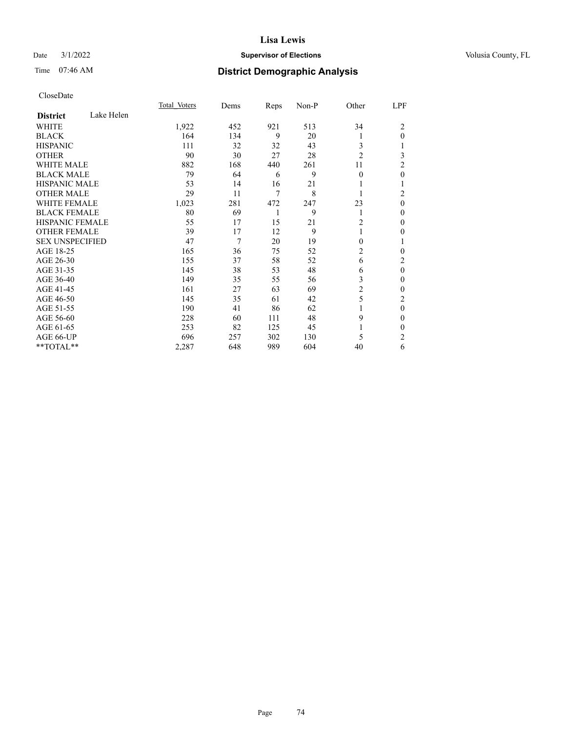# Lisa Lewis

Date 3/1/2022 **Supervisor of Elections** Volusia County, FL

Time 07:46 AM **District Demographic Analysis**

CloseDate

| **District** Lake Helen | Total Voters | Dems | Reps | Non-P | Other | LPF |
|---|---|---|---|---|---|---|
| WHITE | 1,922 | 452 | 921 | 513 | 34 | 2 |
| BLACK | 164 | 134 | 9 | 20 | 1 | 0 |
| HISPANIC | 111 | 32 | 32 | 43 | 3 | 1 |
| OTHER | 90 | 30 | 27 | 28 | 2 | 3 |
| WHITE MALE | 882 | 168 | 440 | 261 | 11 | 2 |
| BLACK MALE | 79 | 64 | 6 | 9 | 0 | 0 |
| HISPANIC MALE | 53 | 14 | 16 | 21 | 1 | 1 |
| OTHER MALE | 29 | 11 | 7 | 8 | 1 | 2 |
| WHITE FEMALE | 1,023 | 281 | 472 | 247 | 23 | 0 |
| BLACK FEMALE | 80 | 69 | 1 | 9 | 1 | 0 |
| HISPANIC FEMALE | 55 | 17 | 15 | 21 | 2 | 0 |
| OTHER FEMALE | 39 | 17 | 12 | 9 | 1 | 0 |
| SEX UNSPECIFIED | 47 | 7 | 20 | 19 | 0 | 1 |
| AGE 18-25 | 165 | 36 | 75 | 52 | 2 | 0 |
| AGE 26-30 | 155 | 37 | 58 | 52 | 6 | 2 |
| AGE 31-35 | 145 | 38 | 53 | 48 | 6 | 0 |
| AGE 36-40 | 149 | 35 | 55 | 56 | 3 | 0 |
| AGE 41-45 | 161 | 27 | 63 | 69 | 2 | 0 |
| AGE 46-50 | 145 | 35 | 61 | 42 | 5 | 2 |
| AGE 51-55 | 190 | 41 | 86 | 62 | 1 | 0 |
| AGE 56-60 | 228 | 60 | 111 | 48 | 9 | 0 |
| AGE 61-65 | 253 | 82 | 125 | 45 | 1 | 0 |
| AGE 66-UP | 696 | 257 | 302 | 130 | 5 | 2 |
| **TOTAL** | 2,287 | 648 | 989 | 604 | 40 | 6 |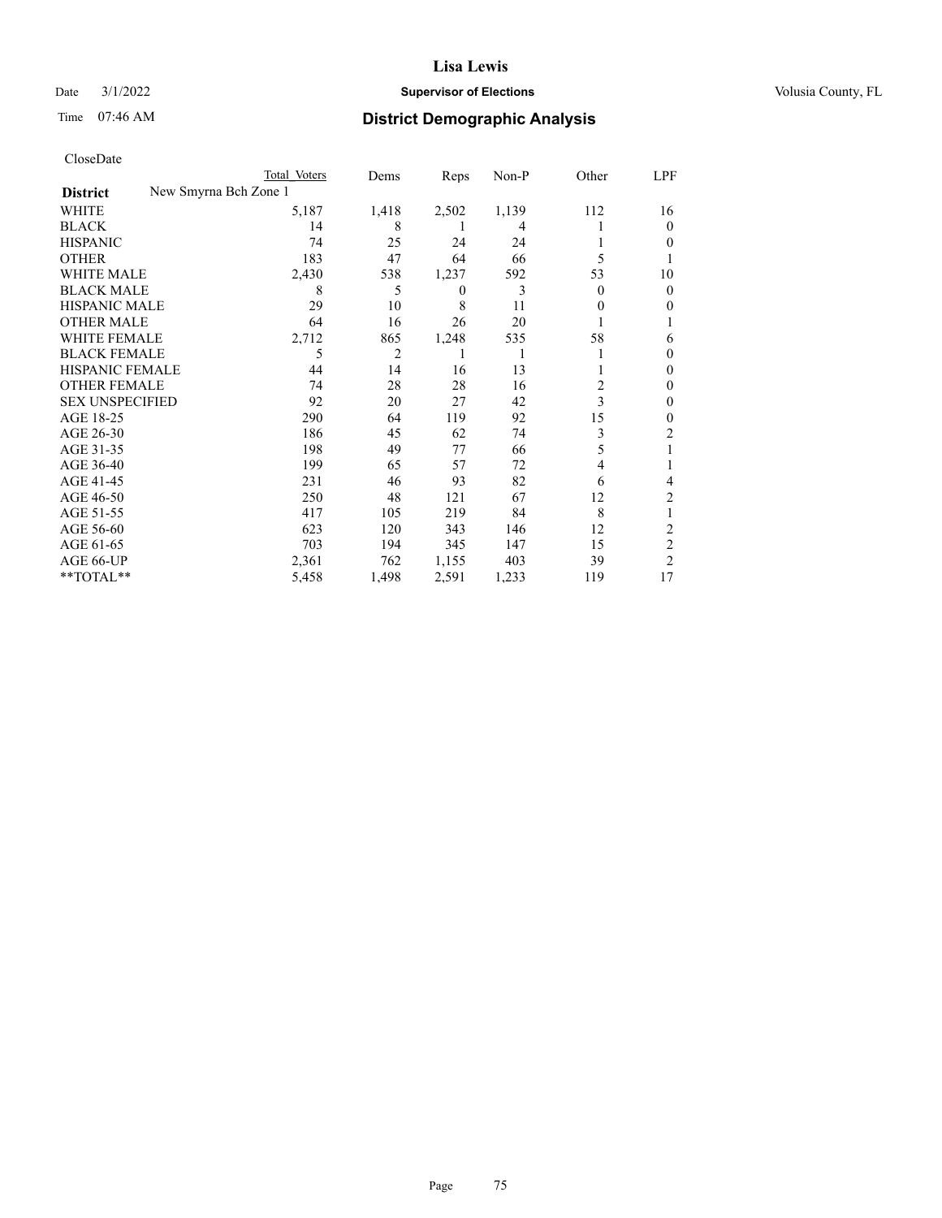# Lisa Lewis

Date 3/1/2022 **Supervisor of Elections** Volusia County, FL

Time 07:46 AM **District Demographic Analysis**

CloseDate

| | Total Voters | Dems | Reps | Non-P | Other | LPF |
|---|---|---|---|---|---|---|
| **District** New Smyrna Bch Zone 1 | | | | | | |
| WHITE | 5,187 | 1,418 | 2,502 | 1,139 | 112 | 16 |
| BLACK | 14 | 8 | 1 | 4 | 1 | 0 |
| HISPANIC | 74 | 25 | 24 | 24 | 1 | 0 |
| OTHER | 183 | 47 | 64 | 66 | 5 | 1 |
| WHITE MALE | 2,430 | 538 | 1,237 | 592 | 53 | 10 |
| BLACK MALE | 8 | 5 | 0 | 3 | 0 | 0 |
| HISPANIC MALE | 29 | 10 | 8 | 11 | 0 | 0 |
| OTHER MALE | 64 | 16 | 26 | 20 | 1 | 1 |
| WHITE FEMALE | 2,712 | 865 | 1,248 | 535 | 58 | 6 |
| BLACK FEMALE | 5 | 2 | 1 | 1 | 1 | 0 |
| HISPANIC FEMALE | 44 | 14 | 16 | 13 | 1 | 0 |
| OTHER FEMALE | 74 | 28 | 28 | 16 | 2 | 0 |
| SEX UNSPECIFIED | 92 | 20 | 27 | 42 | 3 | 0 |
| AGE 18-25 | 290 | 64 | 119 | 92 | 15 | 0 |
| AGE 26-30 | 186 | 45 | 62 | 74 | 3 | 2 |
| AGE 31-35 | 198 | 49 | 77 | 66 | 5 | 1 |
| AGE 36-40 | 199 | 65 | 57 | 72 | 4 | 1 |
| AGE 41-45 | 231 | 46 | 93 | 82 | 6 | 4 |
| AGE 46-50 | 250 | 48 | 121 | 67 | 12 | 2 |
| AGE 51-55 | 417 | 105 | 219 | 84 | 8 | 1 |
| AGE 56-60 | 623 | 120 | 343 | 146 | 12 | 2 |
| AGE 61-65 | 703 | 194 | 345 | 147 | 15 | 2 |
| AGE 66-UP | 2,361 | 762 | 1,155 | 403 | 39 | 2 |
| **TOTAL** | 5,458 | 1,498 | 2,591 | 1,233 | 119 | 17 |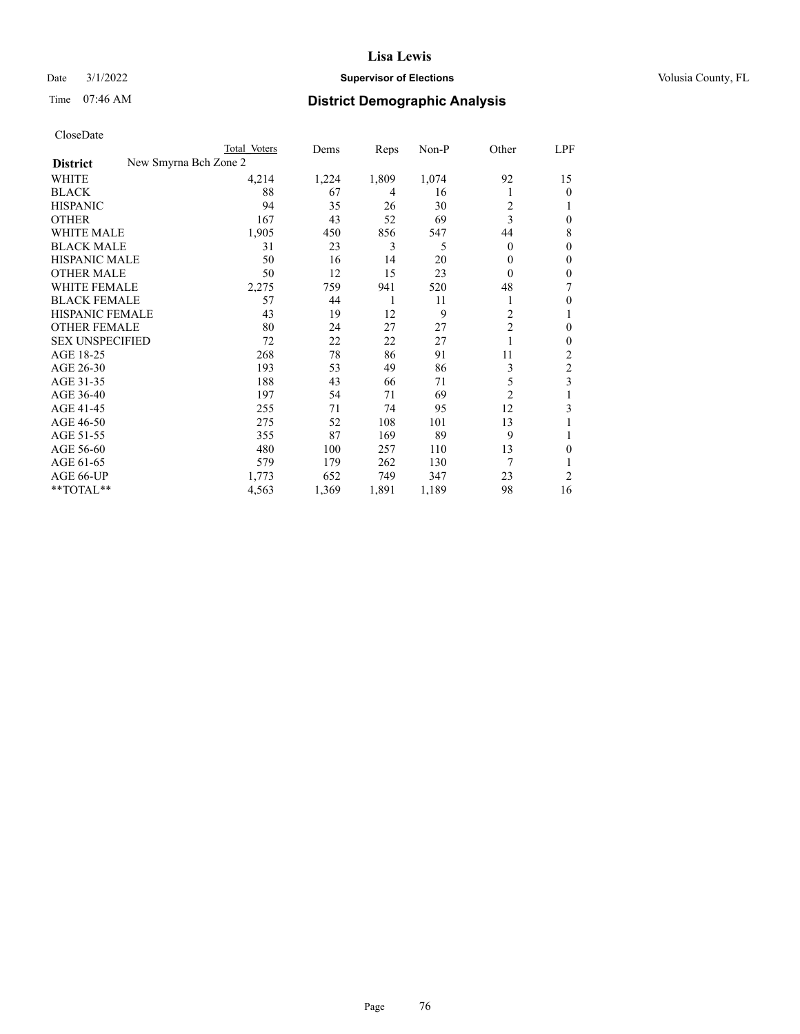# Lisa Lewis

Date 3/1/2022 **Supervisor of Elections** Volusia County, FL

Time 07:46 AM **District Demographic Analysis**

CloseDate

| | Total Voters | Dems | Reps | Non-P | Other | LPF |
|---|---|---|---|---|---|---|
| **District** New Smyrna Bch Zone 2 | | | | | | |
| WHITE | 4,214 | 1,224 | 1,809 | 1,074 | 92 | 15 |
| BLACK | 88 | 67 | 4 | 16 | 1 | 0 |
| HISPANIC | 94 | 35 | 26 | 30 | 2 | 1 |
| OTHER | 167 | 43 | 52 | 69 | 3 | 0 |
| WHITE MALE | 1,905 | 450 | 856 | 547 | 44 | 8 |
| BLACK MALE | 31 | 23 | 3 | 5 | 0 | 0 |
| HISPANIC MALE | 50 | 16 | 14 | 20 | 0 | 0 |
| OTHER MALE | 50 | 12 | 15 | 23 | 0 | 0 |
| WHITE FEMALE | 2,275 | 759 | 941 | 520 | 48 | 7 |
| BLACK FEMALE | 57 | 44 | 1 | 11 | 1 | 0 |
| HISPANIC FEMALE | 43 | 19 | 12 | 9 | 2 | 1 |
| OTHER FEMALE | 80 | 24 | 27 | 27 | 2 | 0 |
| SEX UNSPECIFIED | 72 | 22 | 22 | 27 | 1 | 0 |
| AGE 18-25 | 268 | 78 | 86 | 91 | 11 | 2 |
| AGE 26-30 | 193 | 53 | 49 | 86 | 3 | 2 |
| AGE 31-35 | 188 | 43 | 66 | 71 | 5 | 3 |
| AGE 36-40 | 197 | 54 | 71 | 69 | 2 | 1 |
| AGE 41-45 | 255 | 71 | 74 | 95 | 12 | 3 |
| AGE 46-50 | 275 | 52 | 108 | 101 | 13 | 1 |
| AGE 51-55 | 355 | 87 | 169 | 89 | 9 | 1 |
| AGE 56-60 | 480 | 100 | 257 | 110 | 13 | 0 |
| AGE 61-65 | 579 | 179 | 262 | 130 | 7 | 1 |
| AGE 66-UP | 1,773 | 652 | 749 | 347 | 23 | 2 |
| **TOTAL** | 4,563 | 1,369 | 1,891 | 1,189 | 98 | 16 |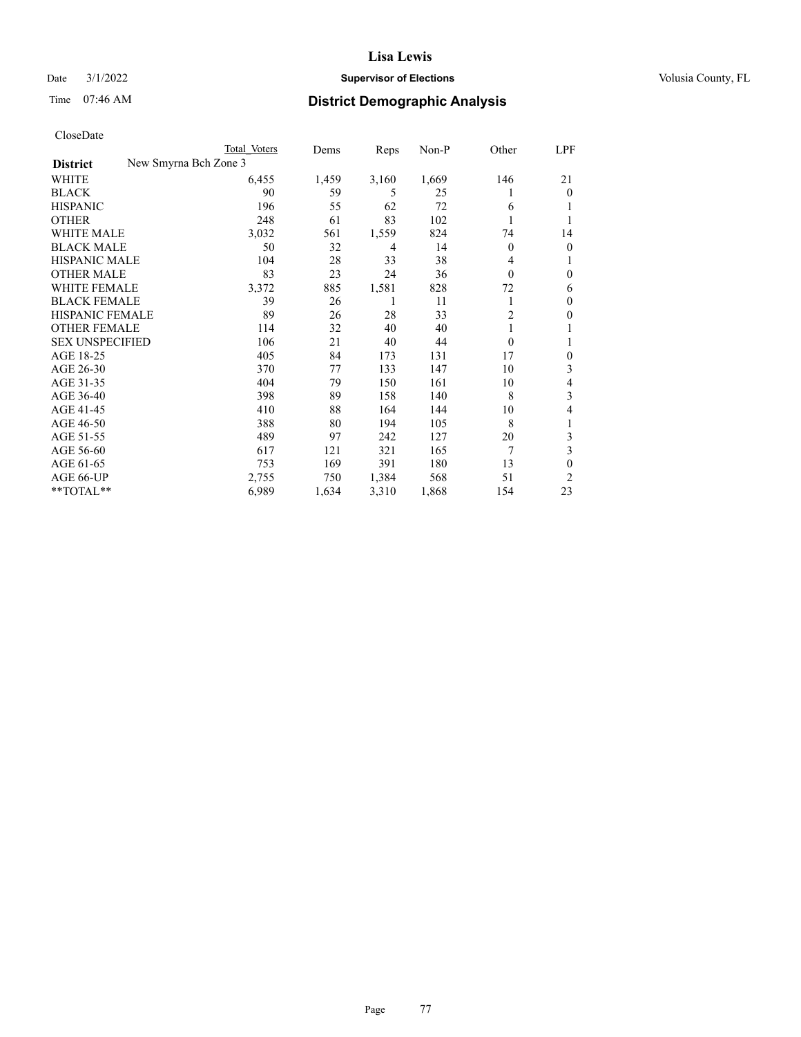# Lisa Lewis

Date 3/1/2022 **Supervisor of Elections** Volusia County, FL

Time 07:46 AM **District Demographic Analysis**

CloseDate

| District | Total Voters | Dems | Reps | Non-P | Other | LPF |
|---|---|---|---|---|---|---|
| New Smyrna Bch Zone 3 | | | | | | |
| WHITE | 6,455 | 1,459 | 3,160 | 1,669 | 146 | 21 |
| BLACK | 90 | 59 | 5 | 25 | 1 | 0 |
| HISPANIC | 196 | 55 | 62 | 72 | 6 | 1 |
| OTHER | 248 | 61 | 83 | 102 | 1 | 1 |
| WHITE MALE | 3,032 | 561 | 1,559 | 824 | 74 | 14 |
| BLACK MALE | 50 | 32 | 4 | 14 | 0 | 0 |
| HISPANIC MALE | 104 | 28 | 33 | 38 | 4 | 1 |
| OTHER MALE | 83 | 23 | 24 | 36 | 0 | 0 |
| WHITE FEMALE | 3,372 | 885 | 1,581 | 828 | 72 | 6 |
| BLACK FEMALE | 39 | 26 | 1 | 11 | 1 | 0 |
| HISPANIC FEMALE | 89 | 26 | 28 | 33 | 2 | 0 |
| OTHER FEMALE | 114 | 32 | 40 | 40 | 1 | 1 |
| SEX UNSPECIFIED | 106 | 21 | 40 | 44 | 0 | 1 |
| AGE 18-25 | 405 | 84 | 173 | 131 | 17 | 0 |
| AGE 26-30 | 370 | 77 | 133 | 147 | 10 | 3 |
| AGE 31-35 | 404 | 79 | 150 | 161 | 10 | 4 |
| AGE 36-40 | 398 | 89 | 158 | 140 | 8 | 3 |
| AGE 41-45 | 410 | 88 | 164 | 144 | 10 | 4 |
| AGE 46-50 | 388 | 80 | 194 | 105 | 8 | 1 |
| AGE 51-55 | 489 | 97 | 242 | 127 | 20 | 3 |
| AGE 56-60 | 617 | 121 | 321 | 165 | 7 | 3 |
| AGE 61-65 | 753 | 169 | 391 | 180 | 13 | 0 |
| AGE 66-UP | 2,755 | 750 | 1,384 | 568 | 51 | 2 |
| **TOTAL** | 6,989 | 1,634 | 3,310 | 1,868 | 154 | 23 |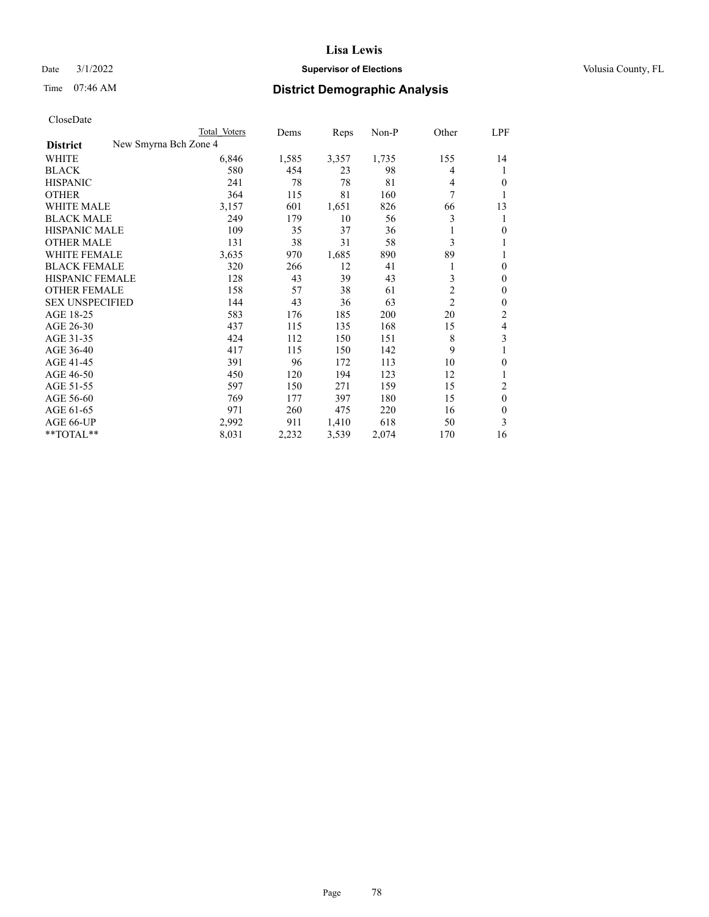# Lisa Lewis

Date 3/1/2022 **Supervisor of Elections** Volusia County, FL

Time 07:46 AM **District Demographic Analysis**

CloseDate

| District | Total Voters | Dems | Reps | Non-P | Other | LPF |
|---|---|---|---|---|---|---|
| New Smyrna Bch Zone 4 | | | | | | |
| WHITE | 6,846 | 1,585 | 3,357 | 1,735 | 155 | 14 |
| BLACK | 580 | 454 | 23 | 98 | 4 | 1 |
| HISPANIC | 241 | 78 | 78 | 81 | 4 | 0 |
| OTHER | 364 | 115 | 81 | 160 | 7 | 1 |
| WHITE MALE | 3,157 | 601 | 1,651 | 826 | 66 | 13 |
| BLACK MALE | 249 | 179 | 10 | 56 | 3 | 1 |
| HISPANIC MALE | 109 | 35 | 37 | 36 | 1 | 0 |
| OTHER MALE | 131 | 38 | 31 | 58 | 3 | 1 |
| WHITE FEMALE | 3,635 | 970 | 1,685 | 890 | 89 | 1 |
| BLACK FEMALE | 320 | 266 | 12 | 41 | 1 | 0 |
| HISPANIC FEMALE | 128 | 43 | 39 | 43 | 3 | 0 |
| OTHER FEMALE | 158 | 57 | 38 | 61 | 2 | 0 |
| SEX UNSPECIFIED | 144 | 43 | 36 | 63 | 2 | 0 |
| AGE 18-25 | 583 | 176 | 185 | 200 | 20 | 2 |
| AGE 26-30 | 437 | 115 | 135 | 168 | 15 | 4 |
| AGE 31-35 | 424 | 112 | 150 | 151 | 8 | 3 |
| AGE 36-40 | 417 | 115 | 150 | 142 | 9 | 1 |
| AGE 41-45 | 391 | 96 | 172 | 113 | 10 | 0 |
| AGE 46-50 | 450 | 120 | 194 | 123 | 12 | 1 |
| AGE 51-55 | 597 | 150 | 271 | 159 | 15 | 2 |
| AGE 56-60 | 769 | 177 | 397 | 180 | 15 | 0 |
| AGE 61-65 | 971 | 260 | 475 | 220 | 16 | 0 |
| AGE 66-UP | 2,992 | 911 | 1,410 | 618 | 50 | 3 |
| **TOTAL** | 8,031 | 2,232 | 3,539 | 2,074 | 170 | 16 |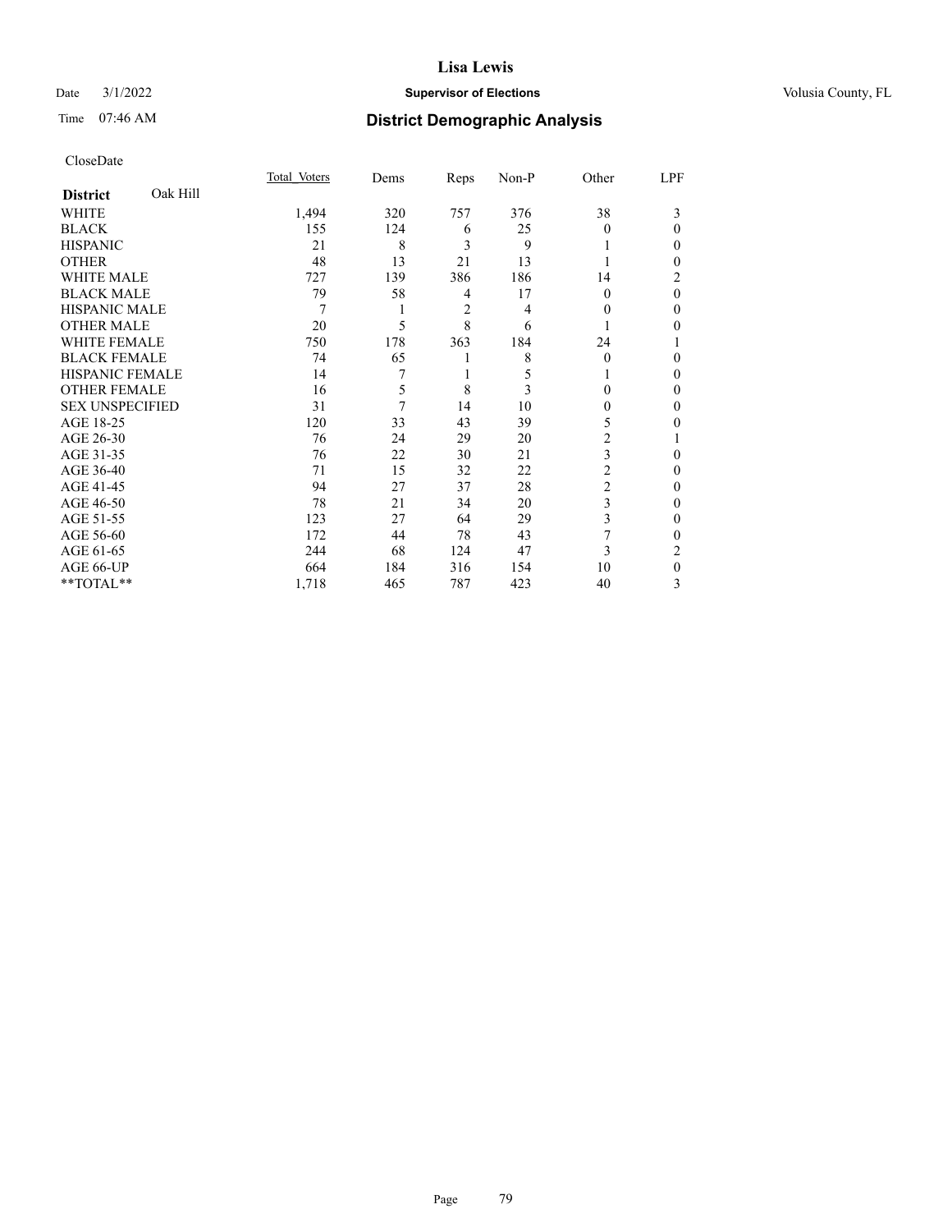# Lisa Lewis

Date 3/1/2022 **Supervisor of Elections** Volusia County, FL

Time 07:46 AM **District Demographic Analysis**

CloseDate

| **District** Oak Hill | Total Voters | Dems | Reps | Non-P | Other | LPF |
|---|---|---|---|---|---|---|
| WHITE | 1,494 | 320 | 757 | 376 | 38 | 3 |
| BLACK | 155 | 124 | 6 | 25 | 0 | 0 |
| HISPANIC | 21 | 8 | 3 | 9 | 1 | 0 |
| OTHER | 48 | 13 | 21 | 13 | 1 | 0 |
| WHITE MALE | 727 | 139 | 386 | 186 | 14 | 2 |
| BLACK MALE | 79 | 58 | 4 | 17 | 0 | 0 |
| HISPANIC MALE | 7 | 1 | 2 | 4 | 0 | 0 |
| OTHER MALE | 20 | 5 | 8 | 6 | 1 | 0 |
| WHITE FEMALE | 750 | 178 | 363 | 184 | 24 | 1 |
| BLACK FEMALE | 74 | 65 | 1 | 8 | 0 | 0 |
| HISPANIC FEMALE | 14 | 7 | 1 | 5 | 1 | 0 |
| OTHER FEMALE | 16 | 5 | 8 | 3 | 0 | 0 |
| SEX UNSPECIFIED | 31 | 7 | 14 | 10 | 0 | 0 |
| AGE 18-25 | 120 | 33 | 43 | 39 | 5 | 0 |
| AGE 26-30 | 76 | 24 | 29 | 20 | 2 | 1 |
| AGE 31-35 | 76 | 22 | 30 | 21 | 3 | 0 |
| AGE 36-40 | 71 | 15 | 32 | 22 | 2 | 0 |
| AGE 41-45 | 94 | 27 | 37 | 28 | 2 | 0 |
| AGE 46-50 | 78 | 21 | 34 | 20 | 3 | 0 |
| AGE 51-55 | 123 | 27 | 64 | 29 | 3 | 0 |
| AGE 56-60 | 172 | 44 | 78 | 43 | 7 | 0 |
| AGE 61-65 | 244 | 68 | 124 | 47 | 3 | 2 |
| AGE 66-UP | 664 | 184 | 316 | 154 | 10 | 0 |
| **TOTAL** | 1,718 | 465 | 787 | 423 | 40 | 3 |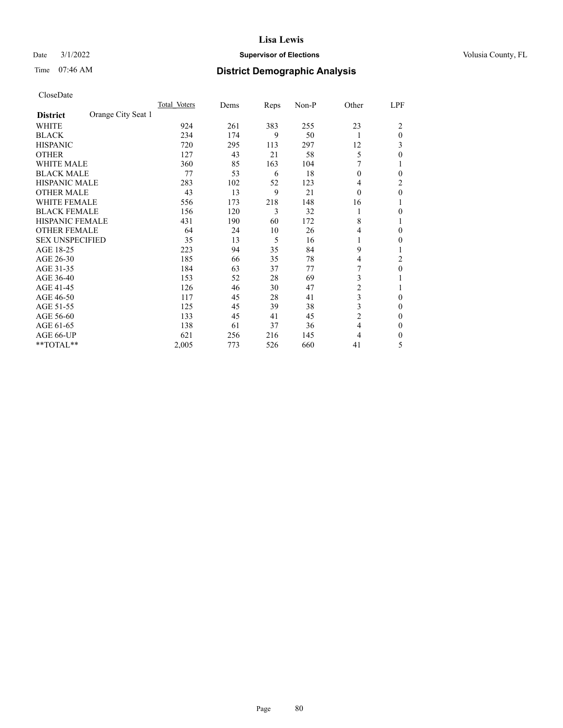CloseDate

| District | Orange City Seat 1 | Total Voters | Dems | Reps | Non-P | Other | LPF |
|---|---|---|---|---|---|---|---|
| WHITE | | 924 | 261 | 383 | 255 | 23 | 2 |
| BLACK | | 234 | 174 | 9 | 50 | 1 | 0 |
| HISPANIC | | 720 | 295 | 113 | 297 | 12 | 3 |
| OTHER | | 127 | 43 | 21 | 58 | 5 | 0 |
| WHITE MALE | | 360 | 85 | 163 | 104 | 7 | 1 |
| BLACK MALE | | 77 | 53 | 6 | 18 | 0 | 0 |
| HISPANIC MALE | | 283 | 102 | 52 | 123 | 4 | 2 |
| OTHER MALE | | 43 | 13 | 9 | 21 | 0 | 0 |
| WHITE FEMALE | | 556 | 173 | 218 | 148 | 16 | 1 |
| BLACK FEMALE | | 156 | 120 | 3 | 32 | 1 | 0 |
| HISPANIC FEMALE | | 431 | 190 | 60 | 172 | 8 | 1 |
| OTHER FEMALE | | 64 | 24 | 10 | 26 | 4 | 0 |
| SEX UNSPECIFIED | | 35 | 13 | 5 | 16 | 1 | 0 |
| AGE 18-25 | | 223 | 94 | 35 | 84 | 9 | 1 |
| AGE 26-30 | | 185 | 66 | 35 | 78 | 4 | 2 |
| AGE 31-35 | | 184 | 63 | 37 | 77 | 7 | 0 |
| AGE 36-40 | | 153 | 52 | 28 | 69 | 3 | 1 |
| AGE 41-45 | | 126 | 46 | 30 | 47 | 2 | 1 |
| AGE 46-50 | | 117 | 45 | 28 | 41 | 3 | 0 |
| AGE 51-55 | | 125 | 45 | 39 | 38 | 3 | 0 |
| AGE 56-60 | | 133 | 45 | 41 | 45 | 2 | 0 |
| AGE 61-65 | | 138 | 61 | 37 | 36 | 4 | 0 |
| AGE 66-UP | | 621 | 256 | 216 | 145 | 4 | 0 |
| **TOTAL** | | 2,005 | 773 | 526 | 660 | 41 | 5 |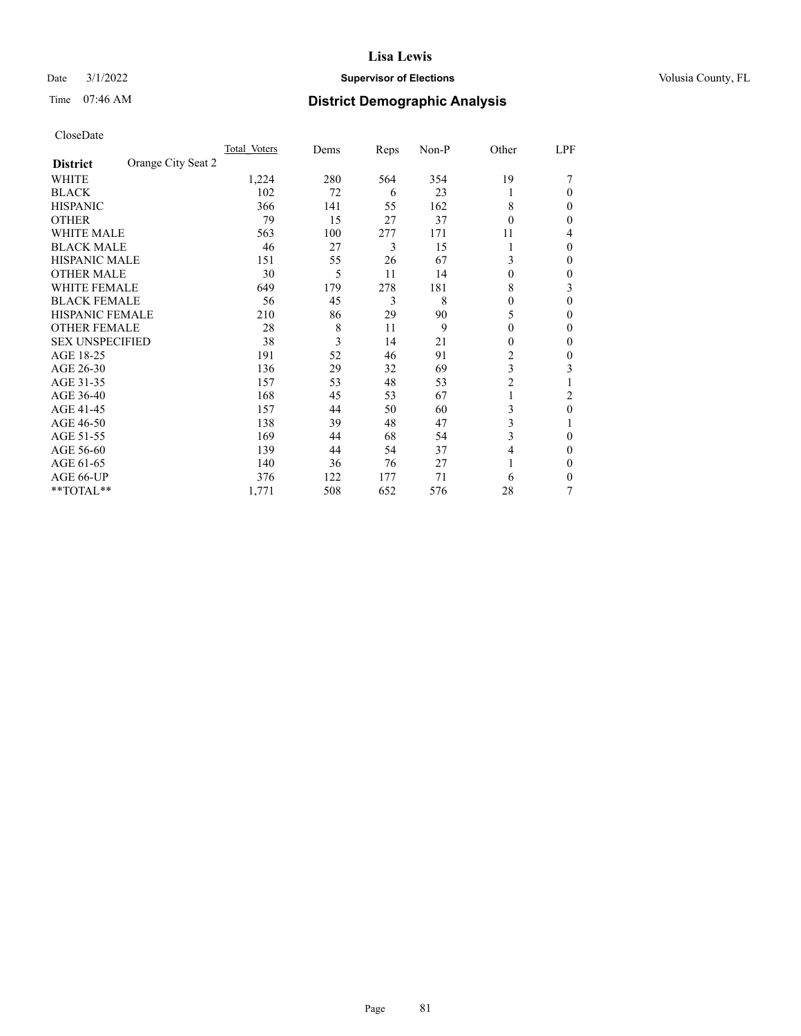# Lisa Lewis

Date 3/1/2022 **Supervisor of Elections** Volusia County, FL

Time 07:46 AM **District Demographic Analysis**

CloseDate

| District | Orange City Seat 2 | Total Voters | Dems | Reps | Non-P | Other | LPF |
|---|---|---|---|---|---|---|---|
| WHITE | | 1,224 | 280 | 564 | 354 | 19 | 7 |
| BLACK | | 102 | 72 | 6 | 23 | 1 | 0 |
| HISPANIC | | 366 | 141 | 55 | 162 | 8 | 0 |
| OTHER | | 79 | 15 | 27 | 37 | 0 | 0 |
| WHITE MALE | | 563 | 100 | 277 | 171 | 11 | 4 |
| BLACK MALE | | 46 | 27 | 3 | 15 | 1 | 0 |
| HISPANIC MALE | | 151 | 55 | 26 | 67 | 3 | 0 |
| OTHER MALE | | 30 | 5 | 11 | 14 | 0 | 0 |
| WHITE FEMALE | | 649 | 179 | 278 | 181 | 8 | 3 |
| BLACK FEMALE | | 56 | 45 | 3 | 8 | 0 | 0 |
| HISPANIC FEMALE | | 210 | 86 | 29 | 90 | 5 | 0 |
| OTHER FEMALE | | 28 | 8 | 11 | 9 | 0 | 0 |
| SEX UNSPECIFIED | | 38 | 3 | 14 | 21 | 0 | 0 |
| AGE 18-25 | | 191 | 52 | 46 | 91 | 2 | 0 |
| AGE 26-30 | | 136 | 29 | 32 | 69 | 3 | 3 |
| AGE 31-35 | | 157 | 53 | 48 | 53 | 2 | 1 |
| AGE 36-40 | | 168 | 45 | 53 | 67 | 1 | 2 |
| AGE 41-45 | | 157 | 44 | 50 | 60 | 3 | 0 |
| AGE 46-50 | | 138 | 39 | 48 | 47 | 3 | 1 |
| AGE 51-55 | | 169 | 44 | 68 | 54 | 3 | 0 |
| AGE 56-60 | | 139 | 44 | 54 | 37 | 4 | 0 |
| AGE 61-65 | | 140 | 36 | 76 | 27 | 1 | 0 |
| AGE 66-UP | | 376 | 122 | 177 | 71 | 6 | 0 |
| **TOTAL** | | 1,771 | 508 | 652 | 576 | 28 | 7 |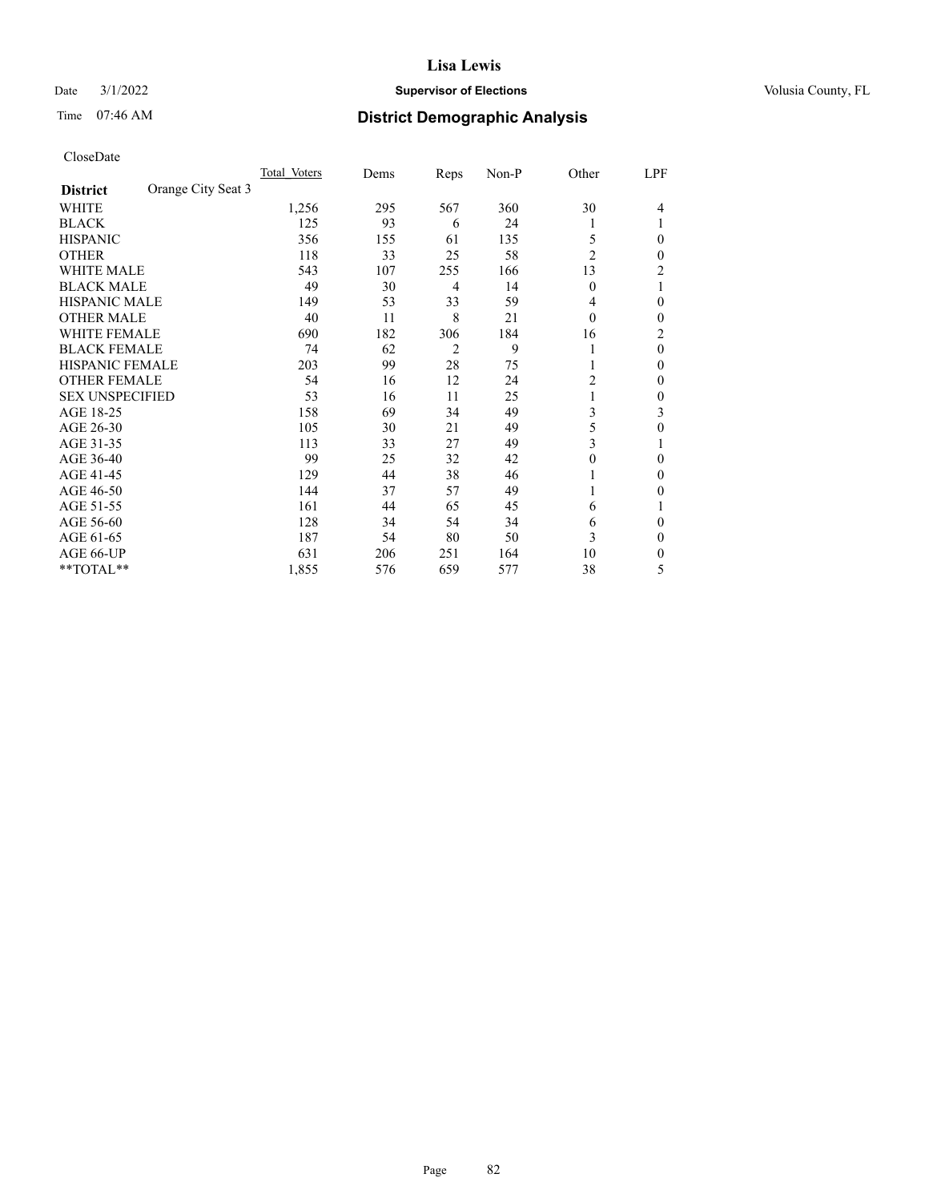CloseDate

| District | Orange City Seat 3 | Total_Voters | Dems | Reps | Non-P | Other | LPF |
|---|---|---|---|---|---|---|---|
| WHITE | | 1,256 | 295 | 567 | 360 | 30 | 4 |
| BLACK | | 125 | 93 | 6 | 24 | 1 | 1 |
| HISPANIC | | 356 | 155 | 61 | 135 | 5 | 0 |
| OTHER | | 118 | 33 | 25 | 58 | 2 | 0 |
| WHITE MALE | | 543 | 107 | 255 | 166 | 13 | 2 |
| BLACK MALE | | 49 | 30 | 4 | 14 | 0 | 1 |
| HISPANIC MALE | | 149 | 53 | 33 | 59 | 4 | 0 |
| OTHER MALE | | 40 | 11 | 8 | 21 | 0 | 0 |
| WHITE FEMALE | | 690 | 182 | 306 | 184 | 16 | 2 |
| BLACK FEMALE | | 74 | 62 | 2 | 9 | 1 | 0 |
| HISPANIC FEMALE | | 203 | 99 | 28 | 75 | 1 | 0 |
| OTHER FEMALE | | 54 | 16 | 12 | 24 | 2 | 0 |
| SEX UNSPECIFIED | | 53 | 16 | 11 | 25 | 1 | 0 |
| AGE 18-25 | | 158 | 69 | 34 | 49 | 3 | 3 |
| AGE 26-30 | | 105 | 30 | 21 | 49 | 5 | 0 |
| AGE 31-35 | | 113 | 33 | 27 | 49 | 3 | 1 |
| AGE 36-40 | | 99 | 25 | 32 | 42 | 0 | 0 |
| AGE 41-45 | | 129 | 44 | 38 | 46 | 1 | 0 |
| AGE 46-50 | | 144 | 37 | 57 | 49 | 1 | 0 |
| AGE 51-55 | | 161 | 44 | 65 | 45 | 6 | 1 |
| AGE 56-60 | | 128 | 34 | 54 | 34 | 6 | 0 |
| AGE 61-65 | | 187 | 54 | 80 | 50 | 3 | 0 |
| AGE 66-UP | | 631 | 206 | 251 | 164 | 10 | 0 |
| **TOTAL** | | 1,855 | 576 | 659 | 577 | 38 | 5 |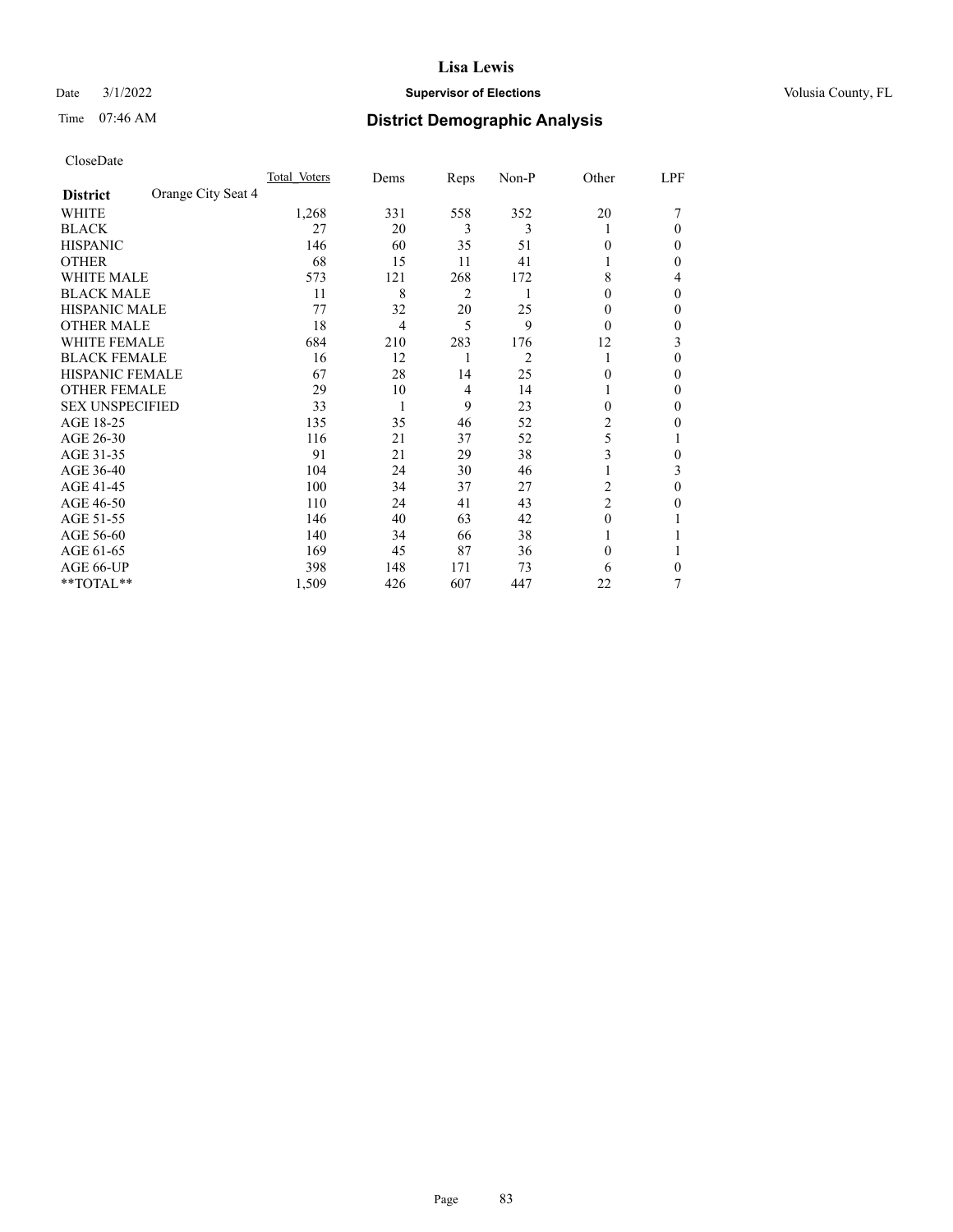# Lisa Lewis

Date 3/1/2022 **Supervisor of Elections** Volusia County, FL

Time 07:46 AM **District Demographic Analysis**

CloseDate

| **District** Orange City Seat 4 | Total Voters | Dems | Reps | Non-P | Other | LPF |
|---|---|---|---|---|---|---|
| WHITE | 1,268 | 331 | 558 | 352 | 20 | 7 |
| BLACK | 27 | 20 | 3 | 3 | 1 | 0 |
| HISPANIC | 146 | 60 | 35 | 51 | 0 | 0 |
| OTHER | 68 | 15 | 11 | 41 | 1 | 0 |
| WHITE MALE | 573 | 121 | 268 | 172 | 8 | 4 |
| BLACK MALE | 11 | 8 | 2 | 1 | 0 | 0 |
| HISPANIC MALE | 77 | 32 | 20 | 25 | 0 | 0 |
| OTHER MALE | 18 | 4 | 5 | 9 | 0 | 0 |
| WHITE FEMALE | 684 | 210 | 283 | 176 | 12 | 3 |
| BLACK FEMALE | 16 | 12 | 1 | 2 | 1 | 0 |
| HISPANIC FEMALE | 67 | 28 | 14 | 25 | 0 | 0 |
| OTHER FEMALE | 29 | 10 | 4 | 14 | 1 | 0 |
| SEX UNSPECIFIED | 33 | 1 | 9 | 23 | 0 | 0 |
| AGE 18-25 | 135 | 35 | 46 | 52 | 2 | 0 |
| AGE 26-30 | 116 | 21 | 37 | 52 | 5 | 1 |
| AGE 31-35 | 91 | 21 | 29 | 38 | 3 | 0 |
| AGE 36-40 | 104 | 24 | 30 | 46 | 1 | 3 |
| AGE 41-45 | 100 | 34 | 37 | 27 | 2 | 0 |
| AGE 46-50 | 110 | 24 | 41 | 43 | 2 | 0 |
| AGE 51-55 | 146 | 40 | 63 | 42 | 0 | 1 |
| AGE 56-60 | 140 | 34 | 66 | 38 | 1 | 1 |
| AGE 61-65 | 169 | 45 | 87 | 36 | 0 | 1 |
| AGE 66-UP | 398 | 148 | 171 | 73 | 6 | 0 |
| **TOTAL** | 1,509 | 426 | 607 | 447 | 22 | 7 |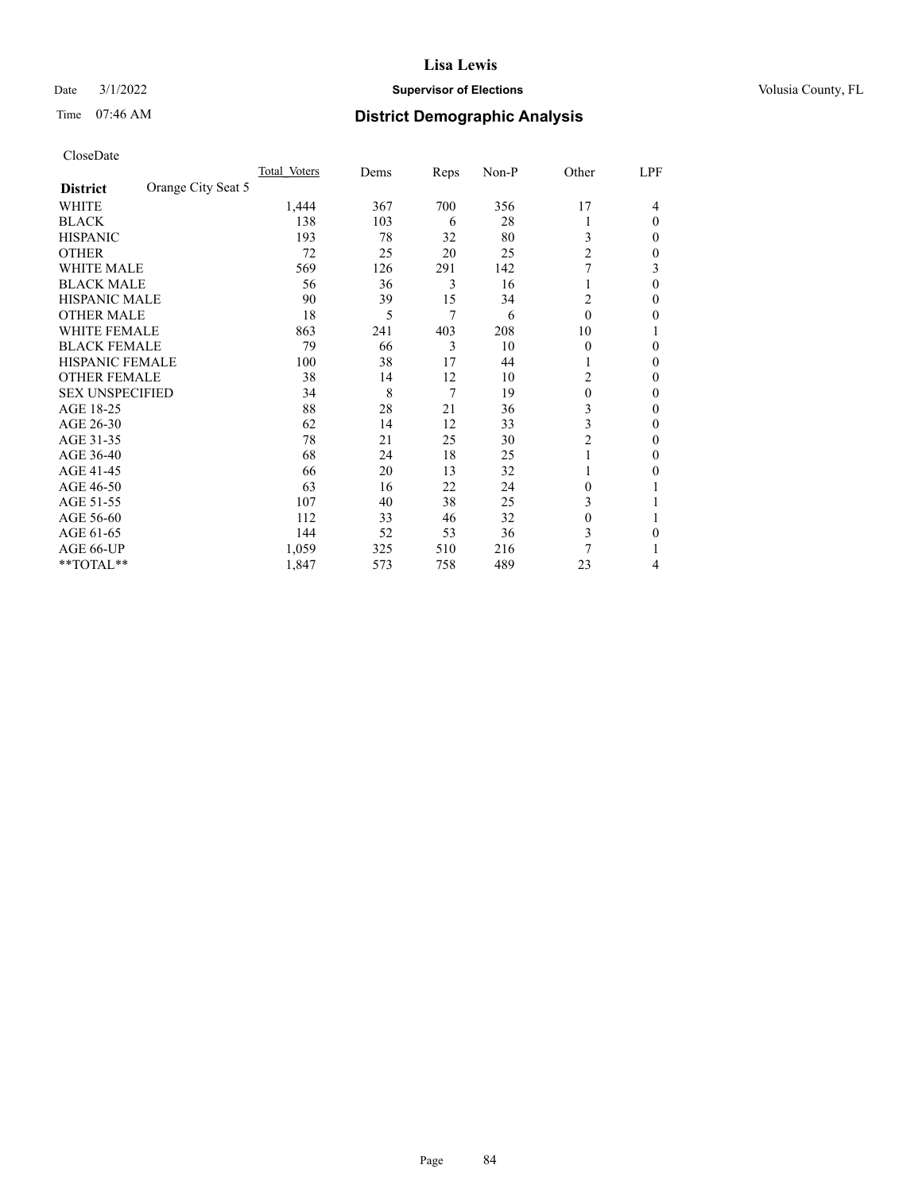# Lisa Lewis

Date 3/1/2022 **Supervisor of Elections** Volusia County, FL

Time 07:46 AM **District Demographic Analysis**

CloseDate

| **District** Orange City Seat 5 | Total Voters | Dems | Reps | Non-P | Other | LPF |
|---|---|---|---|---|---|---|
| WHITE | 1,444 | 367 | 700 | 356 | 17 | 4 |
| BLACK | 138 | 103 | 6 | 28 | 1 | 0 |
| HISPANIC | 193 | 78 | 32 | 80 | 3 | 0 |
| OTHER | 72 | 25 | 20 | 25 | 2 | 0 |
| WHITE MALE | 569 | 126 | 291 | 142 | 7 | 3 |
| BLACK MALE | 56 | 36 | 3 | 16 | 1 | 0 |
| HISPANIC MALE | 90 | 39 | 15 | 34 | 2 | 0 |
| OTHER MALE | 18 | 5 | 7 | 6 | 0 | 0 |
| WHITE FEMALE | 863 | 241 | 403 | 208 | 10 | 1 |
| BLACK FEMALE | 79 | 66 | 3 | 10 | 0 | 0 |
| HISPANIC FEMALE | 100 | 38 | 17 | 44 | 1 | 0 |
| OTHER FEMALE | 38 | 14 | 12 | 10 | 2 | 0 |
| SEX UNSPECIFIED | 34 | 8 | 7 | 19 | 0 | 0 |
| AGE 18-25 | 88 | 28 | 21 | 36 | 3 | 0 |
| AGE 26-30 | 62 | 14 | 12 | 33 | 3 | 0 |
| AGE 31-35 | 78 | 21 | 25 | 30 | 2 | 0 |
| AGE 36-40 | 68 | 24 | 18 | 25 | 1 | 0 |
| AGE 41-45 | 66 | 20 | 13 | 32 | 1 | 0 |
| AGE 46-50 | 63 | 16 | 22 | 24 | 0 | 1 |
| AGE 51-55 | 107 | 40 | 38 | 25 | 3 | 1 |
| AGE 56-60 | 112 | 33 | 46 | 32 | 0 | 1 |
| AGE 61-65 | 144 | 52 | 53 | 36 | 3 | 0 |
| AGE 66-UP | 1,059 | 325 | 510 | 216 | 7 | 1 |
| **TOTAL** | 1,847 | 573 | 758 | 489 | 23 | 4 |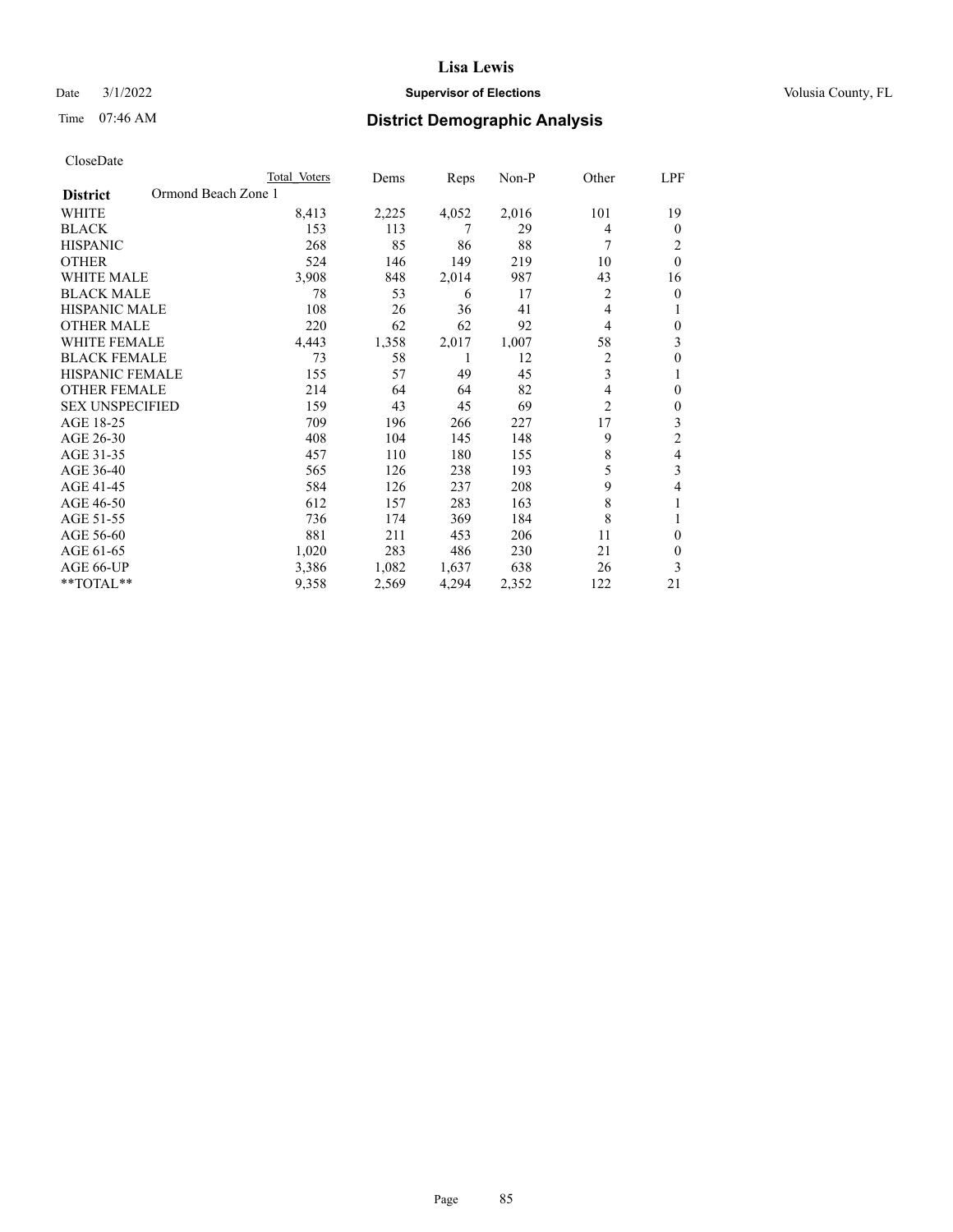# Lisa Lewis

Date 3/1/2022 **Supervisor of Elections** Volusia County, FL

Time 07:46 AM **District Demographic Analysis**

CloseDate

| District | Total Voters | Dems | Reps | Non-P | Other | LPF |
|---|---|---|---|---|---|---|
| Ormond Beach Zone 1 | | | | | | |
| WHITE | 8,413 | 2,225 | 4,052 | 2,016 | 101 | 19 |
| BLACK | 153 | 113 | 7 | 29 | 4 | 0 |
| HISPANIC | 268 | 85 | 86 | 88 | 7 | 2 |
| OTHER | 524 | 146 | 149 | 219 | 10 | 0 |
| WHITE MALE | 3,908 | 848 | 2,014 | 987 | 43 | 16 |
| BLACK MALE | 78 | 53 | 6 | 17 | 2 | 0 |
| HISPANIC MALE | 108 | 26 | 36 | 41 | 4 | 1 |
| OTHER MALE | 220 | 62 | 62 | 92 | 4 | 0 |
| WHITE FEMALE | 4,443 | 1,358 | 2,017 | 1,007 | 58 | 3 |
| BLACK FEMALE | 73 | 58 | 1 | 12 | 2 | 0 |
| HISPANIC FEMALE | 155 | 57 | 49 | 45 | 3 | 1 |
| OTHER FEMALE | 214 | 64 | 64 | 82 | 4 | 0 |
| SEX UNSPECIFIED | 159 | 43 | 45 | 69 | 2 | 0 |
| AGE 18-25 | 709 | 196 | 266 | 227 | 17 | 3 |
| AGE 26-30 | 408 | 104 | 145 | 148 | 9 | 2 |
| AGE 31-35 | 457 | 110 | 180 | 155 | 8 | 4 |
| AGE 36-40 | 565 | 126 | 238 | 193 | 5 | 3 |
| AGE 41-45 | 584 | 126 | 237 | 208 | 9 | 4 |
| AGE 46-50 | 612 | 157 | 283 | 163 | 8 | 1 |
| AGE 51-55 | 736 | 174 | 369 | 184 | 8 | 1 |
| AGE 56-60 | 881 | 211 | 453 | 206 | 11 | 0 |
| AGE 61-65 | 1,020 | 283 | 486 | 230 | 21 | 0 |
| AGE 66-UP | 3,386 | 1,082 | 1,637 | 638 | 26 | 3 |
| **TOTAL** | 9,358 | 2,569 | 4,294 | 2,352 | 122 | 21 |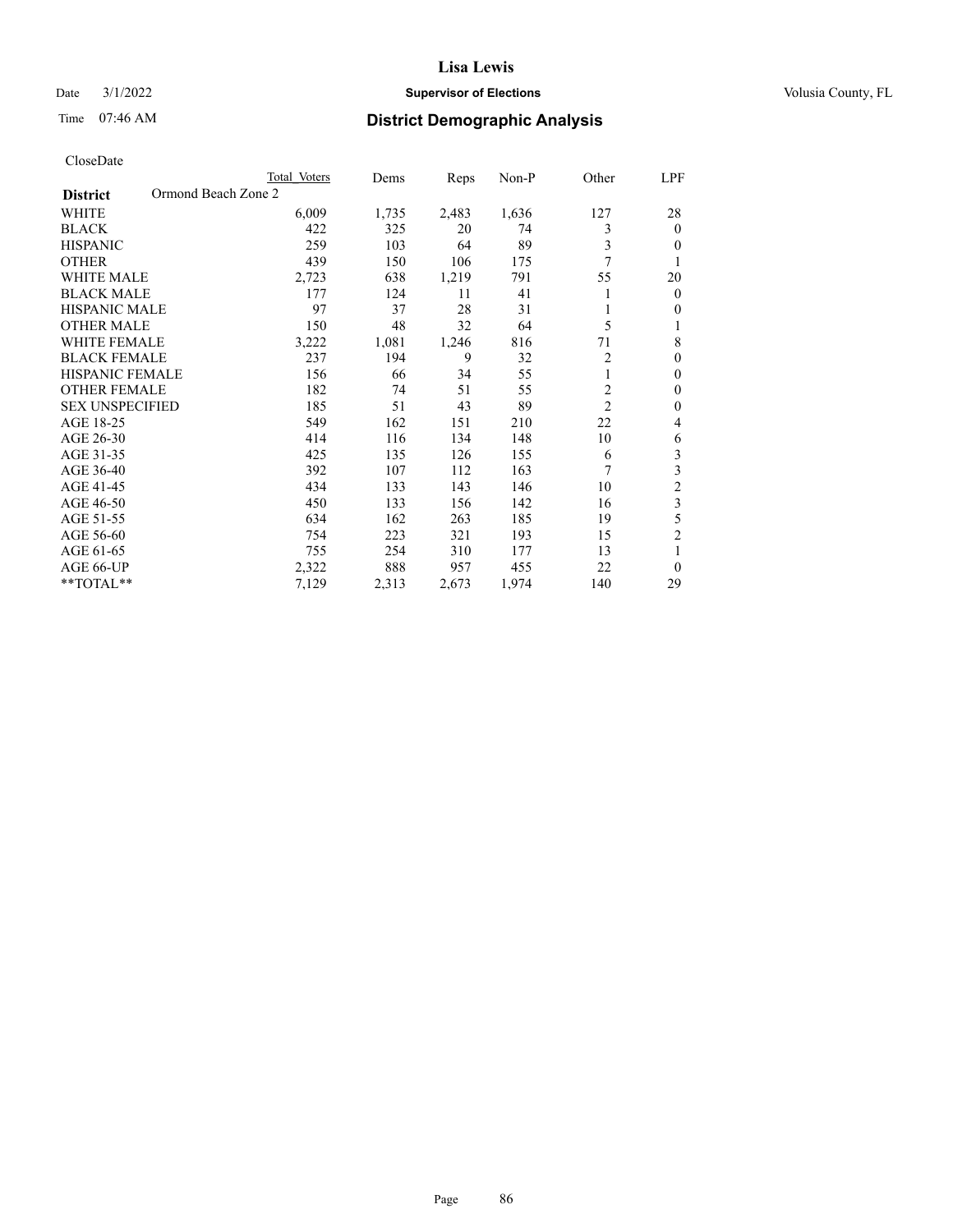# Lisa Lewis

Date 3/1/2022 **Supervisor of Elections** Volusia County, FL

Time 07:46 AM **District Demographic Analysis**

CloseDate

| **District** Ormond Beach Zone 2 | Total Voters | Dems | Reps | Non-P | Other | LPF |
|---|---|---|---|---|---|---|
| WHITE | 6,009 | 1,735 | 2,483 | 1,636 | 127 | 28 |
| BLACK | 422 | 325 | 20 | 74 | 3 | 0 |
| HISPANIC | 259 | 103 | 64 | 89 | 3 | 0 |
| OTHER | 439 | 150 | 106 | 175 | 7 | 1 |
| WHITE MALE | 2,723 | 638 | 1,219 | 791 | 55 | 20 |
| BLACK MALE | 177 | 124 | 11 | 41 | 1 | 0 |
| HISPANIC MALE | 97 | 37 | 28 | 31 | 1 | 0 |
| OTHER MALE | 150 | 48 | 32 | 64 | 5 | 1 |
| WHITE FEMALE | 3,222 | 1,081 | 1,246 | 816 | 71 | 8 |
| BLACK FEMALE | 237 | 194 | 9 | 32 | 2 | 0 |
| HISPANIC FEMALE | 156 | 66 | 34 | 55 | 1 | 0 |
| OTHER FEMALE | 182 | 74 | 51 | 55 | 2 | 0 |
| SEX UNSPECIFIED | 185 | 51 | 43 | 89 | 2 | 0 |
| AGE 18-25 | 549 | 162 | 151 | 210 | 22 | 4 |
| AGE 26-30 | 414 | 116 | 134 | 148 | 10 | 6 |
| AGE 31-35 | 425 | 135 | 126 | 155 | 6 | 3 |
| AGE 36-40 | 392 | 107 | 112 | 163 | 7 | 3 |
| AGE 41-45 | 434 | 133 | 143 | 146 | 10 | 2 |
| AGE 46-50 | 450 | 133 | 156 | 142 | 16 | 3 |
| AGE 51-55 | 634 | 162 | 263 | 185 | 19 | 5 |
| AGE 56-60 | 754 | 223 | 321 | 193 | 15 | 2 |
| AGE 61-65 | 755 | 254 | 310 | 177 | 13 | 1 |
| AGE 66-UP | 2,322 | 888 | 957 | 455 | 22 | 0 |
| **TOTAL** | 7,129 | 2,313 | 2,673 | 1,974 | 140 | 29 |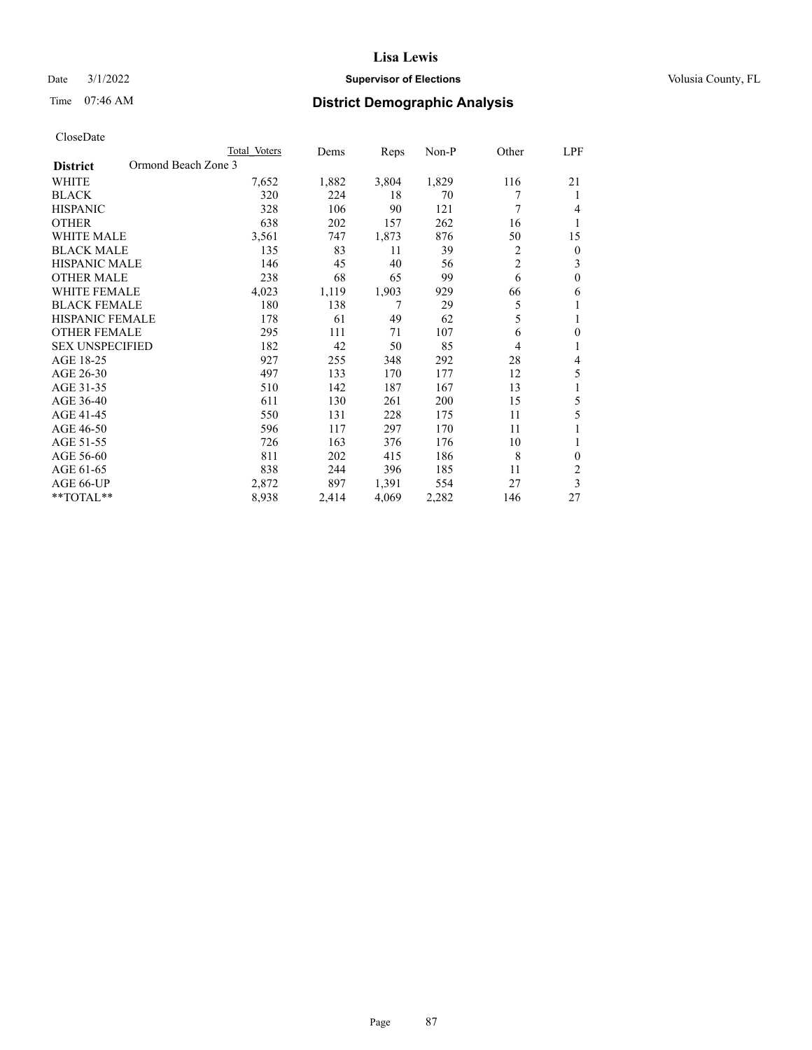# Lisa Lewis

Date 3/1/2022 **Supervisor of Elections** Volusia County, FL

Time 07:46 AM **District Demographic Analysis**

CloseDate

| District | Total Voters | Dems | Reps | Non-P | Other | LPF |
|---|---|---|---|---|---|---|
| Ormond Beach Zone 3 | | | | | | |
| WHITE | 7,652 | 1,882 | 3,804 | 1,829 | 116 | 21 |
| BLACK | 320 | 224 | 18 | 70 | 7 | 1 |
| HISPANIC | 328 | 106 | 90 | 121 | 7 | 4 |
| OTHER | 638 | 202 | 157 | 262 | 16 | 1 |
| WHITE MALE | 3,561 | 747 | 1,873 | 876 | 50 | 15 |
| BLACK MALE | 135 | 83 | 11 | 39 | 2 | 0 |
| HISPANIC MALE | 146 | 45 | 40 | 56 | 2 | 3 |
| OTHER MALE | 238 | 68 | 65 | 99 | 6 | 0 |
| WHITE FEMALE | 4,023 | 1,119 | 1,903 | 929 | 66 | 6 |
| BLACK FEMALE | 180 | 138 | 7 | 29 | 5 | 1 |
| HISPANIC FEMALE | 178 | 61 | 49 | 62 | 5 | 1 |
| OTHER FEMALE | 295 | 111 | 71 | 107 | 6 | 0 |
| SEX UNSPECIFIED | 182 | 42 | 50 | 85 | 4 | 1 |
| AGE 18-25 | 927 | 255 | 348 | 292 | 28 | 4 |
| AGE 26-30 | 497 | 133 | 170 | 177 | 12 | 5 |
| AGE 31-35 | 510 | 142 | 187 | 167 | 13 | 1 |
| AGE 36-40 | 611 | 130 | 261 | 200 | 15 | 5 |
| AGE 41-45 | 550 | 131 | 228 | 175 | 11 | 5 |
| AGE 46-50 | 596 | 117 | 297 | 170 | 11 | 1 |
| AGE 51-55 | 726 | 163 | 376 | 176 | 10 | 1 |
| AGE 56-60 | 811 | 202 | 415 | 186 | 8 | 0 |
| AGE 61-65 | 838 | 244 | 396 | 185 | 11 | 2 |
| AGE 66-UP | 2,872 | 897 | 1,391 | 554 | 27 | 3 |
| **TOTAL** | 8,938 | 2,414 | 4,069 | 2,282 | 146 | 27 |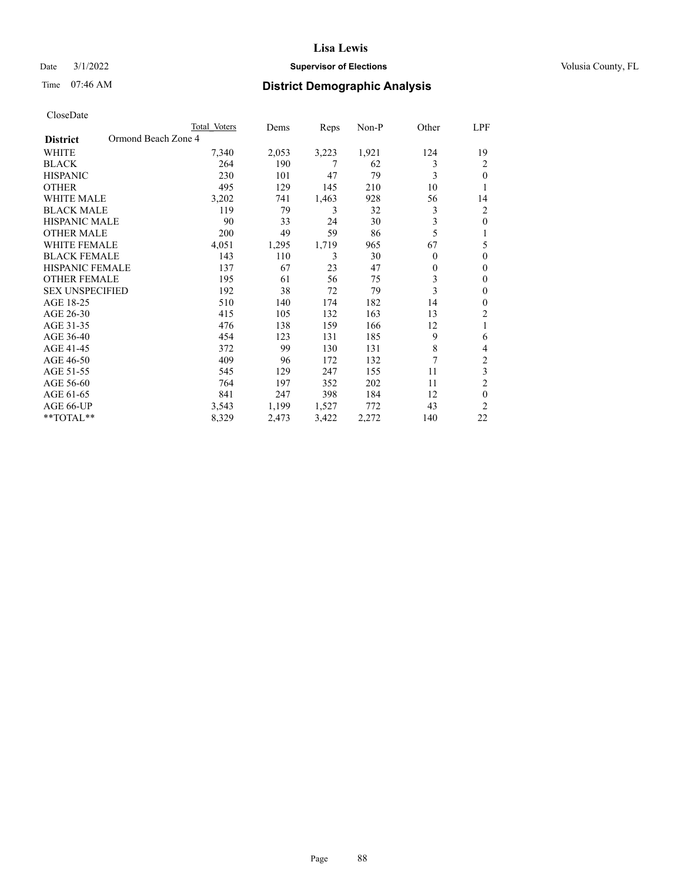# Lisa Lewis

Date 3/1/2022 **Supervisor of Elections** Volusia County, FL

Time 07:46 AM **District Demographic Analysis**

CloseDate

| **District** Ormond Beach Zone 4 | Total Voters | Dems | Reps | Non-P | Other | LPF |
|---|---|---|---|---|---|---|
| WHITE | 7,340 | 2,053 | 3,223 | 1,921 | 124 | 19 |
| BLACK | 264 | 190 | 7 | 62 | 3 | 2 |
| HISPANIC | 230 | 101 | 47 | 79 | 3 | 0 |
| OTHER | 495 | 129 | 145 | 210 | 10 | 1 |
| WHITE MALE | 3,202 | 741 | 1,463 | 928 | 56 | 14 |
| BLACK MALE | 119 | 79 | 3 | 32 | 3 | 2 |
| HISPANIC MALE | 90 | 33 | 24 | 30 | 3 | 0 |
| OTHER MALE | 200 | 49 | 59 | 86 | 5 | 1 |
| WHITE FEMALE | 4,051 | 1,295 | 1,719 | 965 | 67 | 5 |
| BLACK FEMALE | 143 | 110 | 3 | 30 | 0 | 0 |
| HISPANIC FEMALE | 137 | 67 | 23 | 47 | 0 | 0 |
| OTHER FEMALE | 195 | 61 | 56 | 75 | 3 | 0 |
| SEX UNSPECIFIED | 192 | 38 | 72 | 79 | 3 | 0 |
| AGE 18-25 | 510 | 140 | 174 | 182 | 14 | 0 |
| AGE 26-30 | 415 | 105 | 132 | 163 | 13 | 2 |
| AGE 31-35 | 476 | 138 | 159 | 166 | 12 | 1 |
| AGE 36-40 | 454 | 123 | 131 | 185 | 9 | 6 |
| AGE 41-45 | 372 | 99 | 130 | 131 | 8 | 4 |
| AGE 46-50 | 409 | 96 | 172 | 132 | 7 | 2 |
| AGE 51-55 | 545 | 129 | 247 | 155 | 11 | 3 |
| AGE 56-60 | 764 | 197 | 352 | 202 | 11 | 2 |
| AGE 61-65 | 841 | 247 | 398 | 184 | 12 | 0 |
| AGE 66-UP | 3,543 | 1,199 | 1,527 | 772 | 43 | 2 |
| **TOTAL** | 8,329 | 2,473 | 3,422 | 2,272 | 140 | 22 |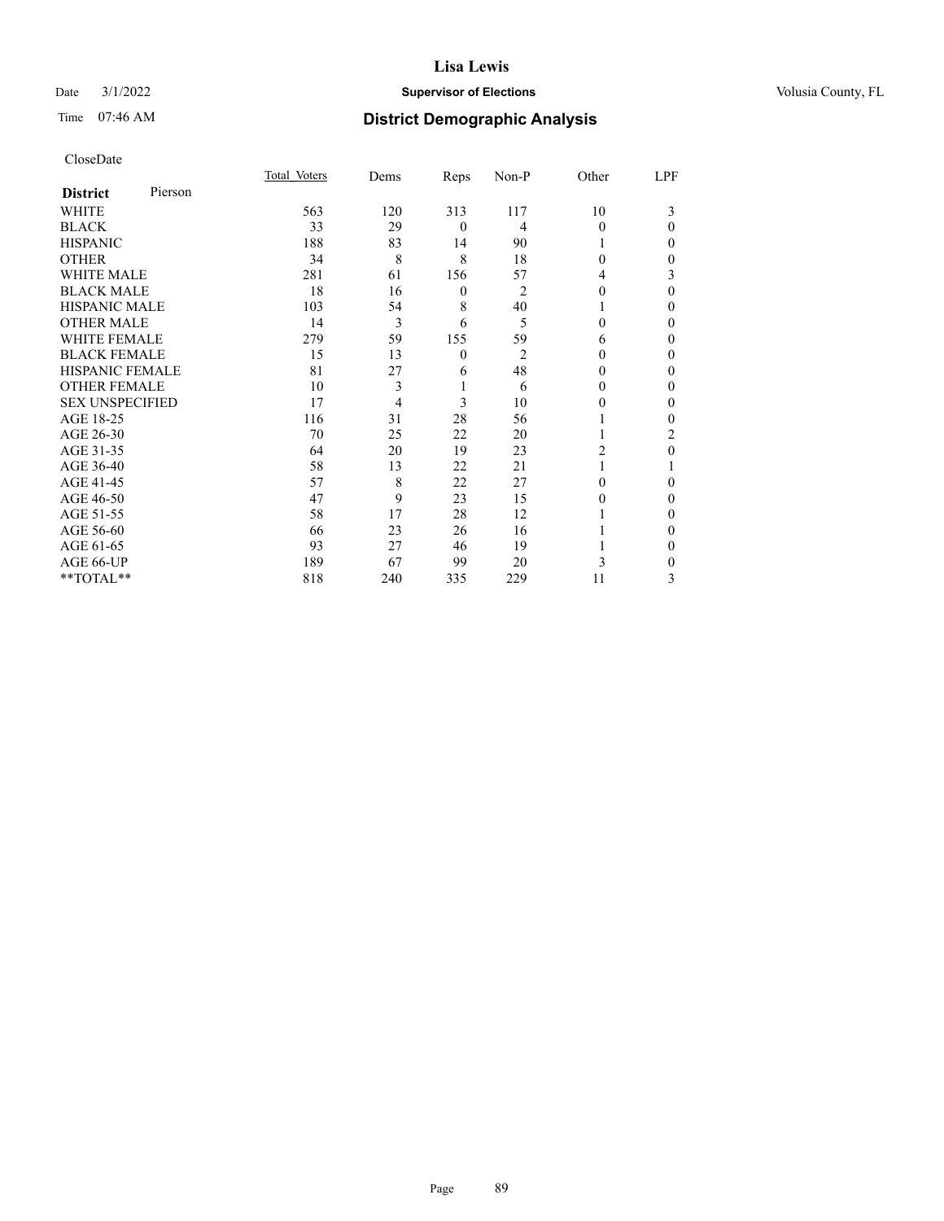CloseDate

| District Pierson | Total_Voters | Dems | Reps | Non-P | Other | LPF |
|---|---|---|---|---|---|---|
| WHITE | 563 | 120 | 313 | 117 | 10 | 3 |
| BLACK | 33 | 29 | 0 | 4 | 0 | 0 |
| HISPANIC | 188 | 83 | 14 | 90 | 1 | 0 |
| OTHER | 34 | 8 | 8 | 18 | 0 | 0 |
| WHITE MALE | 281 | 61 | 156 | 57 | 4 | 3 |
| BLACK MALE | 18 | 16 | 0 | 2 | 0 | 0 |
| HISPANIC MALE | 103 | 54 | 8 | 40 | 1 | 0 |
| OTHER MALE | 14 | 3 | 6 | 5 | 0 | 0 |
| WHITE FEMALE | 279 | 59 | 155 | 59 | 6 | 0 |
| BLACK FEMALE | 15 | 13 | 0 | 2 | 0 | 0 |
| HISPANIC FEMALE | 81 | 27 | 6 | 48 | 0 | 0 |
| OTHER FEMALE | 10 | 3 | 1 | 6 | 0 | 0 |
| SEX UNSPECIFIED | 17 | 4 | 3 | 10 | 0 | 0 |
| AGE 18-25 | 116 | 31 | 28 | 56 | 1 | 0 |
| AGE 26-30 | 70 | 25 | 22 | 20 | 1 | 2 |
| AGE 31-35 | 64 | 20 | 19 | 23 | 2 | 0 |
| AGE 36-40 | 58 | 13 | 22 | 21 | 1 | 1 |
| AGE 41-45 | 57 | 8 | 22 | 27 | 0 | 0 |
| AGE 46-50 | 47 | 9 | 23 | 15 | 0 | 0 |
| AGE 51-55 | 58 | 17 | 28 | 12 | 1 | 0 |
| AGE 56-60 | 66 | 23 | 26 | 16 | 1 | 0 |
| AGE 61-65 | 93 | 27 | 46 | 19 | 1 | 0 |
| AGE 66-UP | 189 | 67 | 99 | 20 | 3 | 0 |
| **TOTAL** | 818 | 240 | 335 | 229 | 11 | 3 |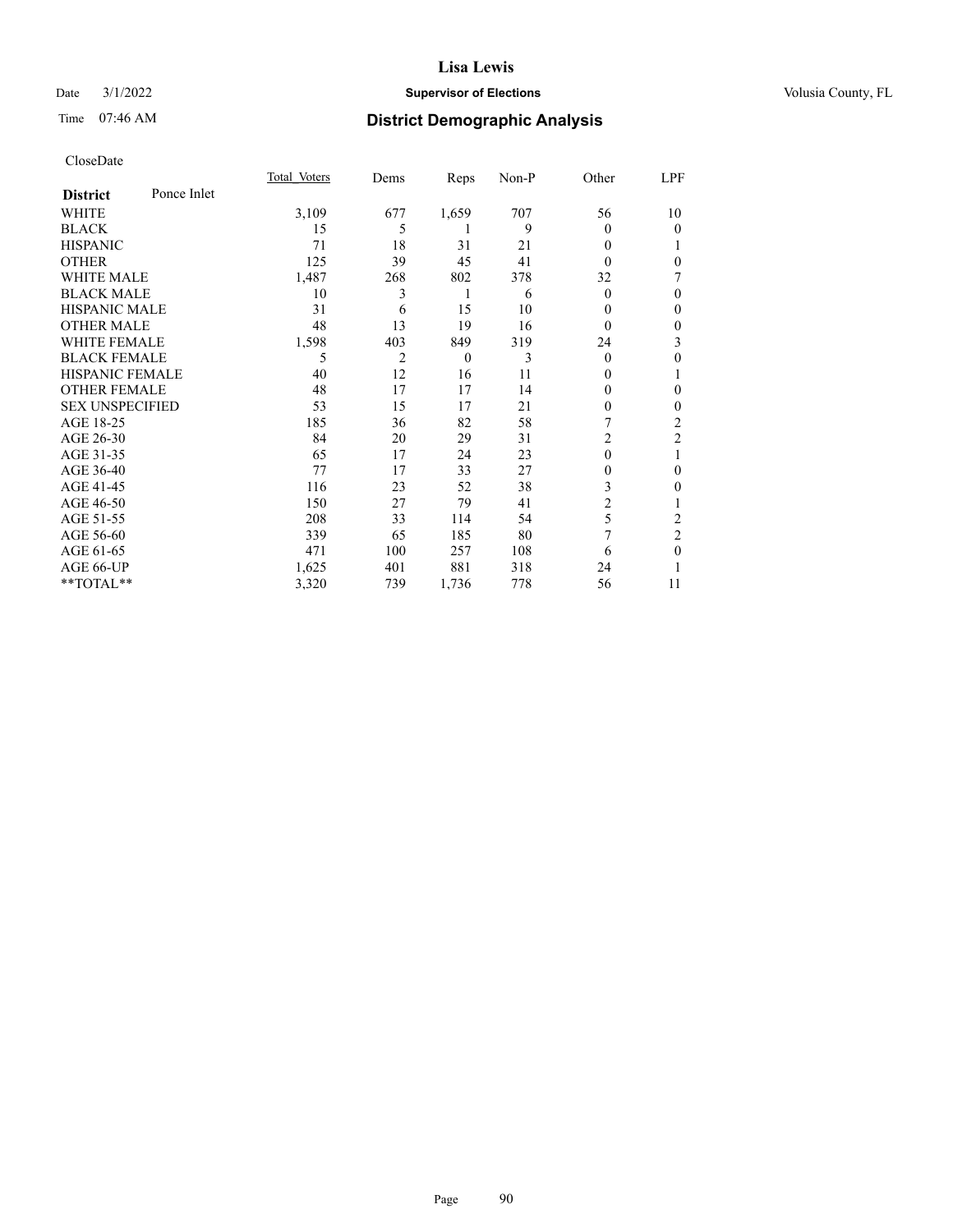CloseDate

| District | Ponce Inlet | Total_Voters | Dems | Reps | Non-P | Other | LPF |
|---|---|---|---|---|---|---|---|
| WHITE | | 3,109 | 677 | 1,659 | 707 | 56 | 10 |
| BLACK | | 15 | 5 | 1 | 9 | 0 | 0 |
| HISPANIC | | 71 | 18 | 31 | 21 | 0 | 1 |
| OTHER | | 125 | 39 | 45 | 41 | 0 | 0 |
| WHITE MALE | | 1,487 | 268 | 802 | 378 | 32 | 7 |
| BLACK MALE | | 10 | 3 | 1 | 6 | 0 | 0 |
| HISPANIC MALE | | 31 | 6 | 15 | 10 | 0 | 0 |
| OTHER MALE | | 48 | 13 | 19 | 16 | 0 | 0 |
| WHITE FEMALE | | 1,598 | 403 | 849 | 319 | 24 | 3 |
| BLACK FEMALE | | 5 | 2 | 0 | 3 | 0 | 0 |
| HISPANIC FEMALE | | 40 | 12 | 16 | 11 | 0 | 1 |
| OTHER FEMALE | | 48 | 17 | 17 | 14 | 0 | 0 |
| SEX UNSPECIFIED | | 53 | 15 | 17 | 21 | 0 | 0 |
| AGE 18-25 | | 185 | 36 | 82 | 58 | 7 | 2 |
| AGE 26-30 | | 84 | 20 | 29 | 31 | 2 | 2 |
| AGE 31-35 | | 65 | 17 | 24 | 23 | 0 | 1 |
| AGE 36-40 | | 77 | 17 | 33 | 27 | 0 | 0 |
| AGE 41-45 | | 116 | 23 | 52 | 38 | 3 | 0 |
| AGE 46-50 | | 150 | 27 | 79 | 41 | 2 | 1 |
| AGE 51-55 | | 208 | 33 | 114 | 54 | 5 | 2 |
| AGE 56-60 | | 339 | 65 | 185 | 80 | 7 | 2 |
| AGE 61-65 | | 471 | 100 | 257 | 108 | 6 | 0 |
| AGE 66-UP | | 1,625 | 401 | 881 | 318 | 24 | 1 |
| **TOTAL** | | 3,320 | 739 | 1,736 | 778 | 56 | 11 |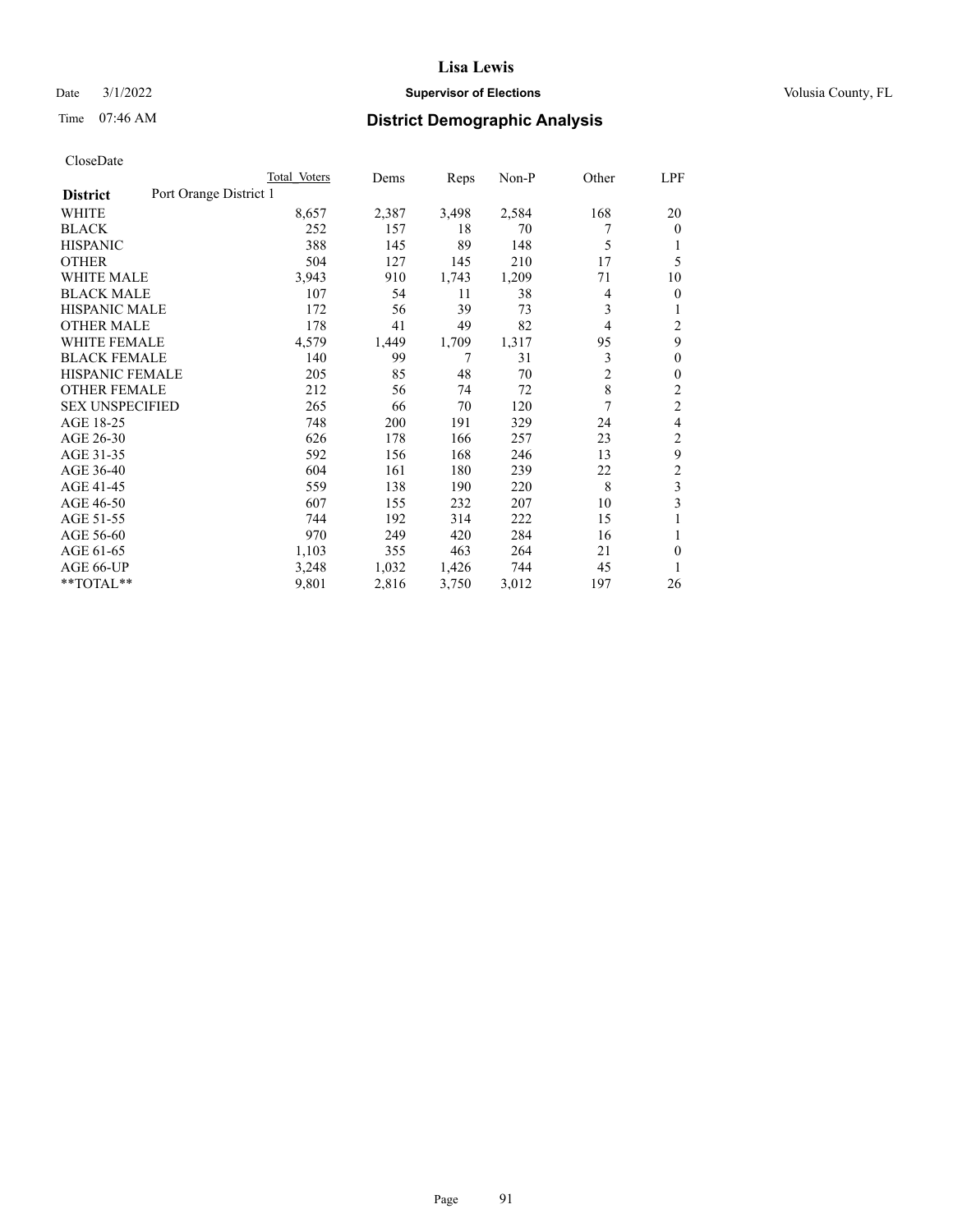CloseDate

| District | Port Orange District 1 | Total Voters | Dems | Reps | Non-P | Other | LPF |
|---|---|---|---|---|---|---|---|
| WHITE | | 8,657 | 2,387 | 3,498 | 2,584 | 168 | 20 |
| BLACK | | 252 | 157 | 18 | 70 | 7 | 0 |
| HISPANIC | | 388 | 145 | 89 | 148 | 5 | 1 |
| OTHER | | 504 | 127 | 145 | 210 | 17 | 5 |
| WHITE MALE | | 3,943 | 910 | 1,743 | 1,209 | 71 | 10 |
| BLACK MALE | | 107 | 54 | 11 | 38 | 4 | 0 |
| HISPANIC MALE | | 172 | 56 | 39 | 73 | 3 | 1 |
| OTHER MALE | | 178 | 41 | 49 | 82 | 4 | 2 |
| WHITE FEMALE | | 4,579 | 1,449 | 1,709 | 1,317 | 95 | 9 |
| BLACK FEMALE | | 140 | 99 | 7 | 31 | 3 | 0 |
| HISPANIC FEMALE | | 205 | 85 | 48 | 70 | 2 | 0 |
| OTHER FEMALE | | 212 | 56 | 74 | 72 | 8 | 2 |
| SEX UNSPECIFIED | | 265 | 66 | 70 | 120 | 7 | 2 |
| AGE 18-25 | | 748 | 200 | 191 | 329 | 24 | 4 |
| AGE 26-30 | | 626 | 178 | 166 | 257 | 23 | 2 |
| AGE 31-35 | | 592 | 156 | 168 | 246 | 13 | 9 |
| AGE 36-40 | | 604 | 161 | 180 | 239 | 22 | 2 |
| AGE 41-45 | | 559 | 138 | 190 | 220 | 8 | 3 |
| AGE 46-50 | | 607 | 155 | 232 | 207 | 10 | 3 |
| AGE 51-55 | | 744 | 192 | 314 | 222 | 15 | 1 |
| AGE 56-60 | | 970 | 249 | 420 | 284 | 16 | 1 |
| AGE 61-65 | | 1,103 | 355 | 463 | 264 | 21 | 0 |
| AGE 66-UP | | 3,248 | 1,032 | 1,426 | 744 | 45 | 1 |
| **TOTAL** | | 9,801 | 2,816 | 3,750 | 3,012 | 197 | 26 |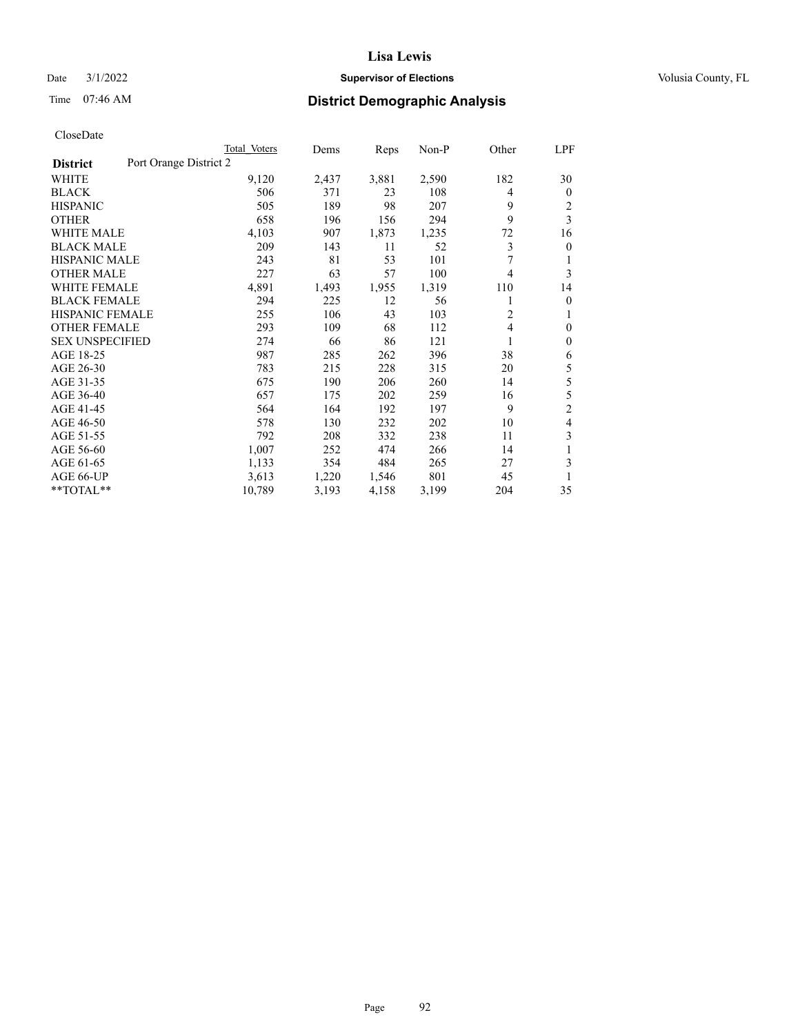CloseDate

| District | Port Orange District 2 | Total Voters | Dems | Reps | Non-P | Other | LPF |
|---|---|---|---|---|---|---|---|
| WHITE | | 9,120 | 2,437 | 3,881 | 2,590 | 182 | 30 |
| BLACK | | 506 | 371 | 23 | 108 | 4 | 0 |
| HISPANIC | | 505 | 189 | 98 | 207 | 9 | 2 |
| OTHER | | 658 | 196 | 156 | 294 | 9 | 3 |
| WHITE MALE | | 4,103 | 907 | 1,873 | 1,235 | 72 | 16 |
| BLACK MALE | | 209 | 143 | 11 | 52 | 3 | 0 |
| HISPANIC MALE | | 243 | 81 | 53 | 101 | 7 | 1 |
| OTHER MALE | | 227 | 63 | 57 | 100 | 4 | 3 |
| WHITE FEMALE | | 4,891 | 1,493 | 1,955 | 1,319 | 110 | 14 |
| BLACK FEMALE | | 294 | 225 | 12 | 56 | 1 | 0 |
| HISPANIC FEMALE | | 255 | 106 | 43 | 103 | 2 | 1 |
| OTHER FEMALE | | 293 | 109 | 68 | 112 | 4 | 0 |
| SEX UNSPECIFIED | | 274 | 66 | 86 | 121 | 1 | 0 |
| AGE 18-25 | | 987 | 285 | 262 | 396 | 38 | 6 |
| AGE 26-30 | | 783 | 215 | 228 | 315 | 20 | 5 |
| AGE 31-35 | | 675 | 190 | 206 | 260 | 14 | 5 |
| AGE 36-40 | | 657 | 175 | 202 | 259 | 16 | 5 |
| AGE 41-45 | | 564 | 164 | 192 | 197 | 9 | 2 |
| AGE 46-50 | | 578 | 130 | 232 | 202 | 10 | 4 |
| AGE 51-55 | | 792 | 208 | 332 | 238 | 11 | 3 |
| AGE 56-60 | | 1,007 | 252 | 474 | 266 | 14 | 1 |
| AGE 61-65 | | 1,133 | 354 | 484 | 265 | 27 | 3 |
| AGE 66-UP | | 3,613 | 1,220 | 1,546 | 801 | 45 | 1 |
| **TOTAL** | | 10,789 | 3,193 | 4,158 | 3,199 | 204 | 35 |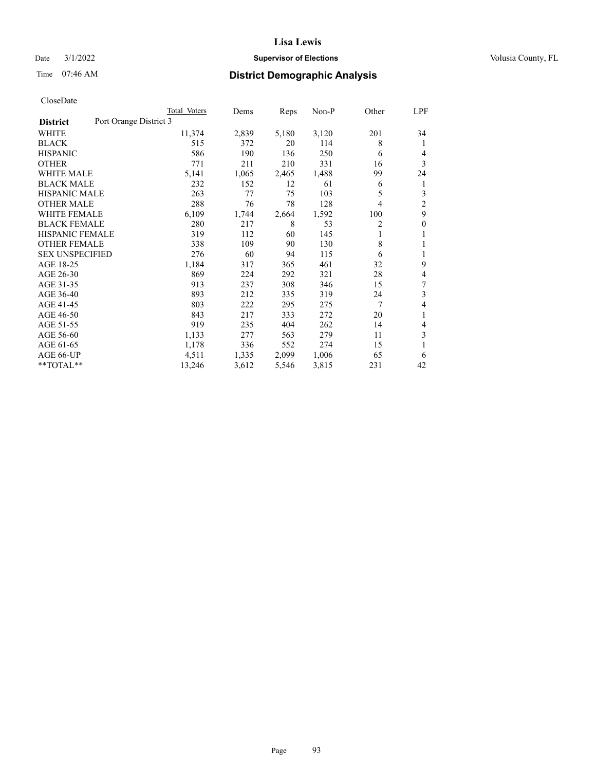# Lisa Lewis

Date 3/1/2022 **Supervisor of Elections** Volusia County, FL

Time 07:46 AM **District Demographic Analysis**

CloseDate

| **District** | Port Orange District 3 Total Voters | Dems | Reps | Non-P | Other | LPF |
|---|---|---|---|---|---|---|
| WHITE | 11,374 | 2,839 | 5,180 | 3,120 | 201 | 34 |
| BLACK | 515 | 372 | 20 | 114 | 8 | 1 |
| HISPANIC | 586 | 190 | 136 | 250 | 6 | 4 |
| OTHER | 771 | 211 | 210 | 331 | 16 | 3 |
| WHITE MALE | 5,141 | 1,065 | 2,465 | 1,488 | 99 | 24 |
| BLACK MALE | 232 | 152 | 12 | 61 | 6 | 1 |
| HISPANIC MALE | 263 | 77 | 75 | 103 | 5 | 3 |
| OTHER MALE | 288 | 76 | 78 | 128 | 4 | 2 |
| WHITE FEMALE | 6,109 | 1,744 | 2,664 | 1,592 | 100 | 9 |
| BLACK FEMALE | 280 | 217 | 8 | 53 | 2 | 0 |
| HISPANIC FEMALE | 319 | 112 | 60 | 145 | 1 | 1 |
| OTHER FEMALE | 338 | 109 | 90 | 130 | 8 | 1 |
| SEX UNSPECIFIED | 276 | 60 | 94 | 115 | 6 | 1 |
| AGE 18-25 | 1,184 | 317 | 365 | 461 | 32 | 9 |
| AGE 26-30 | 869 | 224 | 292 | 321 | 28 | 4 |
| AGE 31-35 | 913 | 237 | 308 | 346 | 15 | 7 |
| AGE 36-40 | 893 | 212 | 335 | 319 | 24 | 3 |
| AGE 41-45 | 803 | 222 | 295 | 275 | 7 | 4 |
| AGE 46-50 | 843 | 217 | 333 | 272 | 20 | 1 |
| AGE 51-55 | 919 | 235 | 404 | 262 | 14 | 4 |
| AGE 56-60 | 1,133 | 277 | 563 | 279 | 11 | 3 |
| AGE 61-65 | 1,178 | 336 | 552 | 274 | 15 | 1 |
| AGE 66-UP | 4,511 | 1,335 | 2,099 | 1,006 | 65 | 6 |
| **TOTAL** | 13,246 | 3,612 | 5,546 | 3,815 | 231 | 42 |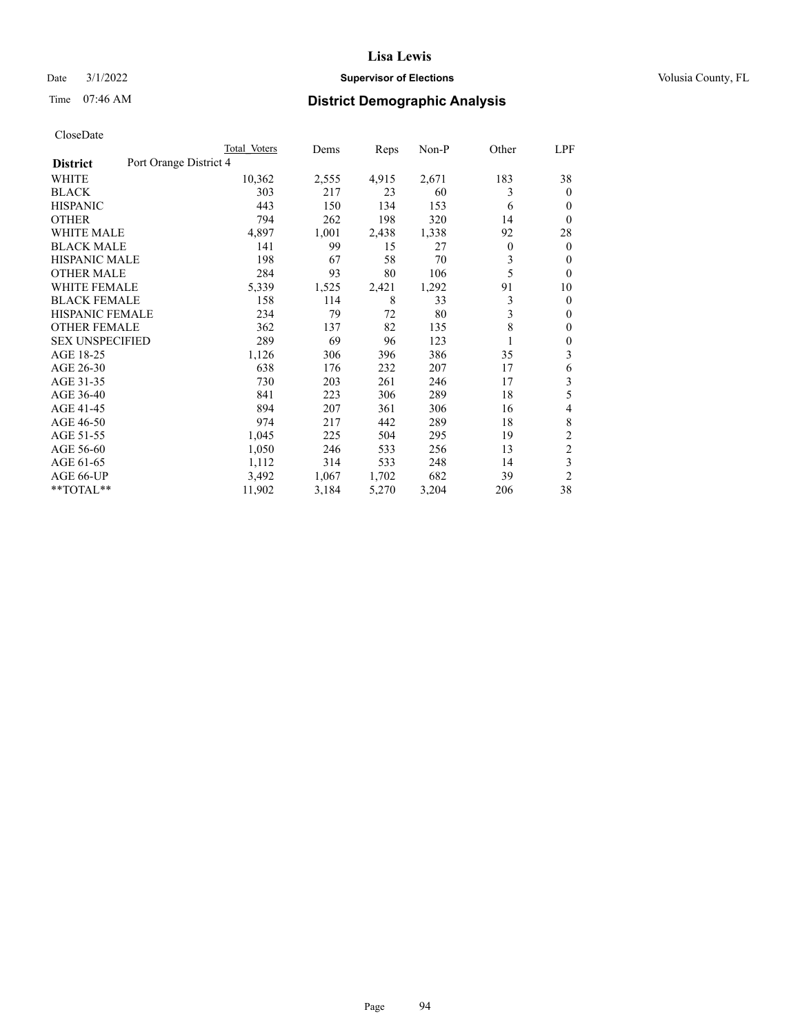CloseDate

| District | Port Orange District 4 Total Voters | Dems | Reps | Non-P | Other | LPF |
|---|---|---|---|---|---|---|
| WHITE | 10,362 | 2,555 | 4,915 | 2,671 | 183 | 38 |
| BLACK | 303 | 217 | 23 | 60 | 3 | 0 |
| HISPANIC | 443 | 150 | 134 | 153 | 6 | 0 |
| OTHER | 794 | 262 | 198 | 320 | 14 | 0 |
| WHITE MALE | 4,897 | 1,001 | 2,438 | 1,338 | 92 | 28 |
| BLACK MALE | 141 | 99 | 15 | 27 | 0 | 0 |
| HISPANIC MALE | 198 | 67 | 58 | 70 | 3 | 0 |
| OTHER MALE | 284 | 93 | 80 | 106 | 5 | 0 |
| WHITE FEMALE | 5,339 | 1,525 | 2,421 | 1,292 | 91 | 10 |
| BLACK FEMALE | 158 | 114 | 8 | 33 | 3 | 0 |
| HISPANIC FEMALE | 234 | 79 | 72 | 80 | 3 | 0 |
| OTHER FEMALE | 362 | 137 | 82 | 135 | 8 | 0 |
| SEX UNSPECIFIED | 289 | 69 | 96 | 123 | 1 | 0 |
| AGE 18-25 | 1,126 | 306 | 396 | 386 | 35 | 3 |
| AGE 26-30 | 638 | 176 | 232 | 207 | 17 | 6 |
| AGE 31-35 | 730 | 203 | 261 | 246 | 17 | 3 |
| AGE 36-40 | 841 | 223 | 306 | 289 | 18 | 5 |
| AGE 41-45 | 894 | 207 | 361 | 306 | 16 | 4 |
| AGE 46-50 | 974 | 217 | 442 | 289 | 18 | 8 |
| AGE 51-55 | 1,045 | 225 | 504 | 295 | 19 | 2 |
| AGE 56-60 | 1,050 | 246 | 533 | 256 | 13 | 2 |
| AGE 61-65 | 1,112 | 314 | 533 | 248 | 14 | 3 |
| AGE 66-UP | 3,492 | 1,067 | 1,702 | 682 | 39 | 2 |
| **TOTAL** | 11,902 | 3,184 | 5,270 | 3,204 | 206 | 38 |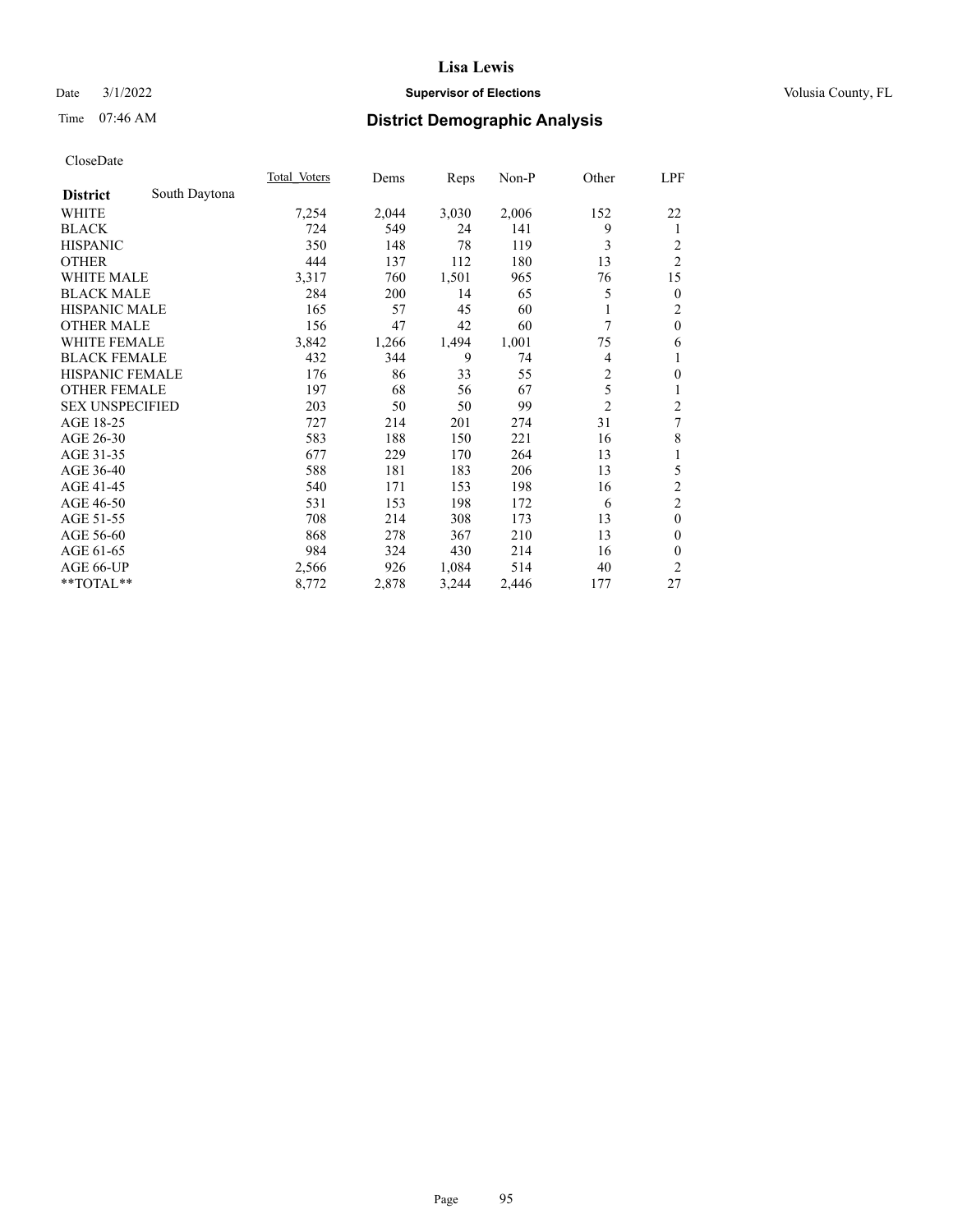# Lisa Lewis

Date 3/1/2022 **Supervisor of Elections** Volusia County, FL

Time 07:46 AM **District Demographic Analysis**

CloseDate

| District | South Daytona | Total Voters | Dems | Reps | Non-P | Other | LPF |
|---|---|---|---|---|---|---|---|
| WHITE | | 7,254 | 2,044 | 3,030 | 2,006 | 152 | 22 |
| BLACK | | 724 | 549 | 24 | 141 | 9 | 1 |
| HISPANIC | | 350 | 148 | 78 | 119 | 3 | 2 |
| OTHER | | 444 | 137 | 112 | 180 | 13 | 2 |
| WHITE MALE | | 3,317 | 760 | 1,501 | 965 | 76 | 15 |
| BLACK MALE | | 284 | 200 | 14 | 65 | 5 | 0 |
| HISPANIC MALE | | 165 | 57 | 45 | 60 | 1 | 2 |
| OTHER MALE | | 156 | 47 | 42 | 60 | 7 | 0 |
| WHITE FEMALE | | 3,842 | 1,266 | 1,494 | 1,001 | 75 | 6 |
| BLACK FEMALE | | 432 | 344 | 9 | 74 | 4 | 1 |
| HISPANIC FEMALE | | 176 | 86 | 33 | 55 | 2 | 0 |
| OTHER FEMALE | | 197 | 68 | 56 | 67 | 5 | 1 |
| SEX UNSPECIFIED | | 203 | 50 | 50 | 99 | 2 | 2 |
| AGE 18-25 | | 727 | 214 | 201 | 274 | 31 | 7 |
| AGE 26-30 | | 583 | 188 | 150 | 221 | 16 | 8 |
| AGE 31-35 | | 677 | 229 | 170 | 264 | 13 | 1 |
| AGE 36-40 | | 588 | 181 | 183 | 206 | 13 | 5 |
| AGE 41-45 | | 540 | 171 | 153 | 198 | 16 | 2 |
| AGE 46-50 | | 531 | 153 | 198 | 172 | 6 | 2 |
| AGE 51-55 | | 708 | 214 | 308 | 173 | 13 | 0 |
| AGE 56-60 | | 868 | 278 | 367 | 210 | 13 | 0 |
| AGE 61-65 | | 984 | 324 | 430 | 214 | 16 | 0 |
| AGE 66-UP | | 2,566 | 926 | 1,084 | 514 | 40 | 2 |
| **TOTAL** | | 8,772 | 2,878 | 3,244 | 2,446 | 177 | 27 |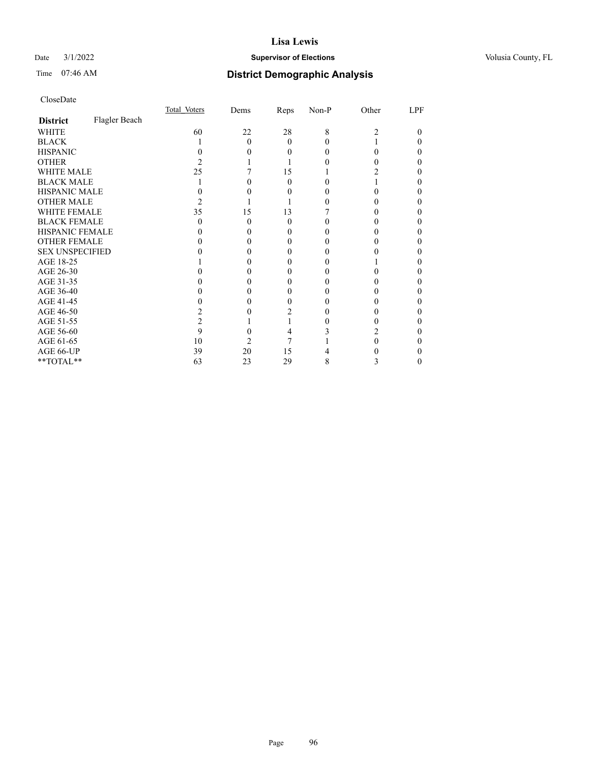**Lisa Lewis**

Date 3/1/2022 **Supervisor of Elections** Volusia County, FL

Time 07:46 AM **District Demographic Analysis**

CloseDate

| District | Flagler Beach | Total_Voters | Dems | Reps | Non-P | Other | LPF |
|---|---|---|---|---|---|---|---|
| WHITE | | 60 | 22 | 28 | 8 | 2 | 0 |
| BLACK | | 1 | 0 | 0 | 0 | 1 | 0 |
| HISPANIC | | 0 | 0 | 0 | 0 | 0 | 0 |
| OTHER | | 2 | 1 | 1 | 0 | 0 | 0 |
| WHITE MALE | | 25 | 7 | 15 | 1 | 2 | 0 |
| BLACK MALE | | 1 | 0 | 0 | 0 | 1 | 0 |
| HISPANIC MALE | | 0 | 0 | 0 | 0 | 0 | 0 |
| OTHER MALE | | 2 | 1 | 1 | 0 | 0 | 0 |
| WHITE FEMALE | | 35 | 15 | 13 | 7 | 0 | 0 |
| BLACK FEMALE | | 0 | 0 | 0 | 0 | 0 | 0 |
| HISPANIC FEMALE | | 0 | 0 | 0 | 0 | 0 | 0 |
| OTHER FEMALE | | 0 | 0 | 0 | 0 | 0 | 0 |
| SEX UNSPECIFIED | | 0 | 0 | 0 | 0 | 0 | 0 |
| AGE 18-25 | | 1 | 0 | 0 | 0 | 1 | 0 |
| AGE 26-30 | | 0 | 0 | 0 | 0 | 0 | 0 |
| AGE 31-35 | | 0 | 0 | 0 | 0 | 0 | 0 |
| AGE 36-40 | | 0 | 0 | 0 | 0 | 0 | 0 |
| AGE 41-45 | | 0 | 0 | 0 | 0 | 0 | 0 |
| AGE 46-50 | | 2 | 0 | 2 | 0 | 0 | 0 |
| AGE 51-55 | | 2 | 1 | 1 | 0 | 0 | 0 |
| AGE 56-60 | | 9 | 0 | 4 | 3 | 2 | 0 |
| AGE 61-65 | | 10 | 2 | 7 | 1 | 0 | 0 |
| AGE 66-UP | | 39 | 20 | 15 | 4 | 0 | 0 |
| **TOTAL** | | 63 | 23 | 29 | 8 | 3 | 0 |